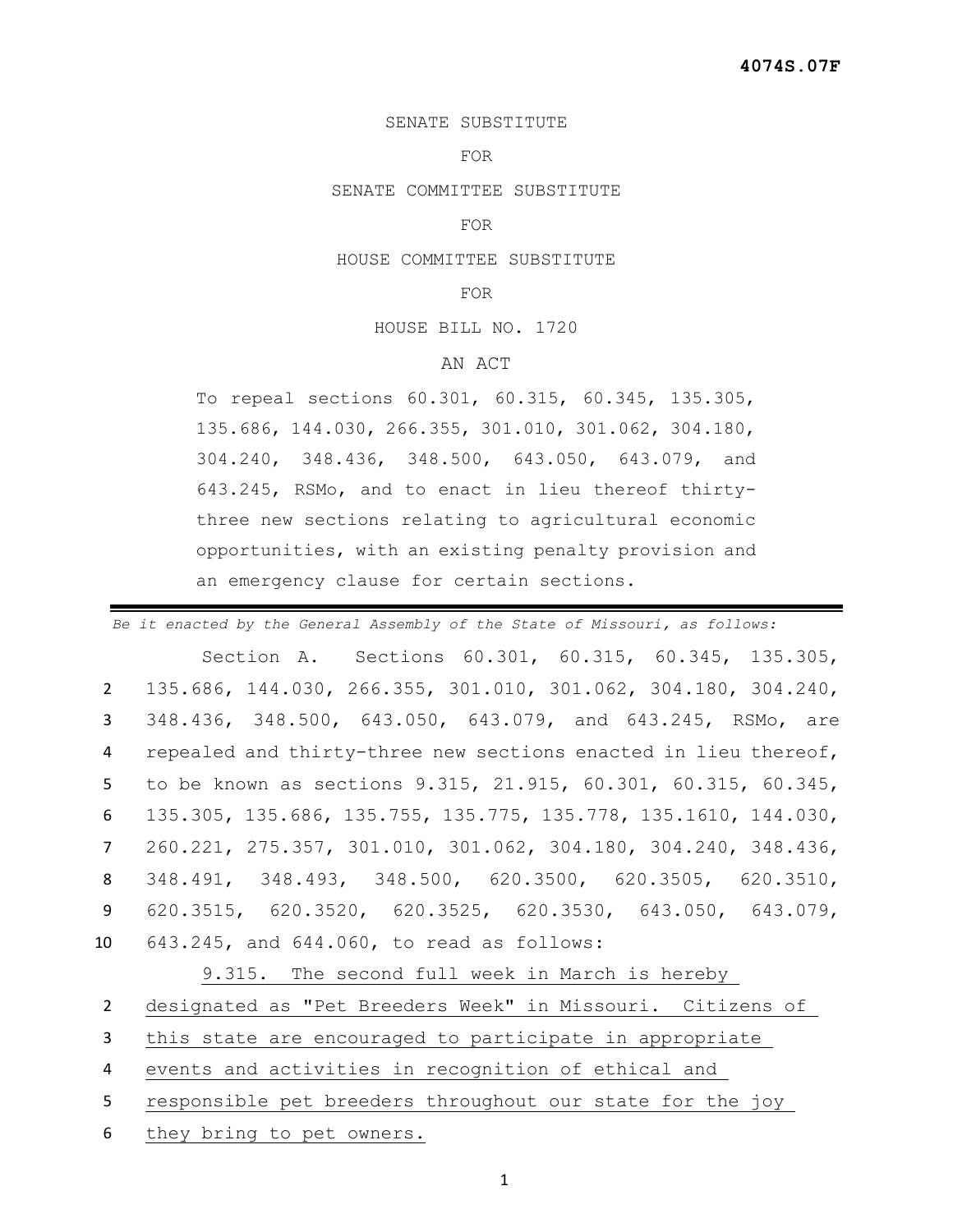**4074S.07F**

SENATE SUBSTITUTE

FOR

SENATE COMMITTEE SUBSTITUTE

FOR

HOUSE COMMITTEE SUBSTITUTE

FOR

HOUSE BILL NO. 1720

AN ACT

To repeal sections 60.301, 60.315, 60.345, 135.305, 135.686, 144.030, 266.355, 301.010, 301.062, 304.180, 304.240, 348.436, 348.500, 643.050, 643.079, and 643.245, RSMo, and to enact in lieu thereof thirty-three new sections relating to agricultural economic opportunities, with an existing penalty provision and an emergency clause for certain sections.

---

*Be it enacted by the General Assembly of the State of Missouri, as follows:*

Section A. Sections 60.301, 60.315, 60.345, 135.305, 135.686, 144.030, 266.355, 301.010, 301.062, 304.180, 304.240, 348.436, 348.500, 643.050, 643.079, and 643.245, RSMo, are repealed and thirty-three new sections enacted in lieu thereof, to be known as sections 9.315, 21.915, 60.301, 60.315, 60.345, 135.305, 135.686, 135.755, 135.775, 135.778, 135.1610, 144.030, 260.221, 275.357, 301.010, 301.062, 304.180, 304.240, 348.436, 348.491, 348.493, 348.500, 620.3500, 620.3505, 620.3510, 620.3515, 620.3520, 620.3525, 620.3530, 643.050, 643.079, 643.245, and 644.060, to read as follows:

9.315. The second full week in March is hereby designated as "Pet Breeders Week" in Missouri. Citizens of this state are encouraged to participate in appropriate events and activities in recognition of ethical and responsible pet breeders throughout our state for the joy they bring to pet owners.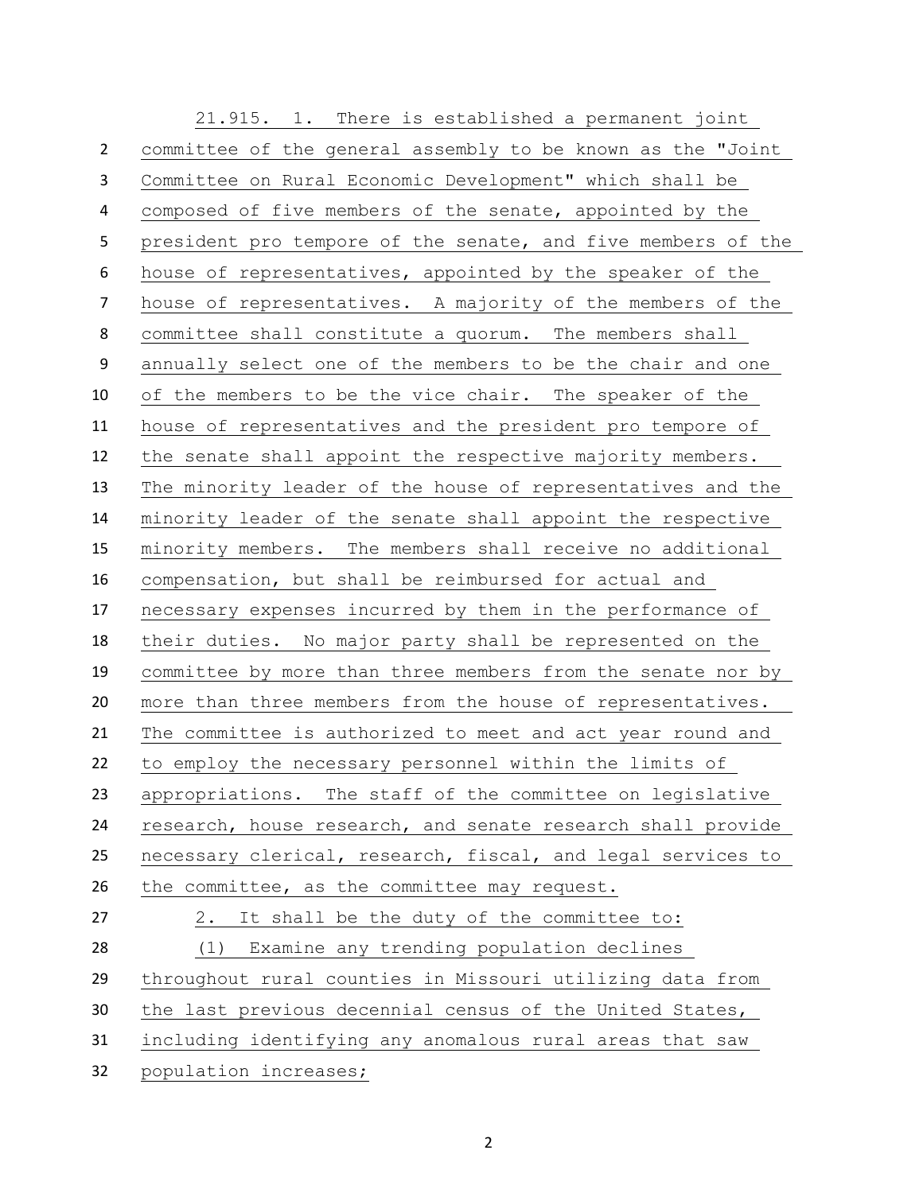21.915. 1. There is established a permanent joint committee of the general assembly to be known as the "Joint Committee on Rural Economic Development" which shall be composed of five members of the senate, appointed by the president pro tempore of the senate, and five members of the house of representatives, appointed by the speaker of the house of representatives. A majority of the members of the committee shall constitute a quorum. The members shall annually select one of the members to be the chair and one of the members to be the vice chair. The speaker of the house of representatives and the president pro tempore of the senate shall appoint the respective majority members. The minority leader of the house of representatives and the minority leader of the senate shall appoint the respective minority members. The members shall receive no additional compensation, but shall be reimbursed for actual and necessary expenses incurred by them in the performance of their duties. No major party shall be represented on the committee by more than three members from the senate nor by more than three members from the house of representatives. The committee is authorized to meet and act year round and to employ the necessary personnel within the limits of appropriations. The staff of the committee on legislative research, house research, and senate research shall provide necessary clerical, research, fiscal, and legal services to the committee, as the committee may request.

2. It shall be the duty of the committee to:

(1) Examine any trending population declines throughout rural counties in Missouri utilizing data from the last previous decennial census of the United States, including identifying any anomalous rural areas that saw population increases;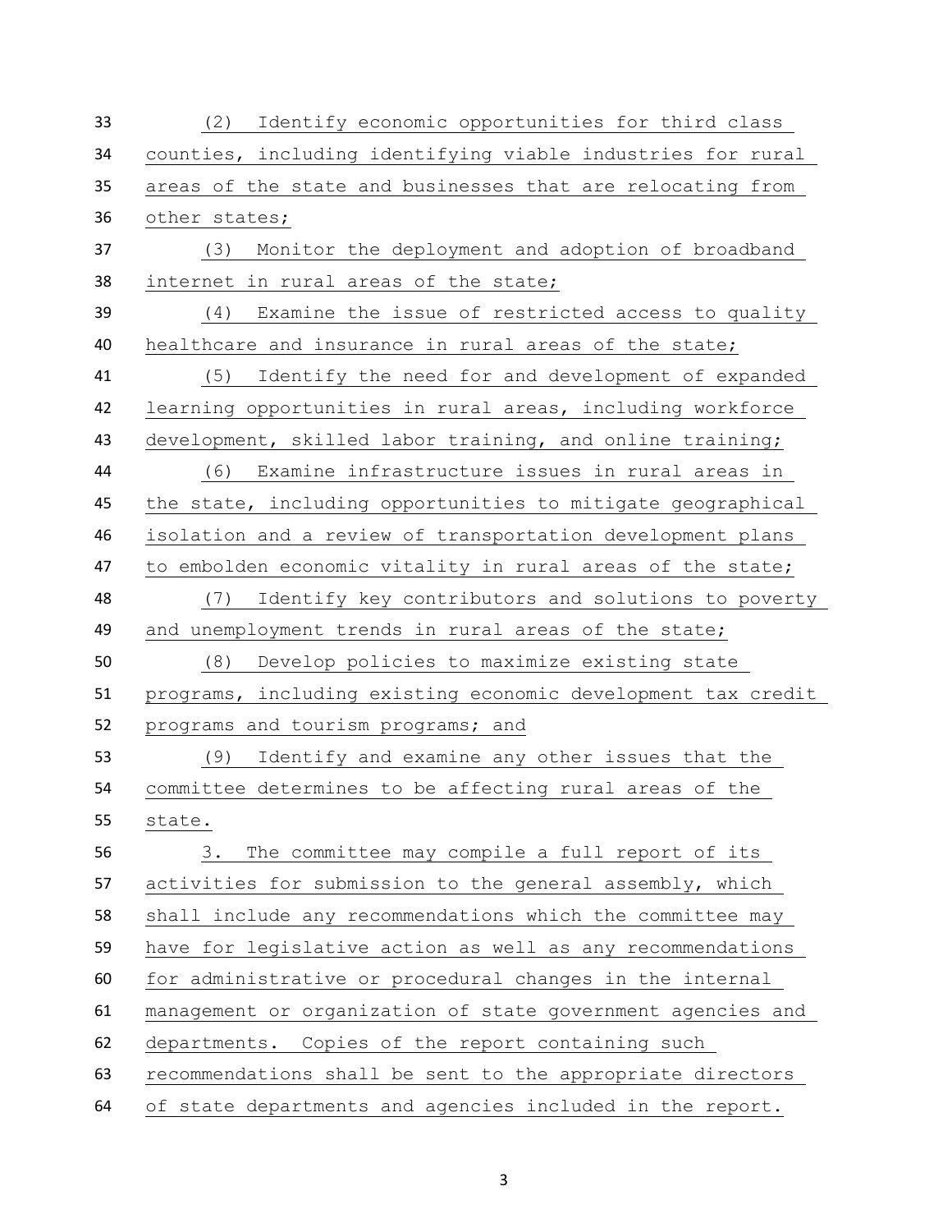(2) Identify economic opportunities for third class counties, including identifying viable industries for rural areas of the state and businesses that are relocating from other states;

(3) Monitor the deployment and adoption of broadband internet in rural areas of the state;

(4) Examine the issue of restricted access to quality healthcare and insurance in rural areas of the state;

(5) Identify the need for and development of expanded learning opportunities in rural areas, including workforce development, skilled labor training, and online training;

(6) Examine infrastructure issues in rural areas in the state, including opportunities to mitigate geographical isolation and a review of transportation development plans to embolden economic vitality in rural areas of the state;

(7) Identify key contributors and solutions to poverty and unemployment trends in rural areas of the state;

(8) Develop policies to maximize existing state programs, including existing economic development tax credit programs and tourism programs; and

(9) Identify and examine any other issues that the committee determines to be affecting rural areas of the state.

3. The committee may compile a full report of its activities for submission to the general assembly, which shall include any recommendations which the committee may have for legislative action as well as any recommendations for administrative or procedural changes in the internal management or organization of state government agencies and departments. Copies of the report containing such recommendations shall be sent to the appropriate directors of state departments and agencies included in the report.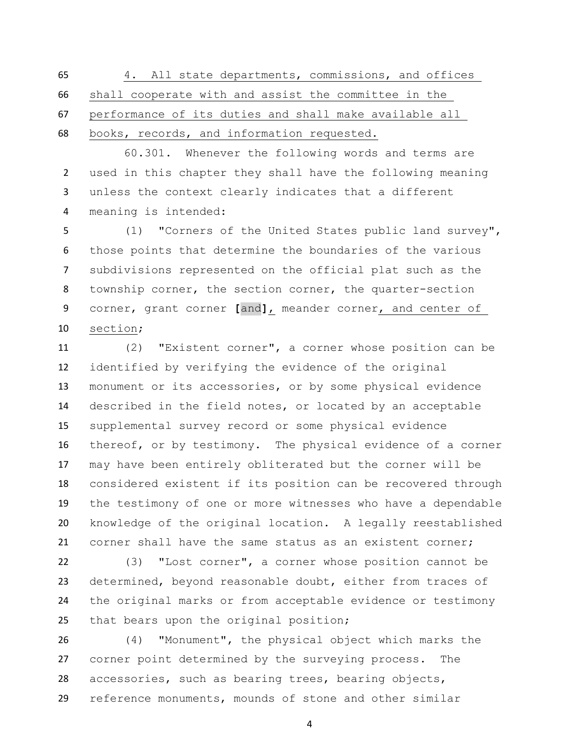4. All state departments, commissions, and offices shall cooperate with and assist the committee in the performance of its duties and shall make available all books, records, and information requested.

60.301. Whenever the following words and terms are used in this chapter they shall have the following meaning unless the context clearly indicates that a different meaning is intended:

(1) "Corners of the United States public land survey", those points that determine the boundaries of the various subdivisions represented on the official plat such as the township corner, the section corner, the quarter-section corner, grant corner [and], meander corner, and center of section;

(2) "Existent corner", a corner whose position can be identified by verifying the evidence of the original monument or its accessories, or by some physical evidence described in the field notes, or located by an acceptable supplemental survey record or some physical evidence thereof, or by testimony. The physical evidence of a corner may have been entirely obliterated but the corner will be considered existent if its position can be recovered through the testimony of one or more witnesses who have a dependable knowledge of the original location. A legally reestablished corner shall have the same status as an existent corner;

(3) "Lost corner", a corner whose position cannot be determined, beyond reasonable doubt, either from traces of the original marks or from acceptable evidence or testimony that bears upon the original position;

(4) "Monument", the physical object which marks the corner point determined by the surveying process. The accessories, such as bearing trees, bearing objects, reference monuments, mounds of stone and other similar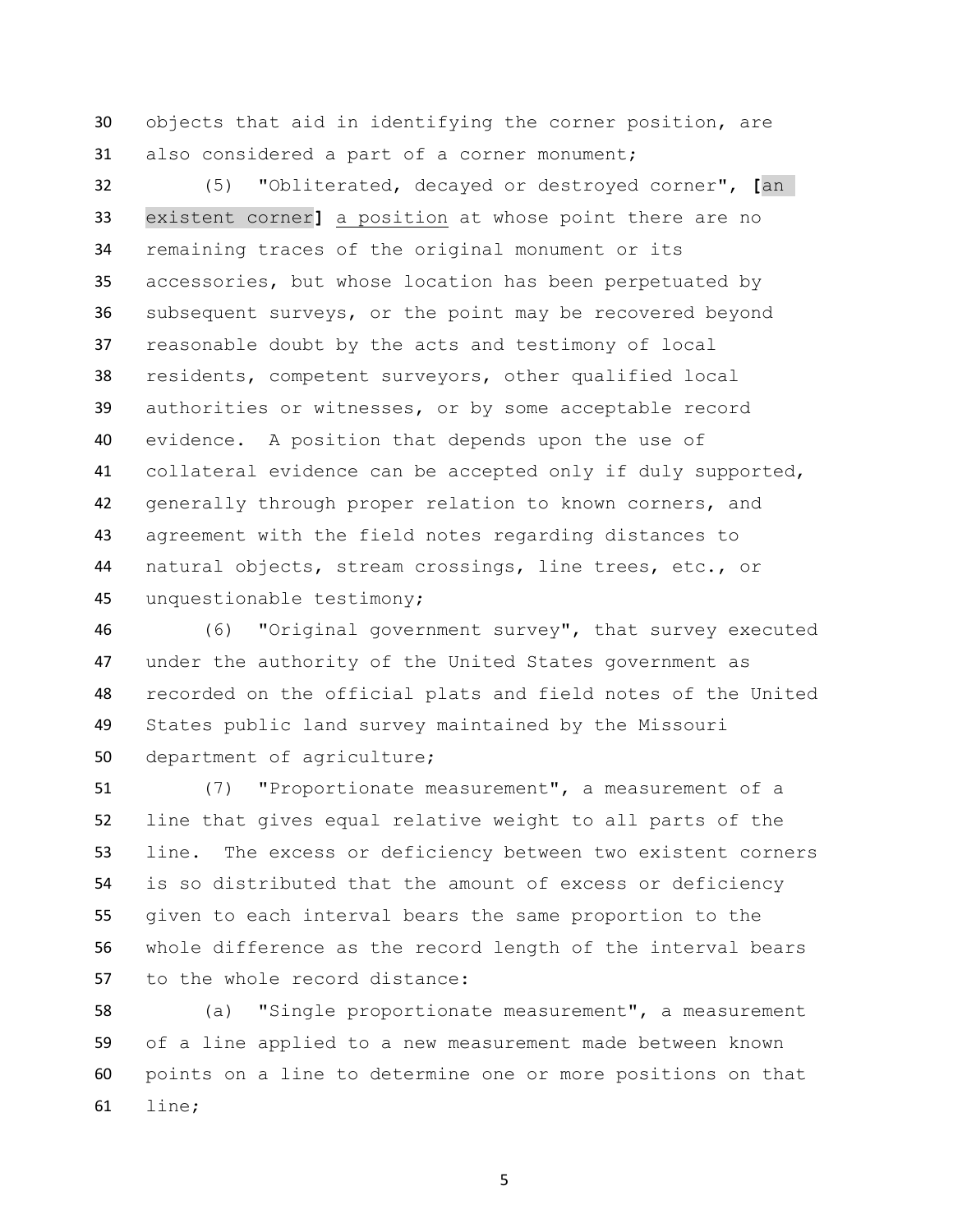objects that aid in identifying the corner position, are also considered a part of a corner monument;

(5) "Obliterated, decayed or destroyed corner", [an existent corner] a position at whose point there are no remaining traces of the original monument or its accessories, but whose location has been perpetuated by subsequent surveys, or the point may be recovered beyond reasonable doubt by the acts and testimony of local residents, competent surveyors, other qualified local authorities or witnesses, or by some acceptable record evidence. A position that depends upon the use of collateral evidence can be accepted only if duly supported, generally through proper relation to known corners, and agreement with the field notes regarding distances to natural objects, stream crossings, line trees, etc., or unquestionable testimony;

(6) "Original government survey", that survey executed under the authority of the United States government as recorded on the official plats and field notes of the United States public land survey maintained by the Missouri department of agriculture;

(7) "Proportionate measurement", a measurement of a line that gives equal relative weight to all parts of the line. The excess or deficiency between two existent corners is so distributed that the amount of excess or deficiency given to each interval bears the same proportion to the whole difference as the record length of the interval bears to the whole record distance:

(a) "Single proportionate measurement", a measurement of a line applied to a new measurement made between known points on a line to determine one or more positions on that line;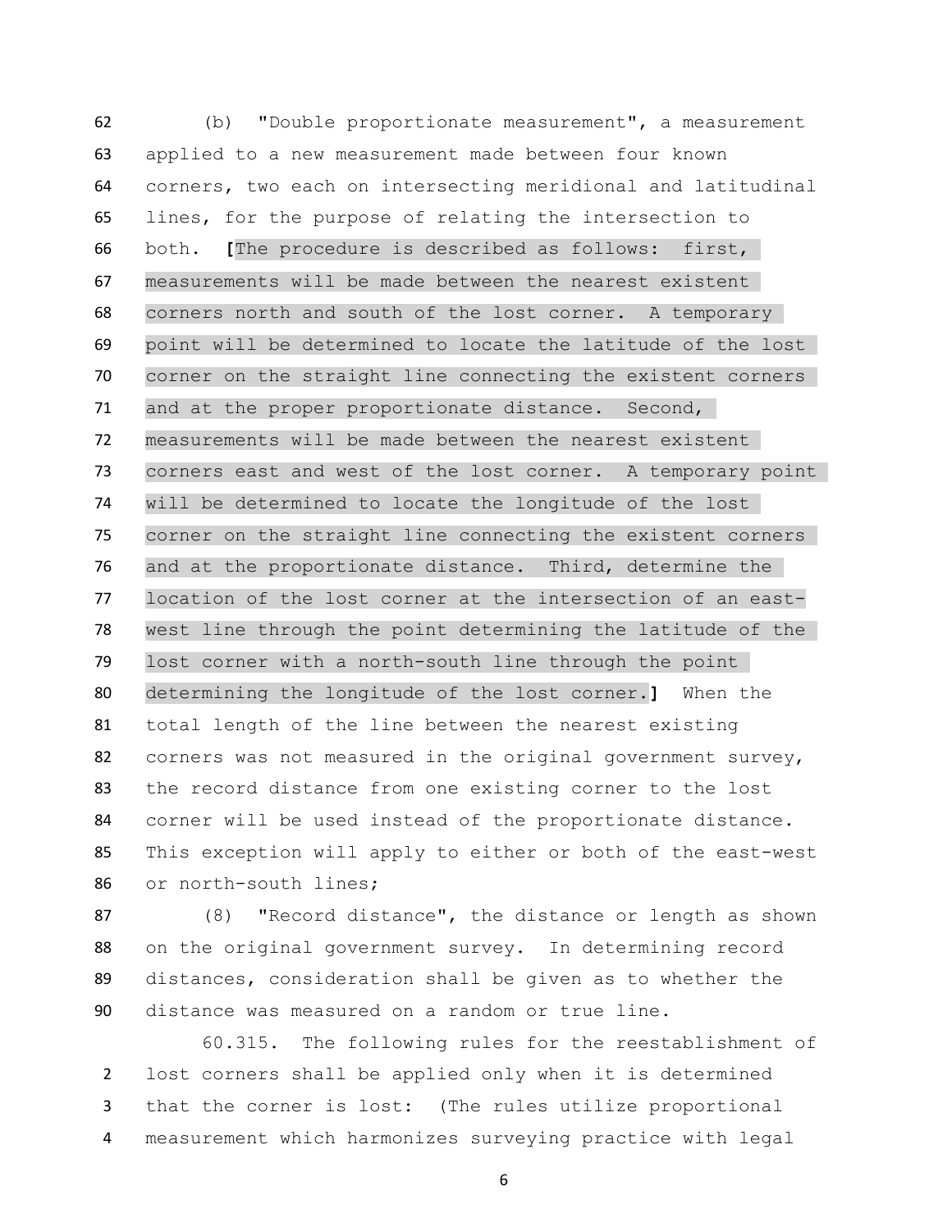(b) "Double proportionate measurement", a measurement applied to a new measurement made between four known corners, two each on intersecting meridional and latitudinal lines, for the purpose of relating the intersection to both. **[**The procedure is described as follows: first, measurements will be made between the nearest existent corners north and south of the lost corner. A temporary point will be determined to locate the latitude of the lost corner on the straight line connecting the existent corners and at the proper proportionate distance. Second, measurements will be made between the nearest existent corners east and west of the lost corner. A temporary point will be determined to locate the longitude of the lost corner on the straight line connecting the existent corners and at the proportionate distance. Third, determine the location of the lost corner at the intersection of an east-west line through the point determining the latitude of the lost corner with a north-south line through the point determining the longitude of the lost corner.**]** When the total length of the line between the nearest existing corners was not measured in the original government survey, the record distance from one existing corner to the lost corner will be used instead of the proportionate distance. This exception will apply to either or both of the east-west or north-south lines;

(8) "Record distance", the distance or length as shown on the original government survey. In determining record distances, consideration shall be given as to whether the distance was measured on a random or true line.

60.315. The following rules for the reestablishment of lost corners shall be applied only when it is determined that the corner is lost: (The rules utilize proportional measurement which harmonizes surveying practice with legal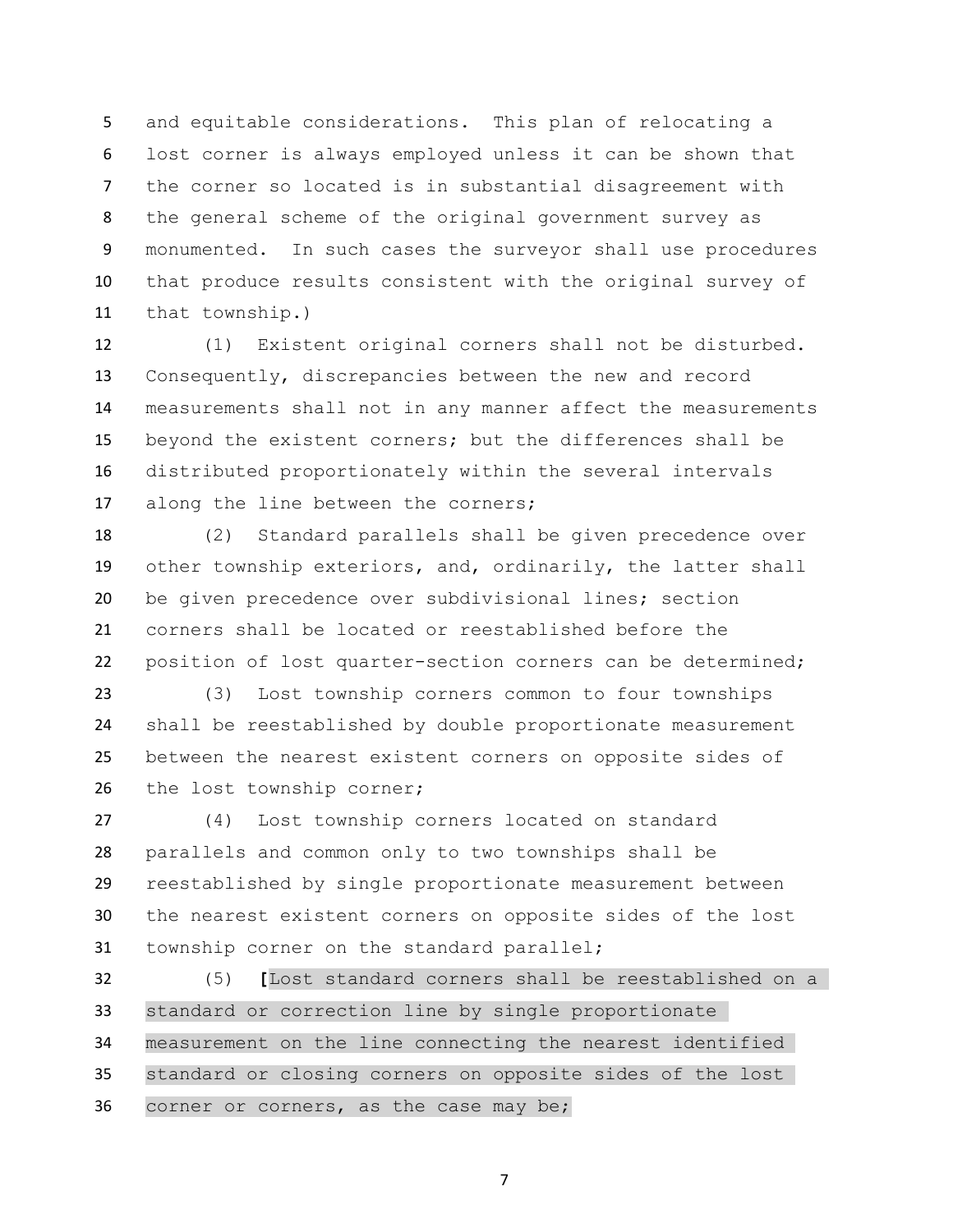and equitable considerations. This plan of relocating a lost corner is always employed unless it can be shown that the corner so located is in substantial disagreement with the general scheme of the original government survey as monumented. In such cases the surveyor shall use procedures that produce results consistent with the original survey of that township.)

(1) Existent original corners shall not be disturbed. Consequently, discrepancies between the new and record measurements shall not in any manner affect the measurements beyond the existent corners; but the differences shall be distributed proportionately within the several intervals along the line between the corners;

(2) Standard parallels shall be given precedence over other township exteriors, and, ordinarily, the latter shall be given precedence over subdivisional lines; section corners shall be located or reestablished before the position of lost quarter-section corners can be determined;

(3) Lost township corners common to four townships shall be reestablished by double proportionate measurement between the nearest existent corners on opposite sides of the lost township corner;

(4) Lost township corners located on standard parallels and common only to two townships shall be reestablished by single proportionate measurement between the nearest existent corners on opposite sides of the lost township corner on the standard parallel;

(5) **[**Lost standard corners shall be reestablished on a standard or correction line by single proportionate measurement on the line connecting the nearest identified standard or closing corners on opposite sides of the lost corner or corners, as the case may be;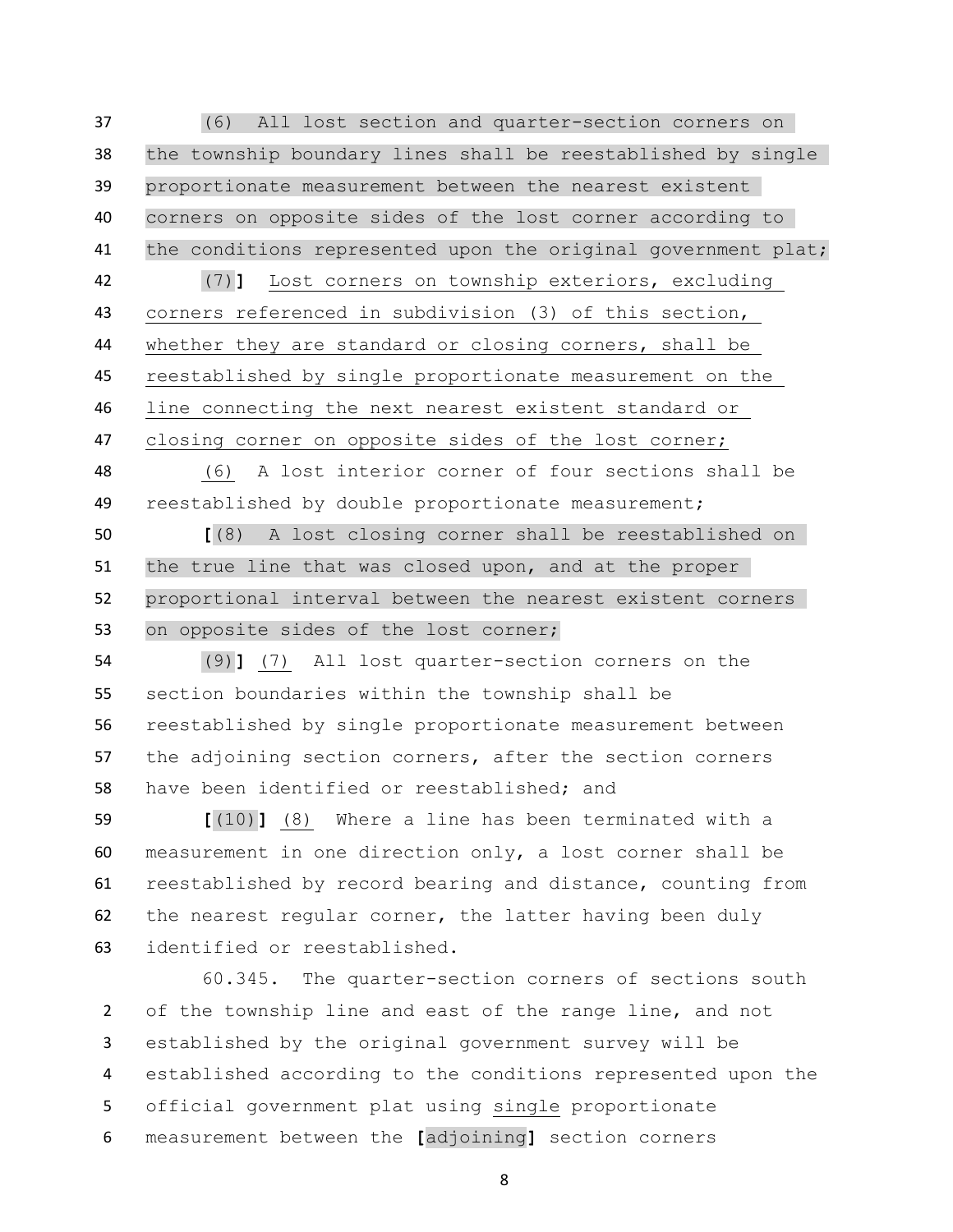(6) All lost section and quarter-section corners on the township boundary lines shall be reestablished by single proportionate measurement between the nearest existent corners on opposite sides of the lost corner according to the conditions represented upon the original government plat;

(7)] Lost corners on township exteriors, excluding corners referenced in subdivision (3) of this section, whether they are standard or closing corners, shall be reestablished by single proportionate measurement on the line connecting the next nearest existent standard or closing corner on opposite sides of the lost corner;

(6) A lost interior corner of four sections shall be reestablished by double proportionate measurement;

[(8) A lost closing corner shall be reestablished on the true line that was closed upon, and at the proper proportional interval between the nearest existent corners on opposite sides of the lost corner;

(9)] (7) All lost quarter-section corners on the section boundaries within the township shall be reestablished by single proportionate measurement between the adjoining section corners, after the section corners have been identified or reestablished; and

[(10)] (8) Where a line has been terminated with a measurement in one direction only, a lost corner shall be reestablished by record bearing and distance, counting from the nearest regular corner, the latter having been duly identified or reestablished.

60.345. The quarter-section corners of sections south of the township line and east of the range line, and not established by the original government survey will be established according to the conditions represented upon the official government plat using single proportionate measurement between the [adjoining] section corners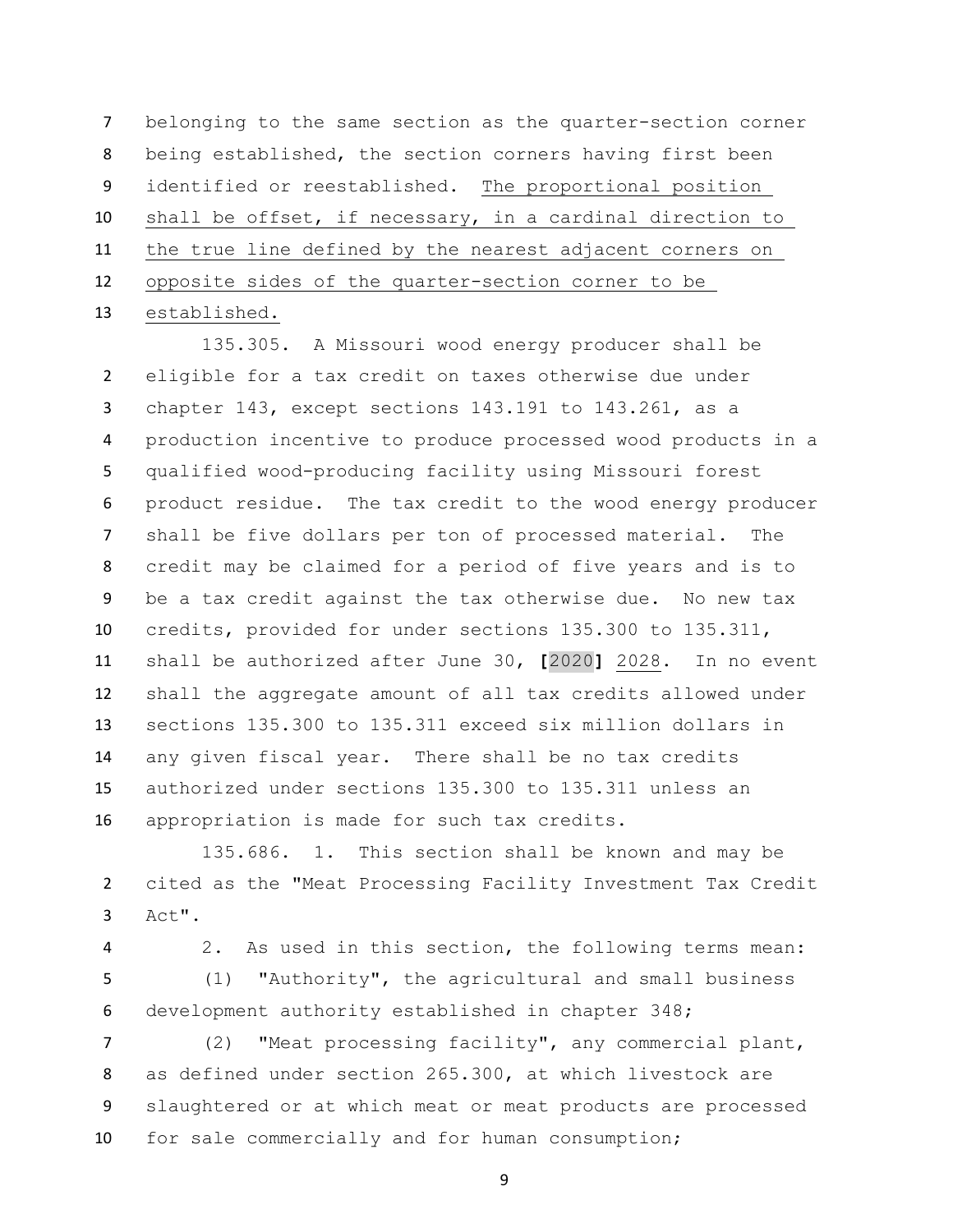belonging to the same section as the quarter-section corner being established, the section corners having first been identified or reestablished. The proportional position shall be offset, if necessary, in a cardinal direction to the true line defined by the nearest adjacent corners on opposite sides of the quarter-section corner to be established.

135.305. A Missouri wood energy producer shall be eligible for a tax credit on taxes otherwise due under chapter 143, except sections 143.191 to 143.261, as a production incentive to produce processed wood products in a qualified wood-producing facility using Missouri forest product residue. The tax credit to the wood energy producer shall be five dollars per ton of processed material. The credit may be claimed for a period of five years and is to be a tax credit against the tax otherwise due. No new tax credits, provided for under sections 135.300 to 135.311, shall be authorized after June 30, **[**2020**]** 2028. In no event shall the aggregate amount of all tax credits allowed under sections 135.300 to 135.311 exceed six million dollars in any given fiscal year. There shall be no tax credits authorized under sections 135.300 to 135.311 unless an appropriation is made for such tax credits.

135.686. 1. This section shall be known and may be cited as the "Meat Processing Facility Investment Tax Credit Act".

2. As used in this section, the following terms mean:

(1) "Authority", the agricultural and small business development authority established in chapter 348;

(2) "Meat processing facility", any commercial plant, as defined under section 265.300, at which livestock are slaughtered or at which meat or meat products are processed for sale commercially and for human consumption;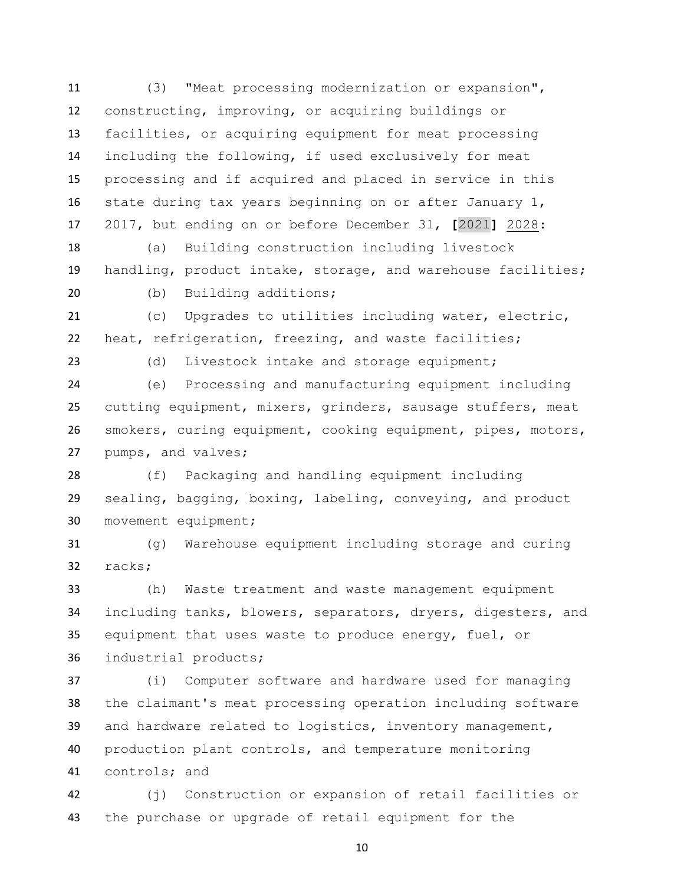(3) "Meat processing modernization or expansion", constructing, improving, or acquiring buildings or facilities, or acquiring equipment for meat processing including the following, if used exclusively for meat processing and if acquired and placed in service in this state during tax years beginning on or after January 1, 2017, but ending on or before December 31, **[**2021**]** 2028:

(a) Building construction including livestock handling, product intake, storage, and warehouse facilities;

(b) Building additions;

(c) Upgrades to utilities including water, electric, heat, refrigeration, freezing, and waste facilities;

(d) Livestock intake and storage equipment;

(e) Processing and manufacturing equipment including cutting equipment, mixers, grinders, sausage stuffers, meat smokers, curing equipment, cooking equipment, pipes, motors, pumps, and valves;

(f) Packaging and handling equipment including sealing, bagging, boxing, labeling, conveying, and product movement equipment;

(g) Warehouse equipment including storage and curing racks;

(h) Waste treatment and waste management equipment including tanks, blowers, separators, dryers, digesters, and equipment that uses waste to produce energy, fuel, or industrial products;

(i) Computer software and hardware used for managing the claimant's meat processing operation including software and hardware related to logistics, inventory management, production plant controls, and temperature monitoring controls; and

(j) Construction or expansion of retail facilities or the purchase or upgrade of retail equipment for the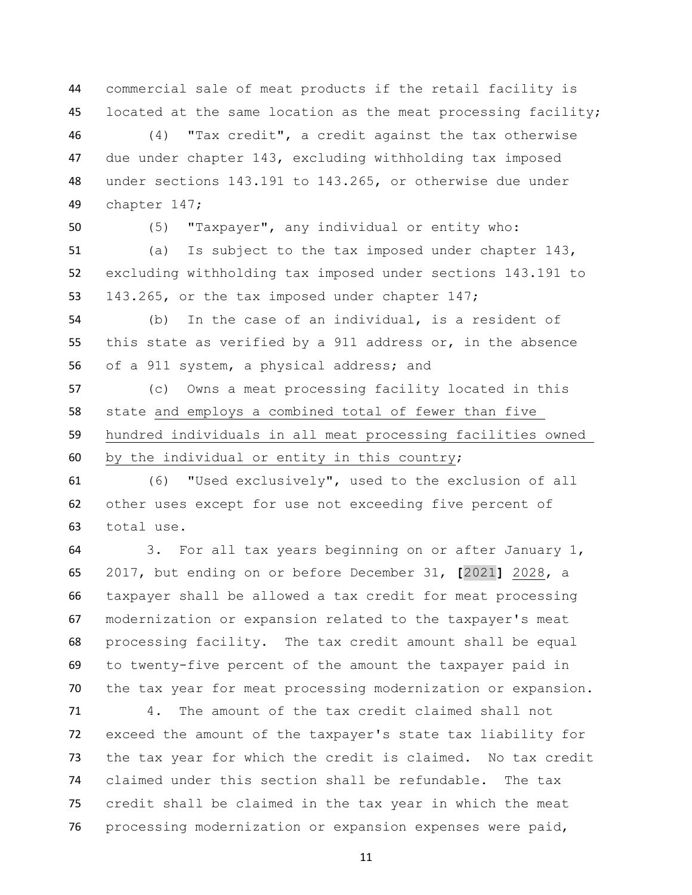commercial sale of meat products if the retail facility is located at the same location as the meat processing facility;

(4) "Tax credit", a credit against the tax otherwise due under chapter 143, excluding withholding tax imposed under sections 143.191 to 143.265, or otherwise due under chapter 147;

(5) "Taxpayer", any individual or entity who:

(a) Is subject to the tax imposed under chapter 143, excluding withholding tax imposed under sections 143.191 to 143.265, or the tax imposed under chapter 147;

(b) In the case of an individual, is a resident of this state as verified by a 911 address or, in the absence of a 911 system, a physical address; and

(c) Owns a meat processing facility located in this state and employs a combined total of fewer than five hundred individuals in all meat processing facilities owned by the individual or entity in this country;

(6) "Used exclusively", used to the exclusion of all other uses except for use not exceeding five percent of total use.

3. For all tax years beginning on or after January 1, 2017, but ending on or before December 31, **[**2021**]** 2028, a taxpayer shall be allowed a tax credit for meat processing modernization or expansion related to the taxpayer's meat processing facility. The tax credit amount shall be equal to twenty-five percent of the amount the taxpayer paid in the tax year for meat processing modernization or expansion.

4. The amount of the tax credit claimed shall not exceed the amount of the taxpayer's state tax liability for the tax year for which the credit is claimed. No tax credit claimed under this section shall be refundable. The tax credit shall be claimed in the tax year in which the meat processing modernization or expansion expenses were paid,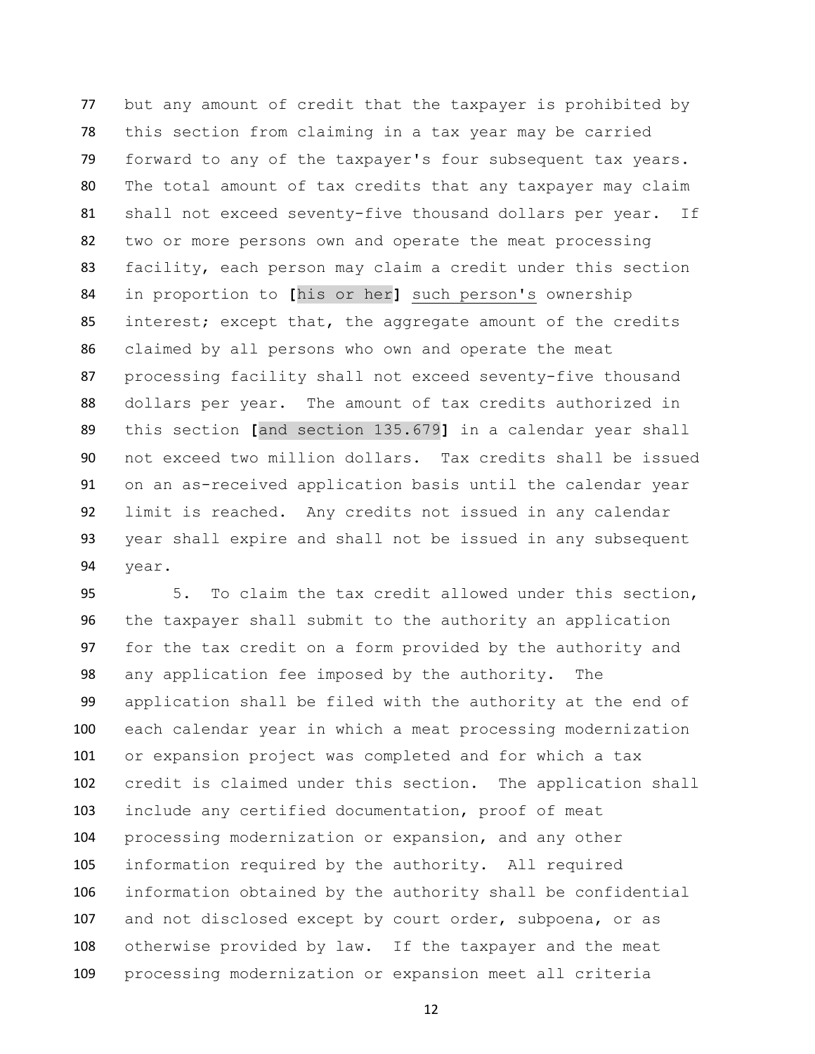but any amount of credit that the taxpayer is prohibited by this section from claiming in a tax year may be carried forward to any of the taxpayer's four subsequent tax years. The total amount of tax credits that any taxpayer may claim shall not exceed seventy-five thousand dollars per year. If two or more persons own and operate the meat processing facility, each person may claim a credit under this section in proportion to [his or her] such person's ownership interest; except that, the aggregate amount of the credits claimed by all persons who own and operate the meat processing facility shall not exceed seventy-five thousand dollars per year. The amount of tax credits authorized in this section [and section 135.679] in a calendar year shall not exceed two million dollars. Tax credits shall be issued on an as-received application basis until the calendar year limit is reached. Any credits not issued in any calendar year shall expire and shall not be issued in any subsequent year.

5. To claim the tax credit allowed under this section, the taxpayer shall submit to the authority an application for the tax credit on a form provided by the authority and any application fee imposed by the authority. The application shall be filed with the authority at the end of each calendar year in which a meat processing modernization or expansion project was completed and for which a tax credit is claimed under this section. The application shall include any certified documentation, proof of meat processing modernization or expansion, and any other information required by the authority. All required information obtained by the authority shall be confidential and not disclosed except by court order, subpoena, or as otherwise provided by law. If the taxpayer and the meat processing modernization or expansion meet all criteria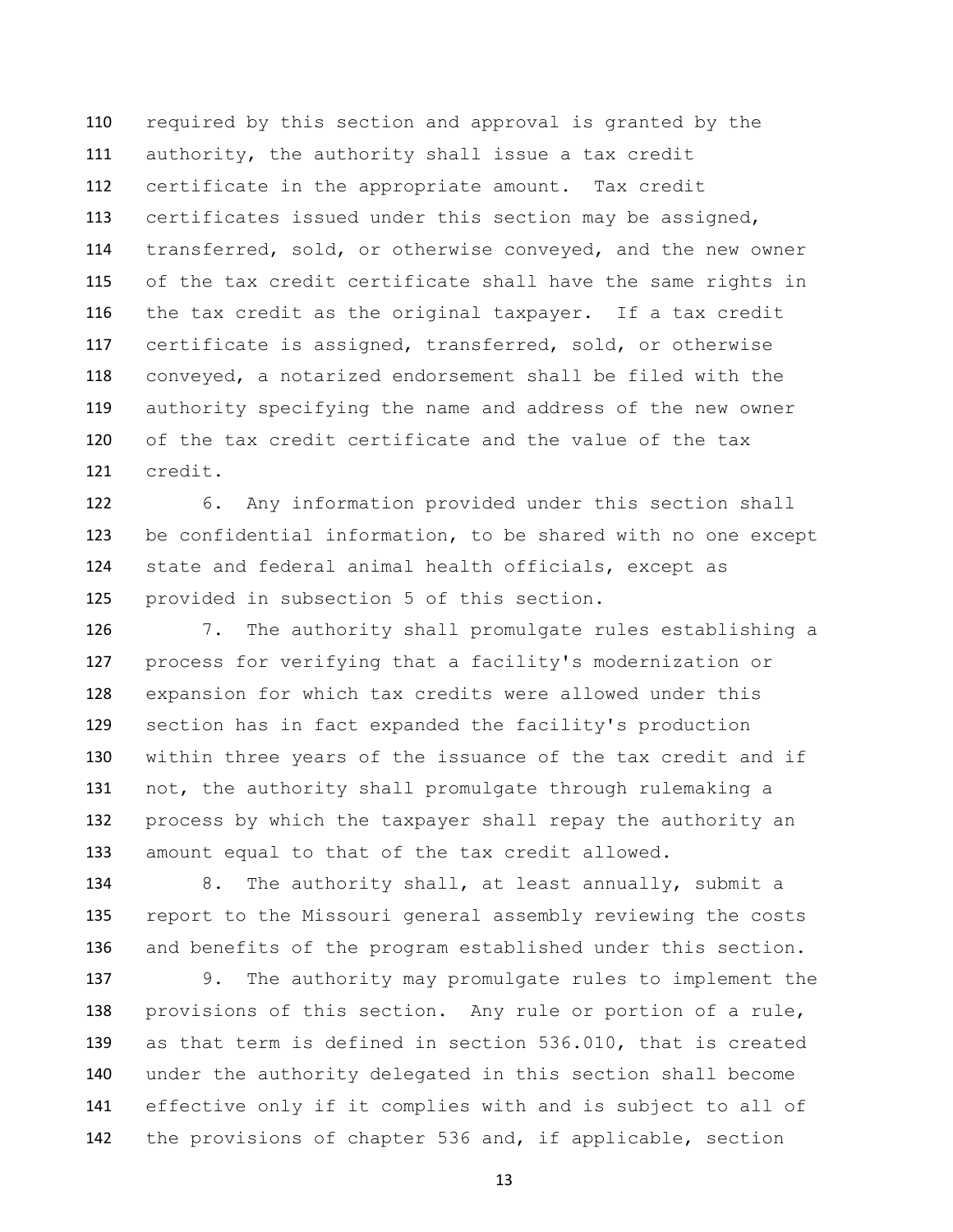required by this section and approval is granted by the authority, the authority shall issue a tax credit certificate in the appropriate amount. Tax credit certificates issued under this section may be assigned, transferred, sold, or otherwise conveyed, and the new owner of the tax credit certificate shall have the same rights in the tax credit as the original taxpayer. If a tax credit certificate is assigned, transferred, sold, or otherwise conveyed, a notarized endorsement shall be filed with the authority specifying the name and address of the new owner of the tax credit certificate and the value of the tax credit.

6. Any information provided under this section shall be confidential information, to be shared with no one except state and federal animal health officials, except as provided in subsection 5 of this section.

7. The authority shall promulgate rules establishing a process for verifying that a facility's modernization or expansion for which tax credits were allowed under this section has in fact expanded the facility's production within three years of the issuance of the tax credit and if not, the authority shall promulgate through rulemaking a process by which the taxpayer shall repay the authority an amount equal to that of the tax credit allowed.

8. The authority shall, at least annually, submit a report to the Missouri general assembly reviewing the costs and benefits of the program established under this section.

9. The authority may promulgate rules to implement the provisions of this section. Any rule or portion of a rule, as that term is defined in section 536.010, that is created under the authority delegated in this section shall become effective only if it complies with and is subject to all of the provisions of chapter 536 and, if applicable, section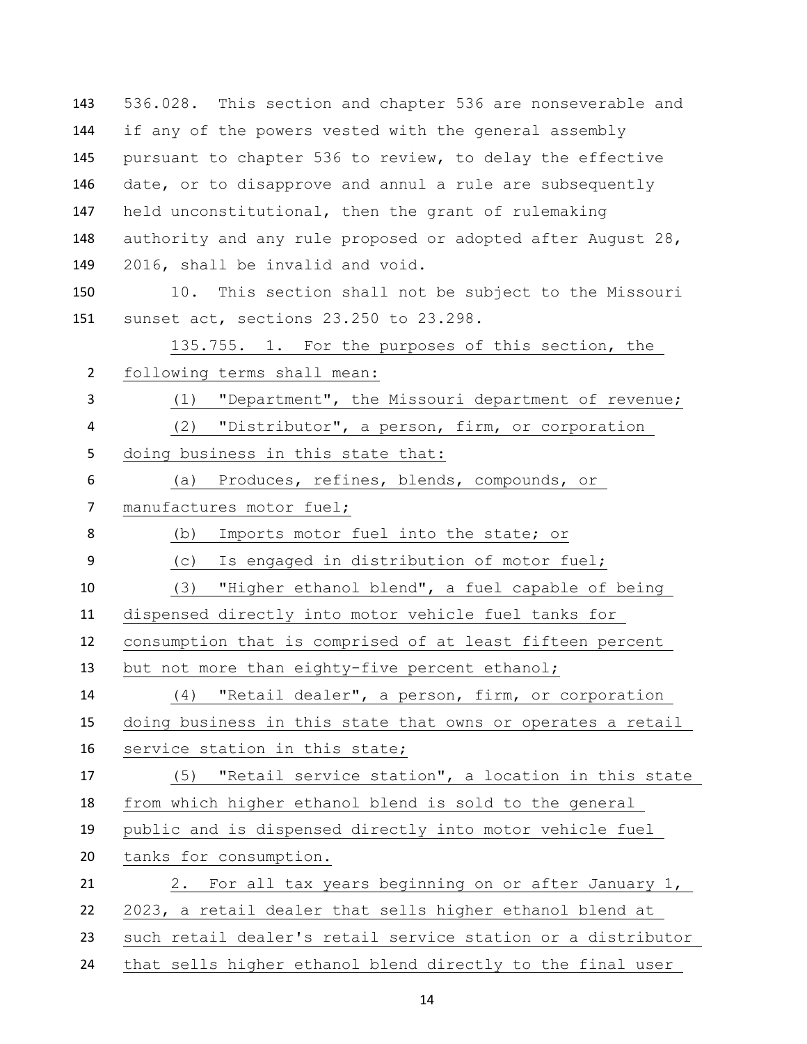536.028. This section and chapter 536 are nonseverable and if any of the powers vested with the general assembly pursuant to chapter 536 to review, to delay the effective date, or to disapprove and annul a rule are subsequently held unconstitutional, then the grant of rulemaking authority and any rule proposed or adopted after August 28, 2016, shall be invalid and void.

10. This section shall not be subject to the Missouri sunset act, sections 23.250 to 23.298.

135.755. 1. For the purposes of this section, the following terms shall mean:

(1) "Department", the Missouri department of revenue;

(2) "Distributor", a person, firm, or corporation doing business in this state that:

(a) Produces, refines, blends, compounds, or manufactures motor fuel;

(b) Imports motor fuel into the state; or

(c) Is engaged in distribution of motor fuel;

(3) "Higher ethanol blend", a fuel capable of being dispensed directly into motor vehicle fuel tanks for consumption that is comprised of at least fifteen percent but not more than eighty-five percent ethanol;

(4) "Retail dealer", a person, firm, or corporation doing business in this state that owns or operates a retail service station in this state;

(5) "Retail service station", a location in this state from which higher ethanol blend is sold to the general public and is dispensed directly into motor vehicle fuel tanks for consumption.

2. For all tax years beginning on or after January 1, 2023, a retail dealer that sells higher ethanol blend at such retail dealer's retail service station or a distributor that sells higher ethanol blend directly to the final user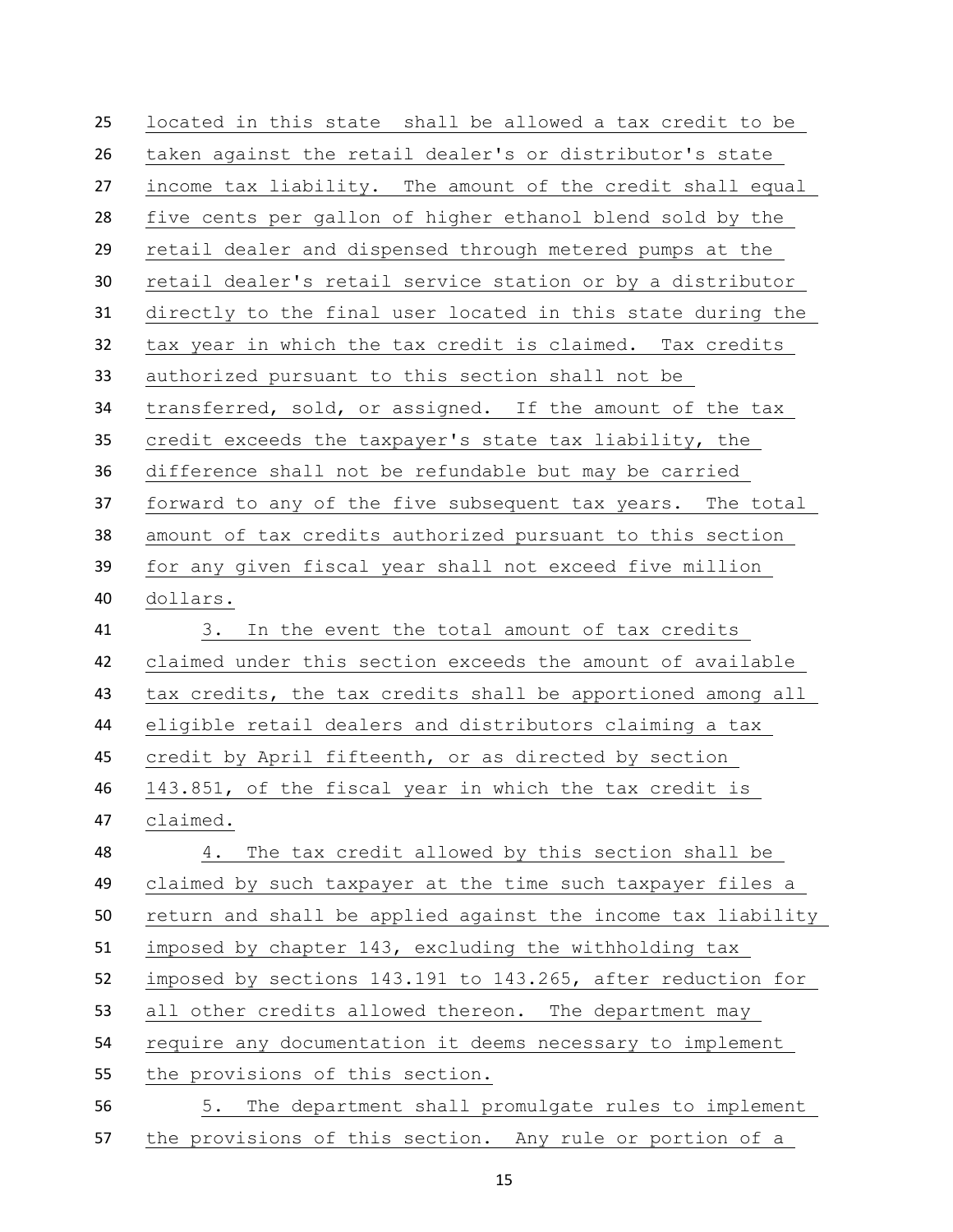located in this state shall be allowed a tax credit to be taken against the retail dealer's or distributor's state income tax liability. The amount of the credit shall equal five cents per gallon of higher ethanol blend sold by the retail dealer and dispensed through metered pumps at the retail dealer's retail service station or by a distributor directly to the final user located in this state during the tax year in which the tax credit is claimed. Tax credits authorized pursuant to this section shall not be transferred, sold, or assigned. If the amount of the tax credit exceeds the taxpayer's state tax liability, the difference shall not be refundable but may be carried forward to any of the five subsequent tax years. The total amount of tax credits authorized pursuant to this section for any given fiscal year shall not exceed five million dollars.

3. In the event the total amount of tax credits claimed under this section exceeds the amount of available tax credits, the tax credits shall be apportioned among all eligible retail dealers and distributors claiming a tax credit by April fifteenth, or as directed by section 143.851, of the fiscal year in which the tax credit is claimed.

4. The tax credit allowed by this section shall be claimed by such taxpayer at the time such taxpayer files a return and shall be applied against the income tax liability imposed by chapter 143, excluding the withholding tax imposed by sections 143.191 to 143.265, after reduction for all other credits allowed thereon. The department may require any documentation it deems necessary to implement the provisions of this section.

5. The department shall promulgate rules to implement the provisions of this section. Any rule or portion of a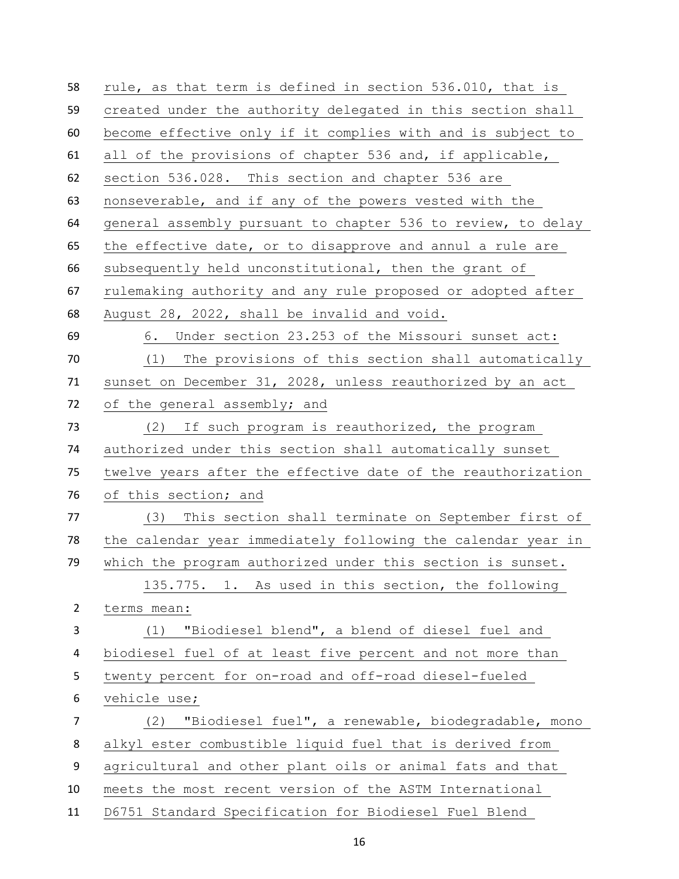rule, as that term is defined in section 536.010, that is created under the authority delegated in this section shall become effective only if it complies with and is subject to all of the provisions of chapter 536 and, if applicable, section 536.028. This section and chapter 536 are nonseverable, and if any of the powers vested with the general assembly pursuant to chapter 536 to review, to delay the effective date, or to disapprove and annul a rule are subsequently held unconstitutional, then the grant of rulemaking authority and any rule proposed or adopted after August 28, 2022, shall be invalid and void.

6. Under section 23.253 of the Missouri sunset act:

(1) The provisions of this section shall automatically sunset on December 31, 2028, unless reauthorized by an act of the general assembly; and

(2) If such program is reauthorized, the program authorized under this section shall automatically sunset twelve years after the effective date of the reauthorization of this section; and

(3) This section shall terminate on September first of the calendar year immediately following the calendar year in which the program authorized under this section is sunset.

135.775. 1. As used in this section, the following terms mean:

(1) "Biodiesel blend", a blend of diesel fuel and biodiesel fuel of at least five percent and not more than twenty percent for on-road and off-road diesel-fueled vehicle use;

(2) "Biodiesel fuel", a renewable, biodegradable, mono alkyl ester combustible liquid fuel that is derived from agricultural and other plant oils or animal fats and that meets the most recent version of the ASTM International D6751 Standard Specification for Biodiesel Fuel Blend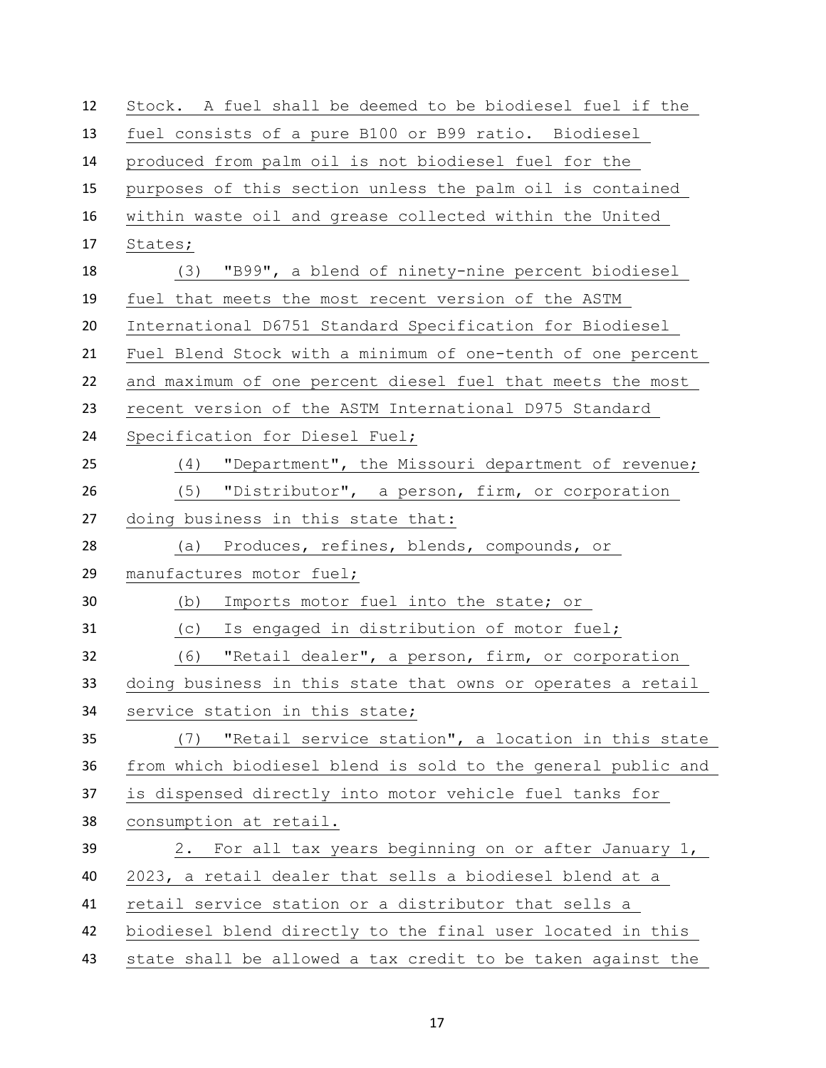Stock. A fuel shall be deemed to be biodiesel fuel if the fuel consists of a pure B100 or B99 ratio. Biodiesel produced from palm oil is not biodiesel fuel for the purposes of this section unless the palm oil is contained within waste oil and grease collected within the United States;

(3) "B99", a blend of ninety-nine percent biodiesel fuel that meets the most recent version of the ASTM International D6751 Standard Specification for Biodiesel Fuel Blend Stock with a minimum of one-tenth of one percent and maximum of one percent diesel fuel that meets the most recent version of the ASTM International D975 Standard Specification for Diesel Fuel;

(4) "Department", the Missouri department of revenue;

(5) "Distributor", a person, firm, or corporation doing business in this state that:

(a) Produces, refines, blends, compounds, or manufactures motor fuel;

(b) Imports motor fuel into the state; or

(c) Is engaged in distribution of motor fuel;

(6) "Retail dealer", a person, firm, or corporation doing business in this state that owns or operates a retail service station in this state;

(7) "Retail service station", a location in this state from which biodiesel blend is sold to the general public and is dispensed directly into motor vehicle fuel tanks for consumption at retail.

2. For all tax years beginning on or after January 1, 2023, a retail dealer that sells a biodiesel blend at a retail service station or a distributor that sells a biodiesel blend directly to the final user located in this state shall be allowed a tax credit to be taken against the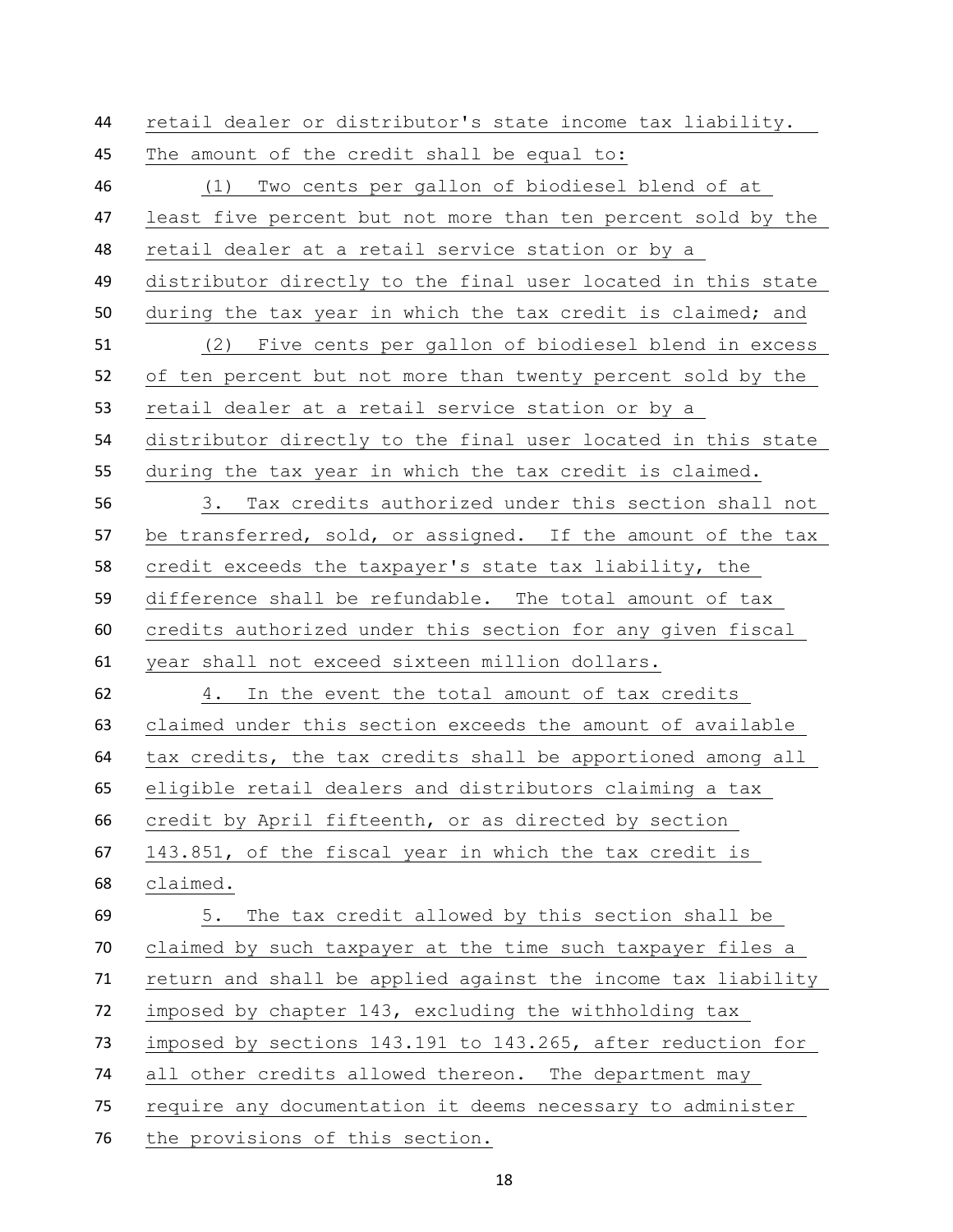retail dealer or distributor's state income tax liability. The amount of the credit shall be equal to:

(1) Two cents per gallon of biodiesel blend of at least five percent but not more than ten percent sold by the retail dealer at a retail service station or by a distributor directly to the final user located in this state during the tax year in which the tax credit is claimed; and

(2) Five cents per gallon of biodiesel blend in excess of ten percent but not more than twenty percent sold by the retail dealer at a retail service station or by a distributor directly to the final user located in this state during the tax year in which the tax credit is claimed.

3. Tax credits authorized under this section shall not be transferred, sold, or assigned. If the amount of the tax credit exceeds the taxpayer's state tax liability, the difference shall be refundable. The total amount of tax credits authorized under this section for any given fiscal year shall not exceed sixteen million dollars.

4. In the event the total amount of tax credits claimed under this section exceeds the amount of available tax credits, the tax credits shall be apportioned among all eligible retail dealers and distributors claiming a tax credit by April fifteenth, or as directed by section 143.851, of the fiscal year in which the tax credit is claimed.

5. The tax credit allowed by this section shall be claimed by such taxpayer at the time such taxpayer files a return and shall be applied against the income tax liability imposed by chapter 143, excluding the withholding tax imposed by sections 143.191 to 143.265, after reduction for all other credits allowed thereon. The department may require any documentation it deems necessary to administer the provisions of this section.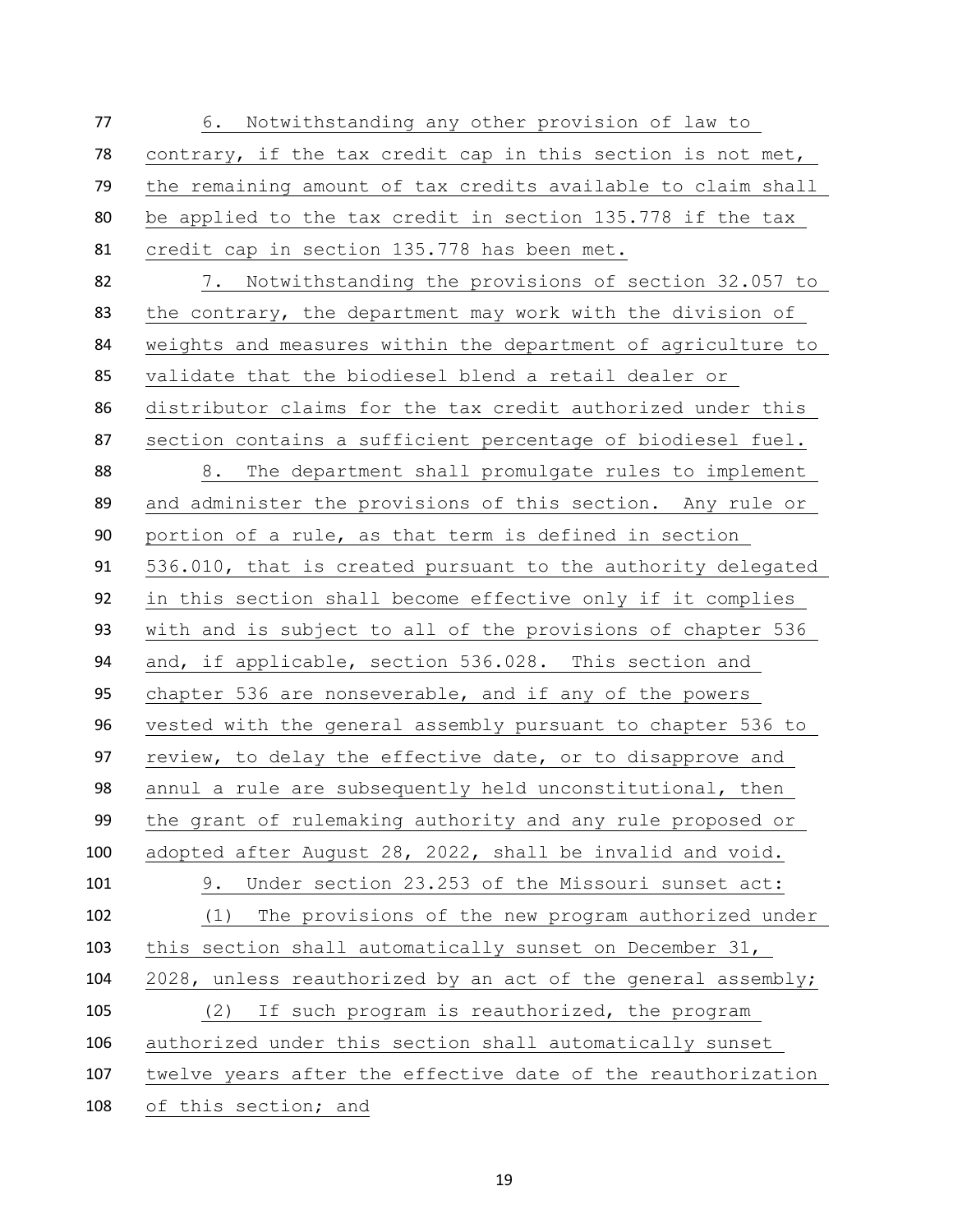6. Notwithstanding any other provision of law to contrary, if the tax credit cap in this section is not met, the remaining amount of tax credits available to claim shall be applied to the tax credit in section 135.778 if the tax credit cap in section 135.778 has been met.

7. Notwithstanding the provisions of section 32.057 to the contrary, the department may work with the division of weights and measures within the department of agriculture to validate that the biodiesel blend a retail dealer or distributor claims for the tax credit authorized under this section contains a sufficient percentage of biodiesel fuel.

8. The department shall promulgate rules to implement and administer the provisions of this section. Any rule or portion of a rule, as that term is defined in section 536.010, that is created pursuant to the authority delegated in this section shall become effective only if it complies with and is subject to all of the provisions of chapter 536 and, if applicable, section 536.028. This section and chapter 536 are nonseverable, and if any of the powers vested with the general assembly pursuant to chapter 536 to review, to delay the effective date, or to disapprove and annul a rule are subsequently held unconstitutional, then the grant of rulemaking authority and any rule proposed or adopted after August 28, 2022, shall be invalid and void.

9. Under section 23.253 of the Missouri sunset act:

(1) The provisions of the new program authorized under this section shall automatically sunset on December 31, 2028, unless reauthorized by an act of the general assembly;

(2) If such program is reauthorized, the program authorized under this section shall automatically sunset twelve years after the effective date of the reauthorization of this section; and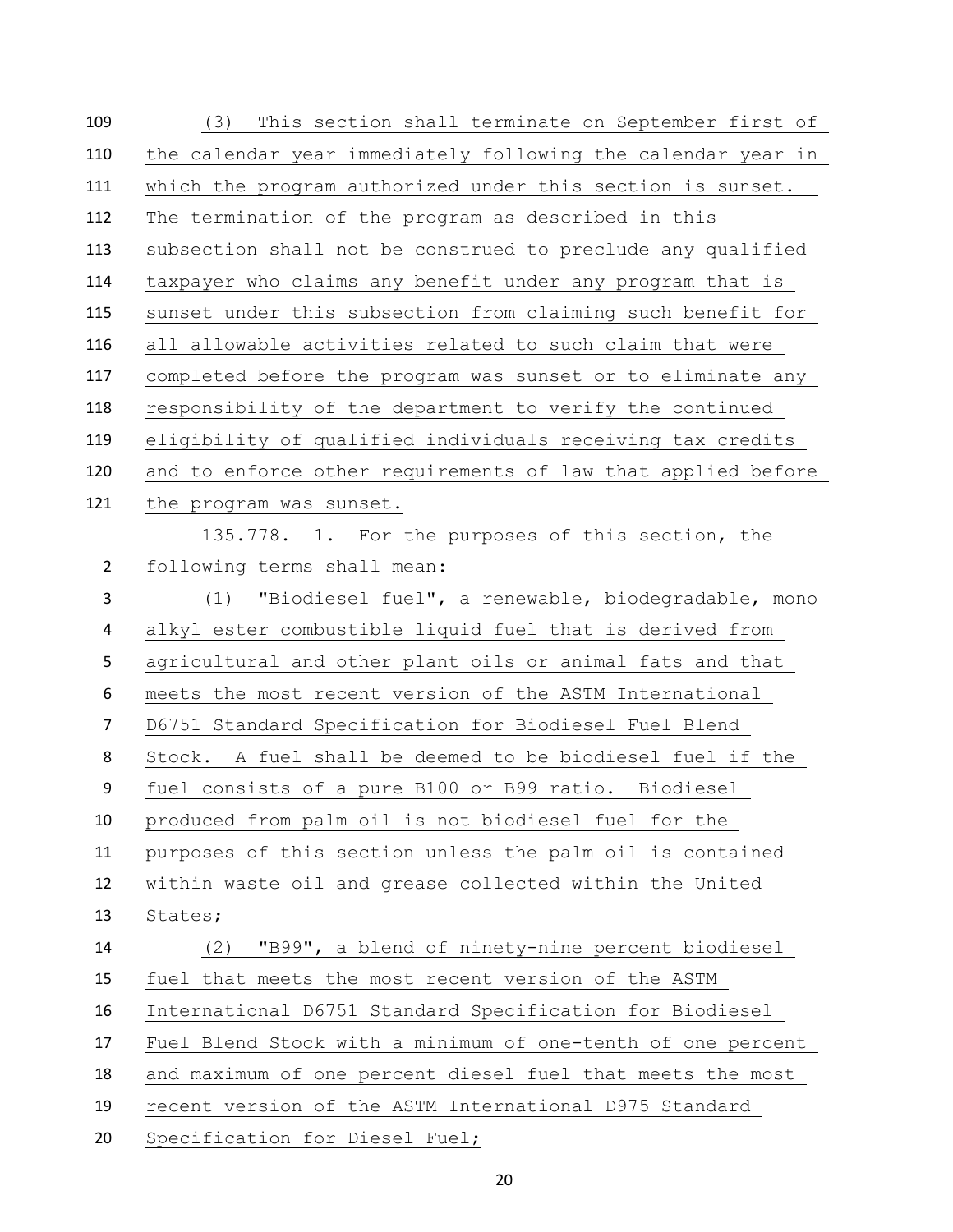(3) This section shall terminate on September first of the calendar year immediately following the calendar year in which the program authorized under this section is sunset. The termination of the program as described in this subsection shall not be construed to preclude any qualified taxpayer who claims any benefit under any program that is sunset under this subsection from claiming such benefit for all allowable activities related to such claim that were completed before the program was sunset or to eliminate any responsibility of the department to verify the continued eligibility of qualified individuals receiving tax credits and to enforce other requirements of law that applied before the program was sunset.

135.778. 1. For the purposes of this section, the following terms shall mean:

(1) "Biodiesel fuel", a renewable, biodegradable, mono alkyl ester combustible liquid fuel that is derived from agricultural and other plant oils or animal fats and that meets the most recent version of the ASTM International D6751 Standard Specification for Biodiesel Fuel Blend Stock. A fuel shall be deemed to be biodiesel fuel if the fuel consists of a pure B100 or B99 ratio. Biodiesel produced from palm oil is not biodiesel fuel for the purposes of this section unless the palm oil is contained within waste oil and grease collected within the United States;

(2) "B99", a blend of ninety-nine percent biodiesel fuel that meets the most recent version of the ASTM International D6751 Standard Specification for Biodiesel Fuel Blend Stock with a minimum of one-tenth of one percent and maximum of one percent diesel fuel that meets the most recent version of the ASTM International D975 Standard Specification for Diesel Fuel;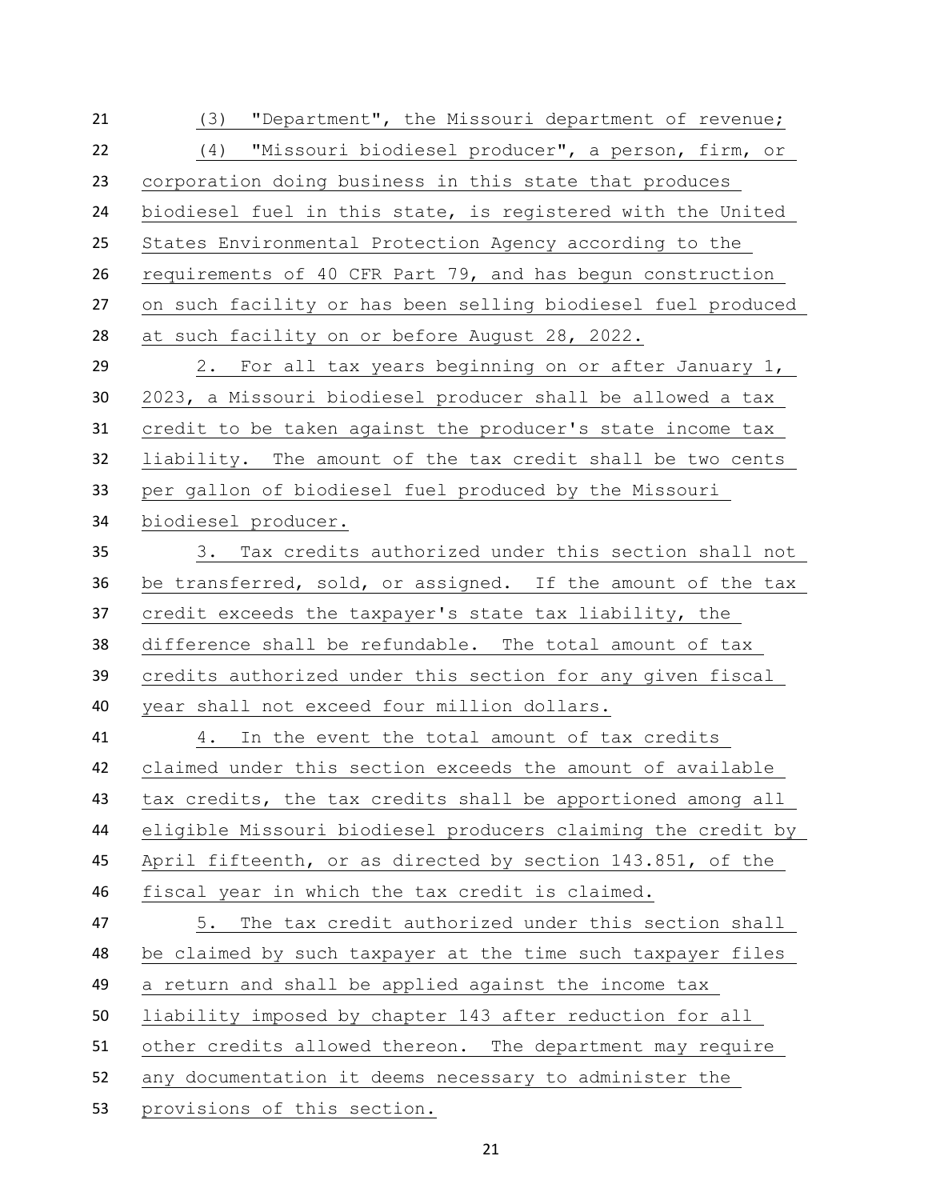(3) "Department", the Missouri department of revenue;

(4) "Missouri biodiesel producer", a person, firm, or corporation doing business in this state that produces biodiesel fuel in this state, is registered with the United States Environmental Protection Agency according to the requirements of 40 CFR Part 79, and has begun construction on such facility or has been selling biodiesel fuel produced at such facility on or before August 28, 2022.

2. For all tax years beginning on or after January 1, 2023, a Missouri biodiesel producer shall be allowed a tax credit to be taken against the producer's state income tax liability. The amount of the tax credit shall be two cents per gallon of biodiesel fuel produced by the Missouri biodiesel producer.

3. Tax credits authorized under this section shall not be transferred, sold, or assigned. If the amount of the tax credit exceeds the taxpayer's state tax liability, the difference shall be refundable. The total amount of tax credits authorized under this section for any given fiscal year shall not exceed four million dollars.

4. In the event the total amount of tax credits claimed under this section exceeds the amount of available tax credits, the tax credits shall be apportioned among all eligible Missouri biodiesel producers claiming the credit by April fifteenth, or as directed by section 143.851, of the fiscal year in which the tax credit is claimed.

5. The tax credit authorized under this section shall be claimed by such taxpayer at the time such taxpayer files a return and shall be applied against the income tax liability imposed by chapter 143 after reduction for all other credits allowed thereon. The department may require any documentation it deems necessary to administer the provisions of this section.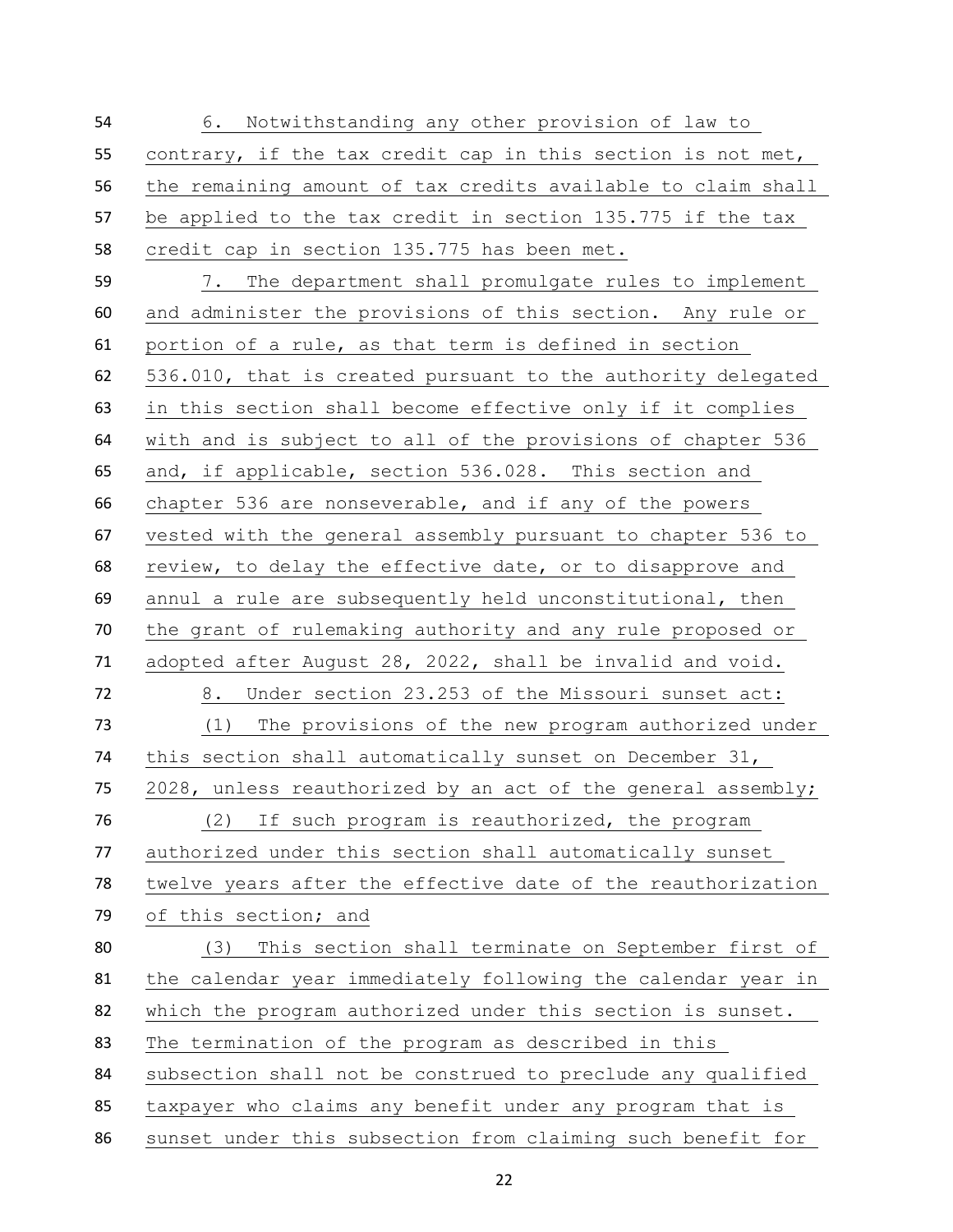6. Notwithstanding any other provision of law to contrary, if the tax credit cap in this section is not met, the remaining amount of tax credits available to claim shall be applied to the tax credit in section 135.775 if the tax credit cap in section 135.775 has been met.

7. The department shall promulgate rules to implement and administer the provisions of this section. Any rule or portion of a rule, as that term is defined in section 536.010, that is created pursuant to the authority delegated in this section shall become effective only if it complies with and is subject to all of the provisions of chapter 536 and, if applicable, section 536.028. This section and chapter 536 are nonseverable, and if any of the powers vested with the general assembly pursuant to chapter 536 to review, to delay the effective date, or to disapprove and annul a rule are subsequently held unconstitutional, then the grant of rulemaking authority and any rule proposed or adopted after August 28, 2022, shall be invalid and void.

8. Under section 23.253 of the Missouri sunset act:

(1) The provisions of the new program authorized under this section shall automatically sunset on December 31, 2028, unless reauthorized by an act of the general assembly;

(2) If such program is reauthorized, the program authorized under this section shall automatically sunset twelve years after the effective date of the reauthorization of this section; and

(3) This section shall terminate on September first of the calendar year immediately following the calendar year in which the program authorized under this section is sunset. The termination of the program as described in this subsection shall not be construed to preclude any qualified taxpayer who claims any benefit under any program that is sunset under this subsection from claiming such benefit for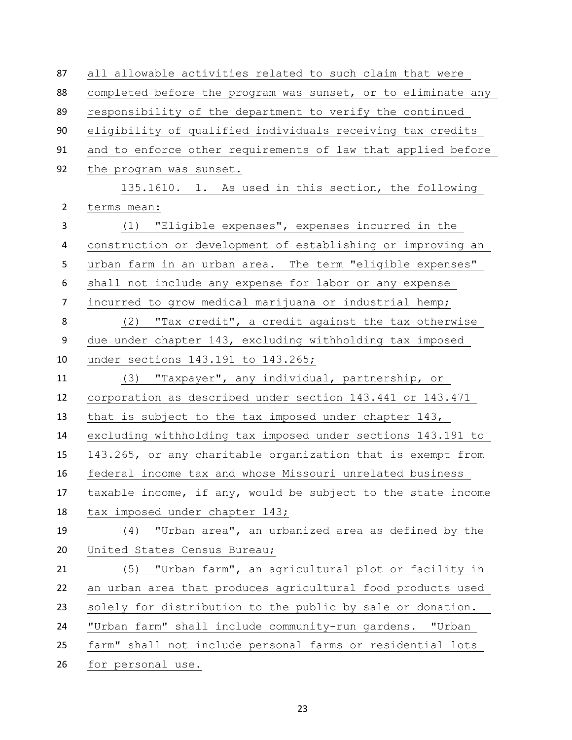all allowable activities related to such claim that were completed before the program was sunset, or to eliminate any responsibility of the department to verify the continued eligibility of qualified individuals receiving tax credits and to enforce other requirements of law that applied before the program was sunset.

135.1610. 1. As used in this section, the following terms mean:

(1) "Eligible expenses", expenses incurred in the construction or development of establishing or improving an urban farm in an urban area. The term "eligible expenses" shall not include any expense for labor or any expense incurred to grow medical marijuana or industrial hemp;

(2) "Tax credit", a credit against the tax otherwise due under chapter 143, excluding withholding tax imposed under sections 143.191 to 143.265;

(3) "Taxpayer", any individual, partnership, or corporation as described under section 143.441 or 143.471 that is subject to the tax imposed under chapter 143, excluding withholding tax imposed under sections 143.191 to 143.265, or any charitable organization that is exempt from federal income tax and whose Missouri unrelated business taxable income, if any, would be subject to the state income tax imposed under chapter 143;

(4) "Urban area", an urbanized area as defined by the United States Census Bureau;

(5) "Urban farm", an agricultural plot or facility in an urban area that produces agricultural food products used solely for distribution to the public by sale or donation. "Urban farm" shall include community-run gardens. "Urban farm" shall not include personal farms or residential lots for personal use.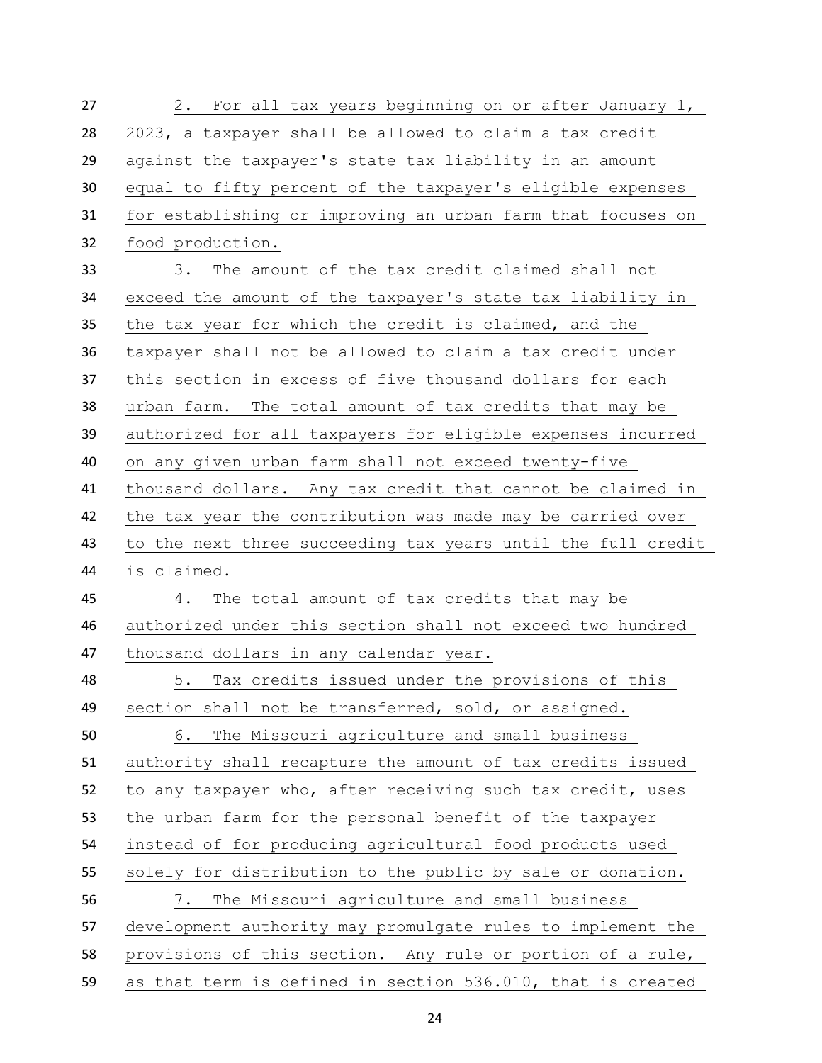2. For all tax years beginning on or after January 1, 2023, a taxpayer shall be allowed to claim a tax credit against the taxpayer's state tax liability in an amount equal to fifty percent of the taxpayer's eligible expenses for establishing or improving an urban farm that focuses on food production.

3. The amount of the tax credit claimed shall not exceed the amount of the taxpayer's state tax liability in the tax year for which the credit is claimed, and the taxpayer shall not be allowed to claim a tax credit under this section in excess of five thousand dollars for each urban farm. The total amount of tax credits that may be authorized for all taxpayers for eligible expenses incurred on any given urban farm shall not exceed twenty-five thousand dollars. Any tax credit that cannot be claimed in the tax year the contribution was made may be carried over to the next three succeeding tax years until the full credit is claimed.

4. The total amount of tax credits that may be authorized under this section shall not exceed two hundred thousand dollars in any calendar year.

5. Tax credits issued under the provisions of this section shall not be transferred, sold, or assigned.

6. The Missouri agriculture and small business authority shall recapture the amount of tax credits issued to any taxpayer who, after receiving such tax credit, uses the urban farm for the personal benefit of the taxpayer instead of for producing agricultural food products used solely for distribution to the public by sale or donation.

7. The Missouri agriculture and small business development authority may promulgate rules to implement the provisions of this section. Any rule or portion of a rule, as that term is defined in section 536.010, that is created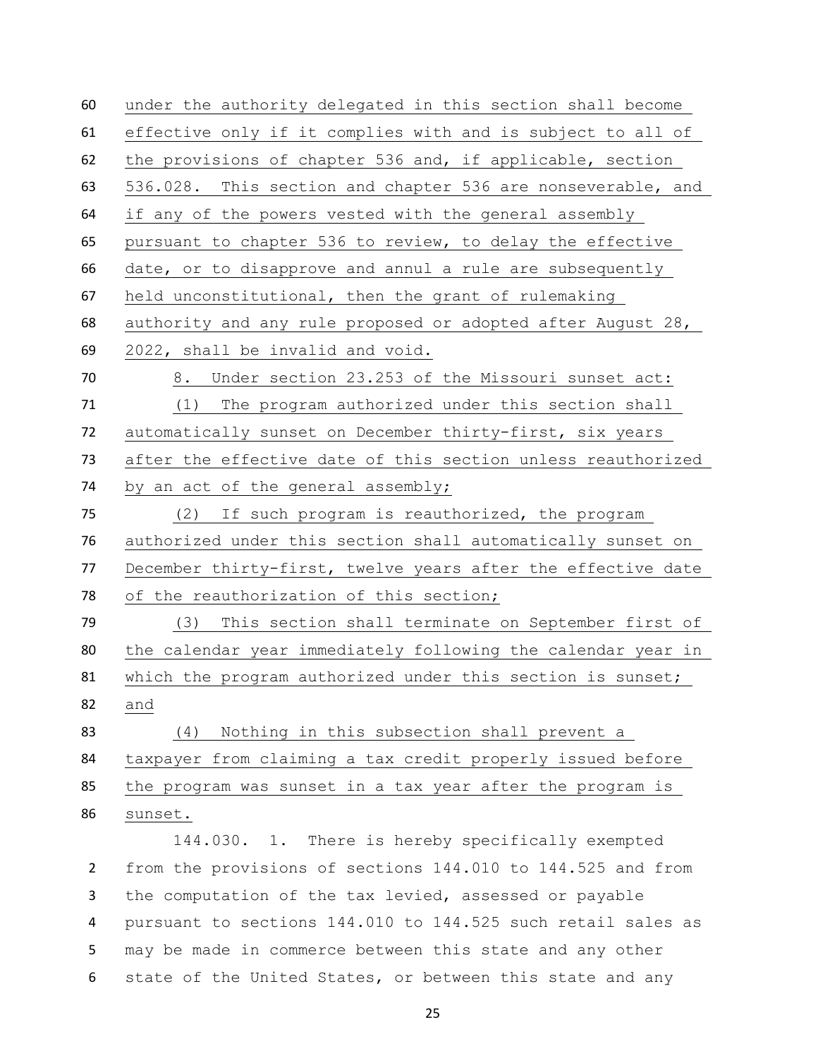under the authority delegated in this section shall become effective only if it complies with and is subject to all of the provisions of chapter 536 and, if applicable, section 536.028. This section and chapter 536 are nonseverable, and if any of the powers vested with the general assembly pursuant to chapter 536 to review, to delay the effective date, or to disapprove and annul a rule are subsequently held unconstitutional, then the grant of rulemaking authority and any rule proposed or adopted after August 28, 2022, shall be invalid and void.

8. Under section 23.253 of the Missouri sunset act:

(1) The program authorized under this section shall automatically sunset on December thirty-first, six years after the effective date of this section unless reauthorized by an act of the general assembly;

(2) If such program is reauthorized, the program authorized under this section shall automatically sunset on December thirty-first, twelve years after the effective date of the reauthorization of this section;

(3) This section shall terminate on September first of the calendar year immediately following the calendar year in which the program authorized under this section is sunset; and

(4) Nothing in this subsection shall prevent a taxpayer from claiming a tax credit properly issued before the program was sunset in a tax year after the program is sunset.

144.030. 1. There is hereby specifically exempted from the provisions of sections 144.010 to 144.525 and from the computation of the tax levied, assessed or payable pursuant to sections 144.010 to 144.525 such retail sales as may be made in commerce between this state and any other state of the United States, or between this state and any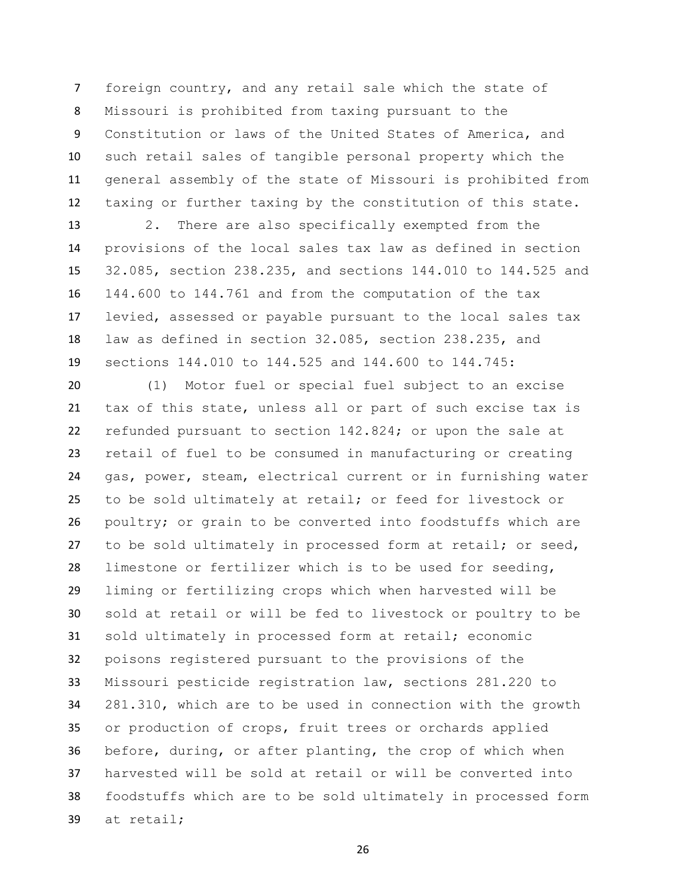foreign country, and any retail sale which the state of Missouri is prohibited from taxing pursuant to the Constitution or laws of the United States of America, and such retail sales of tangible personal property which the general assembly of the state of Missouri is prohibited from taxing or further taxing by the constitution of this state.

2. There are also specifically exempted from the provisions of the local sales tax law as defined in section 32.085, section 238.235, and sections 144.010 to 144.525 and 144.600 to 144.761 and from the computation of the tax levied, assessed or payable pursuant to the local sales tax law as defined in section 32.085, section 238.235, and sections 144.010 to 144.525 and 144.600 to 144.745:

(1) Motor fuel or special fuel subject to an excise tax of this state, unless all or part of such excise tax is refunded pursuant to section 142.824; or upon the sale at retail of fuel to be consumed in manufacturing or creating gas, power, steam, electrical current or in furnishing water to be sold ultimately at retail; or feed for livestock or poultry; or grain to be converted into foodstuffs which are to be sold ultimately in processed form at retail; or seed, limestone or fertilizer which is to be used for seeding, liming or fertilizing crops which when harvested will be sold at retail or will be fed to livestock or poultry to be sold ultimately in processed form at retail; economic poisons registered pursuant to the provisions of the Missouri pesticide registration law, sections 281.220 to 281.310, which are to be used in connection with the growth or production of crops, fruit trees or orchards applied before, during, or after planting, the crop of which when harvested will be sold at retail or will be converted into foodstuffs which are to be sold ultimately in processed form at retail;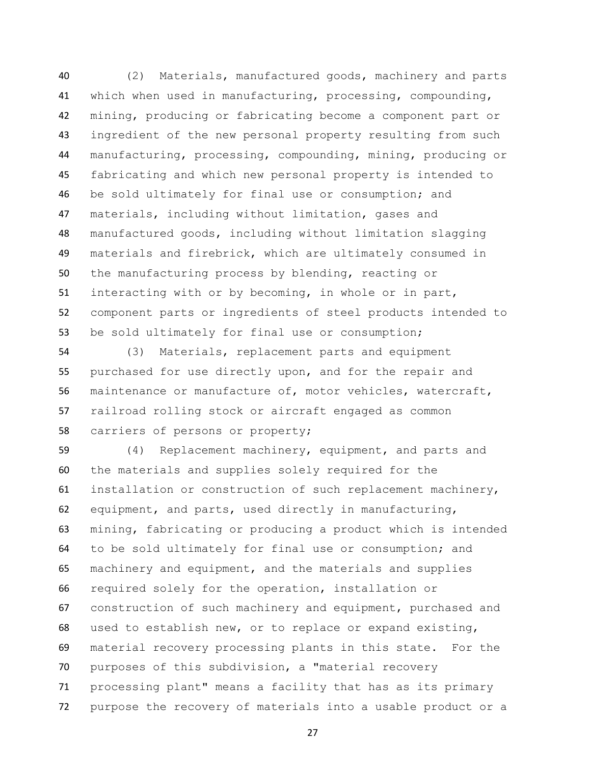(2) Materials, manufactured goods, machinery and parts which when used in manufacturing, processing, compounding, mining, producing or fabricating become a component part or ingredient of the new personal property resulting from such manufacturing, processing, compounding, mining, producing or fabricating and which new personal property is intended to be sold ultimately for final use or consumption; and materials, including without limitation, gases and manufactured goods, including without limitation slagging materials and firebrick, which are ultimately consumed in the manufacturing process by blending, reacting or interacting with or by becoming, in whole or in part, component parts or ingredients of steel products intended to be sold ultimately for final use or consumption;

(3) Materials, replacement parts and equipment purchased for use directly upon, and for the repair and maintenance or manufacture of, motor vehicles, watercraft, railroad rolling stock or aircraft engaged as common carriers of persons or property;

(4) Replacement machinery, equipment, and parts and the materials and supplies solely required for the installation or construction of such replacement machinery, equipment, and parts, used directly in manufacturing, mining, fabricating or producing a product which is intended to be sold ultimately for final use or consumption; and machinery and equipment, and the materials and supplies required solely for the operation, installation or construction of such machinery and equipment, purchased and used to establish new, or to replace or expand existing, material recovery processing plants in this state. For the purposes of this subdivision, a "material recovery processing plant" means a facility that has as its primary purpose the recovery of materials into a usable product or a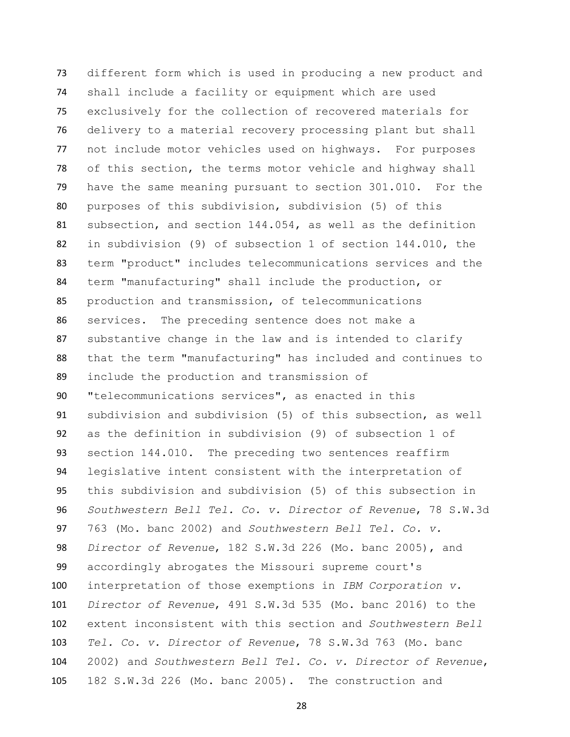different form which is used in producing a new product and shall include a facility or equipment which are used exclusively for the collection of recovered materials for delivery to a material recovery processing plant but shall not include motor vehicles used on highways. For purposes of this section, the terms motor vehicle and highway shall have the same meaning pursuant to section 301.010. For the purposes of this subdivision, subdivision (5) of this subsection, and section 144.054, as well as the definition in subdivision (9) of subsection 1 of section 144.010, the term "product" includes telecommunications services and the term "manufacturing" shall include the production, or production and transmission, of telecommunications services. The preceding sentence does not make a substantive change in the law and is intended to clarify that the term "manufacturing" has included and continues to include the production and transmission of "telecommunications services", as enacted in this subdivision and subdivision (5) of this subsection, as well as the definition in subdivision (9) of subsection 1 of section 144.010. The preceding two sentences reaffirm legislative intent consistent with the interpretation of this subdivision and subdivision (5) of this subsection in *Southwestern Bell Tel. Co. v. Director of Revenue*, 78 S.W.3d 763 (Mo. banc 2002) and *Southwestern Bell Tel. Co. v. Director of Revenue*, 182 S.W.3d 226 (Mo. banc 2005), and accordingly abrogates the Missouri supreme court's interpretation of those exemptions in *IBM Corporation v. Director of Revenue*, 491 S.W.3d 535 (Mo. banc 2016) to the extent inconsistent with this section and *Southwestern Bell Tel. Co. v. Director of Revenue*, 78 S.W.3d 763 (Mo. banc 2002) and *Southwestern Bell Tel. Co. v. Director of Revenue*, 182 S.W.3d 226 (Mo. banc 2005). The construction and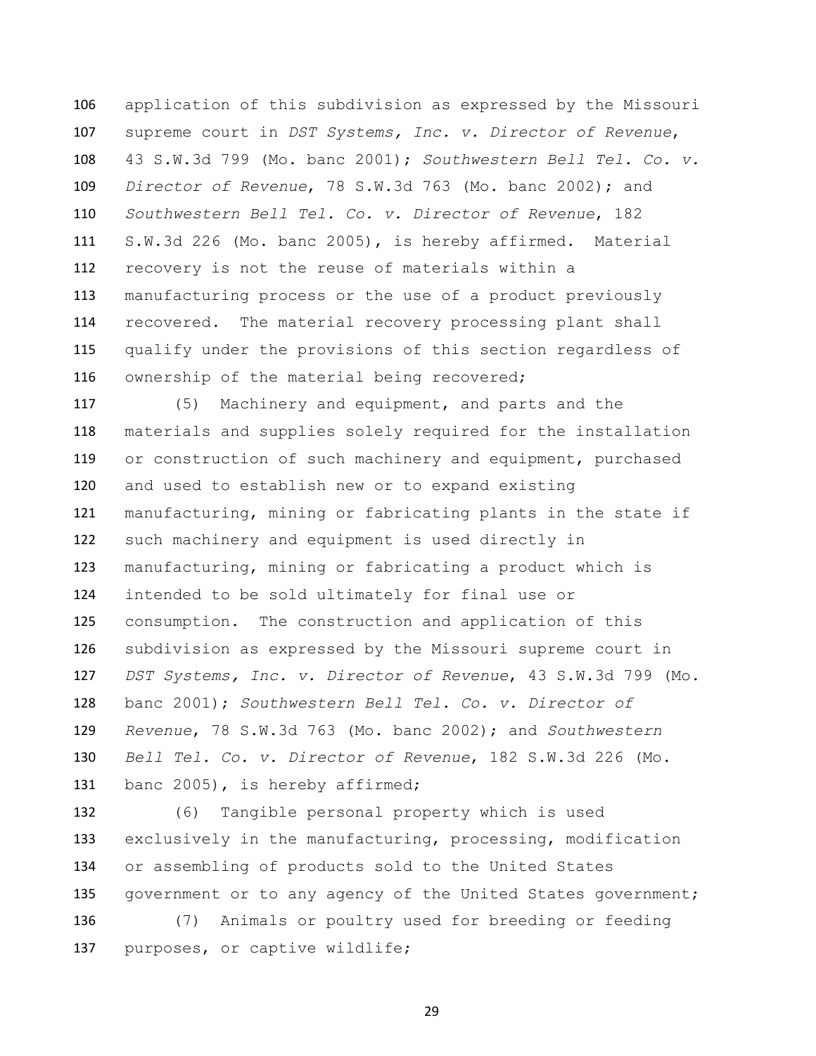application of this subdivision as expressed by the Missouri supreme court in *DST Systems, Inc. v. Director of Revenue*, 43 S.W.3d 799 (Mo. banc 2001); *Southwestern Bell Tel. Co. v. Director of Revenue*, 78 S.W.3d 763 (Mo. banc 2002); and *Southwestern Bell Tel. Co. v. Director of Revenue*, 182 S.W.3d 226 (Mo. banc 2005), is hereby affirmed. Material recovery is not the reuse of materials within a manufacturing process or the use of a product previously recovered. The material recovery processing plant shall qualify under the provisions of this section regardless of ownership of the material being recovered;

(5) Machinery and equipment, and parts and the materials and supplies solely required for the installation or construction of such machinery and equipment, purchased and used to establish new or to expand existing manufacturing, mining or fabricating plants in the state if such machinery and equipment is used directly in manufacturing, mining or fabricating a product which is intended to be sold ultimately for final use or consumption. The construction and application of this subdivision as expressed by the Missouri supreme court in *DST Systems, Inc. v. Director of Revenue*, 43 S.W.3d 799 (Mo. banc 2001); *Southwestern Bell Tel. Co. v. Director of Revenue*, 78 S.W.3d 763 (Mo. banc 2002); and *Southwestern Bell Tel. Co. v. Director of Revenue*, 182 S.W.3d 226 (Mo. banc 2005), is hereby affirmed;

(6) Tangible personal property which is used exclusively in the manufacturing, processing, modification or assembling of products sold to the United States government or to any agency of the United States government;

(7) Animals or poultry used for breeding or feeding purposes, or captive wildlife;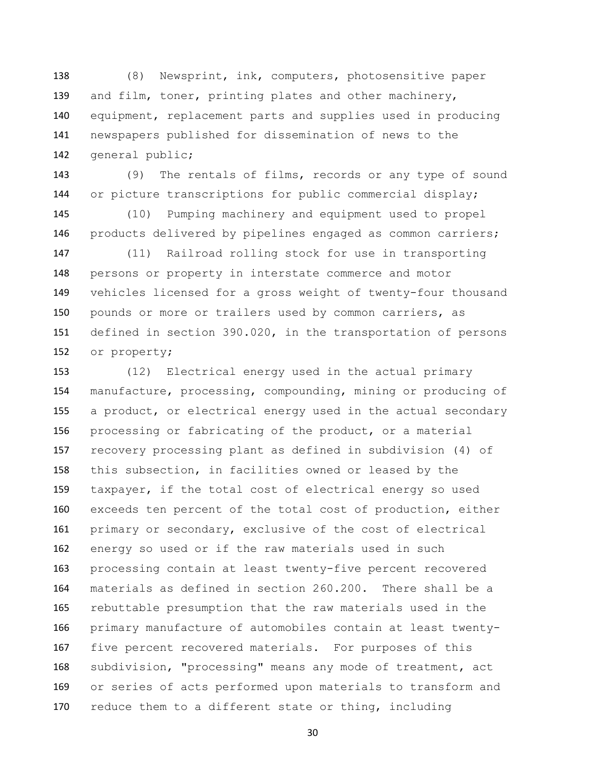(8) Newsprint, ink, computers, photosensitive paper and film, toner, printing plates and other machinery, equipment, replacement parts and supplies used in producing newspapers published for dissemination of news to the general public;

(9) The rentals of films, records or any type of sound or picture transcriptions for public commercial display;

(10) Pumping machinery and equipment used to propel products delivered by pipelines engaged as common carriers;

(11) Railroad rolling stock for use in transporting persons or property in interstate commerce and motor vehicles licensed for a gross weight of twenty-four thousand pounds or more or trailers used by common carriers, as defined in section 390.020, in the transportation of persons or property;

(12) Electrical energy used in the actual primary manufacture, processing, compounding, mining or producing of a product, or electrical energy used in the actual secondary processing or fabricating of the product, or a material recovery processing plant as defined in subdivision (4) of this subsection, in facilities owned or leased by the taxpayer, if the total cost of electrical energy so used exceeds ten percent of the total cost of production, either primary or secondary, exclusive of the cost of electrical energy so used or if the raw materials used in such processing contain at least twenty-five percent recovered materials as defined in section 260.200. There shall be a rebuttable presumption that the raw materials used in the primary manufacture of automobiles contain at least twenty-five percent recovered materials. For purposes of this subdivision, "processing" means any mode of treatment, act or series of acts performed upon materials to transform and reduce them to a different state or thing, including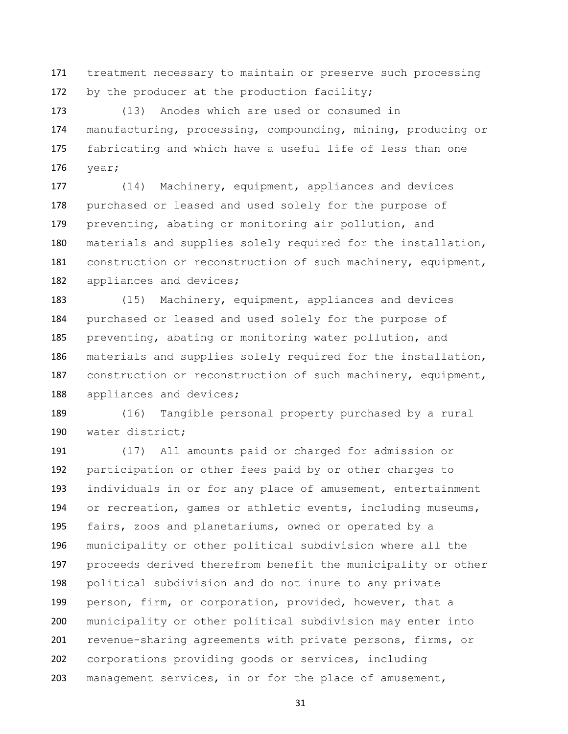treatment necessary to maintain or preserve such processing by the producer at the production facility;

(13) Anodes which are used or consumed in manufacturing, processing, compounding, mining, producing or fabricating and which have a useful life of less than one year;

(14) Machinery, equipment, appliances and devices purchased or leased and used solely for the purpose of preventing, abating or monitoring air pollution, and materials and supplies solely required for the installation, construction or reconstruction of such machinery, equipment, appliances and devices;

(15) Machinery, equipment, appliances and devices purchased or leased and used solely for the purpose of preventing, abating or monitoring water pollution, and materials and supplies solely required for the installation, construction or reconstruction of such machinery, equipment, appliances and devices;

(16) Tangible personal property purchased by a rural water district;

(17) All amounts paid or charged for admission or participation or other fees paid by or other charges to individuals in or for any place of amusement, entertainment or recreation, games or athletic events, including museums, fairs, zoos and planetariums, owned or operated by a municipality or other political subdivision where all the proceeds derived therefrom benefit the municipality or other political subdivision and do not inure to any private person, firm, or corporation, provided, however, that a municipality or other political subdivision may enter into revenue-sharing agreements with private persons, firms, or corporations providing goods or services, including management services, in or for the place of amusement,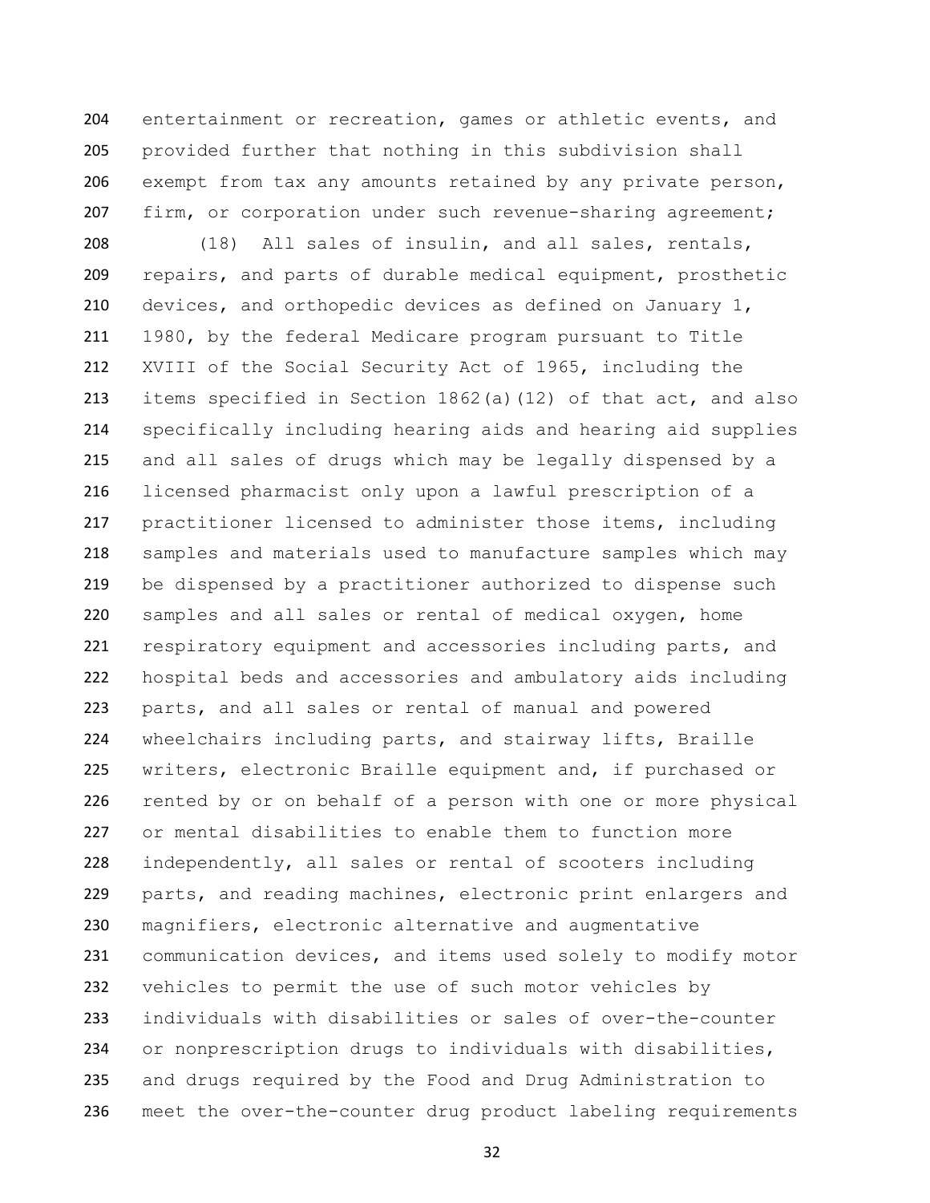entertainment or recreation, games or athletic events, and provided further that nothing in this subdivision shall exempt from tax any amounts retained by any private person, firm, or corporation under such revenue-sharing agreement;

(18) All sales of insulin, and all sales, rentals, repairs, and parts of durable medical equipment, prosthetic devices, and orthopedic devices as defined on January 1, 1980, by the federal Medicare program pursuant to Title XVIII of the Social Security Act of 1965, including the items specified in Section 1862(a)(12) of that act, and also specifically including hearing aids and hearing aid supplies and all sales of drugs which may be legally dispensed by a licensed pharmacist only upon a lawful prescription of a practitioner licensed to administer those items, including samples and materials used to manufacture samples which may be dispensed by a practitioner authorized to dispense such samples and all sales or rental of medical oxygen, home respiratory equipment and accessories including parts, and hospital beds and accessories and ambulatory aids including parts, and all sales or rental of manual and powered wheelchairs including parts, and stairway lifts, Braille writers, electronic Braille equipment and, if purchased or rented by or on behalf of a person with one or more physical or mental disabilities to enable them to function more independently, all sales or rental of scooters including parts, and reading machines, electronic print enlargers and magnifiers, electronic alternative and augmentative communication devices, and items used solely to modify motor vehicles to permit the use of such motor vehicles by individuals with disabilities or sales of over-the-counter or nonprescription drugs to individuals with disabilities, and drugs required by the Food and Drug Administration to meet the over-the-counter drug product labeling requirements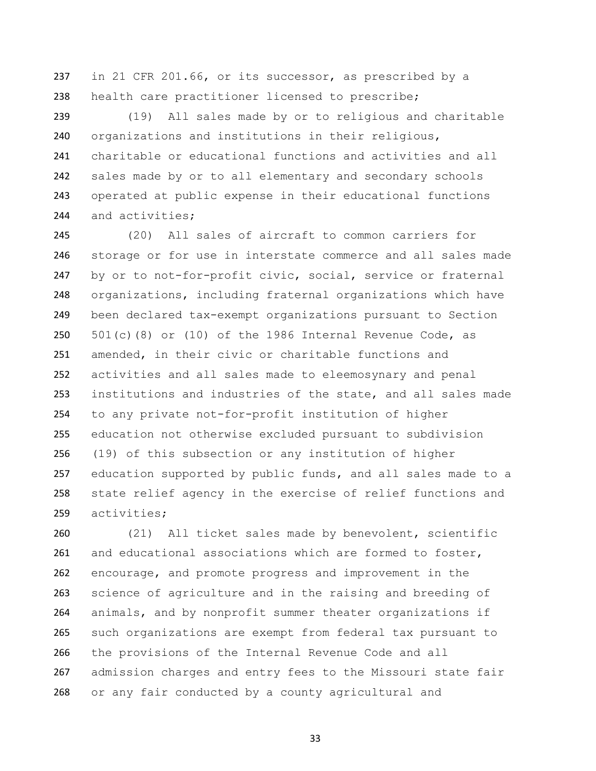in 21 CFR 201.66, or its successor, as prescribed by a health care practitioner licensed to prescribe;

(19) All sales made by or to religious and charitable organizations and institutions in their religious, charitable or educational functions and activities and all sales made by or to all elementary and secondary schools operated at public expense in their educational functions and activities;

(20) All sales of aircraft to common carriers for storage or for use in interstate commerce and all sales made by or to not-for-profit civic, social, service or fraternal organizations, including fraternal organizations which have been declared tax-exempt organizations pursuant to Section 501(c)(8) or (10) of the 1986 Internal Revenue Code, as amended, in their civic or charitable functions and activities and all sales made to eleemosynary and penal institutions and industries of the state, and all sales made to any private not-for-profit institution of higher education not otherwise excluded pursuant to subdivision (19) of this subsection or any institution of higher education supported by public funds, and all sales made to a state relief agency in the exercise of relief functions and activities;

(21) All ticket sales made by benevolent, scientific and educational associations which are formed to foster, encourage, and promote progress and improvement in the science of agriculture and in the raising and breeding of animals, and by nonprofit summer theater organizations if such organizations are exempt from federal tax pursuant to the provisions of the Internal Revenue Code and all admission charges and entry fees to the Missouri state fair or any fair conducted by a county agricultural and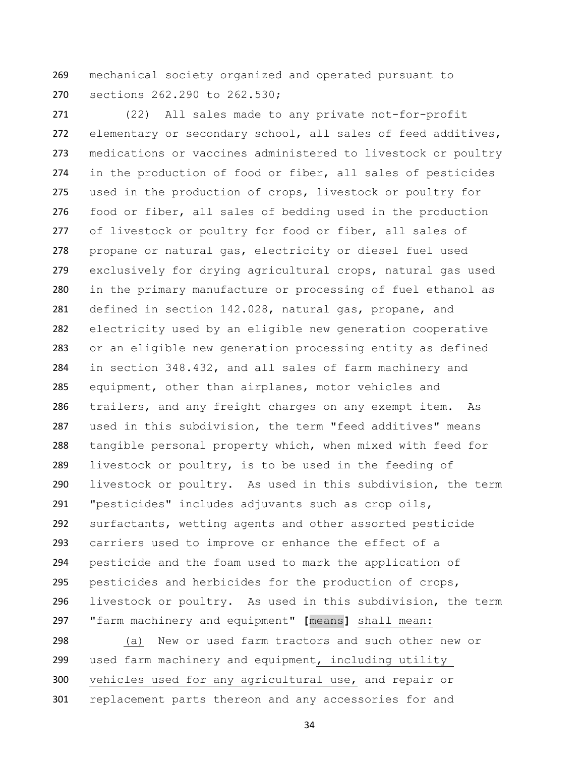mechanical society organized and operated pursuant to sections 262.290 to 262.530;

(22) All sales made to any private not-for-profit elementary or secondary school, all sales of feed additives, medications or vaccines administered to livestock or poultry in the production of food or fiber, all sales of pesticides used in the production of crops, livestock or poultry for food or fiber, all sales of bedding used in the production of livestock or poultry for food or fiber, all sales of propane or natural gas, electricity or diesel fuel used exclusively for drying agricultural crops, natural gas used in the primary manufacture or processing of fuel ethanol as defined in section 142.028, natural gas, propane, and electricity used by an eligible new generation cooperative or an eligible new generation processing entity as defined in section 348.432, and all sales of farm machinery and equipment, other than airplanes, motor vehicles and trailers, and any freight charges on any exempt item. As used in this subdivision, the term "feed additives" means tangible personal property which, when mixed with feed for livestock or poultry, is to be used in the feeding of livestock or poultry. As used in this subdivision, the term "pesticides" includes adjuvants such as crop oils, surfactants, wetting agents and other assorted pesticide carriers used to improve or enhance the effect of a pesticide and the foam used to mark the application of pesticides and herbicides for the production of crops, livestock or poultry. As used in this subdivision, the term "farm machinery and equipment" **[**means**]** shall mean:

(a) New or used farm tractors and such other new or used farm machinery and equipment, including utility vehicles used for any agricultural use, and repair or replacement parts thereon and any accessories for and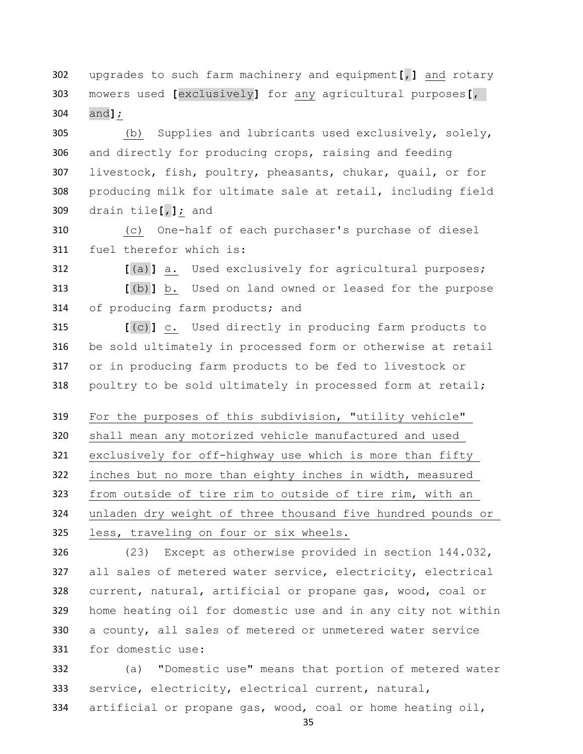302 upgrades to such farm machinery and equipment[,] and rotary
303 mowers used [exclusively] for any agricultural purposes[,
304 and];

305 (b) Supplies and lubricants used exclusively, solely,
306 and directly for producing crops, raising and feeding
307 livestock, fish, poultry, pheasants, chukar, quail, or for
308 producing milk for ultimate sale at retail, including field
309 drain tile[,]; and

310 (c) One-half of each purchaser's purchase of diesel
311 fuel therefor which is:

312 [(a)] a. Used exclusively for agricultural purposes;

313 [(b)] b. Used on land owned or leased for the purpose
314 of producing farm products; and

315 [(c)] c. Used directly in producing farm products to
316 be sold ultimately in processed form or otherwise at retail
317 or in producing farm products to be fed to livestock or
318 poultry to be sold ultimately in processed form at retail;

319 For the purposes of this subdivision, "utility vehicle"
320 shall mean any motorized vehicle manufactured and used
321 exclusively for off-highway use which is more than fifty
322 inches but no more than eighty inches in width, measured
323 from outside of tire rim to outside of tire rim, with an
324 unladen dry weight of three thousand five hundred pounds or
325 less, traveling on four or six wheels.

326 (23) Except as otherwise provided in section 144.032,
327 all sales of metered water service, electricity, electrical
328 current, natural, artificial or propane gas, wood, coal or
329 home heating oil for domestic use and in any city not within
330 a county, all sales of metered or unmetered water service
331 for domestic use:

332 (a) "Domestic use" means that portion of metered water
333 service, electricity, electrical current, natural,
334 artificial or propane gas, wood, coal or home heating oil,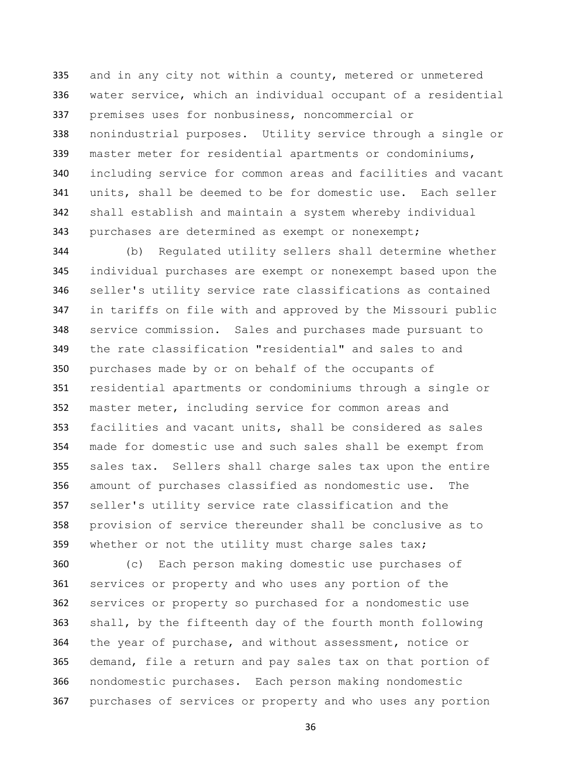and in any city not within a county, metered or unmetered water service, which an individual occupant of a residential premises uses for nonbusiness, noncommercial or nonindustrial purposes. Utility service through a single or master meter for residential apartments or condominiums, including service for common areas and facilities and vacant units, shall be deemed to be for domestic use. Each seller shall establish and maintain a system whereby individual purchases are determined as exempt or nonexempt;

(b) Regulated utility sellers shall determine whether individual purchases are exempt or nonexempt based upon the seller's utility service rate classifications as contained in tariffs on file with and approved by the Missouri public service commission. Sales and purchases made pursuant to the rate classification "residential" and sales to and purchases made by or on behalf of the occupants of residential apartments or condominiums through a single or master meter, including service for common areas and facilities and vacant units, shall be considered as sales made for domestic use and such sales shall be exempt from sales tax. Sellers shall charge sales tax upon the entire amount of purchases classified as nondomestic use. The seller's utility service rate classification and the provision of service thereunder shall be conclusive as to whether or not the utility must charge sales tax;

(c) Each person making domestic use purchases of services or property and who uses any portion of the services or property so purchased for a nondomestic use shall, by the fifteenth day of the fourth month following the year of purchase, and without assessment, notice or demand, file a return and pay sales tax on that portion of nondomestic purchases. Each person making nondomestic purchases of services or property and who uses any portion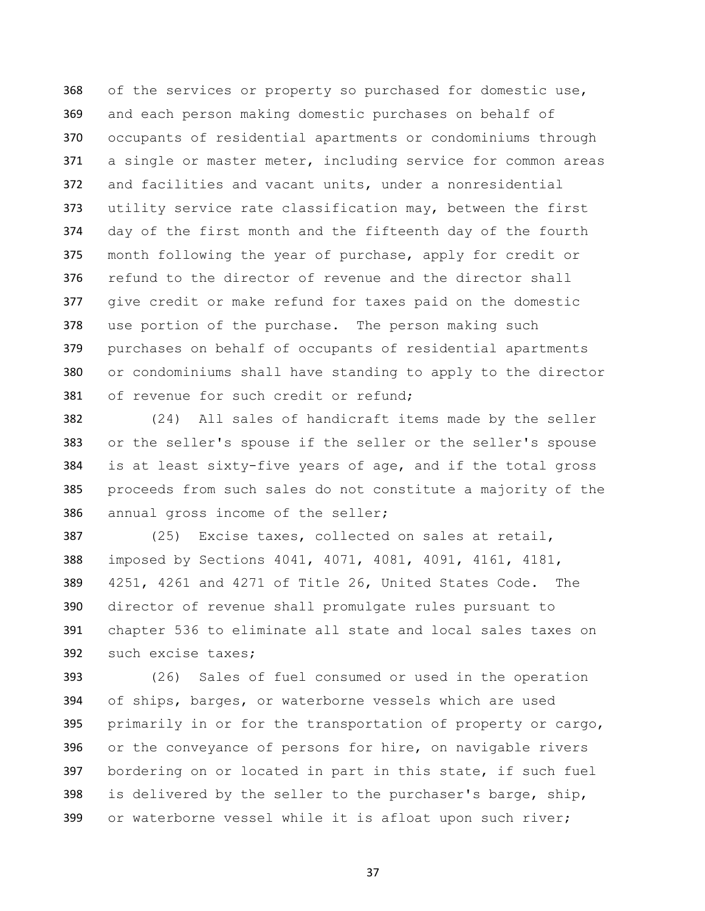of the services or property so purchased for domestic use, and each person making domestic purchases on behalf of occupants of residential apartments or condominiums through a single or master meter, including service for common areas and facilities and vacant units, under a nonresidential utility service rate classification may, between the first day of the first month and the fifteenth day of the fourth month following the year of purchase, apply for credit or refund to the director of revenue and the director shall give credit or make refund for taxes paid on the domestic use portion of the purchase. The person making such purchases on behalf of occupants of residential apartments or condominiums shall have standing to apply to the director of revenue for such credit or refund;

(24) All sales of handicraft items made by the seller or the seller's spouse if the seller or the seller's spouse is at least sixty-five years of age, and if the total gross proceeds from such sales do not constitute a majority of the annual gross income of the seller;

(25) Excise taxes, collected on sales at retail, imposed by Sections 4041, 4071, 4081, 4091, 4161, 4181, 4251, 4261 and 4271 of Title 26, United States Code. The director of revenue shall promulgate rules pursuant to chapter 536 to eliminate all state and local sales taxes on such excise taxes;

(26) Sales of fuel consumed or used in the operation of ships, barges, or waterborne vessels which are used primarily in or for the transportation of property or cargo, or the conveyance of persons for hire, on navigable rivers bordering on or located in part in this state, if such fuel is delivered by the seller to the purchaser's barge, ship, or waterborne vessel while it is afloat upon such river;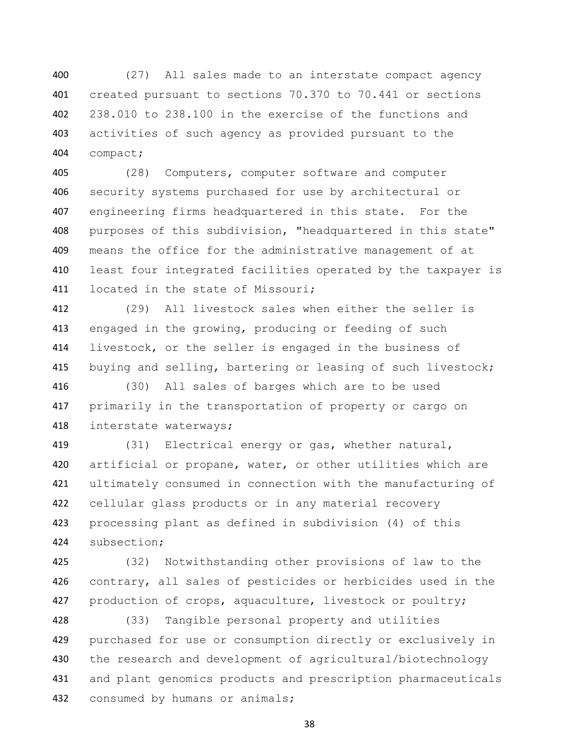(27) All sales made to an interstate compact agency created pursuant to sections 70.370 to 70.441 or sections 238.010 to 238.100 in the exercise of the functions and activities of such agency as provided pursuant to the compact;

(28) Computers, computer software and computer security systems purchased for use by architectural or engineering firms headquartered in this state. For the purposes of this subdivision, "headquartered in this state" means the office for the administrative management of at least four integrated facilities operated by the taxpayer is located in the state of Missouri;

(29) All livestock sales when either the seller is engaged in the growing, producing or feeding of such livestock, or the seller is engaged in the business of buying and selling, bartering or leasing of such livestock;

(30) All sales of barges which are to be used primarily in the transportation of property or cargo on interstate waterways;

(31) Electrical energy or gas, whether natural, artificial or propane, water, or other utilities which are ultimately consumed in connection with the manufacturing of cellular glass products or in any material recovery processing plant as defined in subdivision (4) of this subsection;

(32) Notwithstanding other provisions of law to the contrary, all sales of pesticides or herbicides used in the production of crops, aquaculture, livestock or poultry;

(33) Tangible personal property and utilities purchased for use or consumption directly or exclusively in the research and development of agricultural/biotechnology and plant genomics products and prescription pharmaceuticals consumed by humans or animals;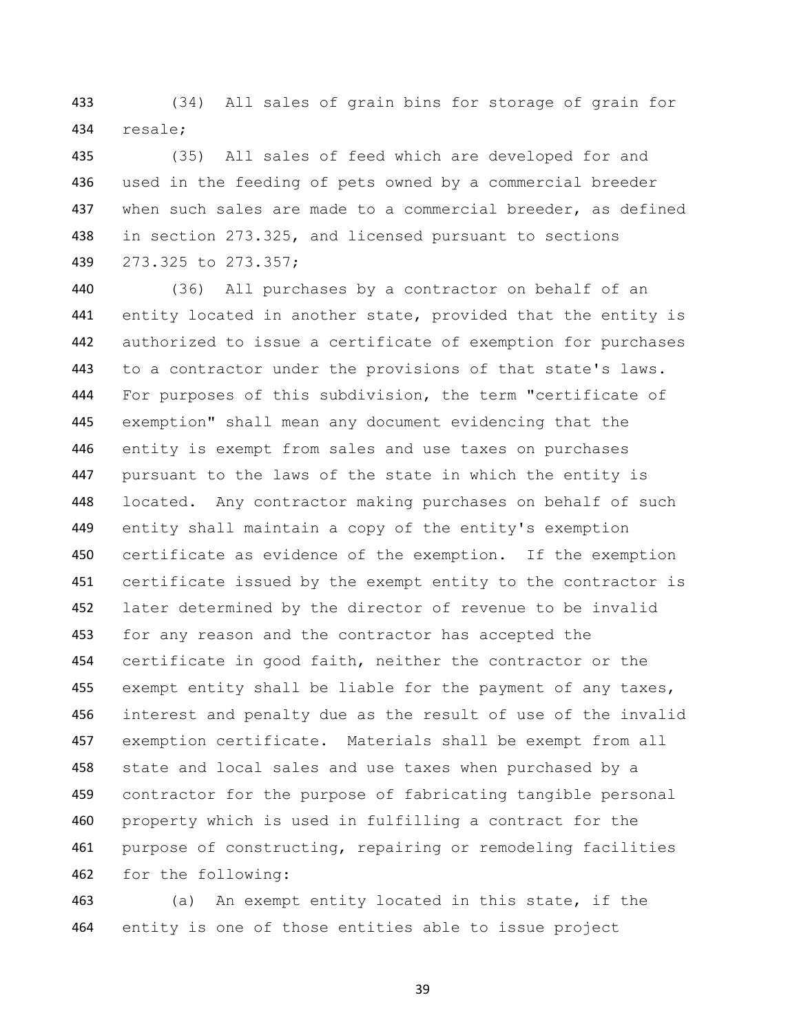(34) All sales of grain bins for storage of grain for resale;

(35) All sales of feed which are developed for and used in the feeding of pets owned by a commercial breeder when such sales are made to a commercial breeder, as defined in section 273.325, and licensed pursuant to sections 273.325 to 273.357;

(36) All purchases by a contractor on behalf of an entity located in another state, provided that the entity is authorized to issue a certificate of exemption for purchases to a contractor under the provisions of that state's laws. For purposes of this subdivision, the term "certificate of exemption" shall mean any document evidencing that the entity is exempt from sales and use taxes on purchases pursuant to the laws of the state in which the entity is located. Any contractor making purchases on behalf of such entity shall maintain a copy of the entity's exemption certificate as evidence of the exemption. If the exemption certificate issued by the exempt entity to the contractor is later determined by the director of revenue to be invalid for any reason and the contractor has accepted the certificate in good faith, neither the contractor or the exempt entity shall be liable for the payment of any taxes, interest and penalty due as the result of use of the invalid exemption certificate. Materials shall be exempt from all state and local sales and use taxes when purchased by a contractor for the purpose of fabricating tangible personal property which is used in fulfilling a contract for the purpose of constructing, repairing or remodeling facilities for the following:

(a) An exempt entity located in this state, if the entity is one of those entities able to issue project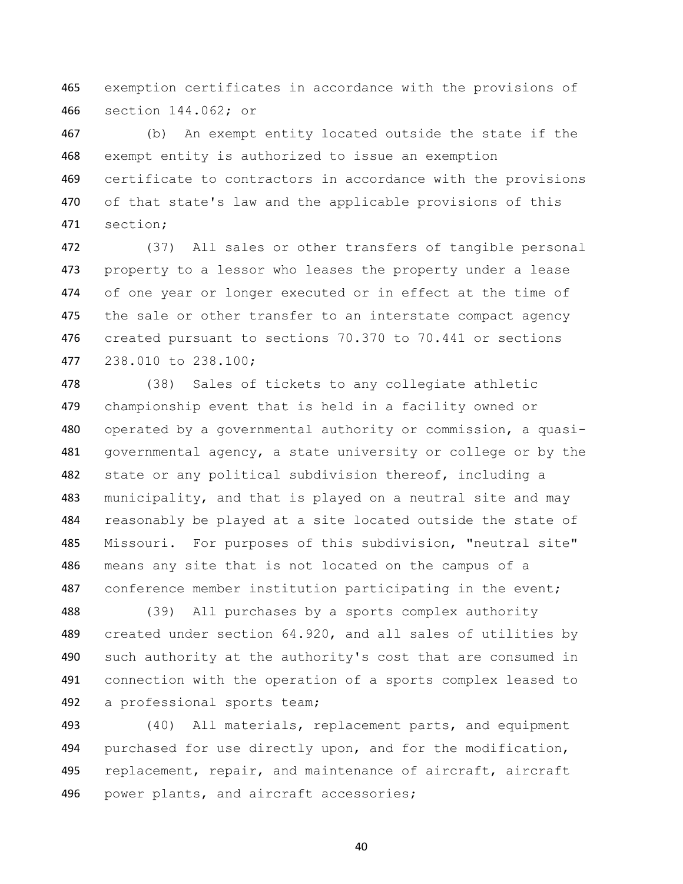exemption certificates in accordance with the provisions of section 144.062; or

(b) An exempt entity located outside the state if the exempt entity is authorized to issue an exemption certificate to contractors in accordance with the provisions of that state's law and the applicable provisions of this section;

(37) All sales or other transfers of tangible personal property to a lessor who leases the property under a lease of one year or longer executed or in effect at the time of the sale or other transfer to an interstate compact agency created pursuant to sections 70.370 to 70.441 or sections 238.010 to 238.100;

(38) Sales of tickets to any collegiate athletic championship event that is held in a facility owned or operated by a governmental authority or commission, a quasi-governmental agency, a state university or college or by the state or any political subdivision thereof, including a municipality, and that is played on a neutral site and may reasonably be played at a site located outside the state of Missouri. For purposes of this subdivision, "neutral site" means any site that is not located on the campus of a conference member institution participating in the event;

(39) All purchases by a sports complex authority created under section 64.920, and all sales of utilities by such authority at the authority's cost that are consumed in connection with the operation of a sports complex leased to a professional sports team;

(40) All materials, replacement parts, and equipment purchased for use directly upon, and for the modification, replacement, repair, and maintenance of aircraft, aircraft power plants, and aircraft accessories;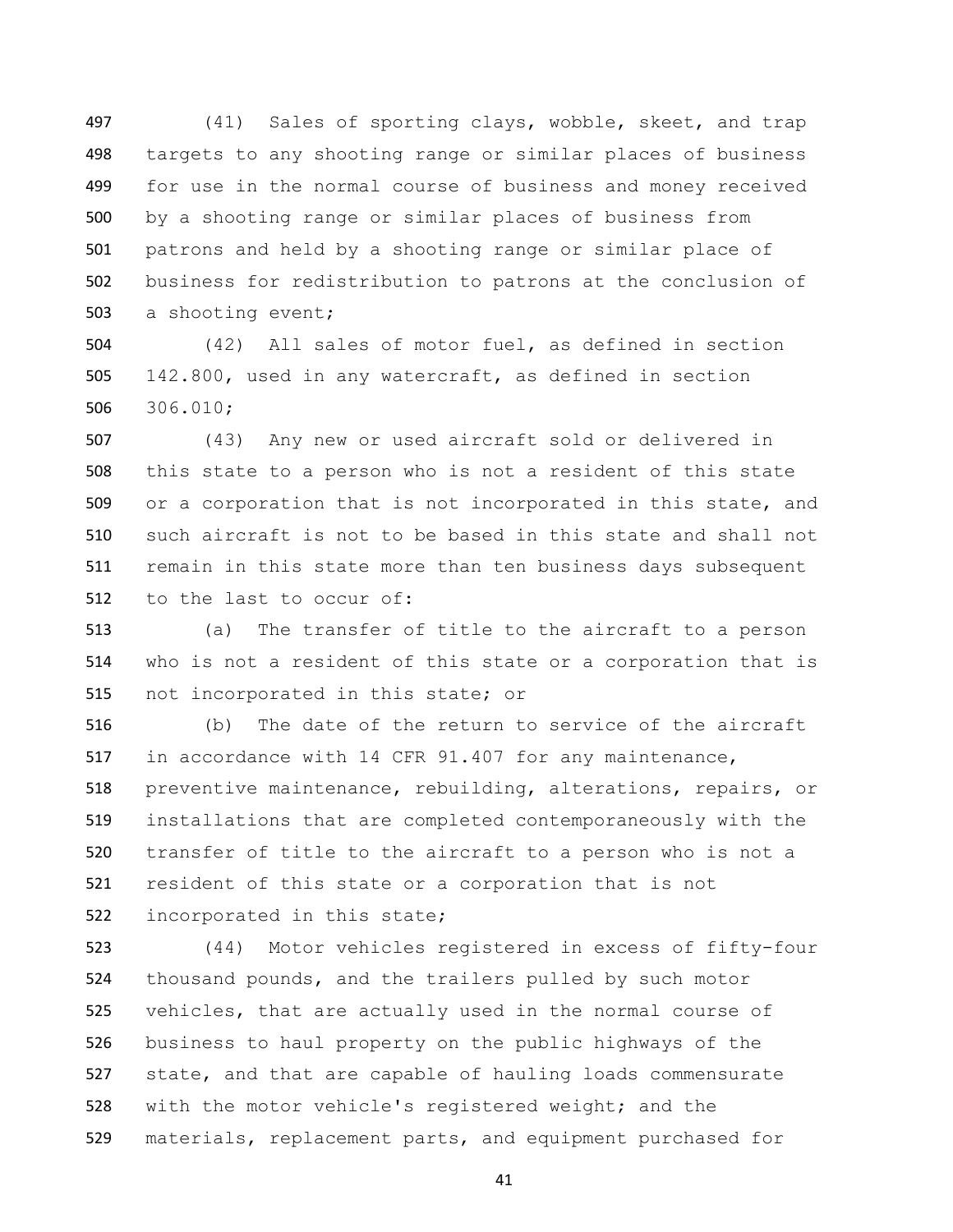(41) Sales of sporting clays, wobble, skeet, and trap targets to any shooting range or similar places of business for use in the normal course of business and money received by a shooting range or similar places of business from patrons and held by a shooting range or similar place of business for redistribution to patrons at the conclusion of a shooting event;

(42) All sales of motor fuel, as defined in section 142.800, used in any watercraft, as defined in section 306.010;

(43) Any new or used aircraft sold or delivered in this state to a person who is not a resident of this state or a corporation that is not incorporated in this state, and such aircraft is not to be based in this state and shall not remain in this state more than ten business days subsequent to the last to occur of:

(a) The transfer of title to the aircraft to a person who is not a resident of this state or a corporation that is not incorporated in this state; or

(b) The date of the return to service of the aircraft in accordance with 14 CFR 91.407 for any maintenance, preventive maintenance, rebuilding, alterations, repairs, or installations that are completed contemporaneously with the transfer of title to the aircraft to a person who is not a resident of this state or a corporation that is not incorporated in this state;

(44) Motor vehicles registered in excess of fifty-four thousand pounds, and the trailers pulled by such motor vehicles, that are actually used in the normal course of business to haul property on the public highways of the state, and that are capable of hauling loads commensurate with the motor vehicle's registered weight; and the materials, replacement parts, and equipment purchased for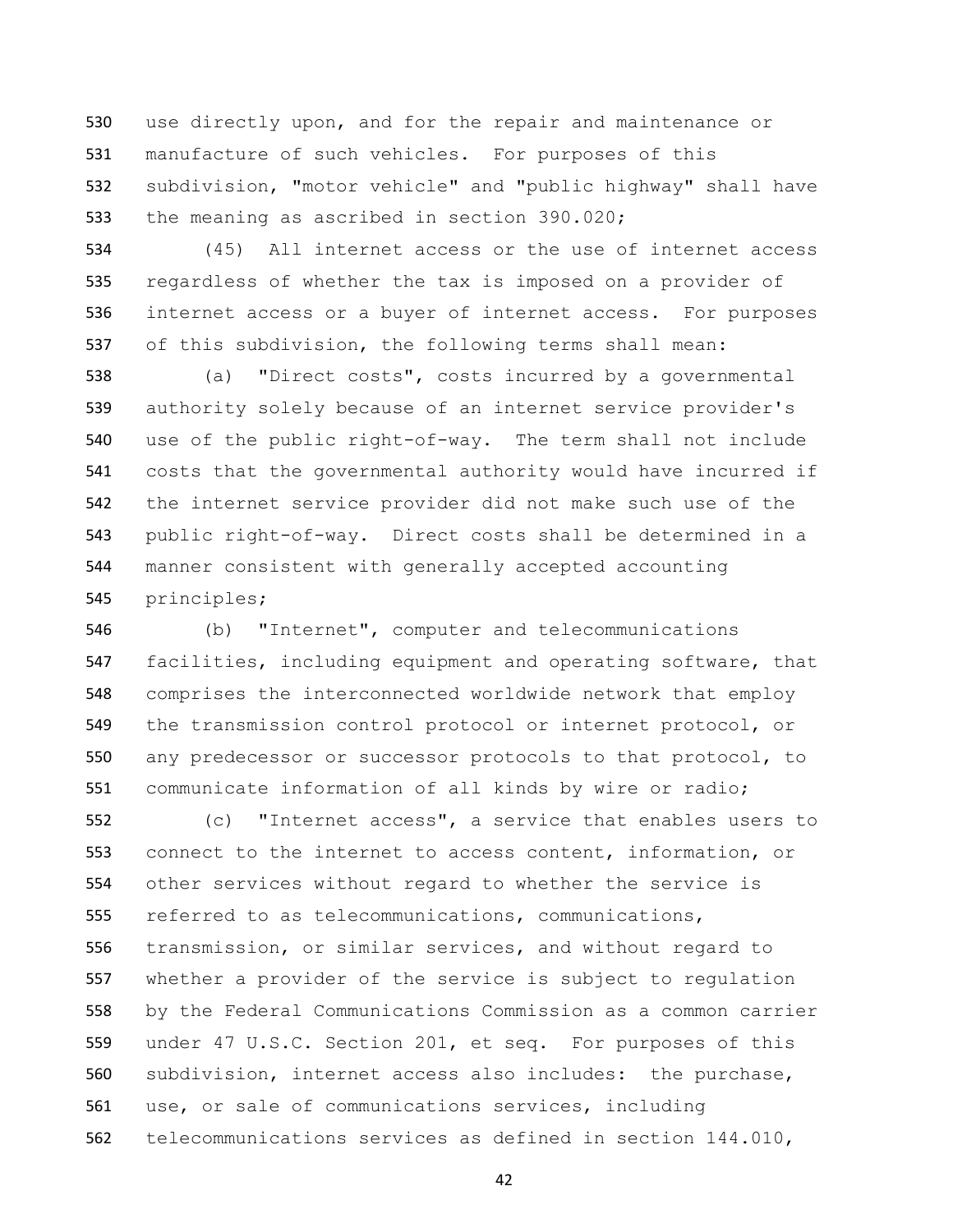use directly upon, and for the repair and maintenance or manufacture of such vehicles. For purposes of this subdivision, "motor vehicle" and "public highway" shall have the meaning as ascribed in section 390.020;

(45) All internet access or the use of internet access regardless of whether the tax is imposed on a provider of internet access or a buyer of internet access. For purposes of this subdivision, the following terms shall mean:

(a) "Direct costs", costs incurred by a governmental authority solely because of an internet service provider's use of the public right-of-way. The term shall not include costs that the governmental authority would have incurred if the internet service provider did not make such use of the public right-of-way. Direct costs shall be determined in a manner consistent with generally accepted accounting principles;

(b) "Internet", computer and telecommunications facilities, including equipment and operating software, that comprises the interconnected worldwide network that employ the transmission control protocol or internet protocol, or any predecessor or successor protocols to that protocol, to communicate information of all kinds by wire or radio;

(c) "Internet access", a service that enables users to connect to the internet to access content, information, or other services without regard to whether the service is referred to as telecommunications, communications, transmission, or similar services, and without regard to whether a provider of the service is subject to regulation by the Federal Communications Commission as a common carrier under 47 U.S.C. Section 201, et seq. For purposes of this subdivision, internet access also includes: the purchase, use, or sale of communications services, including telecommunications services as defined in section 144.010,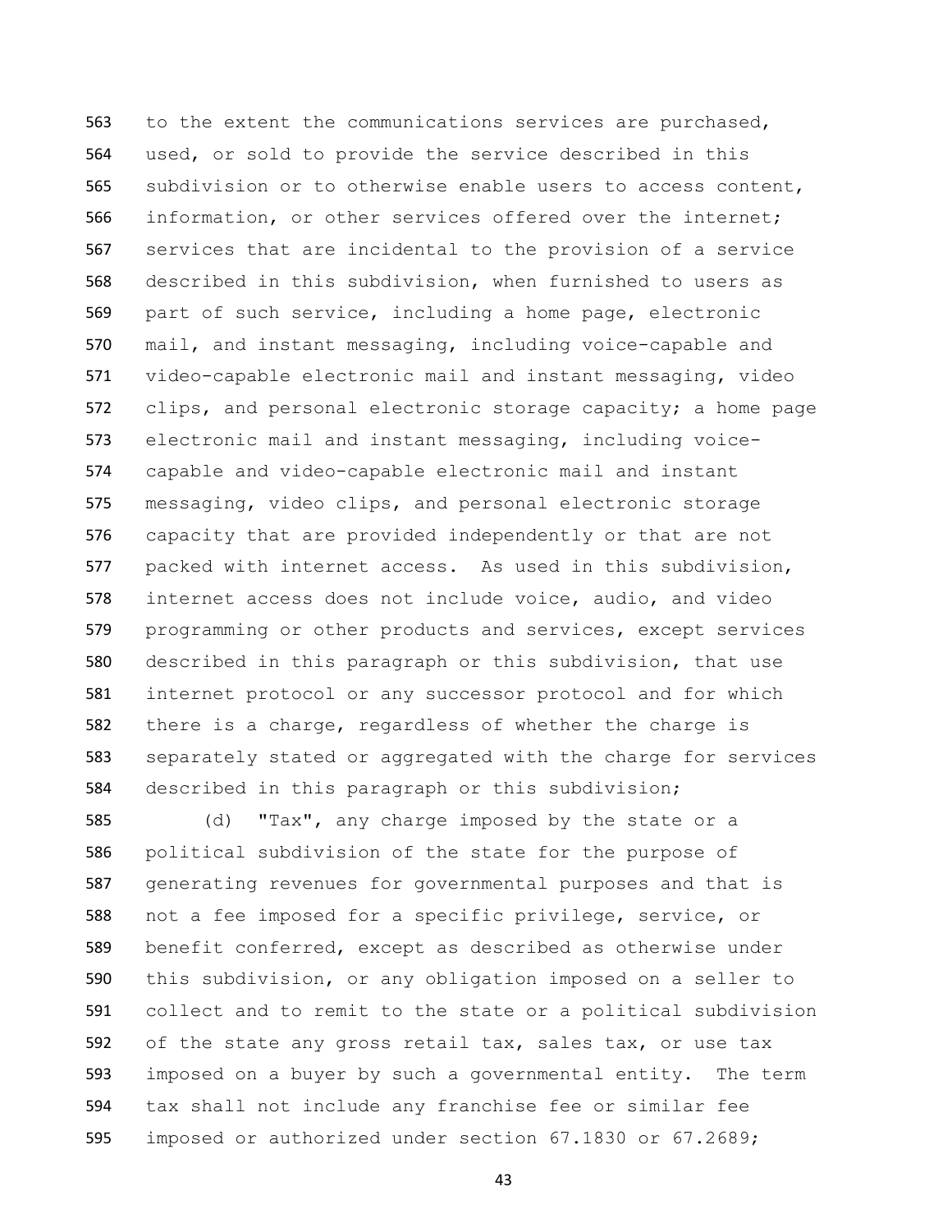to the extent the communications services are purchased, used, or sold to provide the service described in this subdivision or to otherwise enable users to access content, information, or other services offered over the internet; services that are incidental to the provision of a service described in this subdivision, when furnished to users as part of such service, including a home page, electronic mail, and instant messaging, including voice-capable and video-capable electronic mail and instant messaging, video clips, and personal electronic storage capacity; a home page electronic mail and instant messaging, including voice-capable and video-capable electronic mail and instant messaging, video clips, and personal electronic storage capacity that are provided independently or that are not packed with internet access. As used in this subdivision, internet access does not include voice, audio, and video programming or other products and services, except services described in this paragraph or this subdivision, that use internet protocol or any successor protocol and for which there is a charge, regardless of whether the charge is separately stated or aggregated with the charge for services described in this paragraph or this subdivision;

(d) "Tax", any charge imposed by the state or a political subdivision of the state for the purpose of generating revenues for governmental purposes and that is not a fee imposed for a specific privilege, service, or benefit conferred, except as described as otherwise under this subdivision, or any obligation imposed on a seller to collect and to remit to the state or a political subdivision of the state any gross retail tax, sales tax, or use tax imposed on a buyer by such a governmental entity. The term tax shall not include any franchise fee or similar fee imposed or authorized under section 67.1830 or 67.2689;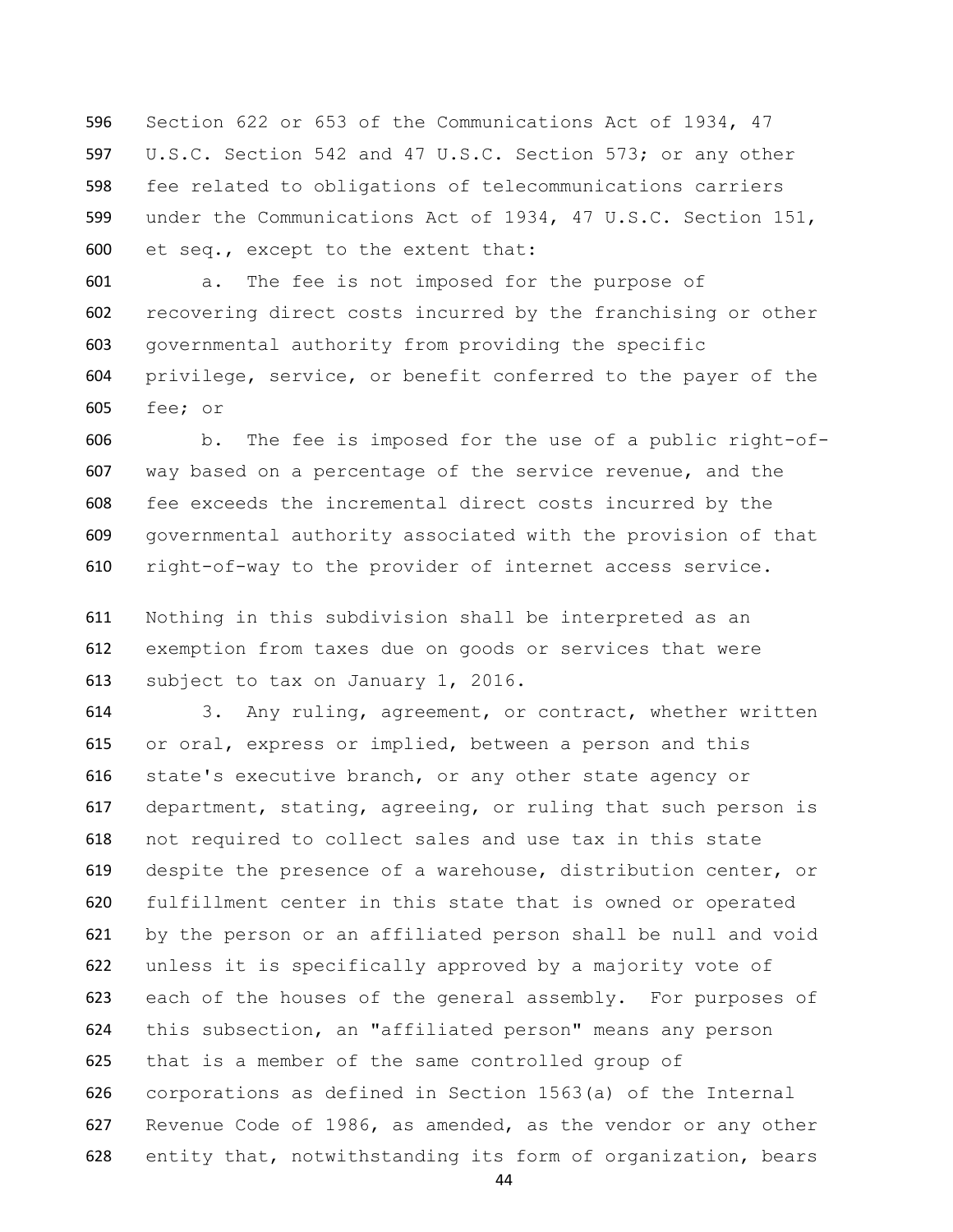Section 622 or 653 of the Communications Act of 1934, 47 U.S.C. Section 542 and 47 U.S.C. Section 573; or any other fee related to obligations of telecommunications carriers under the Communications Act of 1934, 47 U.S.C. Section 151, et seq., except to the extent that:

a. The fee is not imposed for the purpose of recovering direct costs incurred by the franchising or other governmental authority from providing the specific privilege, service, or benefit conferred to the payer of the fee; or

b. The fee is imposed for the use of a public right-of-way based on a percentage of the service revenue, and the fee exceeds the incremental direct costs incurred by the governmental authority associated with the provision of that right-of-way to the provider of internet access service.

Nothing in this subdivision shall be interpreted as an exemption from taxes due on goods or services that were subject to tax on January 1, 2016.

3. Any ruling, agreement, or contract, whether written or oral, express or implied, between a person and this state's executive branch, or any other state agency or department, stating, agreeing, or ruling that such person is not required to collect sales and use tax in this state despite the presence of a warehouse, distribution center, or fulfillment center in this state that is owned or operated by the person or an affiliated person shall be null and void unless it is specifically approved by a majority vote of each of the houses of the general assembly. For purposes of this subsection, an "affiliated person" means any person that is a member of the same controlled group of corporations as defined in Section 1563(a) of the Internal Revenue Code of 1986, as amended, as the vendor or any other entity that, notwithstanding its form of organization, bears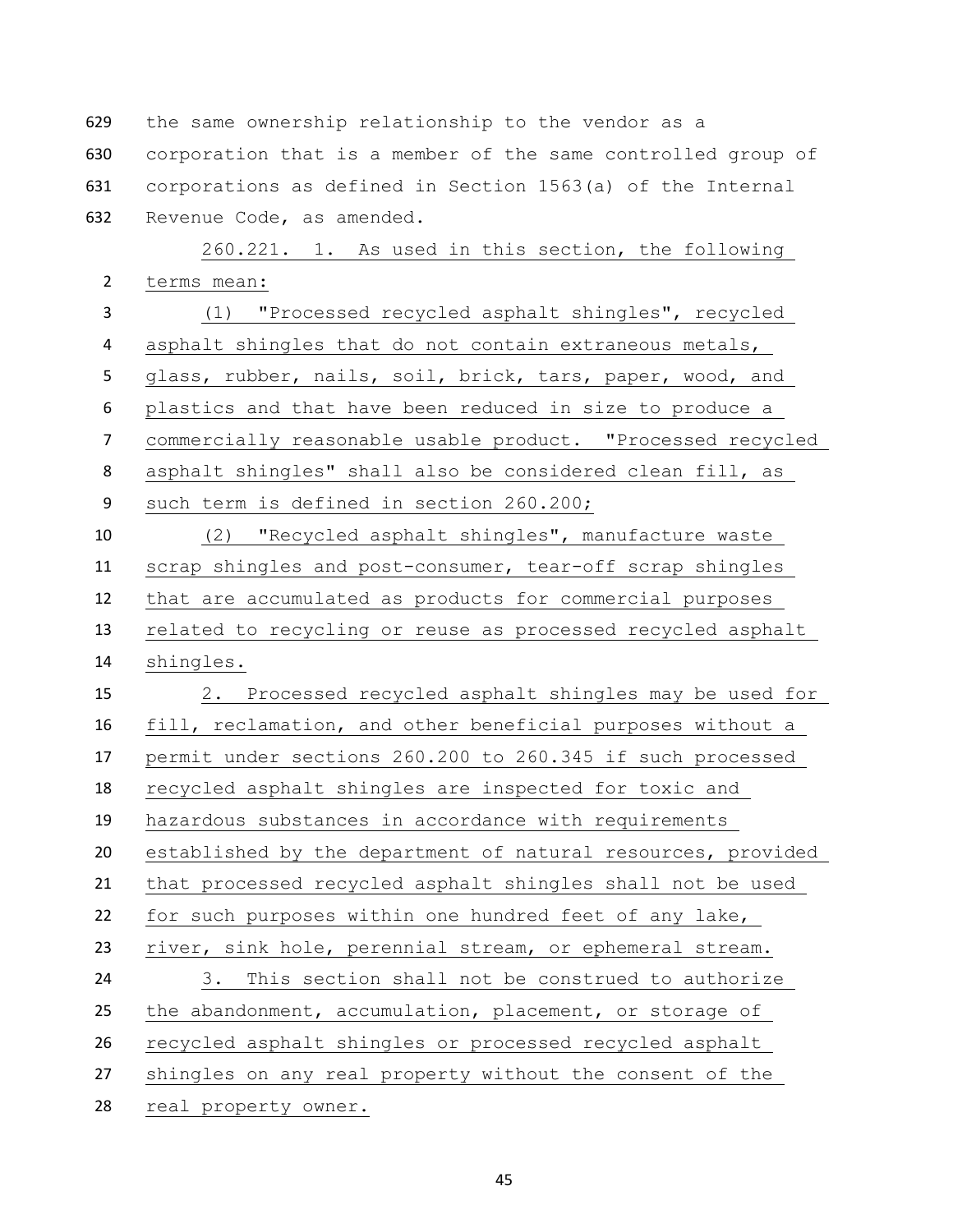the same ownership relationship to the vendor as a corporation that is a member of the same controlled group of corporations as defined in Section 1563(a) of the Internal Revenue Code, as amended.

260.221. 1. As used in this section, the following terms mean:

(1) "Processed recycled asphalt shingles", recycled asphalt shingles that do not contain extraneous metals, glass, rubber, nails, soil, brick, tars, paper, wood, and plastics and that have been reduced in size to produce a commercially reasonable usable product. "Processed recycled asphalt shingles" shall also be considered clean fill, as such term is defined in section 260.200;

(2) "Recycled asphalt shingles", manufacture waste scrap shingles and post-consumer, tear-off scrap shingles that are accumulated as products for commercial purposes related to recycling or reuse as processed recycled asphalt shingles.

2. Processed recycled asphalt shingles may be used for fill, reclamation, and other beneficial purposes without a permit under sections 260.200 to 260.345 if such processed recycled asphalt shingles are inspected for toxic and hazardous substances in accordance with requirements established by the department of natural resources, provided that processed recycled asphalt shingles shall not be used for such purposes within one hundred feet of any lake, river, sink hole, perennial stream, or ephemeral stream.

3. This section shall not be construed to authorize the abandonment, accumulation, placement, or storage of recycled asphalt shingles or processed recycled asphalt shingles on any real property without the consent of the real property owner.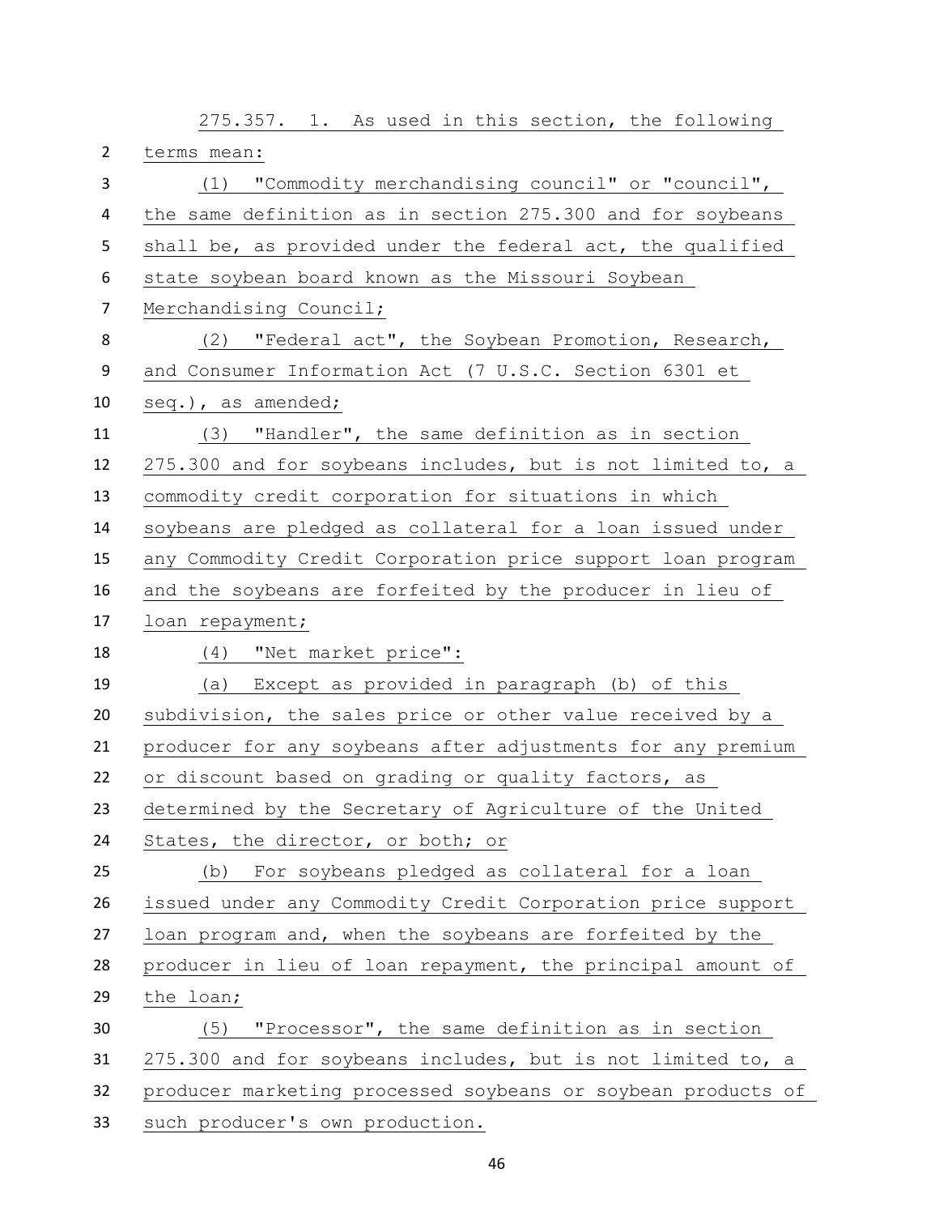275.357. 1. As used in this section, the following terms mean:

(1) "Commodity merchandising council" or "council", the same definition as in section 275.300 and for soybeans shall be, as provided under the federal act, the qualified state soybean board known as the Missouri Soybean Merchandising Council;

(2) "Federal act", the Soybean Promotion, Research, and Consumer Information Act (7 U.S.C. Section 6301 et seq.), as amended;

(3) "Handler", the same definition as in section 275.300 and for soybeans includes, but is not limited to, a commodity credit corporation for situations in which soybeans are pledged as collateral for a loan issued under any Commodity Credit Corporation price support loan program and the soybeans are forfeited by the producer in lieu of loan repayment;

(4) "Net market price":

(a) Except as provided in paragraph (b) of this subdivision, the sales price or other value received by a producer for any soybeans after adjustments for any premium or discount based on grading or quality factors, as determined by the Secretary of Agriculture of the United States, the director, or both; or

(b) For soybeans pledged as collateral for a loan issued under any Commodity Credit Corporation price support loan program and, when the soybeans are forfeited by the producer in lieu of loan repayment, the principal amount of the loan;

(5) "Processor", the same definition as in section 275.300 and for soybeans includes, but is not limited to, a producer marketing processed soybeans or soybean products of such producer's own production.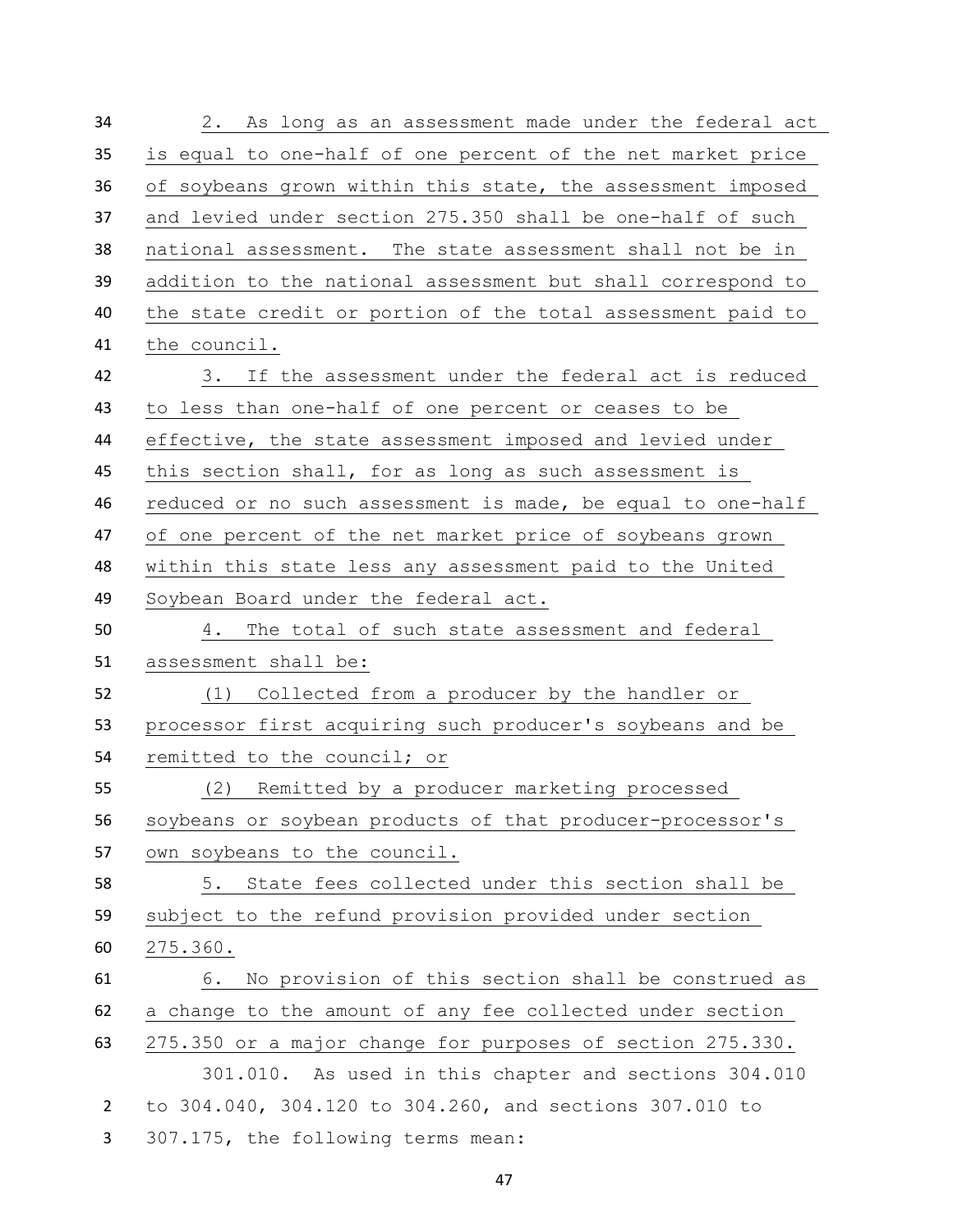2. As long as an assessment made under the federal act is equal to one-half of one percent of the net market price of soybeans grown within this state, the assessment imposed and levied under section 275.350 shall be one-half of such national assessment. The state assessment shall not be in addition to the national assessment but shall correspond to the state credit or portion of the total assessment paid to the council.

3. If the assessment under the federal act is reduced to less than one-half of one percent or ceases to be effective, the state assessment imposed and levied under this section shall, for as long as such assessment is reduced or no such assessment is made, be equal to one-half of one percent of the net market price of soybeans grown within this state less any assessment paid to the United Soybean Board under the federal act.

4. The total of such state assessment and federal assessment shall be:

(1) Collected from a producer by the handler or processor first acquiring such producer's soybeans and be remitted to the council; or

(2) Remitted by a producer marketing processed soybeans or soybean products of that producer-processor's own soybeans to the council.

5. State fees collected under this section shall be subject to the refund provision provided under section 275.360.

6. No provision of this section shall be construed as a change to the amount of any fee collected under section 275.350 or a major change for purposes of section 275.330.

301.010. As used in this chapter and sections 304.010 to 304.040, 304.120 to 304.260, and sections 307.010 to 307.175, the following terms mean: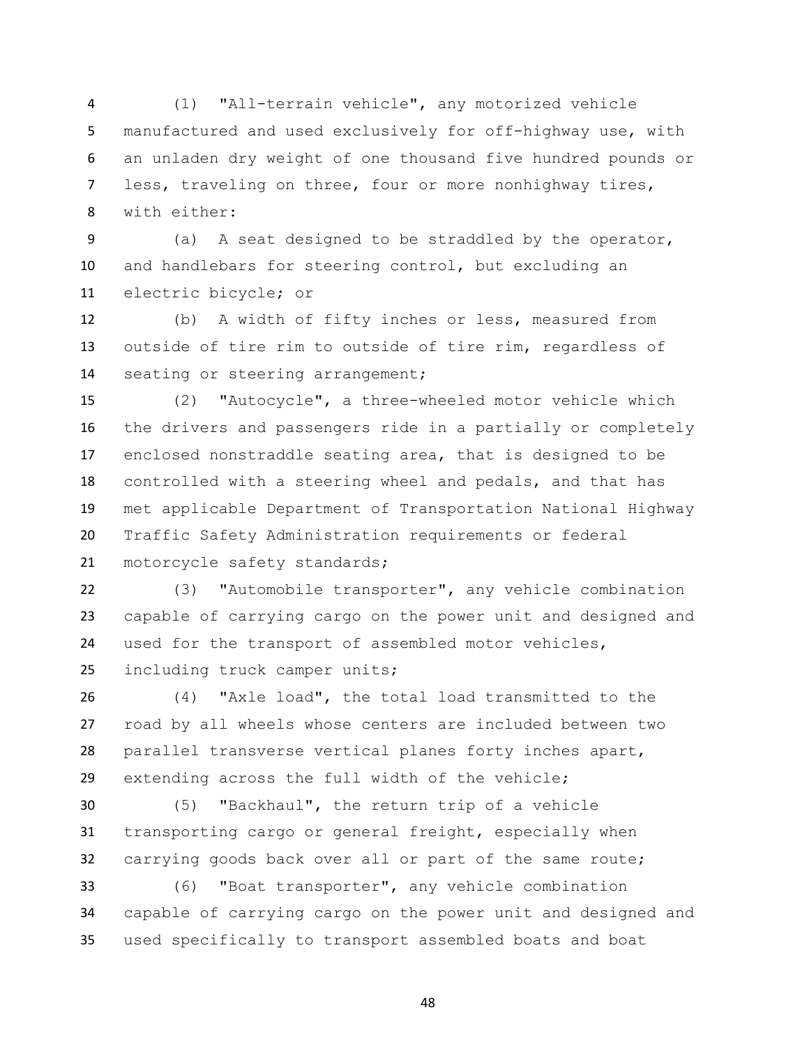(1) "All-terrain vehicle", any motorized vehicle manufactured and used exclusively for off-highway use, with an unladen dry weight of one thousand five hundred pounds or less, traveling on three, four or more nonhighway tires, with either:

(a) A seat designed to be straddled by the operator, and handlebars for steering control, but excluding an electric bicycle; or

(b) A width of fifty inches or less, measured from outside of tire rim to outside of tire rim, regardless of seating or steering arrangement;

(2) "Autocycle", a three-wheeled motor vehicle which the drivers and passengers ride in a partially or completely enclosed nonstraddle seating area, that is designed to be controlled with a steering wheel and pedals, and that has met applicable Department of Transportation National Highway Traffic Safety Administration requirements or federal motorcycle safety standards;

(3) "Automobile transporter", any vehicle combination capable of carrying cargo on the power unit and designed and used for the transport of assembled motor vehicles, including truck camper units;

(4) "Axle load", the total load transmitted to the road by all wheels whose centers are included between two parallel transverse vertical planes forty inches apart, extending across the full width of the vehicle;

(5) "Backhaul", the return trip of a vehicle transporting cargo or general freight, especially when carrying goods back over all or part of the same route;

(6) "Boat transporter", any vehicle combination capable of carrying cargo on the power unit and designed and used specifically to transport assembled boats and boat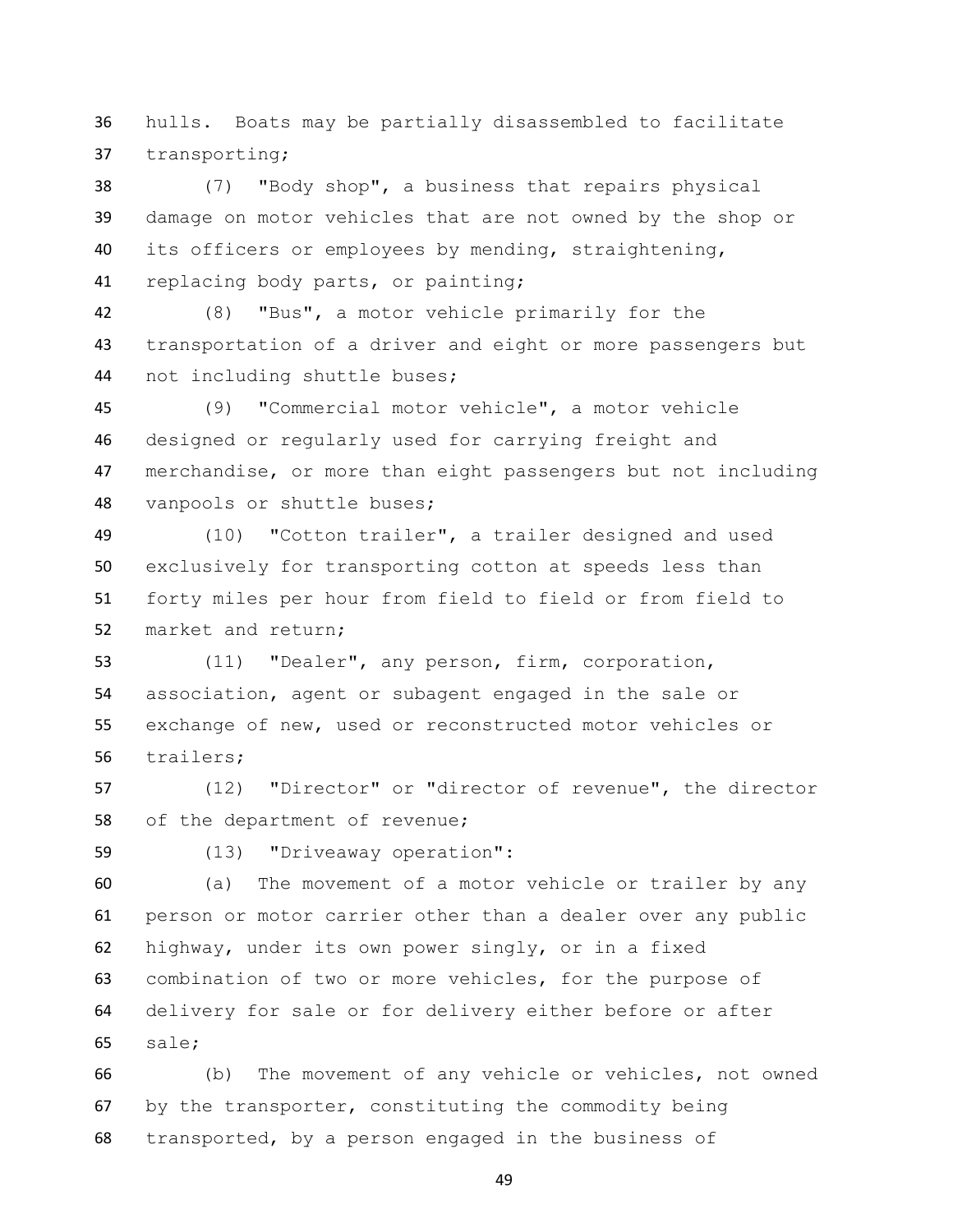hulls. Boats may be partially disassembled to facilitate transporting;

(7) "Body shop", a business that repairs physical damage on motor vehicles that are not owned by the shop or its officers or employees by mending, straightening, replacing body parts, or painting;

(8) "Bus", a motor vehicle primarily for the transportation of a driver and eight or more passengers but not including shuttle buses;

(9) "Commercial motor vehicle", a motor vehicle designed or regularly used for carrying freight and merchandise, or more than eight passengers but not including vanpools or shuttle buses;

(10) "Cotton trailer", a trailer designed and used exclusively for transporting cotton at speeds less than forty miles per hour from field to field or from field to market and return;

(11) "Dealer", any person, firm, corporation, association, agent or subagent engaged in the sale or exchange of new, used or reconstructed motor vehicles or trailers;

(12) "Director" or "director of revenue", the director of the department of revenue;

(13) "Driveaway operation":

(a) The movement of a motor vehicle or trailer by any person or motor carrier other than a dealer over any public highway, under its own power singly, or in a fixed combination of two or more vehicles, for the purpose of delivery for sale or for delivery either before or after sale;

(b) The movement of any vehicle or vehicles, not owned by the transporter, constituting the commodity being transported, by a person engaged in the business of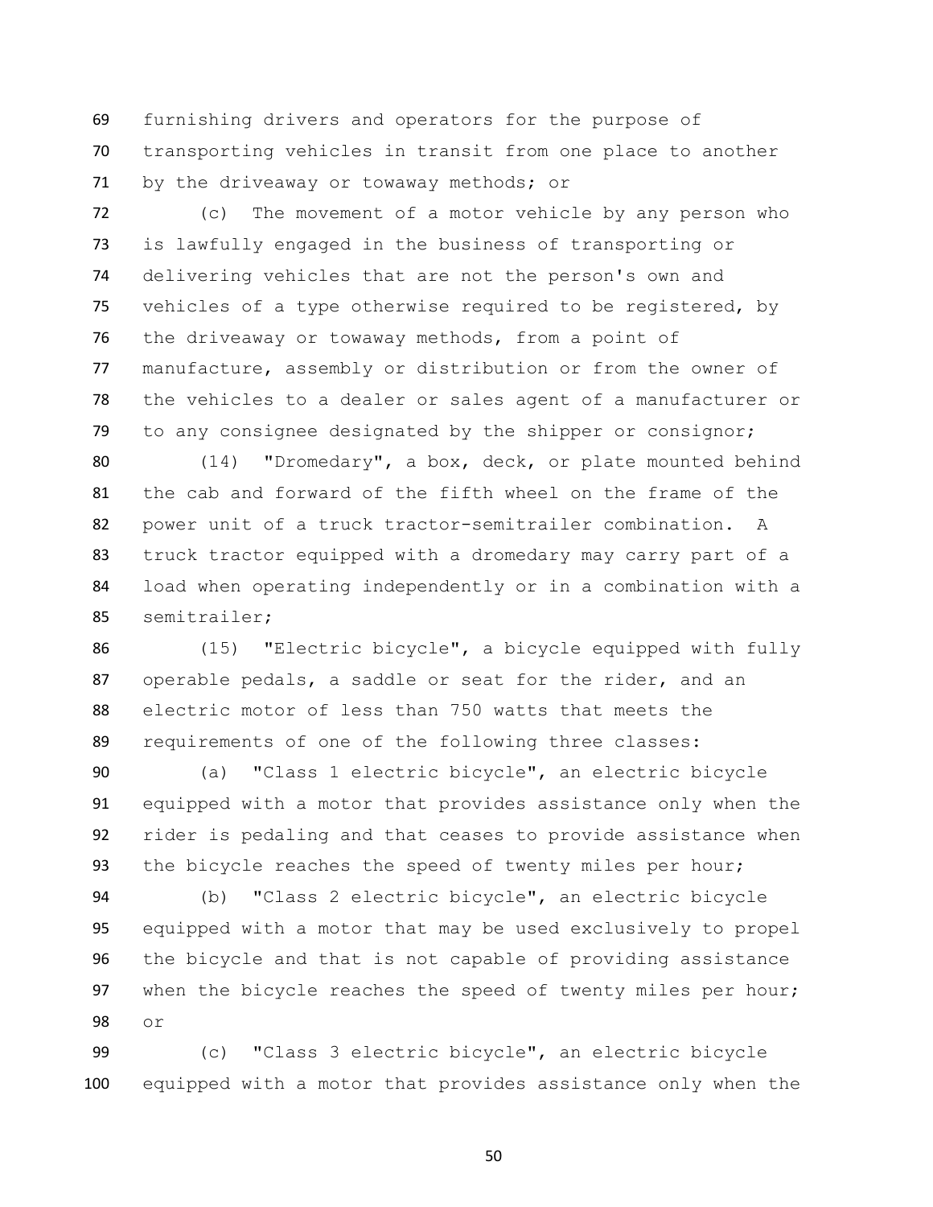furnishing drivers and operators for the purpose of transporting vehicles in transit from one place to another by the driveaway or towaway methods; or

(c) The movement of a motor vehicle by any person who is lawfully engaged in the business of transporting or delivering vehicles that are not the person's own and vehicles of a type otherwise required to be registered, by the driveaway or towaway methods, from a point of manufacture, assembly or distribution or from the owner of the vehicles to a dealer or sales agent of a manufacturer or to any consignee designated by the shipper or consignor;

(14) "Dromedary", a box, deck, or plate mounted behind the cab and forward of the fifth wheel on the frame of the power unit of a truck tractor-semitrailer combination. A truck tractor equipped with a dromedary may carry part of a load when operating independently or in a combination with a semitrailer;

(15) "Electric bicycle", a bicycle equipped with fully operable pedals, a saddle or seat for the rider, and an electric motor of less than 750 watts that meets the requirements of one of the following three classes:

(a) "Class 1 electric bicycle", an electric bicycle equipped with a motor that provides assistance only when the rider is pedaling and that ceases to provide assistance when the bicycle reaches the speed of twenty miles per hour;

(b) "Class 2 electric bicycle", an electric bicycle equipped with a motor that may be used exclusively to propel the bicycle and that is not capable of providing assistance when the bicycle reaches the speed of twenty miles per hour; or

(c) "Class 3 electric bicycle", an electric bicycle equipped with a motor that provides assistance only when the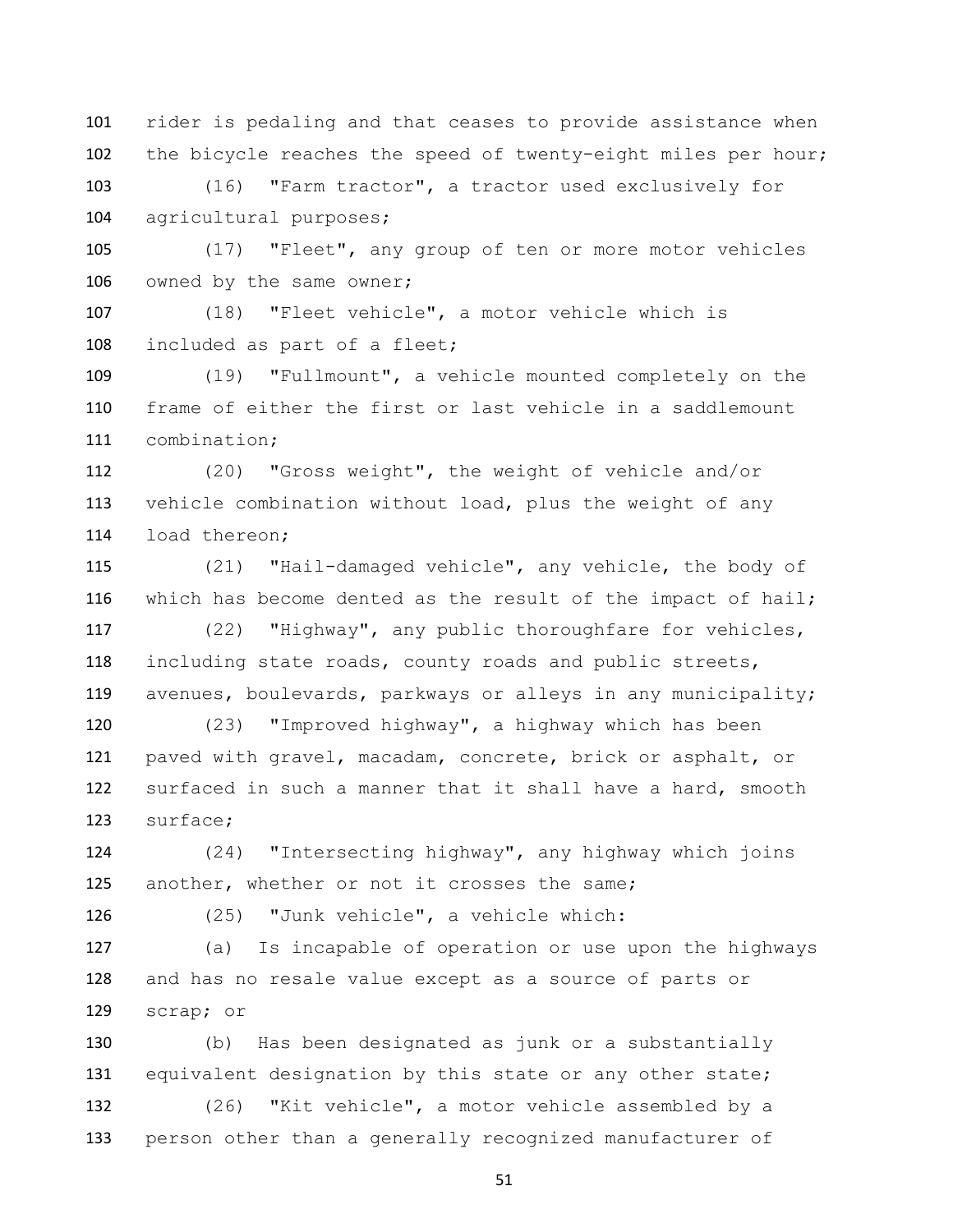rider is pedaling and that ceases to provide assistance when the bicycle reaches the speed of twenty-eight miles per hour;

(16) "Farm tractor", a tractor used exclusively for agricultural purposes;

(17) "Fleet", any group of ten or more motor vehicles owned by the same owner;

(18) "Fleet vehicle", a motor vehicle which is included as part of a fleet;

(19) "Fullmount", a vehicle mounted completely on the frame of either the first or last vehicle in a saddlemount combination;

(20) "Gross weight", the weight of vehicle and/or vehicle combination without load, plus the weight of any load thereon;

(21) "Hail-damaged vehicle", any vehicle, the body of which has become dented as the result of the impact of hail;

(22) "Highway", any public thoroughfare for vehicles, including state roads, county roads and public streets, avenues, boulevards, parkways or alleys in any municipality;

(23) "Improved highway", a highway which has been paved with gravel, macadam, concrete, brick or asphalt, or surfaced in such a manner that it shall have a hard, smooth surface;

(24) "Intersecting highway", any highway which joins another, whether or not it crosses the same;

(25) "Junk vehicle", a vehicle which:

(a) Is incapable of operation or use upon the highways and has no resale value except as a source of parts or scrap; or

(b) Has been designated as junk or a substantially equivalent designation by this state or any other state;

(26) "Kit vehicle", a motor vehicle assembled by a person other than a generally recognized manufacturer of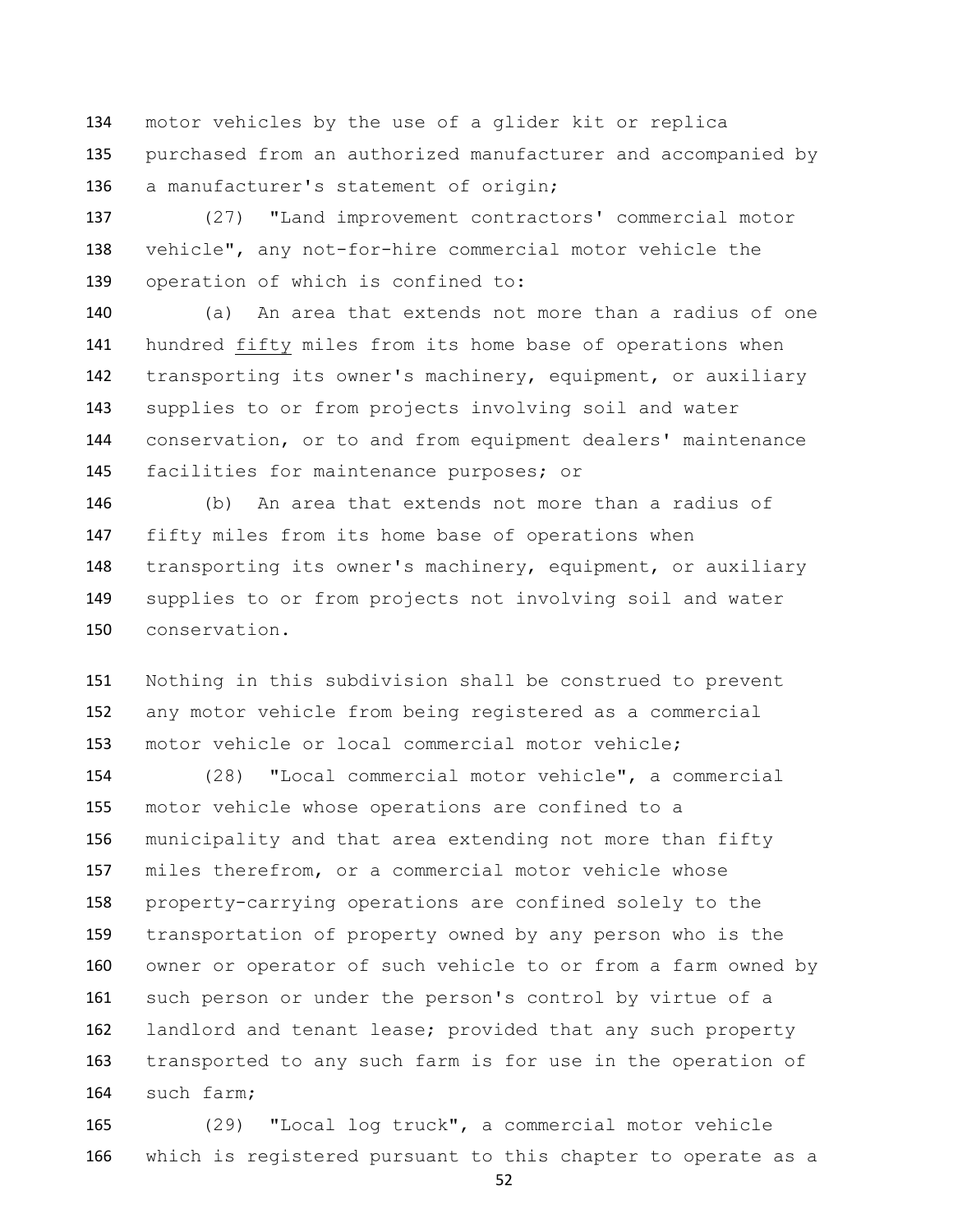motor vehicles by the use of a glider kit or replica purchased from an authorized manufacturer and accompanied by a manufacturer's statement of origin;

(27) "Land improvement contractors' commercial motor vehicle", any not-for-hire commercial motor vehicle the operation of which is confined to:

(a) An area that extends not more than a radius of one hundred fifty miles from its home base of operations when transporting its owner's machinery, equipment, or auxiliary supplies to or from projects involving soil and water conservation, or to and from equipment dealers' maintenance facilities for maintenance purposes; or

(b) An area that extends not more than a radius of fifty miles from its home base of operations when transporting its owner's machinery, equipment, or auxiliary supplies to or from projects not involving soil and water conservation.

Nothing in this subdivision shall be construed to prevent any motor vehicle from being registered as a commercial motor vehicle or local commercial motor vehicle;

(28) "Local commercial motor vehicle", a commercial motor vehicle whose operations are confined to a municipality and that area extending not more than fifty miles therefrom, or a commercial motor vehicle whose property-carrying operations are confined solely to the transportation of property owned by any person who is the owner or operator of such vehicle to or from a farm owned by such person or under the person's control by virtue of a landlord and tenant lease; provided that any such property transported to any such farm is for use in the operation of such farm;

(29) "Local log truck", a commercial motor vehicle which is registered pursuant to this chapter to operate as a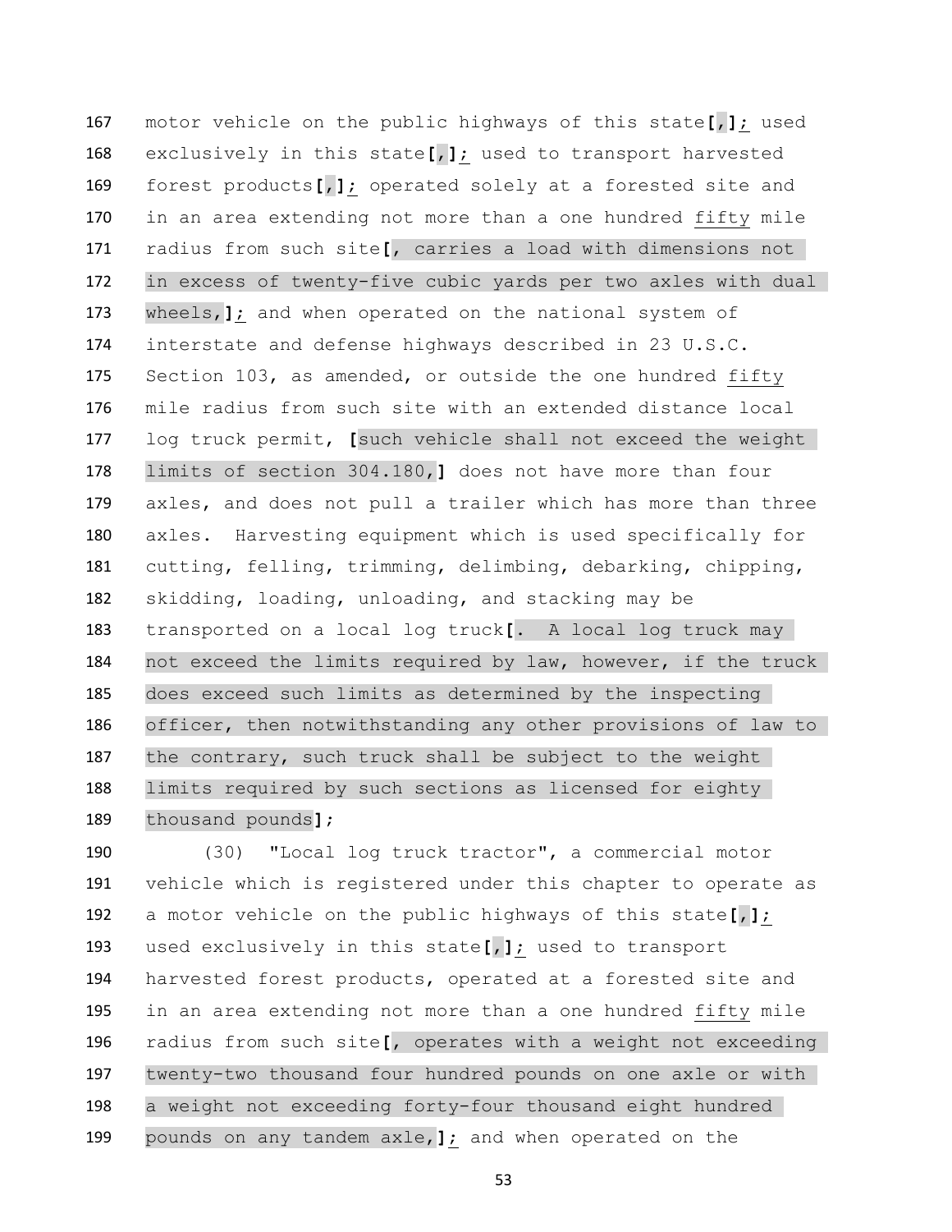167 motor vehicle on the public highways of this state[,]; used
168 exclusively in this state[,]; used to transport harvested
169 forest products[,]; operated solely at a forested site and
170 in an area extending not more than a one hundred fifty mile
171 radius from such site[, carries a load with dimensions not
172 in excess of twenty-five cubic yards per two axles with dual
173 wheels,]; and when operated on the national system of
174 interstate and defense highways described in 23 U.S.C.
175 Section 103, as amended, or outside the one hundred fifty
176 mile radius from such site with an extended distance local
177 log truck permit, [such vehicle shall not exceed the weight
178 limits of section 304.180,] does not have more than four
179 axles, and does not pull a trailer which has more than three
180 axles. Harvesting equipment which is used specifically for
181 cutting, felling, trimming, delimbing, debarking, chipping,
182 skidding, loading, unloading, and stacking may be
183 transported on a local log truck[. A local log truck may
184 not exceed the limits required by law, however, if the truck
185 does exceed such limits as determined by the inspecting
186 officer, then notwithstanding any other provisions of law to
187 the contrary, such truck shall be subject to the weight
188 limits required by such sections as licensed for eighty
189 thousand pounds];

190 (30) "Local log truck tractor", a commercial motor
191 vehicle which is registered under this chapter to operate as
192 a motor vehicle on the public highways of this state[,];
193 used exclusively in this state[,]; used to transport
194 harvested forest products, operated at a forested site and
195 in an area extending not more than a one hundred fifty mile
196 radius from such site[, operates with a weight not exceeding
197 twenty-two thousand four hundred pounds on one axle or with
198 a weight not exceeding forty-four thousand eight hundred
199 pounds on any tandem axle,]; and when operated on the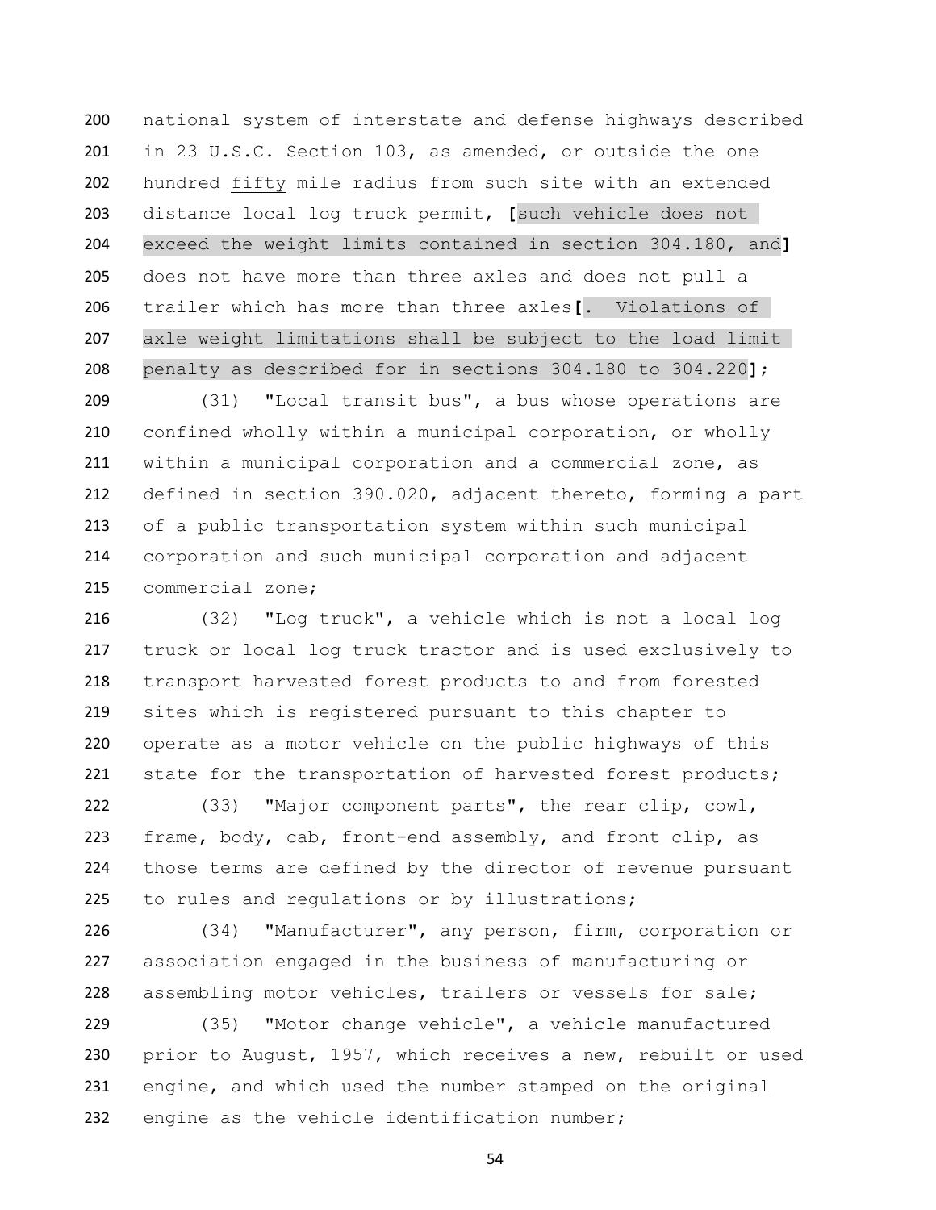national system of interstate and defense highways described in 23 U.S.C. Section 103, as amended, or outside the one hundred <u>fifty</u> mile radius from such site with an extended distance local log truck permit, [such vehicle does not exceed the weight limits contained in section 304.180, and] does not have more than three axles and does not pull a trailer which has more than three axles[. Violations of axle weight limitations shall be subject to the load limit penalty as described for in sections 304.180 to 304.220];

(31) "Local transit bus", a bus whose operations are confined wholly within a municipal corporation, or wholly within a municipal corporation and a commercial zone, as defined in section 390.020, adjacent thereto, forming a part of a public transportation system within such municipal corporation and such municipal corporation and adjacent commercial zone;

(32) "Log truck", a vehicle which is not a local log truck or local log truck tractor and is used exclusively to transport harvested forest products to and from forested sites which is registered pursuant to this chapter to operate as a motor vehicle on the public highways of this state for the transportation of harvested forest products;

(33) "Major component parts", the rear clip, cowl, frame, body, cab, front-end assembly, and front clip, as those terms are defined by the director of revenue pursuant to rules and regulations or by illustrations;

(34) "Manufacturer", any person, firm, corporation or association engaged in the business of manufacturing or assembling motor vehicles, trailers or vessels for sale;

(35) "Motor change vehicle", a vehicle manufactured prior to August, 1957, which receives a new, rebuilt or used engine, and which used the number stamped on the original engine as the vehicle identification number;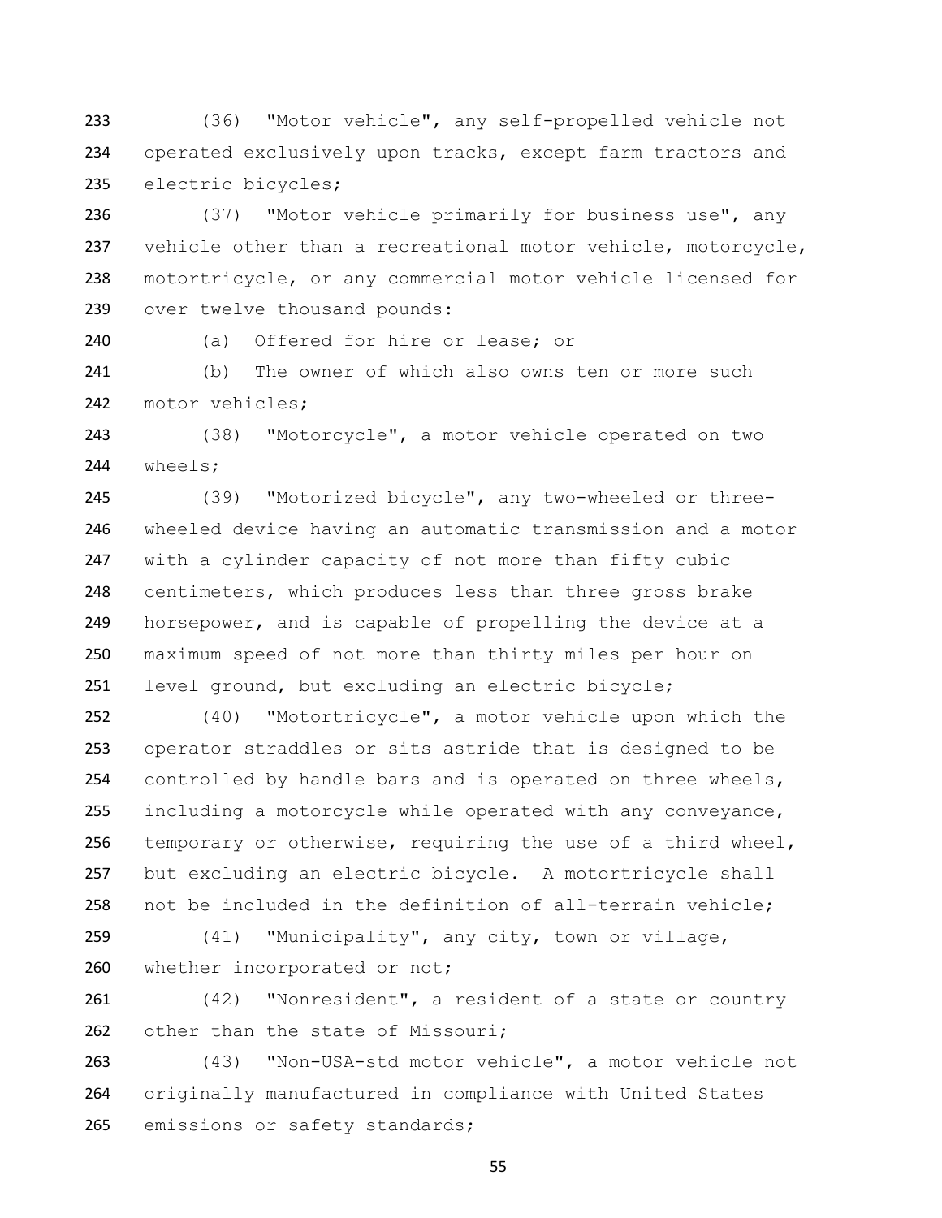(36) "Motor vehicle", any self-propelled vehicle not operated exclusively upon tracks, except farm tractors and electric bicycles;

(37) "Motor vehicle primarily for business use", any vehicle other than a recreational motor vehicle, motorcycle, motortricycle, or any commercial motor vehicle licensed for over twelve thousand pounds:

(a) Offered for hire or lease; or

(b) The owner of which also owns ten or more such motor vehicles;

(38) "Motorcycle", a motor vehicle operated on two wheels;

(39) "Motorized bicycle", any two-wheeled or three-wheeled device having an automatic transmission and a motor with a cylinder capacity of not more than fifty cubic centimeters, which produces less than three gross brake horsepower, and is capable of propelling the device at a maximum speed of not more than thirty miles per hour on level ground, but excluding an electric bicycle;

(40) "Motortricycle", a motor vehicle upon which the operator straddles or sits astride that is designed to be controlled by handle bars and is operated on three wheels, including a motorcycle while operated with any conveyance, temporary or otherwise, requiring the use of a third wheel, but excluding an electric bicycle. A motortricycle shall not be included in the definition of all-terrain vehicle;

(41) "Municipality", any city, town or village, whether incorporated or not;

(42) "Nonresident", a resident of a state or country other than the state of Missouri;

(43) "Non-USA-std motor vehicle", a motor vehicle not originally manufactured in compliance with United States emissions or safety standards;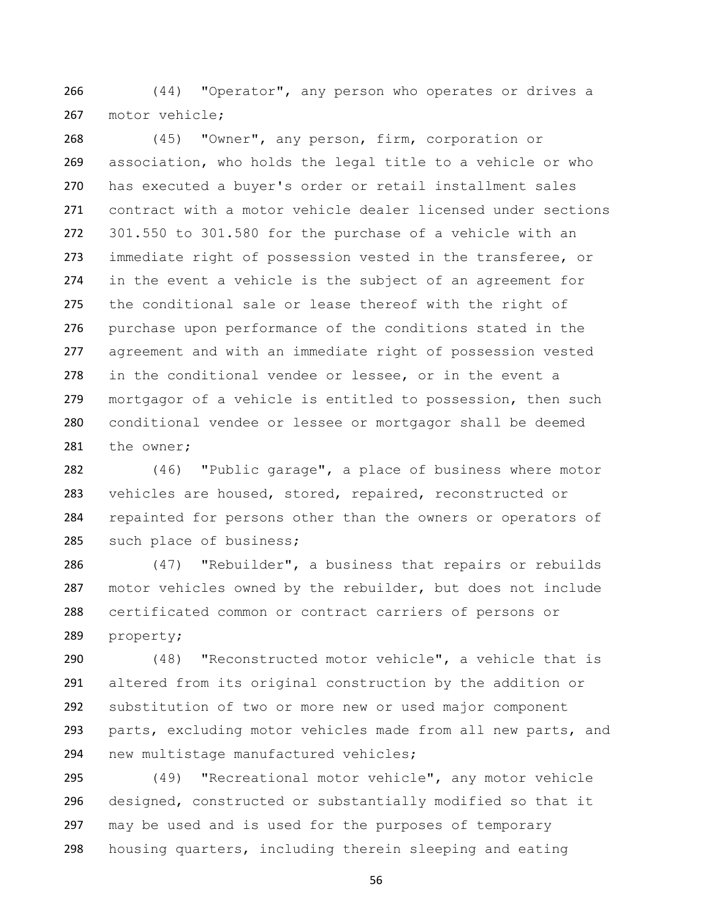(44) "Operator", any person who operates or drives a motor vehicle;

(45) "Owner", any person, firm, corporation or association, who holds the legal title to a vehicle or who has executed a buyer's order or retail installment sales contract with a motor vehicle dealer licensed under sections 301.550 to 301.580 for the purchase of a vehicle with an immediate right of possession vested in the transferee, or in the event a vehicle is the subject of an agreement for the conditional sale or lease thereof with the right of purchase upon performance of the conditions stated in the agreement and with an immediate right of possession vested in the conditional vendee or lessee, or in the event a mortgagor of a vehicle is entitled to possession, then such conditional vendee or lessee or mortgagor shall be deemed the owner;

(46) "Public garage", a place of business where motor vehicles are housed, stored, repaired, reconstructed or repainted for persons other than the owners or operators of such place of business;

(47) "Rebuilder", a business that repairs or rebuilds motor vehicles owned by the rebuilder, but does not include certificated common or contract carriers of persons or property;

(48) "Reconstructed motor vehicle", a vehicle that is altered from its original construction by the addition or substitution of two or more new or used major component parts, excluding motor vehicles made from all new parts, and new multistage manufactured vehicles;

(49) "Recreational motor vehicle", any motor vehicle designed, constructed or substantially modified so that it may be used and is used for the purposes of temporary housing quarters, including therein sleeping and eating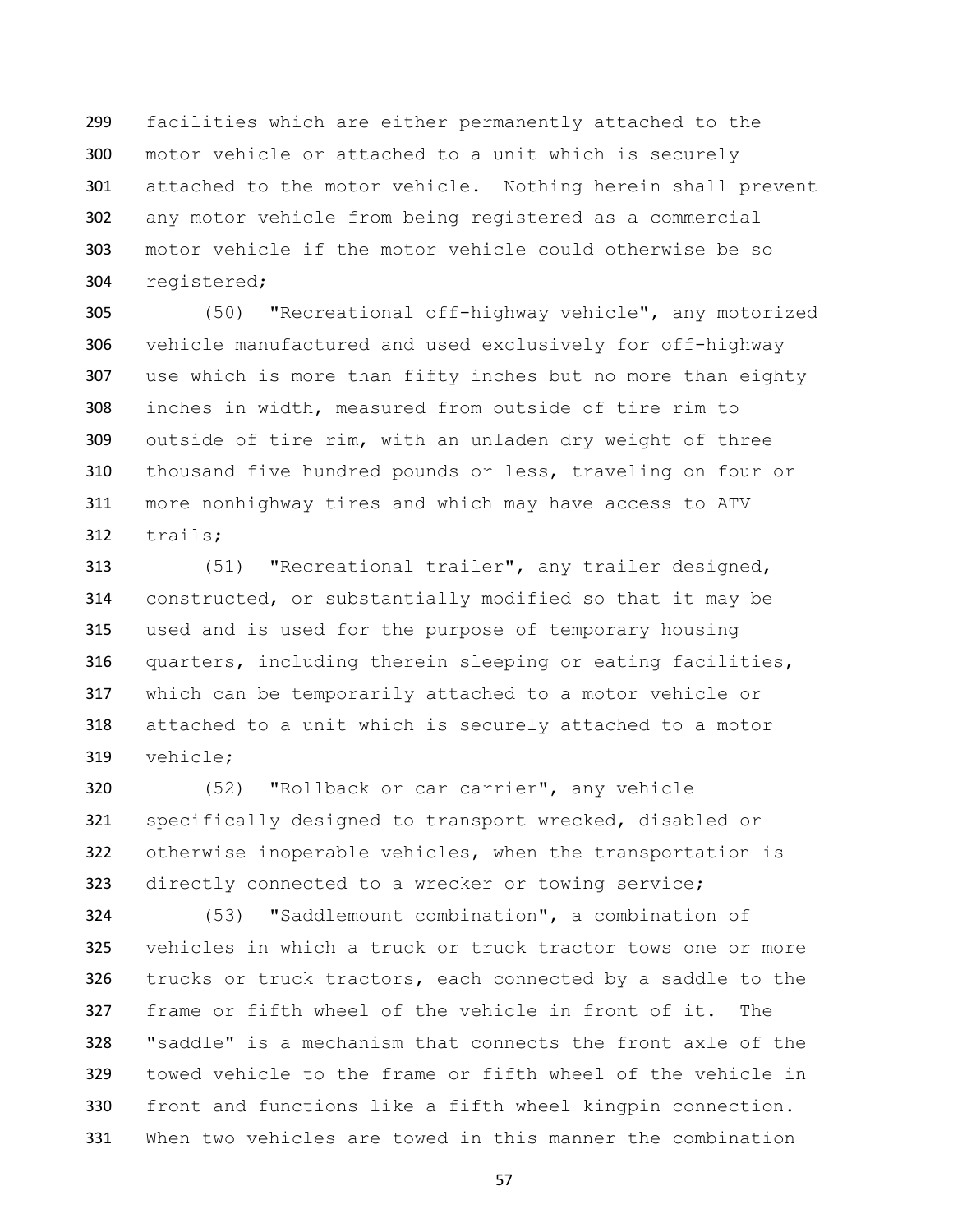facilities which are either permanently attached to the motor vehicle or attached to a unit which is securely attached to the motor vehicle. Nothing herein shall prevent any motor vehicle from being registered as a commercial motor vehicle if the motor vehicle could otherwise be so registered;

(50) "Recreational off-highway vehicle", any motorized vehicle manufactured and used exclusively for off-highway use which is more than fifty inches but no more than eighty inches in width, measured from outside of tire rim to outside of tire rim, with an unladen dry weight of three thousand five hundred pounds or less, traveling on four or more nonhighway tires and which may have access to ATV trails;

(51) "Recreational trailer", any trailer designed, constructed, or substantially modified so that it may be used and is used for the purpose of temporary housing quarters, including therein sleeping or eating facilities, which can be temporarily attached to a motor vehicle or attached to a unit which is securely attached to a motor vehicle;

(52) "Rollback or car carrier", any vehicle specifically designed to transport wrecked, disabled or otherwise inoperable vehicles, when the transportation is directly connected to a wrecker or towing service;

(53) "Saddlemount combination", a combination of vehicles in which a truck or truck tractor tows one or more trucks or truck tractors, each connected by a saddle to the frame or fifth wheel of the vehicle in front of it. The "saddle" is a mechanism that connects the front axle of the towed vehicle to the frame or fifth wheel of the vehicle in front and functions like a fifth wheel kingpin connection. When two vehicles are towed in this manner the combination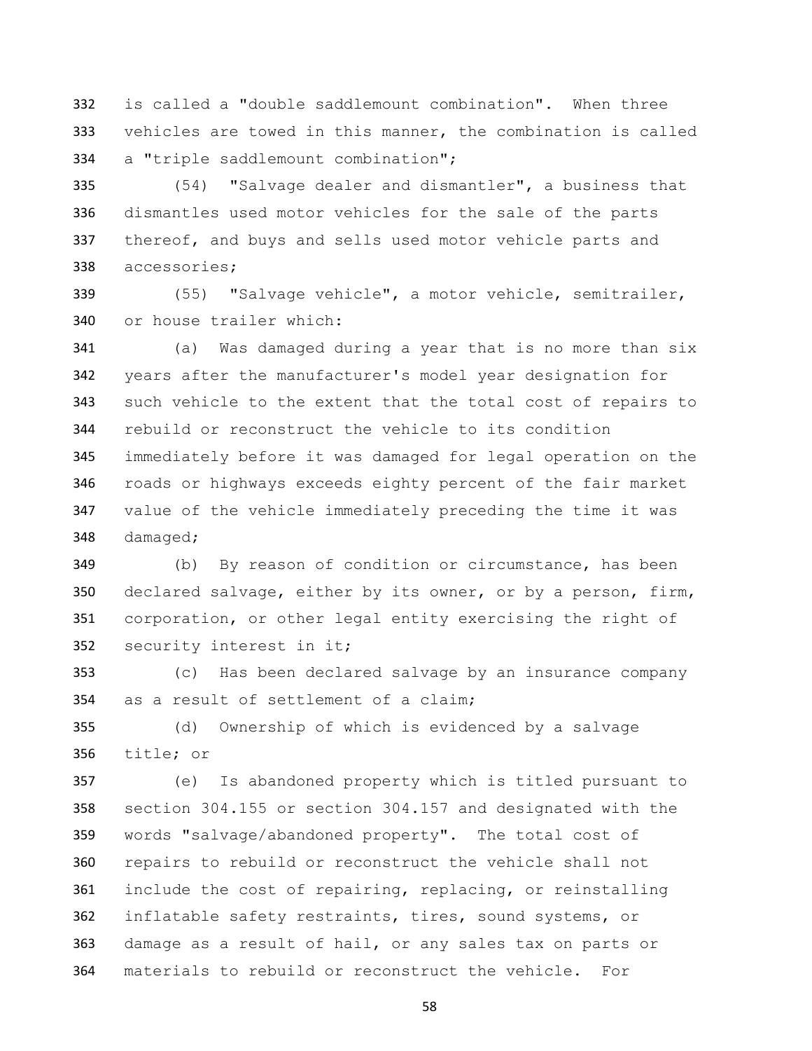is called a "double saddlemount combination". When three vehicles are towed in this manner, the combination is called a "triple saddlemount combination";

(54) "Salvage dealer and dismantler", a business that dismantles used motor vehicles for the sale of the parts thereof, and buys and sells used motor vehicle parts and accessories;

(55) "Salvage vehicle", a motor vehicle, semitrailer, or house trailer which:

(a) Was damaged during a year that is no more than six years after the manufacturer's model year designation for such vehicle to the extent that the total cost of repairs to rebuild or reconstruct the vehicle to its condition immediately before it was damaged for legal operation on the roads or highways exceeds eighty percent of the fair market value of the vehicle immediately preceding the time it was damaged;

(b) By reason of condition or circumstance, has been declared salvage, either by its owner, or by a person, firm, corporation, or other legal entity exercising the right of security interest in it;

(c) Has been declared salvage by an insurance company as a result of settlement of a claim;

(d) Ownership of which is evidenced by a salvage title; or

(e) Is abandoned property which is titled pursuant to section 304.155 or section 304.157 and designated with the words "salvage/abandoned property". The total cost of repairs to rebuild or reconstruct the vehicle shall not include the cost of repairing, replacing, or reinstalling inflatable safety restraints, tires, sound systems, or damage as a result of hail, or any sales tax on parts or materials to rebuild or reconstruct the vehicle. For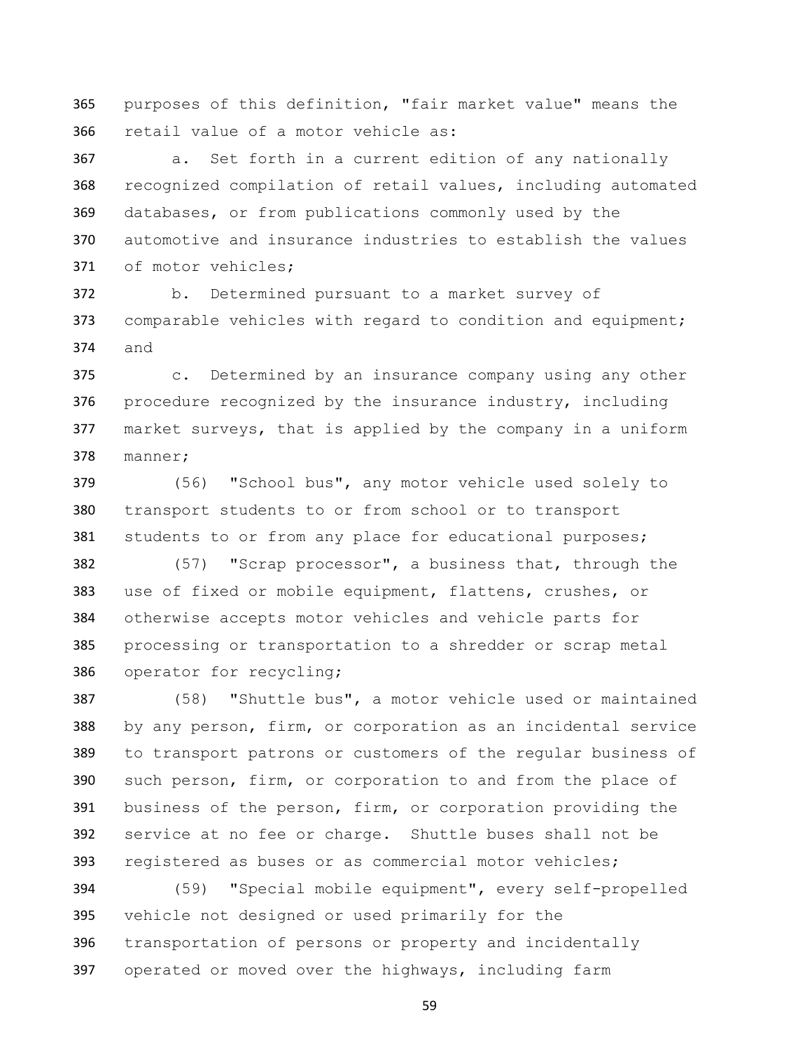purposes of this definition, "fair market value" means the retail value of a motor vehicle as:

a. Set forth in a current edition of any nationally recognized compilation of retail values, including automated databases, or from publications commonly used by the automotive and insurance industries to establish the values of motor vehicles;

b. Determined pursuant to a market survey of comparable vehicles with regard to condition and equipment; and

c. Determined by an insurance company using any other procedure recognized by the insurance industry, including market surveys, that is applied by the company in a uniform manner;

(56) "School bus", any motor vehicle used solely to transport students to or from school or to transport students to or from any place for educational purposes;

(57) "Scrap processor", a business that, through the use of fixed or mobile equipment, flattens, crushes, or otherwise accepts motor vehicles and vehicle parts for processing or transportation to a shredder or scrap metal operator for recycling;

(58) "Shuttle bus", a motor vehicle used or maintained by any person, firm, or corporation as an incidental service to transport patrons or customers of the regular business of such person, firm, or corporation to and from the place of business of the person, firm, or corporation providing the service at no fee or charge. Shuttle buses shall not be registered as buses or as commercial motor vehicles;

(59) "Special mobile equipment", every self-propelled vehicle not designed or used primarily for the transportation of persons or property and incidentally operated or moved over the highways, including farm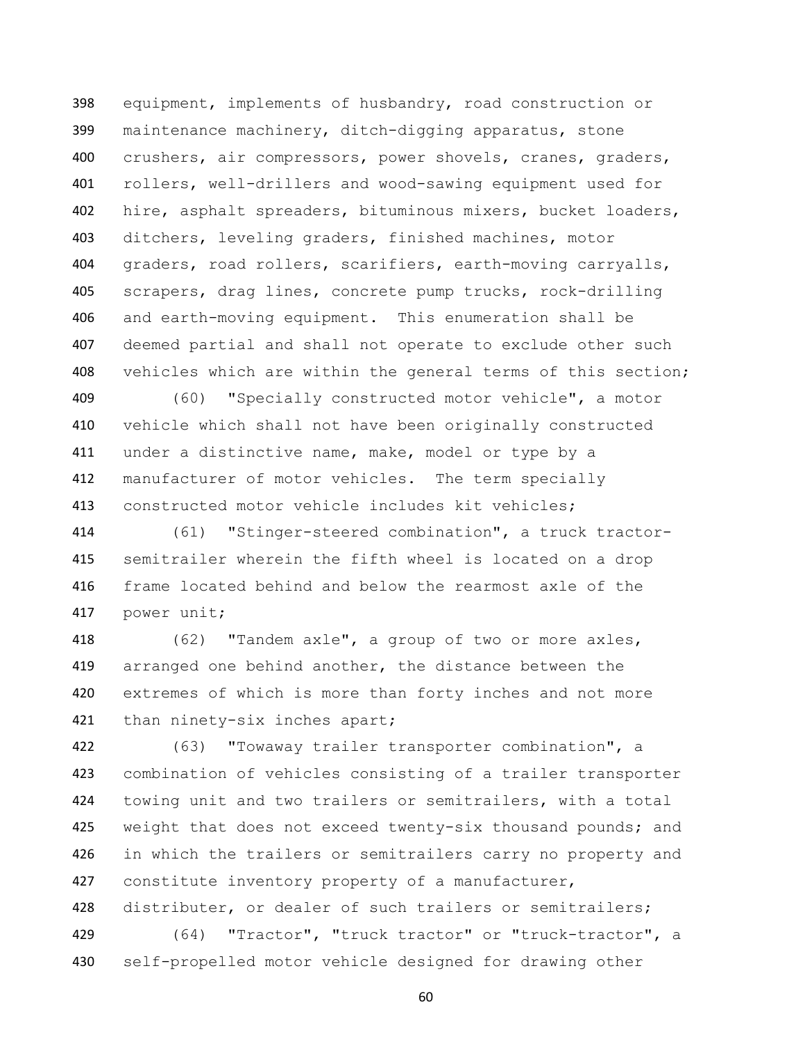equipment, implements of husbandry, road construction or maintenance machinery, ditch-digging apparatus, stone crushers, air compressors, power shovels, cranes, graders, rollers, well-drillers and wood-sawing equipment used for hire, asphalt spreaders, bituminous mixers, bucket loaders, ditchers, leveling graders, finished machines, motor graders, road rollers, scarifiers, earth-moving carryalls, scrapers, drag lines, concrete pump trucks, rock-drilling and earth-moving equipment. This enumeration shall be deemed partial and shall not operate to exclude other such vehicles which are within the general terms of this section;

(60) "Specially constructed motor vehicle", a motor vehicle which shall not have been originally constructed under a distinctive name, make, model or type by a manufacturer of motor vehicles. The term specially constructed motor vehicle includes kit vehicles;

(61) "Stinger-steered combination", a truck tractor-semitrailer wherein the fifth wheel is located on a drop frame located behind and below the rearmost axle of the power unit;

(62) "Tandem axle", a group of two or more axles, arranged one behind another, the distance between the extremes of which is more than forty inches and not more than ninety-six inches apart;

(63) "Towaway trailer transporter combination", a combination of vehicles consisting of a trailer transporter towing unit and two trailers or semitrailers, with a total weight that does not exceed twenty-six thousand pounds; and in which the trailers or semitrailers carry no property and constitute inventory property of a manufacturer, distributer, or dealer of such trailers or semitrailers;

(64) "Tractor", "truck tractor" or "truck-tractor", a self-propelled motor vehicle designed for drawing other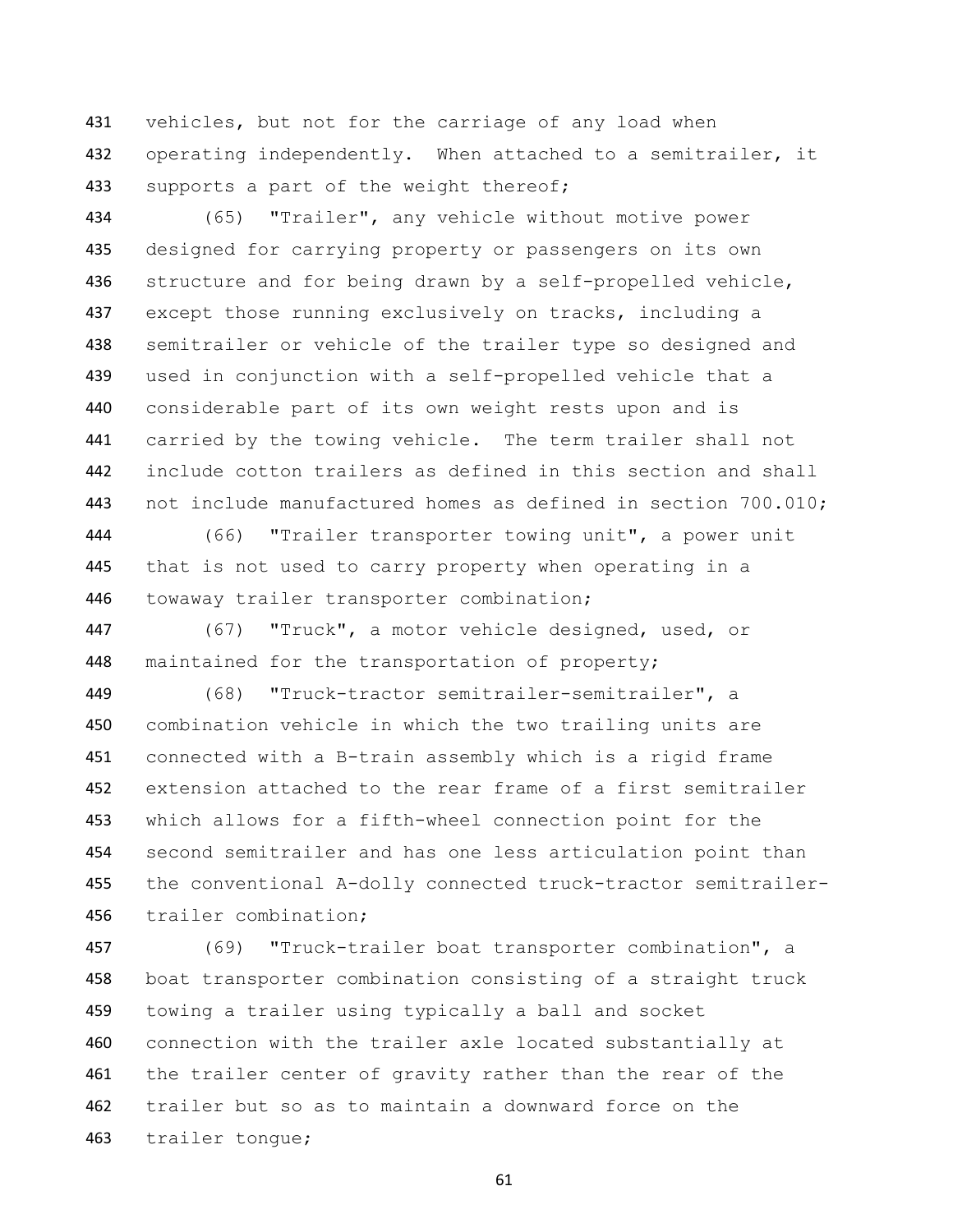vehicles, but not for the carriage of any load when operating independently. When attached to a semitrailer, it supports a part of the weight thereof;

(65) "Trailer", any vehicle without motive power designed for carrying property or passengers on its own structure and for being drawn by a self-propelled vehicle, except those running exclusively on tracks, including a semitrailer or vehicle of the trailer type so designed and used in conjunction with a self-propelled vehicle that a considerable part of its own weight rests upon and is carried by the towing vehicle. The term trailer shall not include cotton trailers as defined in this section and shall not include manufactured homes as defined in section 700.010;

(66) "Trailer transporter towing unit", a power unit that is not used to carry property when operating in a towaway trailer transporter combination;

(67) "Truck", a motor vehicle designed, used, or maintained for the transportation of property;

(68) "Truck-tractor semitrailer-semitrailer", a combination vehicle in which the two trailing units are connected with a B-train assembly which is a rigid frame extension attached to the rear frame of a first semitrailer which allows for a fifth-wheel connection point for the second semitrailer and has one less articulation point than the conventional A-dolly connected truck-tractor semitrailer-trailer combination;

(69) "Truck-trailer boat transporter combination", a boat transporter combination consisting of a straight truck towing a trailer using typically a ball and socket connection with the trailer axle located substantially at the trailer center of gravity rather than the rear of the trailer but so as to maintain a downward force on the trailer tongue;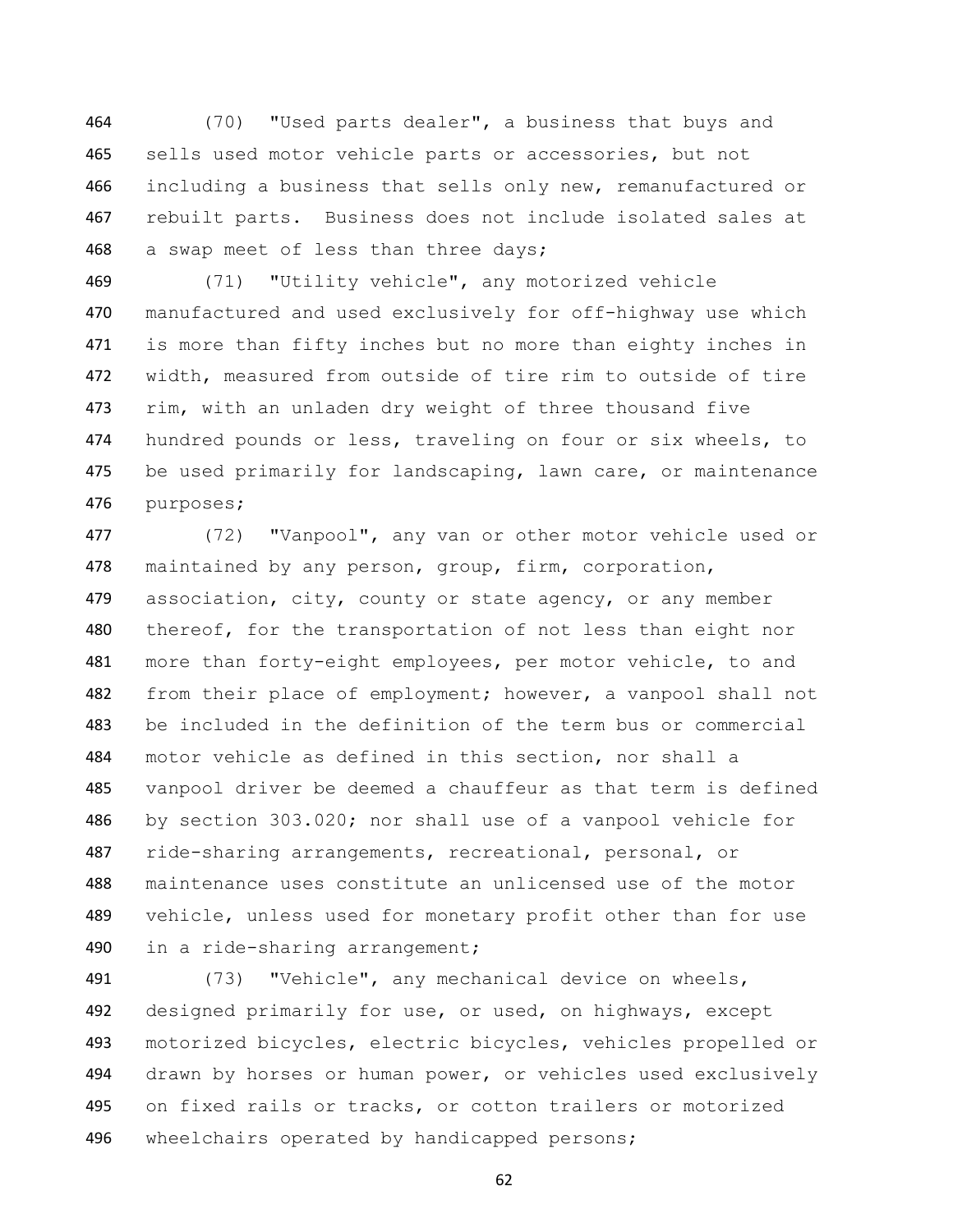(70) "Used parts dealer", a business that buys and sells used motor vehicle parts or accessories, but not including a business that sells only new, remanufactured or rebuilt parts. Business does not include isolated sales at a swap meet of less than three days;

(71) "Utility vehicle", any motorized vehicle manufactured and used exclusively for off-highway use which is more than fifty inches but no more than eighty inches in width, measured from outside of tire rim to outside of tire rim, with an unladen dry weight of three thousand five hundred pounds or less, traveling on four or six wheels, to be used primarily for landscaping, lawn care, or maintenance purposes;

(72) "Vanpool", any van or other motor vehicle used or maintained by any person, group, firm, corporation, association, city, county or state agency, or any member thereof, for the transportation of not less than eight nor more than forty-eight employees, per motor vehicle, to and from their place of employment; however, a vanpool shall not be included in the definition of the term bus or commercial motor vehicle as defined in this section, nor shall a vanpool driver be deemed a chauffeur as that term is defined by section 303.020; nor shall use of a vanpool vehicle for ride-sharing arrangements, recreational, personal, or maintenance uses constitute an unlicensed use of the motor vehicle, unless used for monetary profit other than for use in a ride-sharing arrangement;

(73) "Vehicle", any mechanical device on wheels, designed primarily for use, or used, on highways, except motorized bicycles, electric bicycles, vehicles propelled or drawn by horses or human power, or vehicles used exclusively on fixed rails or tracks, or cotton trailers or motorized wheelchairs operated by handicapped persons;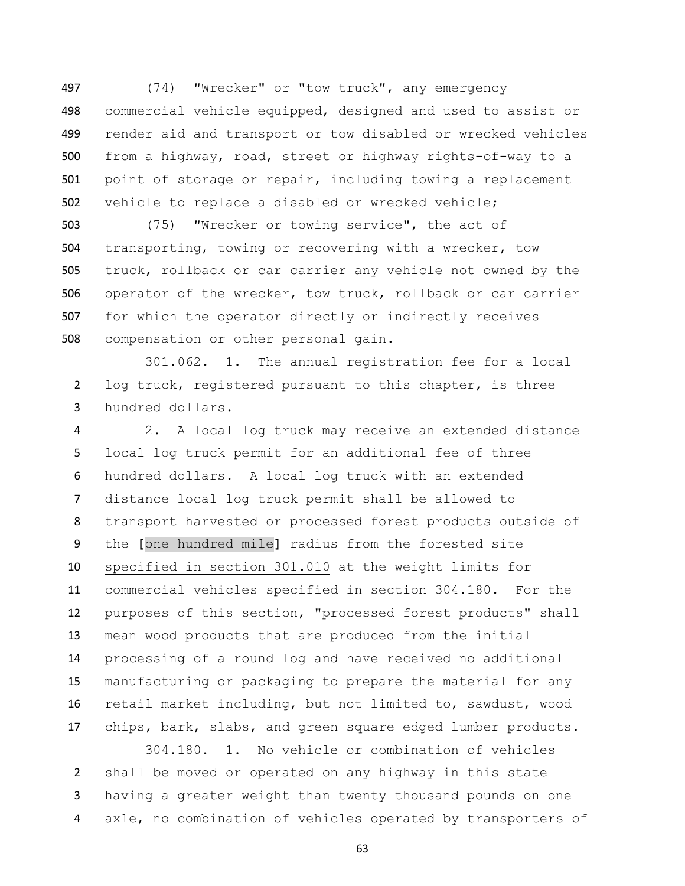(74) "Wrecker" or "tow truck", any emergency commercial vehicle equipped, designed and used to assist or render aid and transport or tow disabled or wrecked vehicles from a highway, road, street or highway rights-of-way to a point of storage or repair, including towing a replacement vehicle to replace a disabled or wrecked vehicle;

(75) "Wrecker or towing service", the act of transporting, towing or recovering with a wrecker, tow truck, rollback or car carrier any vehicle not owned by the operator of the wrecker, tow truck, rollback or car carrier for which the operator directly or indirectly receives compensation or other personal gain.

301.062. 1. The annual registration fee for a local log truck, registered pursuant to this chapter, is three hundred dollars.

2. A local log truck may receive an extended distance local log truck permit for an additional fee of three hundred dollars. A local log truck with an extended distance local log truck permit shall be allowed to transport harvested or processed forest products outside of the **[**one hundred mile**]** radius from the forested site specified in section 301.010 at the weight limits for commercial vehicles specified in section 304.180. For the purposes of this section, "processed forest products" shall mean wood products that are produced from the initial processing of a round log and have received no additional manufacturing or packaging to prepare the material for any retail market including, but not limited to, sawdust, wood chips, bark, slabs, and green square edged lumber products.

304.180. 1. No vehicle or combination of vehicles shall be moved or operated on any highway in this state having a greater weight than twenty thousand pounds on one axle, no combination of vehicles operated by transporters of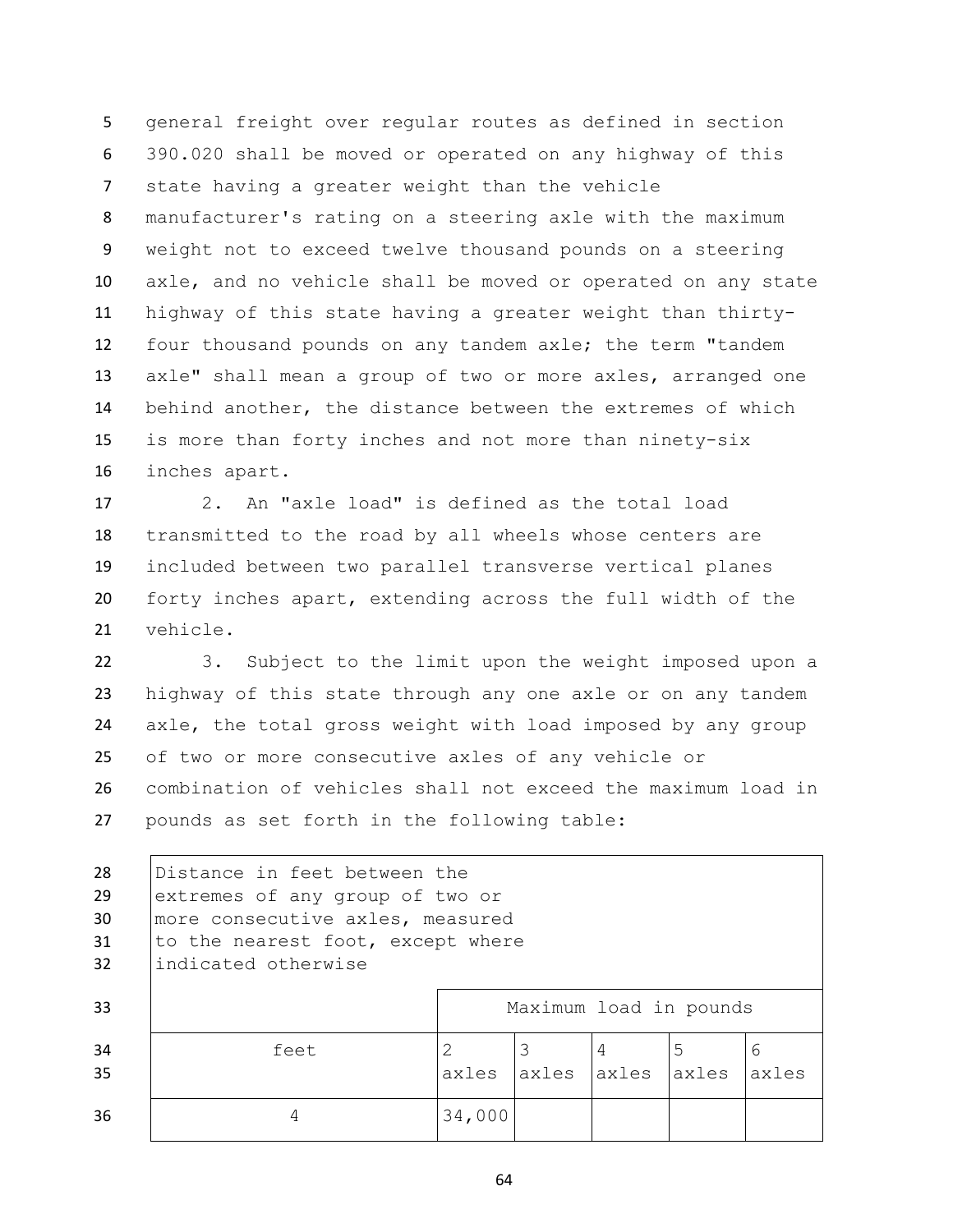general freight over regular routes as defined in section 390.020 shall be moved or operated on any highway of this state having a greater weight than the vehicle manufacturer's rating on a steering axle with the maximum weight not to exceed twelve thousand pounds on a steering axle, and no vehicle shall be moved or operated on any state highway of this state having a greater weight than thirty-four thousand pounds on any tandem axle; the term "tandem axle" shall mean a group of two or more axles, arranged one behind another, the distance between the extremes of which is more than forty inches and not more than ninety-six inches apart.

2. An "axle load" is defined as the total load transmitted to the road by all wheels whose centers are included between two parallel transverse vertical planes forty inches apart, extending across the full width of the vehicle.

3. Subject to the limit upon the weight imposed upon a highway of this state through any one axle or on any tandem axle, the total gross weight with load imposed by any group of two or more consecutive axles of any vehicle or combination of vehicles shall not exceed the maximum load in pounds as set forth in the following table:

| Distance in feet between the extremes of any group of two or more consecutive axles, measured to the nearest foot, except where indicated otherwise | | | | | |
|---|---|---|---|---|---|
| | Maximum load in pounds | | | | |
| feet | 2 axles | 3 axles | 4 axles | 5 axles | 6 axles |
| 4 | 34,000 | | | | |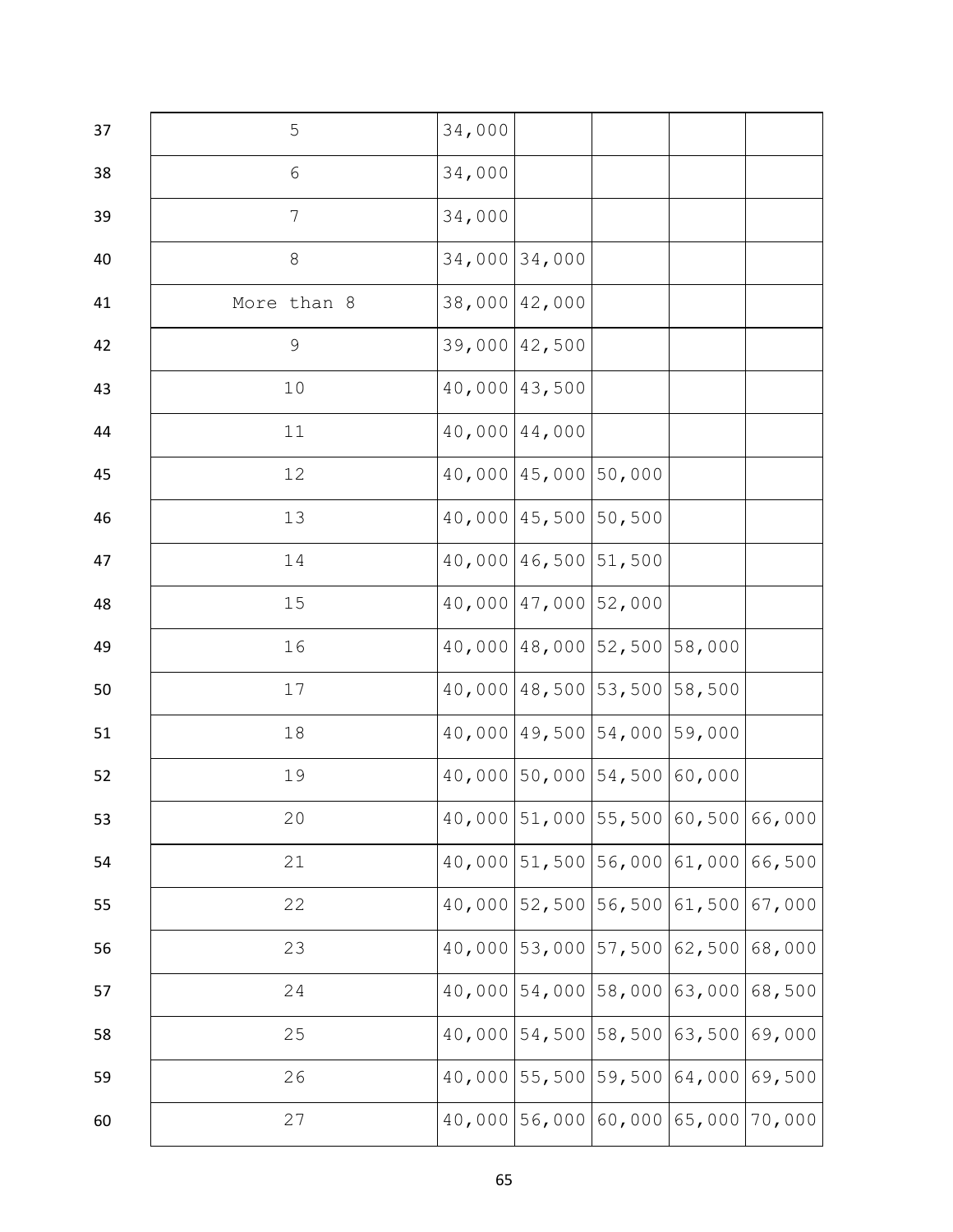| | | | | | |
|---|---|---|---|---|---|
| 5 | 34,000 | | | | |
| 6 | 34,000 | | | | |
| 7 | 34,000 | | | | |
| 8 | 34,000 | 34,000 | | | |
| More than 8 | 38,000 | 42,000 | | | |
| 9 | 39,000 | 42,500 | | | |
| 10 | 40,000 | 43,500 | | | |
| 11 | 40,000 | 44,000 | | | |
| 12 | 40,000 | 45,000 | 50,000 | | |
| 13 | 40,000 | 45,500 | 50,500 | | |
| 14 | 40,000 | 46,500 | 51,500 | | |
| 15 | 40,000 | 47,000 | 52,000 | | |
| 16 | 40,000 | 48,000 | 52,500 | 58,000 | |
| 17 | 40,000 | 48,500 | 53,500 | 58,500 | |
| 18 | 40,000 | 49,500 | 54,000 | 59,000 | |
| 19 | 40,000 | 50,000 | 54,500 | 60,000 | |
| 20 | 40,000 | 51,000 | 55,500 | 60,500 | 66,000 |
| 21 | 40,000 | 51,500 | 56,000 | 61,000 | 66,500 |
| 22 | 40,000 | 52,500 | 56,500 | 61,500 | 67,000 |
| 23 | 40,000 | 53,000 | 57,500 | 62,500 | 68,000 |
| 24 | 40,000 | 54,000 | 58,000 | 63,000 | 68,500 |
| 25 | 40,000 | 54,500 | 58,500 | 63,500 | 69,000 |
| 26 | 40,000 | 55,500 | 59,500 | 64,000 | 69,500 |
| 27 | 40,000 | 56,000 | 60,000 | 65,000 | 70,000 |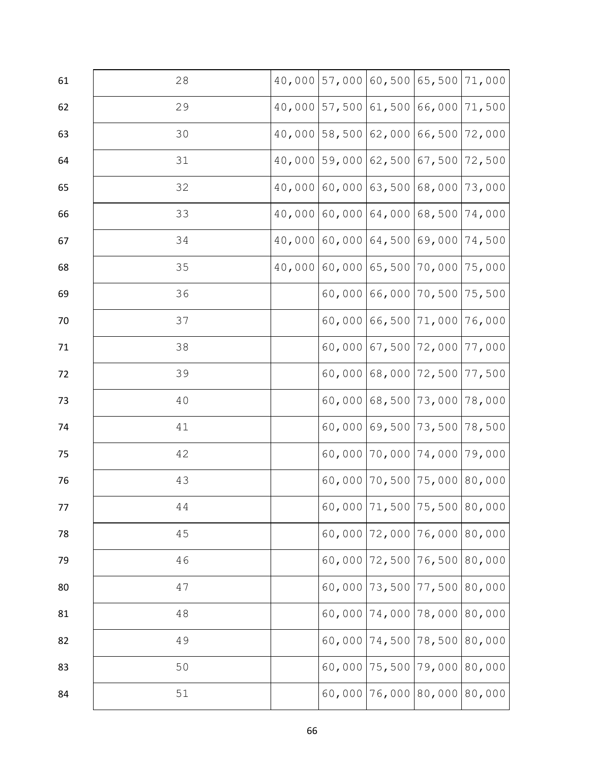| | | | | | |
|---|---|---|---|---|---|
| 28 | 40,000 | 57,000 | 60,500 | 65,500 | 71,000 |
| 29 | 40,000 | 57,500 | 61,500 | 66,000 | 71,500 |
| 30 | 40,000 | 58,500 | 62,000 | 66,500 | 72,000 |
| 31 | 40,000 | 59,000 | 62,500 | 67,500 | 72,500 |
| 32 | 40,000 | 60,000 | 63,500 | 68,000 | 73,000 |
| 33 | 40,000 | 60,000 | 64,000 | 68,500 | 74,000 |
| 34 | 40,000 | 60,000 | 64,500 | 69,000 | 74,500 |
| 35 | 40,000 | 60,000 | 65,500 | 70,000 | 75,000 |
| 36 | | 60,000 | 66,000 | 70,500 | 75,500 |
| 37 | | 60,000 | 66,500 | 71,000 | 76,000 |
| 38 | | 60,000 | 67,500 | 72,000 | 77,000 |
| 39 | | 60,000 | 68,000 | 72,500 | 77,500 |
| 40 | | 60,000 | 68,500 | 73,000 | 78,000 |
| 41 | | 60,000 | 69,500 | 73,500 | 78,500 |
| 42 | | 60,000 | 70,000 | 74,000 | 79,000 |
| 43 | | 60,000 | 70,500 | 75,000 | 80,000 |
| 44 | | 60,000 | 71,500 | 75,500 | 80,000 |
| 45 | | 60,000 | 72,000 | 76,000 | 80,000 |
| 46 | | 60,000 | 72,500 | 76,500 | 80,000 |
| 47 | | 60,000 | 73,500 | 77,500 | 80,000 |
| 48 | | 60,000 | 74,000 | 78,000 | 80,000 |
| 49 | | 60,000 | 74,500 | 78,500 | 80,000 |
| 50 | | 60,000 | 75,500 | 79,000 | 80,000 |
| 51 | | 60,000 | 76,000 | 80,000 | 80,000 |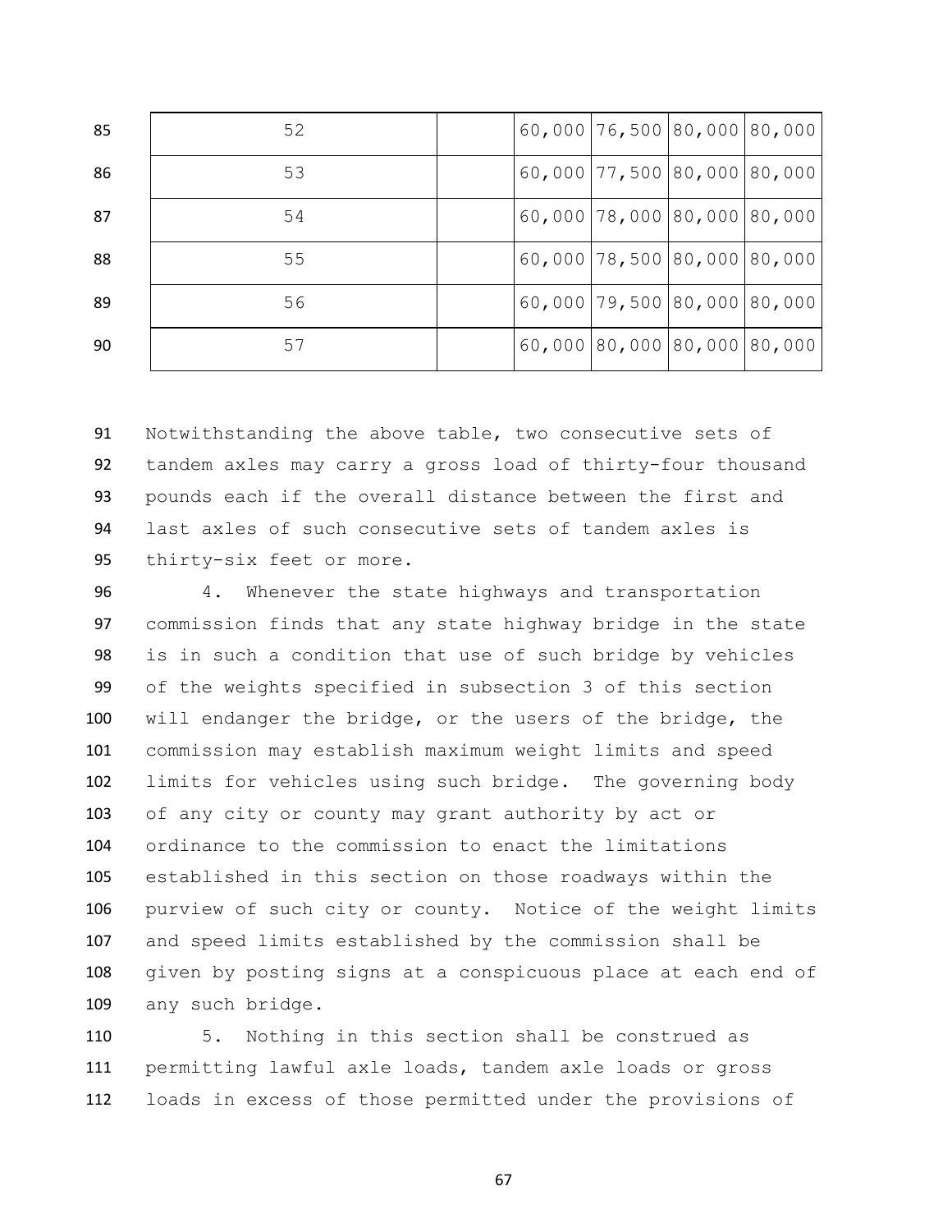| | | | | | |
|---|---|---|---|---|---|
| 52 | | 60,000 | 76,500 | 80,000 | 80,000 |
| 53 | | 60,000 | 77,500 | 80,000 | 80,000 |
| 54 | | 60,000 | 78,000 | 80,000 | 80,000 |
| 55 | | 60,000 | 78,500 | 80,000 | 80,000 |
| 56 | | 60,000 | 79,500 | 80,000 | 80,000 |
| 57 | | 60,000 | 80,000 | 80,000 | 80,000 |

Notwithstanding the above table, two consecutive sets of tandem axles may carry a gross load of thirty-four thousand pounds each if the overall distance between the first and last axles of such consecutive sets of tandem axles is thirty-six feet or more.

4. Whenever the state highways and transportation commission finds that any state highway bridge in the state is in such a condition that use of such bridge by vehicles of the weights specified in subsection 3 of this section will endanger the bridge, or the users of the bridge, the commission may establish maximum weight limits and speed limits for vehicles using such bridge. The governing body of any city or county may grant authority by act or ordinance to the commission to enact the limitations established in this section on those roadways within the purview of such city or county. Notice of the weight limits and speed limits established by the commission shall be given by posting signs at a conspicuous place at each end of any such bridge.

5. Nothing in this section shall be construed as permitting lawful axle loads, tandem axle loads or gross loads in excess of those permitted under the provisions of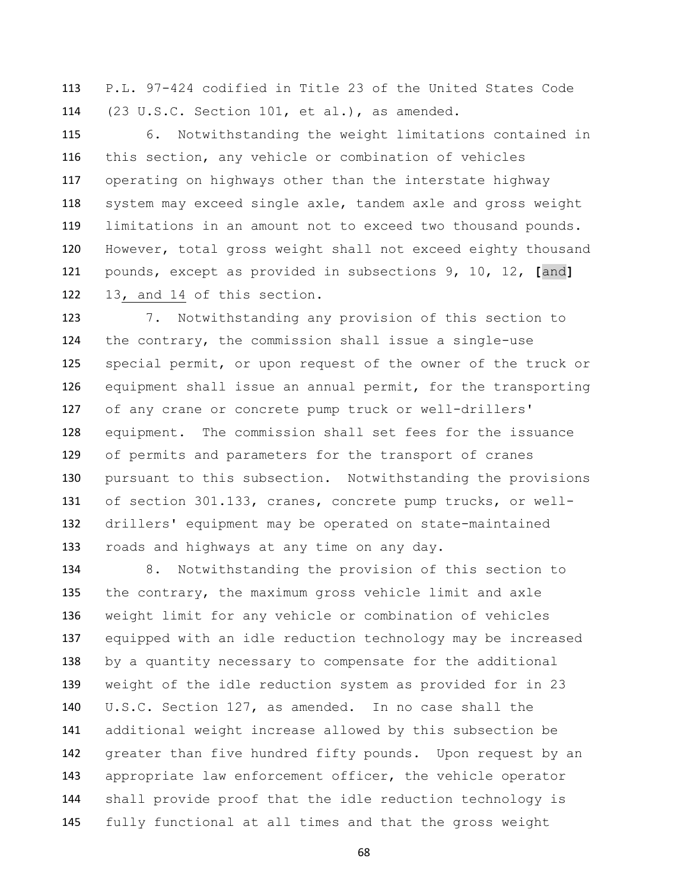P.L. 97-424 codified in Title 23 of the United States Code (23 U.S.C. Section 101, et al.), as amended.

6. Notwithstanding the weight limitations contained in this section, any vehicle or combination of vehicles operating on highways other than the interstate highway system may exceed single axle, tandem axle and gross weight limitations in an amount not to exceed two thousand pounds. However, total gross weight shall not exceed eighty thousand pounds, except as provided in subsections 9, 10, 12, **[**and**]** 13, and 14 of this section.

7. Notwithstanding any provision of this section to the contrary, the commission shall issue a single-use special permit, or upon request of the owner of the truck or equipment shall issue an annual permit, for the transporting of any crane or concrete pump truck or well-drillers' equipment. The commission shall set fees for the issuance of permits and parameters for the transport of cranes pursuant to this subsection. Notwithstanding the provisions of section 301.133, cranes, concrete pump trucks, or well-drillers' equipment may be operated on state-maintained roads and highways at any time on any day.

8. Notwithstanding the provision of this section to the contrary, the maximum gross vehicle limit and axle weight limit for any vehicle or combination of vehicles equipped with an idle reduction technology may be increased by a quantity necessary to compensate for the additional weight of the idle reduction system as provided for in 23 U.S.C. Section 127, as amended. In no case shall the additional weight increase allowed by this subsection be greater than five hundred fifty pounds. Upon request by an appropriate law enforcement officer, the vehicle operator shall provide proof that the idle reduction technology is fully functional at all times and that the gross weight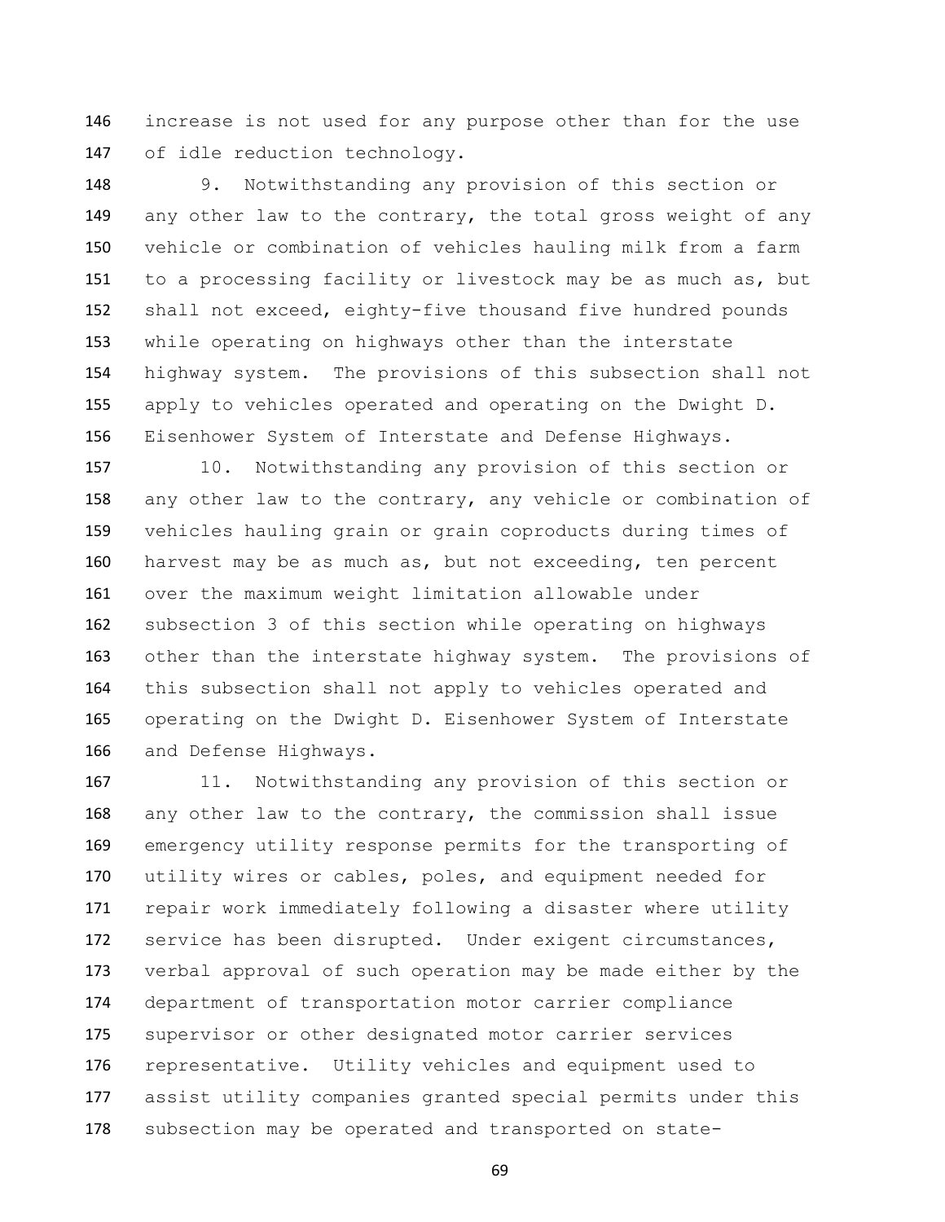increase is not used for any purpose other than for the use of idle reduction technology.

9. Notwithstanding any provision of this section or any other law to the contrary, the total gross weight of any vehicle or combination of vehicles hauling milk from a farm to a processing facility or livestock may be as much as, but shall not exceed, eighty-five thousand five hundred pounds while operating on highways other than the interstate highway system. The provisions of this subsection shall not apply to vehicles operated and operating on the Dwight D. Eisenhower System of Interstate and Defense Highways.

10. Notwithstanding any provision of this section or any other law to the contrary, any vehicle or combination of vehicles hauling grain or grain coproducts during times of harvest may be as much as, but not exceeding, ten percent over the maximum weight limitation allowable under subsection 3 of this section while operating on highways other than the interstate highway system. The provisions of this subsection shall not apply to vehicles operated and operating on the Dwight D. Eisenhower System of Interstate and Defense Highways.

11. Notwithstanding any provision of this section or any other law to the contrary, the commission shall issue emergency utility response permits for the transporting of utility wires or cables, poles, and equipment needed for repair work immediately following a disaster where utility service has been disrupted. Under exigent circumstances, verbal approval of such operation may be made either by the department of transportation motor carrier compliance supervisor or other designated motor carrier services representative. Utility vehicles and equipment used to assist utility companies granted special permits under this subsection may be operated and transported on state-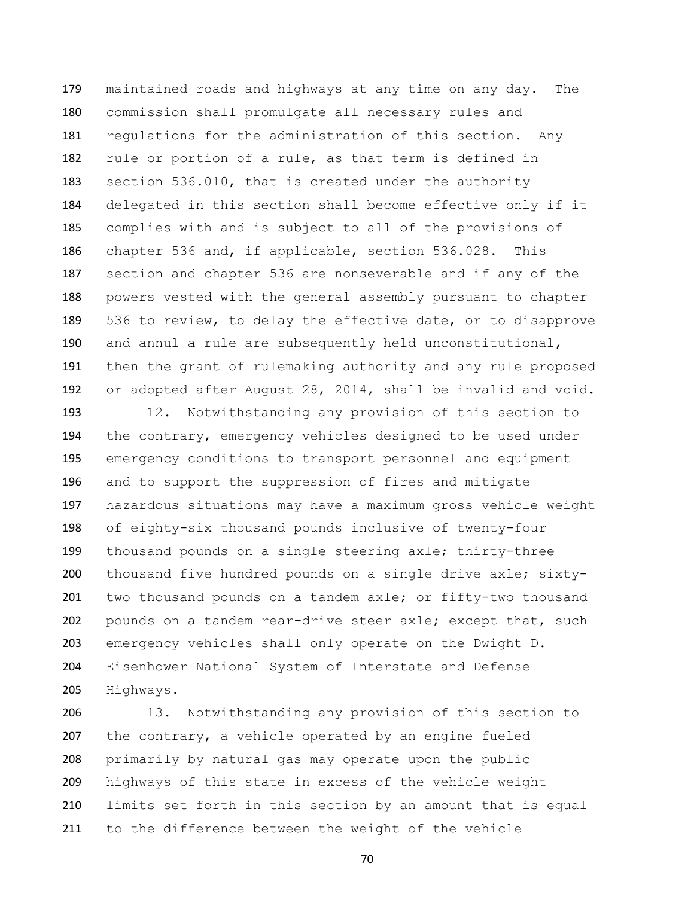maintained roads and highways at any time on any day. The commission shall promulgate all necessary rules and regulations for the administration of this section. Any rule or portion of a rule, as that term is defined in section 536.010, that is created under the authority delegated in this section shall become effective only if it complies with and is subject to all of the provisions of chapter 536 and, if applicable, section 536.028. This section and chapter 536 are nonseverable and if any of the powers vested with the general assembly pursuant to chapter 536 to review, to delay the effective date, or to disapprove and annul a rule are subsequently held unconstitutional, then the grant of rulemaking authority and any rule proposed or adopted after August 28, 2014, shall be invalid and void.

12. Notwithstanding any provision of this section to the contrary, emergency vehicles designed to be used under emergency conditions to transport personnel and equipment and to support the suppression of fires and mitigate hazardous situations may have a maximum gross vehicle weight of eighty-six thousand pounds inclusive of twenty-four thousand pounds on a single steering axle; thirty-three thousand five hundred pounds on a single drive axle; sixty-two thousand pounds on a tandem axle; or fifty-two thousand pounds on a tandem rear-drive steer axle; except that, such emergency vehicles shall only operate on the Dwight D. Eisenhower National System of Interstate and Defense Highways.

13. Notwithstanding any provision of this section to the contrary, a vehicle operated by an engine fueled primarily by natural gas may operate upon the public highways of this state in excess of the vehicle weight limits set forth in this section by an amount that is equal to the difference between the weight of the vehicle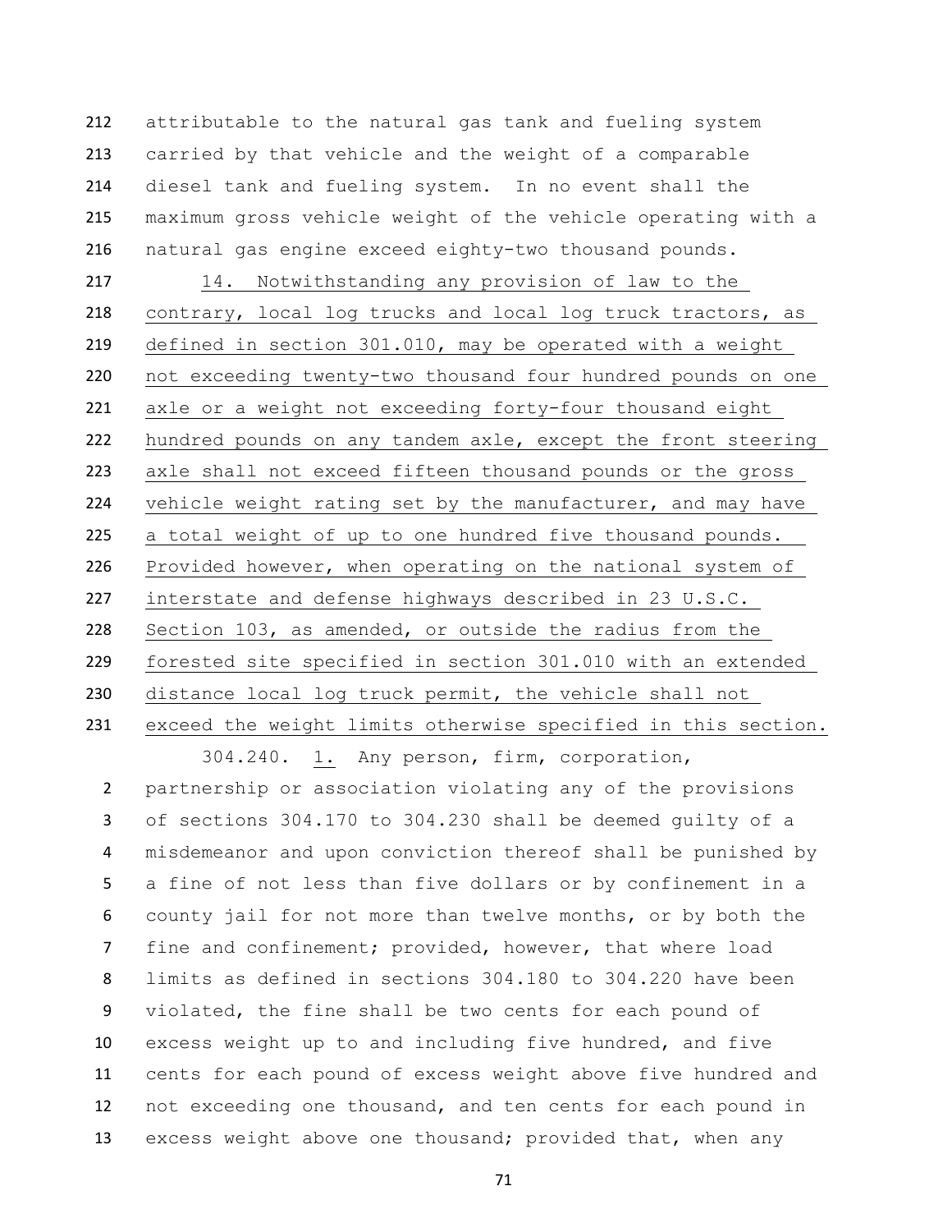attributable to the natural gas tank and fueling system carried by that vehicle and the weight of a comparable diesel tank and fueling system. In no event shall the maximum gross vehicle weight of the vehicle operating with a natural gas engine exceed eighty-two thousand pounds.

14. Notwithstanding any provision of law to the contrary, local log trucks and local log truck tractors, as defined in section 301.010, may be operated with a weight not exceeding twenty-two thousand four hundred pounds on one axle or a weight not exceeding forty-four thousand eight hundred pounds on any tandem axle, except the front steering axle shall not exceed fifteen thousand pounds or the gross vehicle weight rating set by the manufacturer, and may have a total weight of up to one hundred five thousand pounds. Provided however, when operating on the national system of interstate and defense highways described in 23 U.S.C. Section 103, as amended, or outside the radius from the forested site specified in section 301.010 with an extended distance local log truck permit, the vehicle shall not exceed the weight limits otherwise specified in this section.

304.240. 1. Any person, firm, corporation, partnership or association violating any of the provisions of sections 304.170 to 304.230 shall be deemed guilty of a misdemeanor and upon conviction thereof shall be punished by a fine of not less than five dollars or by confinement in a county jail for not more than twelve months, or by both the fine and confinement; provided, however, that where load limits as defined in sections 304.180 to 304.220 have been violated, the fine shall be two cents for each pound of excess weight up to and including five hundred, and five cents for each pound of excess weight above five hundred and not exceeding one thousand, and ten cents for each pound in excess weight above one thousand; provided that, when any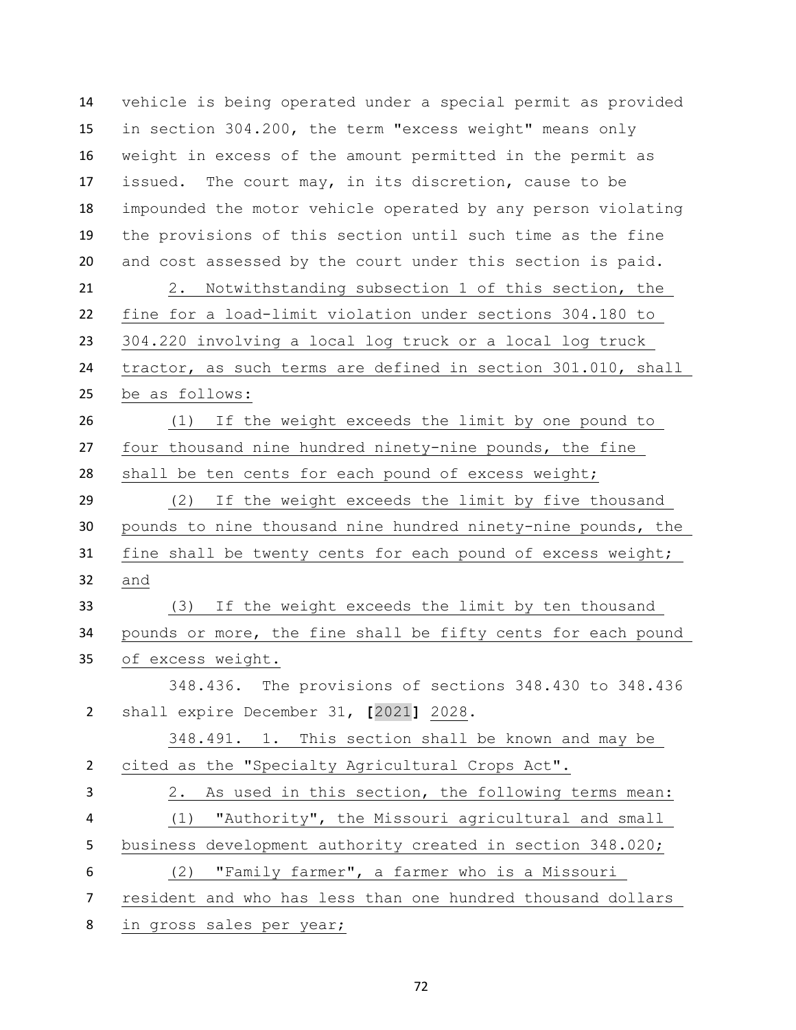vehicle is being operated under a special permit as provided in section 304.200, the term "excess weight" means only weight in excess of the amount permitted in the permit as issued. The court may, in its discretion, cause to be impounded the motor vehicle operated by any person violating the provisions of this section until such time as the fine and cost assessed by the court under this section is paid.

2. Notwithstanding subsection 1 of this section, the fine for a load-limit violation under sections 304.180 to 304.220 involving a local log truck or a local log truck tractor, as such terms are defined in section 301.010, shall be as follows:

(1) If the weight exceeds the limit by one pound to four thousand nine hundred ninety-nine pounds, the fine shall be ten cents for each pound of excess weight;

(2) If the weight exceeds the limit by five thousand pounds to nine thousand nine hundred ninety-nine pounds, the fine shall be twenty cents for each pound of excess weight; and

(3) If the weight exceeds the limit by ten thousand pounds or more, the fine shall be fifty cents for each pound of excess weight.

348.436. The provisions of sections 348.430 to 348.436 shall expire December 31, **[**2021**]** 2028.

348.491. 1. This section shall be known and may be cited as the "Specialty Agricultural Crops Act".

2. As used in this section, the following terms mean:

(1) "Authority", the Missouri agricultural and small business development authority created in section 348.020;

(2) "Family farmer", a farmer who is a Missouri resident and who has less than one hundred thousand dollars in gross sales per year;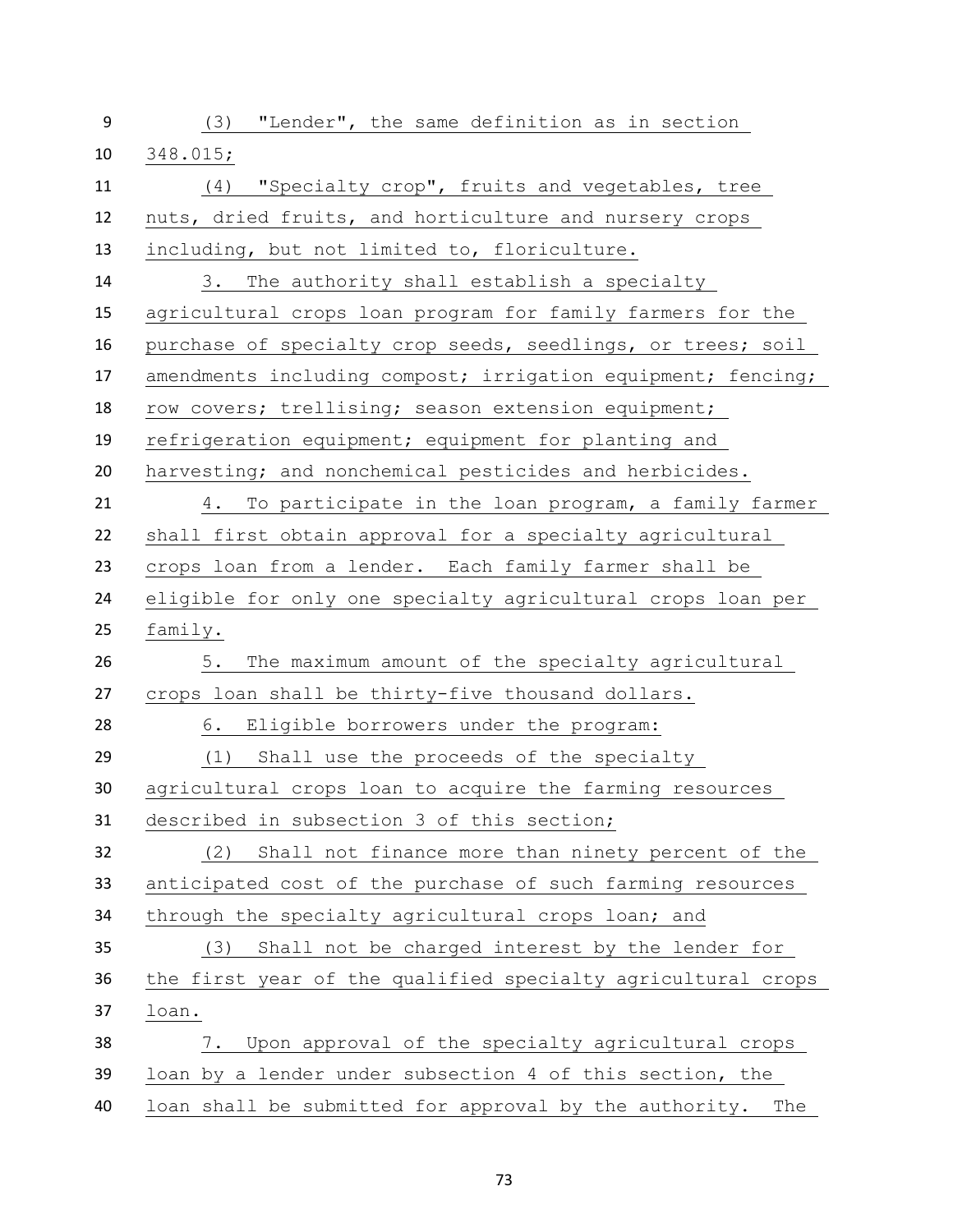(3) "Lender", the same definition as in section 348.015;

(4) "Specialty crop", fruits and vegetables, tree nuts, dried fruits, and horticulture and nursery crops including, but not limited to, floriculture.

3. The authority shall establish a specialty agricultural crops loan program for family farmers for the purchase of specialty crop seeds, seedlings, or trees; soil amendments including compost; irrigation equipment; fencing; row covers; trellising; season extension equipment; refrigeration equipment; equipment for planting and harvesting; and nonchemical pesticides and herbicides.

4. To participate in the loan program, a family farmer shall first obtain approval for a specialty agricultural crops loan from a lender. Each family farmer shall be eligible for only one specialty agricultural crops loan per family.

5. The maximum amount of the specialty agricultural crops loan shall be thirty-five thousand dollars.

6. Eligible borrowers under the program:

(1) Shall use the proceeds of the specialty agricultural crops loan to acquire the farming resources described in subsection 3 of this section;

(2) Shall not finance more than ninety percent of the anticipated cost of the purchase of such farming resources through the specialty agricultural crops loan; and

(3) Shall not be charged interest by the lender for the first year of the qualified specialty agricultural crops loan.

7. Upon approval of the specialty agricultural crops loan by a lender under subsection 4 of this section, the loan shall be submitted for approval by the authority. The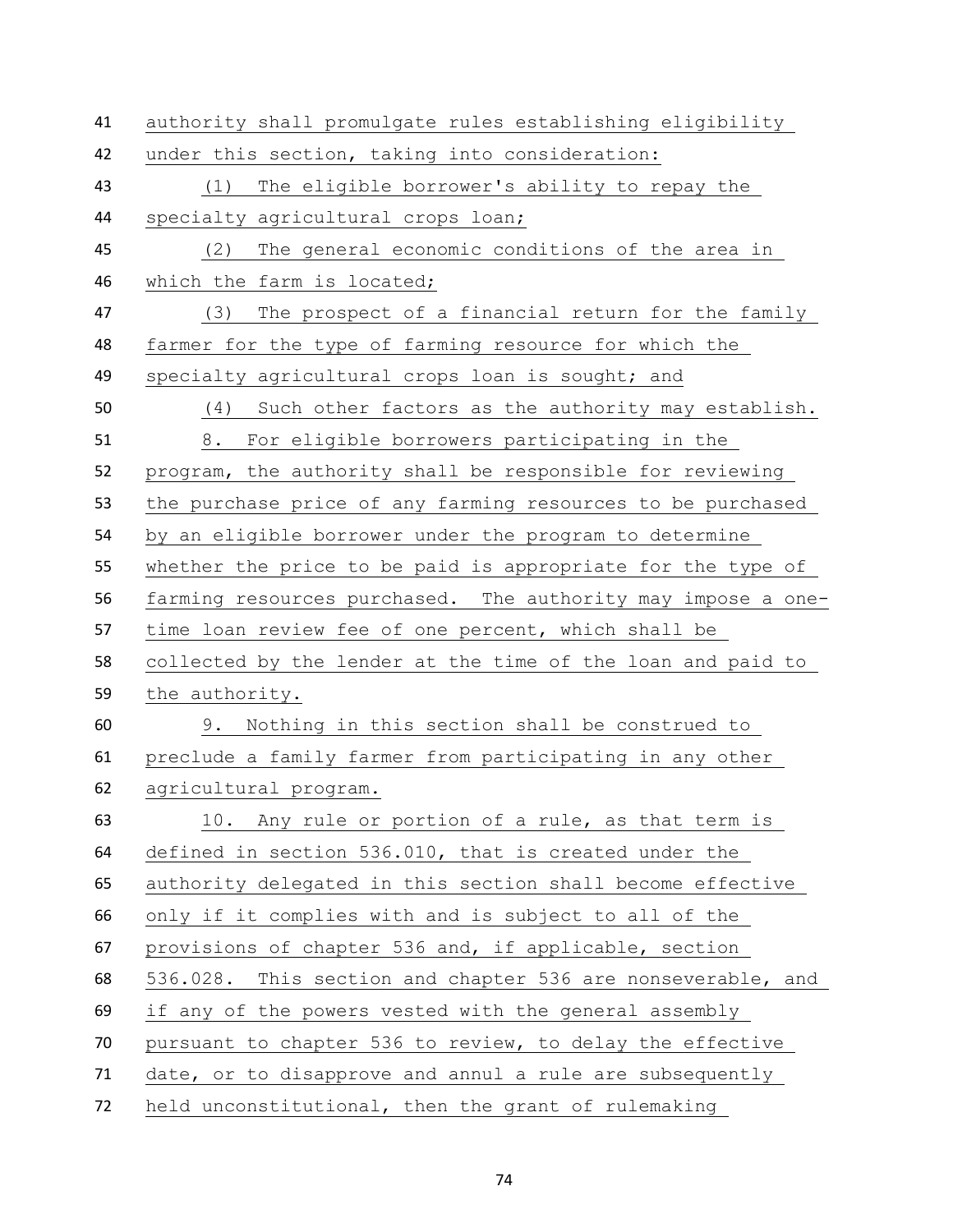authority shall promulgate rules establishing eligibility under this section, taking into consideration:

(1) The eligible borrower's ability to repay the specialty agricultural crops loan;

(2) The general economic conditions of the area in which the farm is located;

(3) The prospect of a financial return for the family farmer for the type of farming resource for which the specialty agricultural crops loan is sought; and

(4) Such other factors as the authority may establish.

8. For eligible borrowers participating in the program, the authority shall be responsible for reviewing the purchase price of any farming resources to be purchased by an eligible borrower under the program to determine whether the price to be paid is appropriate for the type of farming resources purchased. The authority may impose a one-time loan review fee of one percent, which shall be collected by the lender at the time of the loan and paid to the authority.

9. Nothing in this section shall be construed to preclude a family farmer from participating in any other agricultural program.

10. Any rule or portion of a rule, as that term is defined in section 536.010, that is created under the authority delegated in this section shall become effective only if it complies with and is subject to all of the provisions of chapter 536 and, if applicable, section 536.028. This section and chapter 536 are nonseverable, and if any of the powers vested with the general assembly pursuant to chapter 536 to review, to delay the effective date, or to disapprove and annul a rule are subsequently held unconstitutional, then the grant of rulemaking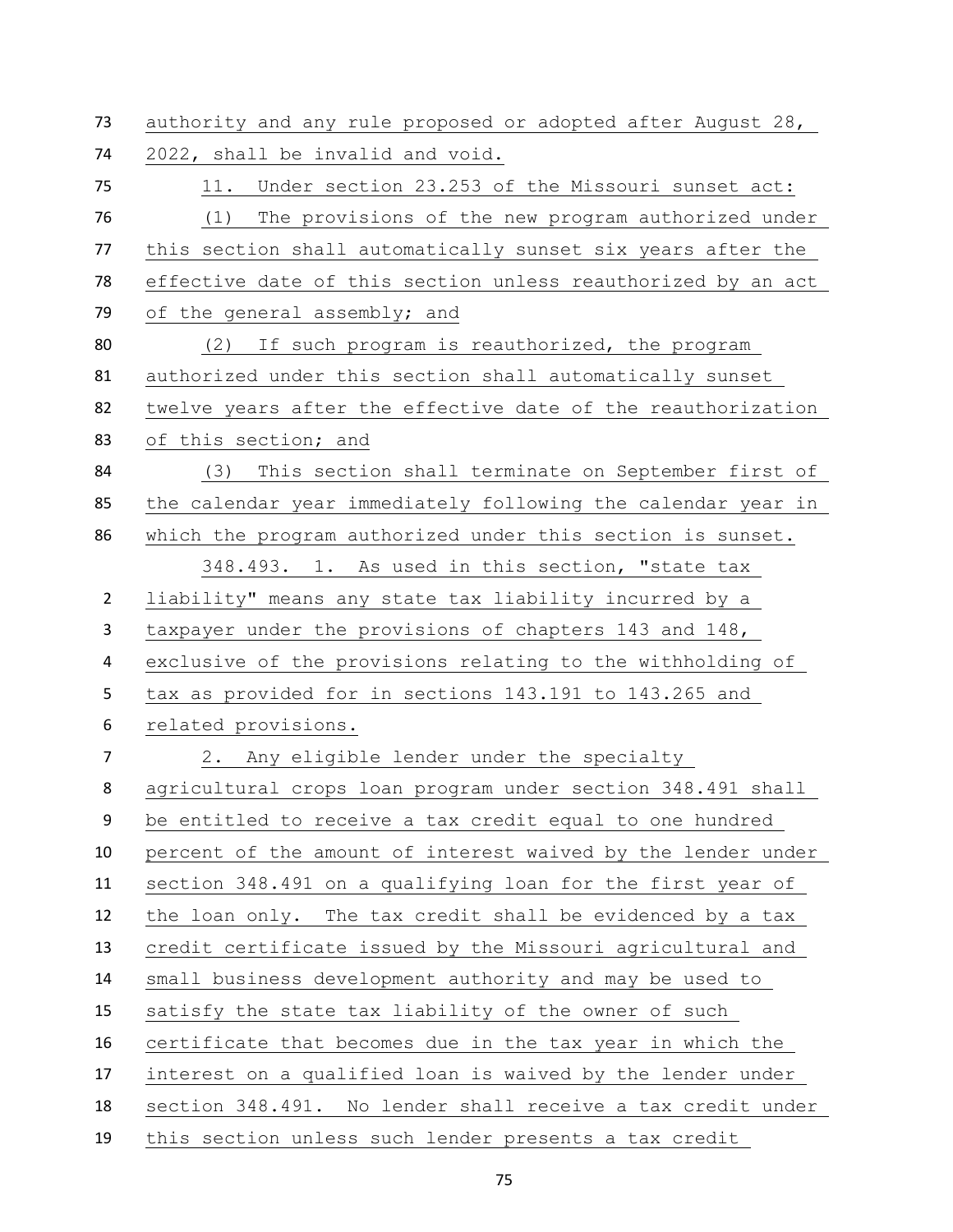authority and any rule proposed or adopted after August 28, 2022, shall be invalid and void.

11. Under section 23.253 of the Missouri sunset act:

(1) The provisions of the new program authorized under this section shall automatically sunset six years after the effective date of this section unless reauthorized by an act of the general assembly; and

(2) If such program is reauthorized, the program authorized under this section shall automatically sunset twelve years after the effective date of the reauthorization of this section; and

(3) This section shall terminate on September first of the calendar year immediately following the calendar year in which the program authorized under this section is sunset.

348.493. 1. As used in this section, "state tax liability" means any state tax liability incurred by a taxpayer under the provisions of chapters 143 and 148, exclusive of the provisions relating to the withholding of tax as provided for in sections 143.191 to 143.265 and related provisions.

2. Any eligible lender under the specialty agricultural crops loan program under section 348.491 shall be entitled to receive a tax credit equal to one hundred percent of the amount of interest waived by the lender under section 348.491 on a qualifying loan for the first year of the loan only. The tax credit shall be evidenced by a tax credit certificate issued by the Missouri agricultural and small business development authority and may be used to satisfy the state tax liability of the owner of such certificate that becomes due in the tax year in which the interest on a qualified loan is waived by the lender under section 348.491. No lender shall receive a tax credit under this section unless such lender presents a tax credit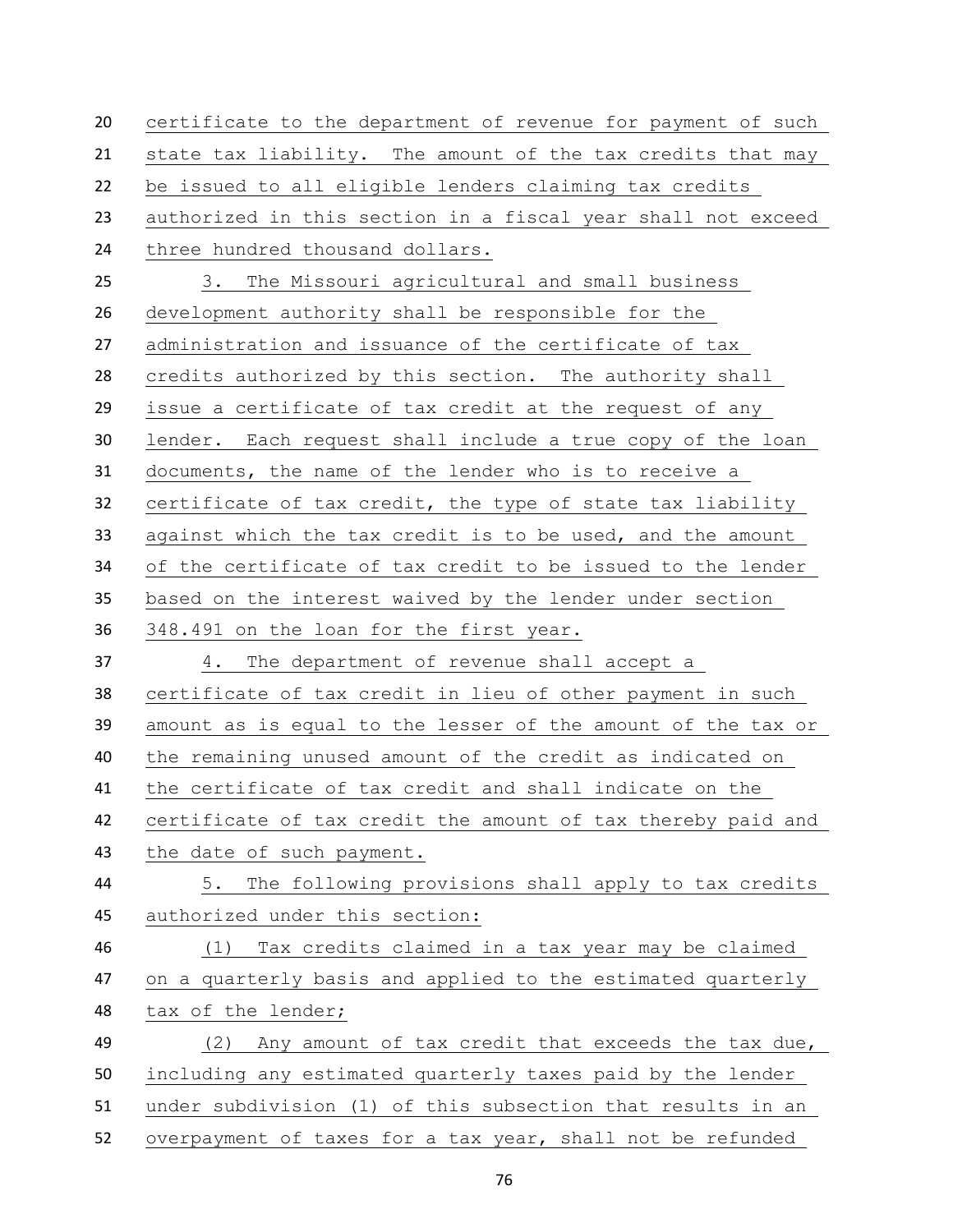certificate to the department of revenue for payment of such state tax liability. The amount of the tax credits that may be issued to all eligible lenders claiming tax credits authorized in this section in a fiscal year shall not exceed three hundred thousand dollars.

3. The Missouri agricultural and small business development authority shall be responsible for the administration and issuance of the certificate of tax credits authorized by this section. The authority shall issue a certificate of tax credit at the request of any lender. Each request shall include a true copy of the loan documents, the name of the lender who is to receive a certificate of tax credit, the type of state tax liability against which the tax credit is to be used, and the amount of the certificate of tax credit to be issued to the lender based on the interest waived by the lender under section 348.491 on the loan for the first year.

4. The department of revenue shall accept a certificate of tax credit in lieu of other payment in such amount as is equal to the lesser of the amount of the tax or the remaining unused amount of the credit as indicated on the certificate of tax credit and shall indicate on the certificate of tax credit the amount of tax thereby paid and the date of such payment.

5. The following provisions shall apply to tax credits authorized under this section:

(1) Tax credits claimed in a tax year may be claimed on a quarterly basis and applied to the estimated quarterly tax of the lender;

(2) Any amount of tax credit that exceeds the tax due, including any estimated quarterly taxes paid by the lender under subdivision (1) of this subsection that results in an overpayment of taxes for a tax year, shall not be refunded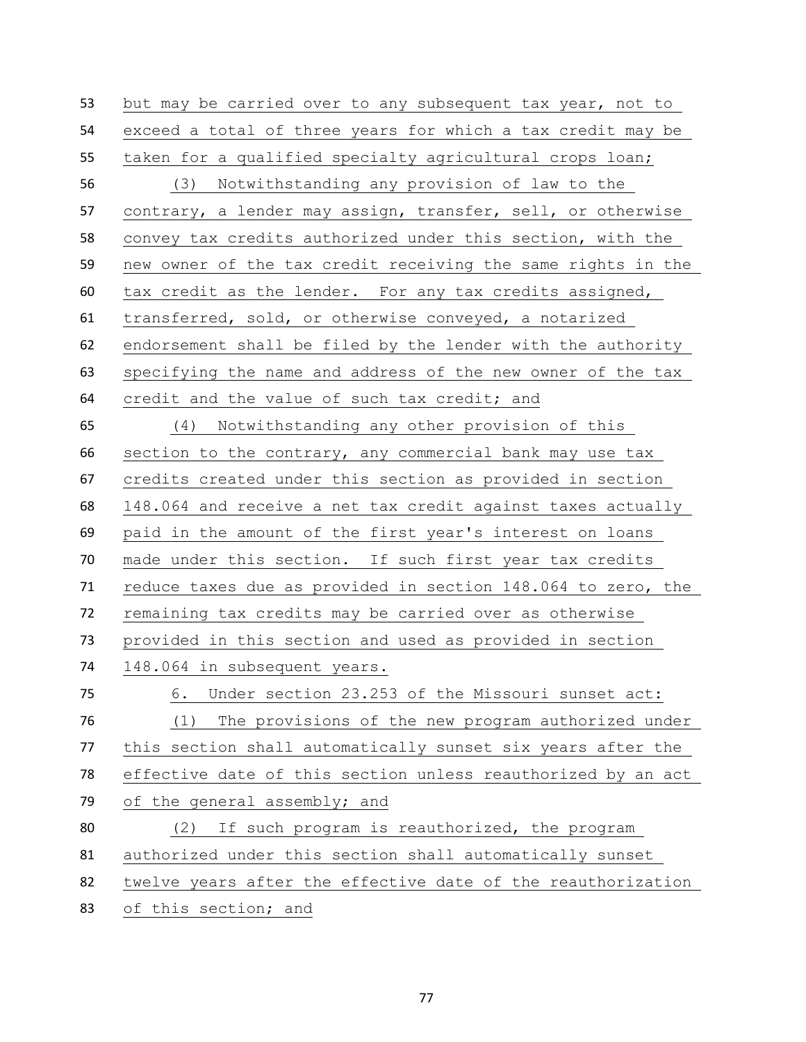but may be carried over to any subsequent tax year, not to exceed a total of three years for which a tax credit may be taken for a qualified specialty agricultural crops loan;

(3) Notwithstanding any provision of law to the contrary, a lender may assign, transfer, sell, or otherwise convey tax credits authorized under this section, with the new owner of the tax credit receiving the same rights in the tax credit as the lender. For any tax credits assigned, transferred, sold, or otherwise conveyed, a notarized endorsement shall be filed by the lender with the authority specifying the name and address of the new owner of the tax credit and the value of such tax credit; and

(4) Notwithstanding any other provision of this section to the contrary, any commercial bank may use tax credits created under this section as provided in section 148.064 and receive a net tax credit against taxes actually paid in the amount of the first year's interest on loans made under this section. If such first year tax credits reduce taxes due as provided in section 148.064 to zero, the remaining tax credits may be carried over as otherwise provided in this section and used as provided in section 148.064 in subsequent years.

6. Under section 23.253 of the Missouri sunset act:

(1) The provisions of the new program authorized under this section shall automatically sunset six years after the effective date of this section unless reauthorized by an act of the general assembly; and

(2) If such program is reauthorized, the program authorized under this section shall automatically sunset twelve years after the effective date of the reauthorization of this section; and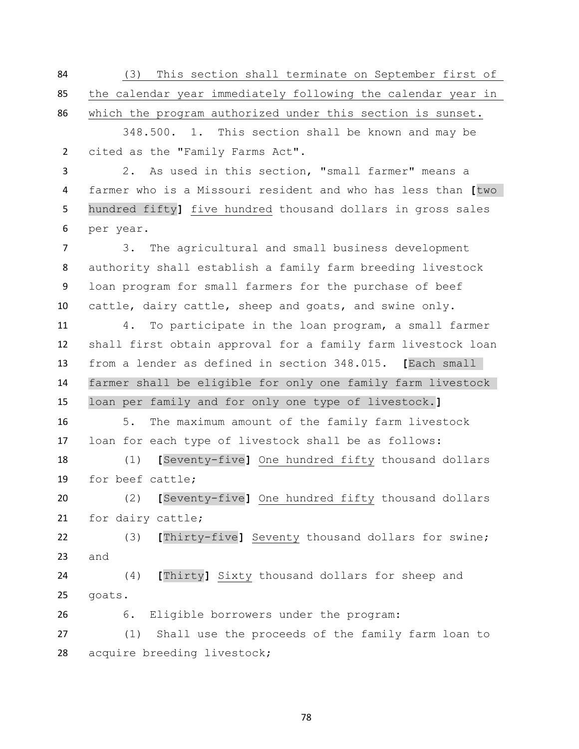(3) This section shall terminate on September first of the calendar year immediately following the calendar year in which the program authorized under this section is sunset.

348.500. 1. This section shall be known and may be cited as the "Family Farms Act".

2. As used in this section, "small farmer" means a farmer who is a Missouri resident and who has less than [two hundred fifty] five hundred thousand dollars in gross sales per year.

3. The agricultural and small business development authority shall establish a family farm breeding livestock loan program for small farmers for the purchase of beef cattle, dairy cattle, sheep and goats, and swine only.

4. To participate in the loan program, a small farmer shall first obtain approval for a family farm livestock loan from a lender as defined in section 348.015. [Each small farmer shall be eligible for only one family farm livestock loan per family and for only one type of livestock.]

5. The maximum amount of the family farm livestock loan for each type of livestock shall be as follows:

(1) [Seventy-five] One hundred fifty thousand dollars for beef cattle;

(2) [Seventy-five] One hundred fifty thousand dollars for dairy cattle;

(3) [Thirty-five] Seventy thousand dollars for swine; and

(4) [Thirty] Sixty thousand dollars for sheep and goats.

6. Eligible borrowers under the program:

(1) Shall use the proceeds of the family farm loan to acquire breeding livestock;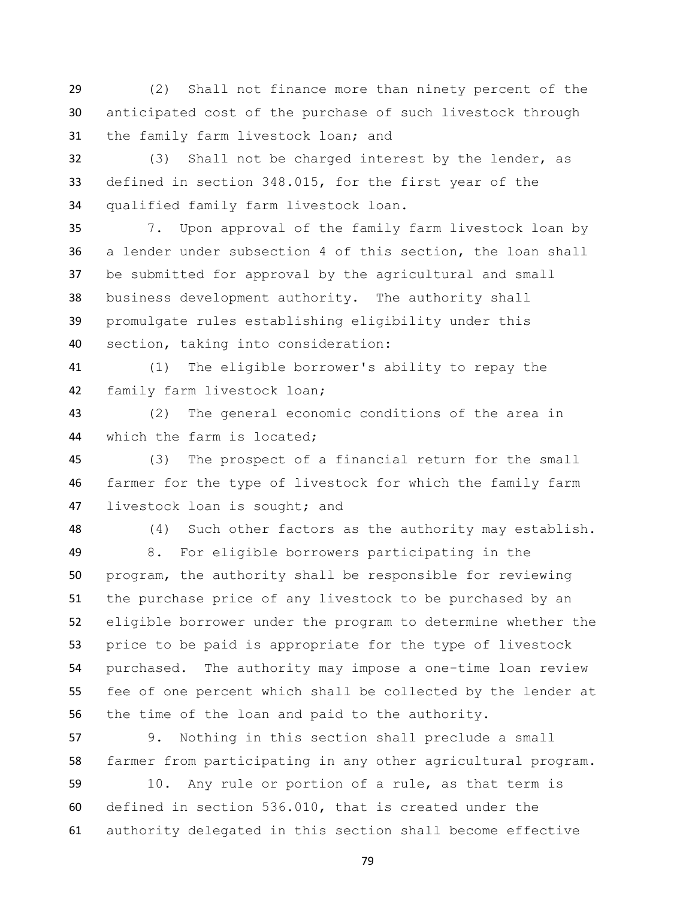(2) Shall not finance more than ninety percent of the anticipated cost of the purchase of such livestock through the family farm livestock loan; and

(3) Shall not be charged interest by the lender, as defined in section 348.015, for the first year of the qualified family farm livestock loan.

7. Upon approval of the family farm livestock loan by a lender under subsection 4 of this section, the loan shall be submitted for approval by the agricultural and small business development authority. The authority shall promulgate rules establishing eligibility under this section, taking into consideration:

(1) The eligible borrower's ability to repay the family farm livestock loan;

(2) The general economic conditions of the area in which the farm is located;

(3) The prospect of a financial return for the small farmer for the type of livestock for which the family farm livestock loan is sought; and

(4) Such other factors as the authority may establish.

8. For eligible borrowers participating in the program, the authority shall be responsible for reviewing the purchase price of any livestock to be purchased by an eligible borrower under the program to determine whether the price to be paid is appropriate for the type of livestock purchased. The authority may impose a one-time loan review fee of one percent which shall be collected by the lender at the time of the loan and paid to the authority.

9. Nothing in this section shall preclude a small farmer from participating in any other agricultural program.

10. Any rule or portion of a rule, as that term is defined in section 536.010, that is created under the authority delegated in this section shall become effective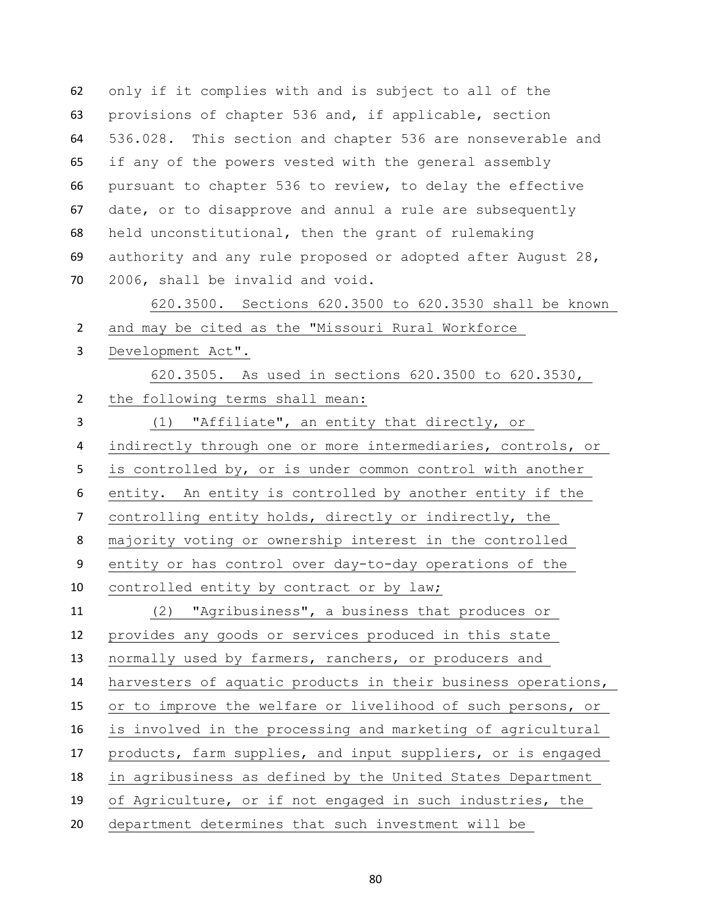only if it complies with and is subject to all of the provisions of chapter 536 and, if applicable, section 536.028. This section and chapter 536 are nonseverable and if any of the powers vested with the general assembly pursuant to chapter 536 to review, to delay the effective date, or to disapprove and annul a rule are subsequently held unconstitutional, then the grant of rulemaking authority and any rule proposed or adopted after August 28, 2006, shall be invalid and void.

620.3500. Sections 620.3500 to 620.3530 shall be known and may be cited as the "Missouri Rural Workforce Development Act".

620.3505. As used in sections 620.3500 to 620.3530, the following terms shall mean:

(1) "Affiliate", an entity that directly, or indirectly through one or more intermediaries, controls, or is controlled by, or is under common control with another entity. An entity is controlled by another entity if the controlling entity holds, directly or indirectly, the majority voting or ownership interest in the controlled entity or has control over day-to-day operations of the controlled entity by contract or by law;

(2) "Agribusiness", a business that produces or provides any goods or services produced in this state normally used by farmers, ranchers, or producers and harvesters of aquatic products in their business operations, or to improve the welfare or livelihood of such persons, or is involved in the processing and marketing of agricultural products, farm supplies, and input suppliers, or is engaged in agribusiness as defined by the United States Department of Agriculture, or if not engaged in such industries, the department determines that such investment will be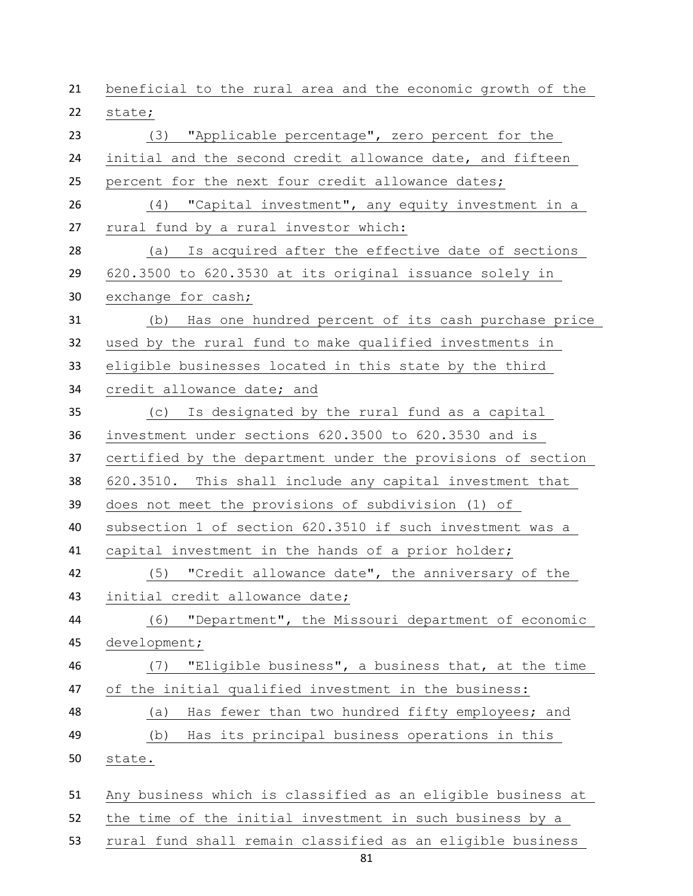beneficial to the rural area and the economic growth of the state;

(3) "Applicable percentage", zero percent for the initial and the second credit allowance date, and fifteen percent for the next four credit allowance dates;

(4) "Capital investment", any equity investment in a rural fund by a rural investor which:

(a) Is acquired after the effective date of sections 620.3500 to 620.3530 at its original issuance solely in exchange for cash;

(b) Has one hundred percent of its cash purchase price used by the rural fund to make qualified investments in eligible businesses located in this state by the third credit allowance date; and

(c) Is designated by the rural fund as a capital investment under sections 620.3500 to 620.3530 and is certified by the department under the provisions of section 620.3510. This shall include any capital investment that does not meet the provisions of subdivision (1) of subsection 1 of section 620.3510 if such investment was a capital investment in the hands of a prior holder;

(5) "Credit allowance date", the anniversary of the initial credit allowance date;

(6) "Department", the Missouri department of economic development;

(7) "Eligible business", a business that, at the time of the initial qualified investment in the business:

(a) Has fewer than two hundred fifty employees; and

(b) Has its principal business operations in this state.

Any business which is classified as an eligible business at the time of the initial investment in such business by a rural fund shall remain classified as an eligible business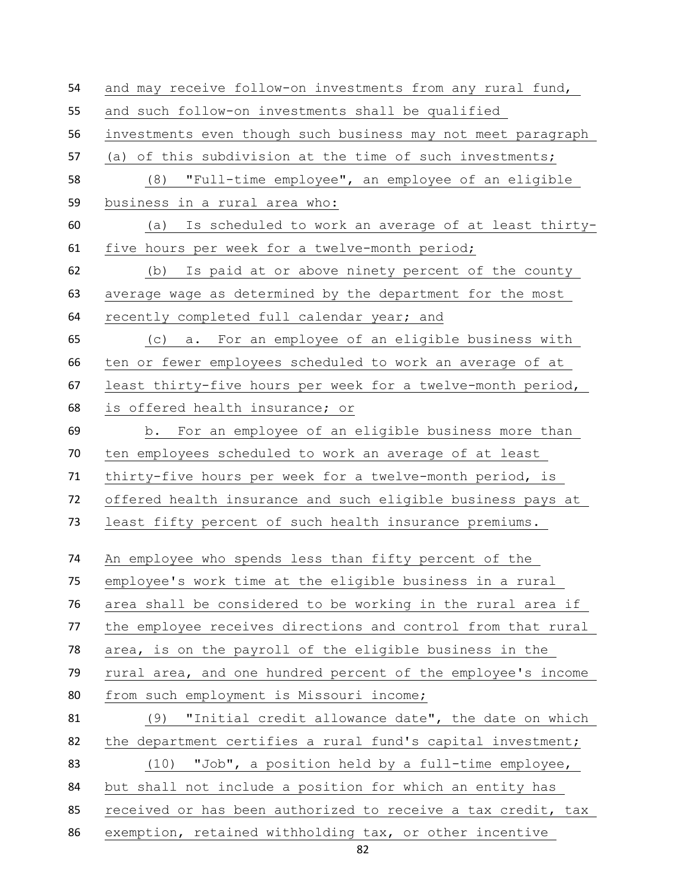and may receive follow-on investments from any rural fund, and such follow-on investments shall be qualified investments even though such business may not meet paragraph (a) of this subdivision at the time of such investments;

(8) "Full-time employee", an employee of an eligible business in a rural area who:

(a) Is scheduled to work an average of at least thirty-five hours per week for a twelve-month period;

(b) Is paid at or above ninety percent of the county average wage as determined by the department for the most recently completed full calendar year; and

(c) a. For an employee of an eligible business with ten or fewer employees scheduled to work an average of at least thirty-five hours per week for a twelve-month period, is offered health insurance; or

b. For an employee of an eligible business more than ten employees scheduled to work an average of at least thirty-five hours per week for a twelve-month period, is offered health insurance and such eligible business pays at least fifty percent of such health insurance premiums.

An employee who spends less than fifty percent of the employee's work time at the eligible business in a rural area shall be considered to be working in the rural area if the employee receives directions and control from that rural area, is on the payroll of the eligible business in the rural area, and one hundred percent of the employee's income from such employment is Missouri income;

(9) "Initial credit allowance date", the date on which the department certifies a rural fund's capital investment;

(10) "Job", a position held by a full-time employee, but shall not include a position for which an entity has received or has been authorized to receive a tax credit, tax exemption, retained withholding tax, or other incentive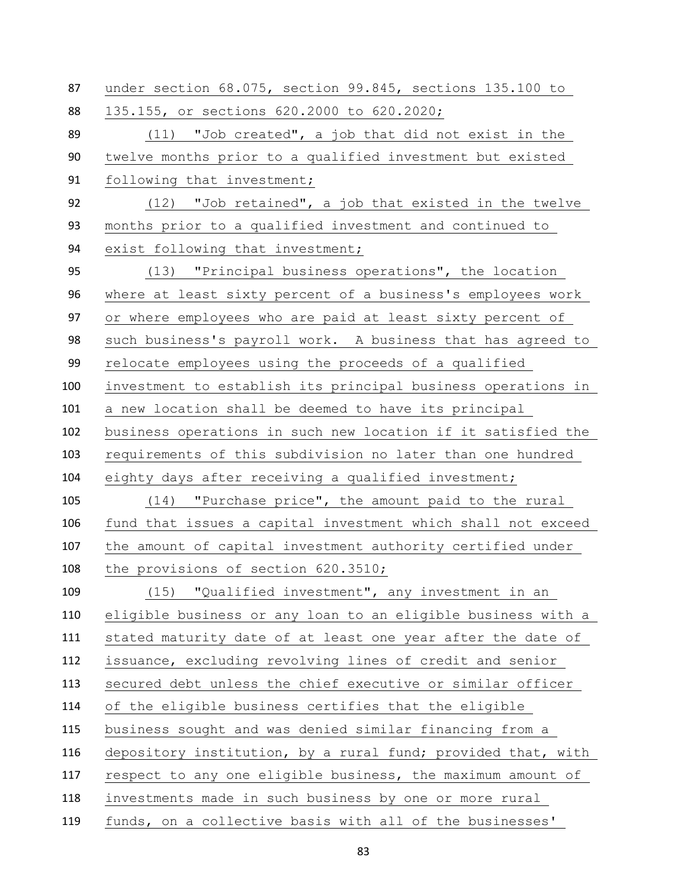under section 68.075, section 99.845, sections 135.100 to 135.155, or sections 620.2000 to 620.2020;

(11) "Job created", a job that did not exist in the twelve months prior to a qualified investment but existed following that investment;

(12) "Job retained", a job that existed in the twelve months prior to a qualified investment and continued to exist following that investment;

(13) "Principal business operations", the location where at least sixty percent of a business's employees work or where employees who are paid at least sixty percent of such business's payroll work. A business that has agreed to relocate employees using the proceeds of a qualified investment to establish its principal business operations in a new location shall be deemed to have its principal business operations in such new location if it satisfied the requirements of this subdivision no later than one hundred eighty days after receiving a qualified investment;

(14) "Purchase price", the amount paid to the rural fund that issues a capital investment which shall not exceed the amount of capital investment authority certified under the provisions of section 620.3510;

(15) "Qualified investment", any investment in an eligible business or any loan to an eligible business with a stated maturity date of at least one year after the date of issuance, excluding revolving lines of credit and senior secured debt unless the chief executive or similar officer of the eligible business certifies that the eligible business sought and was denied similar financing from a depository institution, by a rural fund; provided that, with respect to any one eligible business, the maximum amount of investments made in such business by one or more rural funds, on a collective basis with all of the businesses'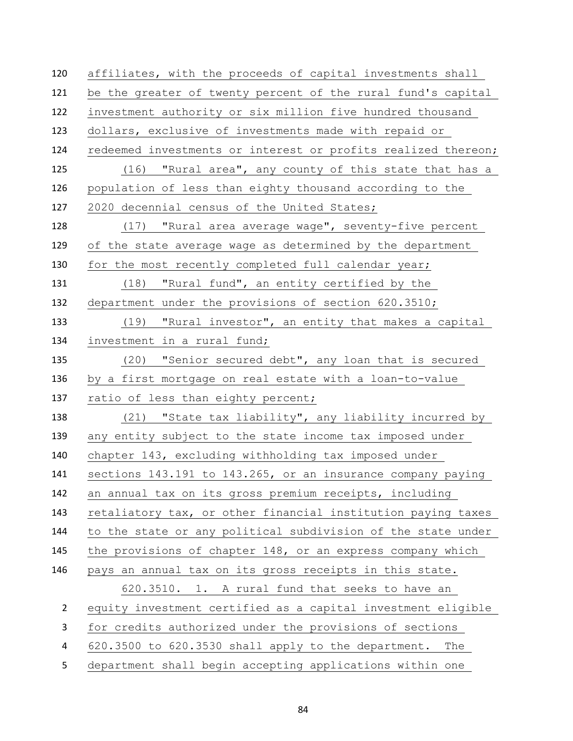affiliates, with the proceeds of capital investments shall be the greater of twenty percent of the rural fund's capital investment authority or six million five hundred thousand dollars, exclusive of investments made with repaid or redeemed investments or interest or profits realized thereon;

(16) "Rural area", any county of this state that has a population of less than eighty thousand according to the 2020 decennial census of the United States;

(17) "Rural area average wage", seventy-five percent of the state average wage as determined by the department for the most recently completed full calendar year;

(18) "Rural fund", an entity certified by the department under the provisions of section 620.3510;

(19) "Rural investor", an entity that makes a capital investment in a rural fund;

(20) "Senior secured debt", any loan that is secured by a first mortgage on real estate with a loan-to-value ratio of less than eighty percent;

(21) "State tax liability", any liability incurred by any entity subject to the state income tax imposed under chapter 143, excluding withholding tax imposed under sections 143.191 to 143.265, or an insurance company paying an annual tax on its gross premium receipts, including retaliatory tax, or other financial institution paying taxes to the state or any political subdivision of the state under the provisions of chapter 148, or an express company which pays an annual tax on its gross receipts in this state.

620.3510. 1. A rural fund that seeks to have an equity investment certified as a capital investment eligible for credits authorized under the provisions of sections 620.3500 to 620.3530 shall apply to the department. The department shall begin accepting applications within one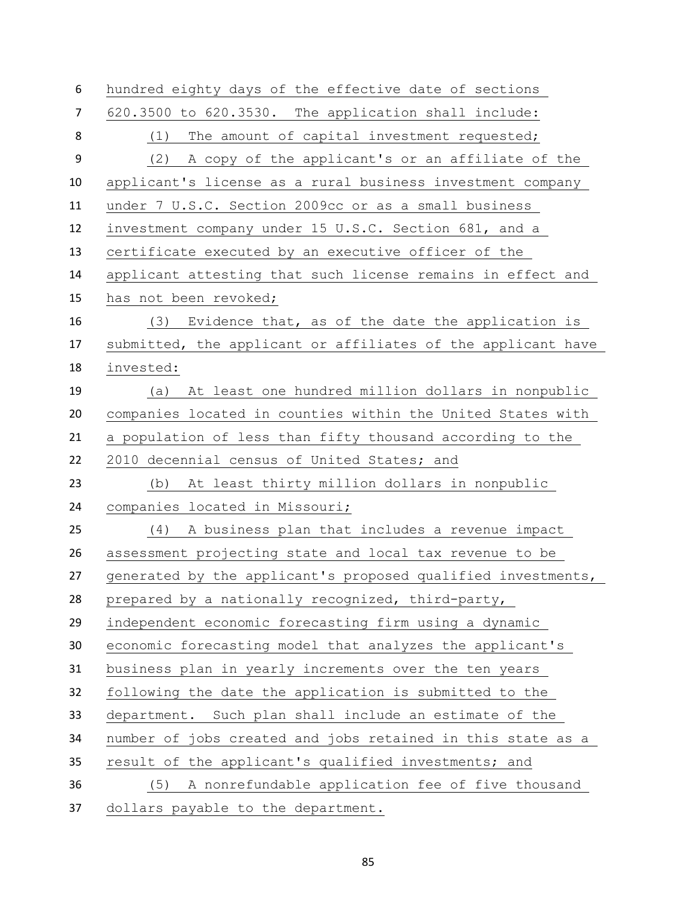hundred eighty days of the effective date of sections 620.3500 to 620.3530. The application shall include:

(1) The amount of capital investment requested;

(2) A copy of the applicant's or an affiliate of the applicant's license as a rural business investment company under 7 U.S.C. Section 2009cc or as a small business investment company under 15 U.S.C. Section 681, and a certificate executed by an executive officer of the applicant attesting that such license remains in effect and has not been revoked;

(3) Evidence that, as of the date the application is submitted, the applicant or affiliates of the applicant have invested:

(a) At least one hundred million dollars in nonpublic companies located in counties within the United States with a population of less than fifty thousand according to the 2010 decennial census of United States; and

(b) At least thirty million dollars in nonpublic companies located in Missouri;

(4) A business plan that includes a revenue impact assessment projecting state and local tax revenue to be generated by the applicant's proposed qualified investments, prepared by a nationally recognized, third-party, independent economic forecasting firm using a dynamic economic forecasting model that analyzes the applicant's business plan in yearly increments over the ten years following the date the application is submitted to the department. Such plan shall include an estimate of the number of jobs created and jobs retained in this state as a result of the applicant's qualified investments; and

(5) A nonrefundable application fee of five thousand dollars payable to the department.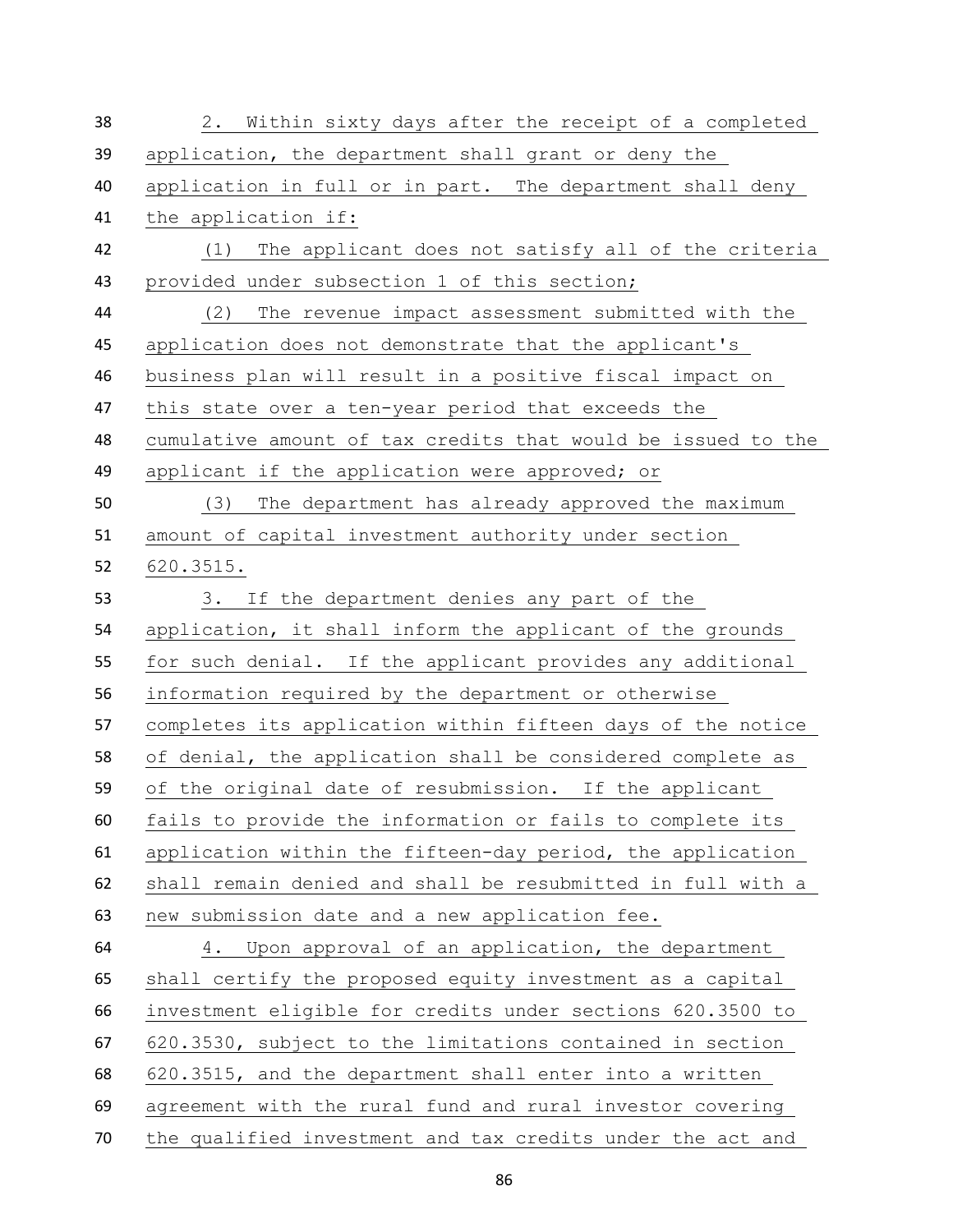2. Within sixty days after the receipt of a completed application, the department shall grant or deny the application in full or in part. The department shall deny the application if:

(1) The applicant does not satisfy all of the criteria provided under subsection 1 of this section;

(2) The revenue impact assessment submitted with the application does not demonstrate that the applicant's business plan will result in a positive fiscal impact on this state over a ten-year period that exceeds the cumulative amount of tax credits that would be issued to the applicant if the application were approved; or

(3) The department has already approved the maximum amount of capital investment authority under section 620.3515.

3. If the department denies any part of the application, it shall inform the applicant of the grounds for such denial. If the applicant provides any additional information required by the department or otherwise completes its application within fifteen days of the notice of denial, the application shall be considered complete as of the original date of resubmission. If the applicant fails to provide the information or fails to complete its application within the fifteen-day period, the application shall remain denied and shall be resubmitted in full with a new submission date and a new application fee.

4. Upon approval of an application, the department shall certify the proposed equity investment as a capital investment eligible for credits under sections 620.3500 to 620.3530, subject to the limitations contained in section 620.3515, and the department shall enter into a written agreement with the rural fund and rural investor covering the qualified investment and tax credits under the act and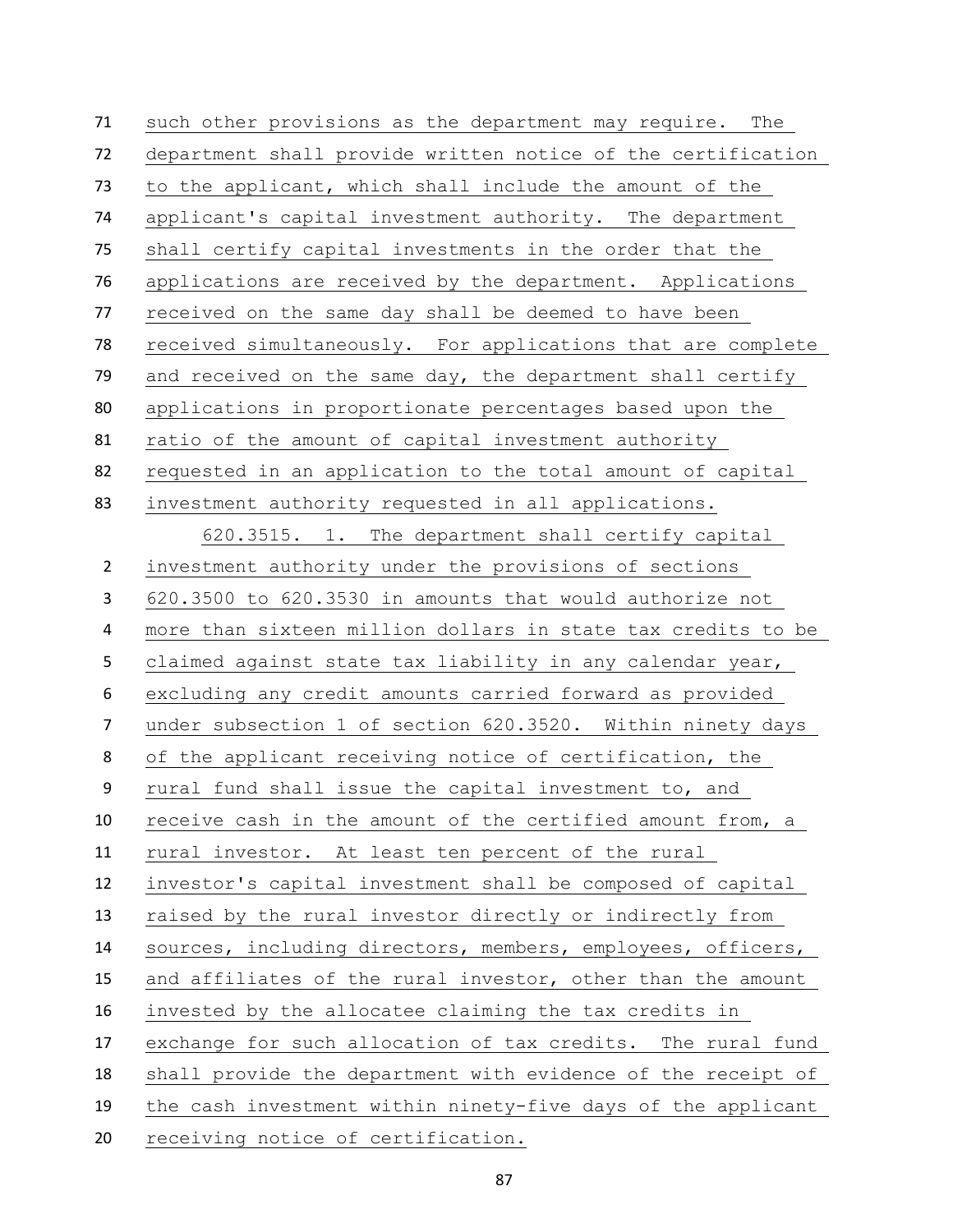such other provisions as the department may require. The department shall provide written notice of the certification to the applicant, which shall include the amount of the applicant's capital investment authority. The department shall certify capital investments in the order that the applications are received by the department. Applications received on the same day shall be deemed to have been received simultaneously. For applications that are complete and received on the same day, the department shall certify applications in proportionate percentages based upon the ratio of the amount of capital investment authority requested in an application to the total amount of capital investment authority requested in all applications.

620.3515. 1. The department shall certify capital investment authority under the provisions of sections 620.3500 to 620.3530 in amounts that would authorize not more than sixteen million dollars in state tax credits to be claimed against state tax liability in any calendar year, excluding any credit amounts carried forward as provided under subsection 1 of section 620.3520. Within ninety days of the applicant receiving notice of certification, the rural fund shall issue the capital investment to, and receive cash in the amount of the certified amount from, a rural investor. At least ten percent of the rural investor's capital investment shall be composed of capital raised by the rural investor directly or indirectly from sources, including directors, members, employees, officers, and affiliates of the rural investor, other than the amount invested by the allocatee claiming the tax credits in exchange for such allocation of tax credits. The rural fund shall provide the department with evidence of the receipt of the cash investment within ninety-five days of the applicant receiving notice of certification.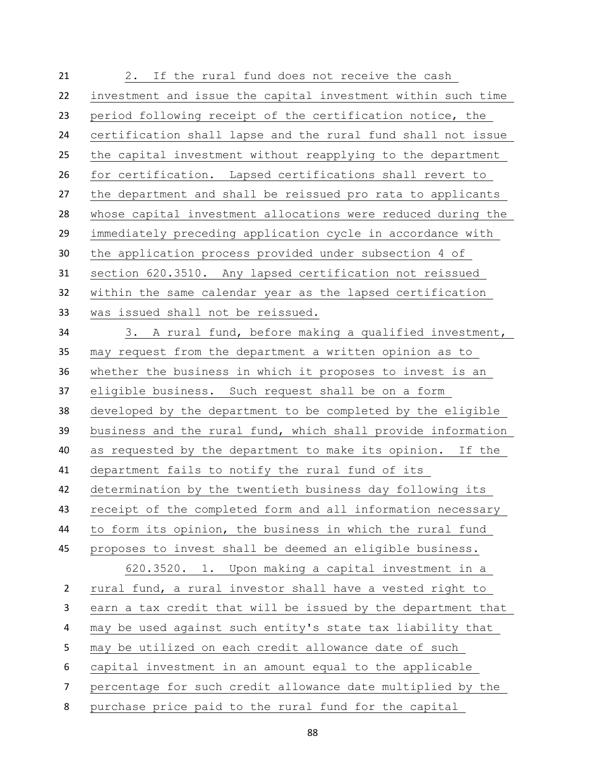2. If the rural fund does not receive the cash investment and issue the capital investment within such time period following receipt of the certification notice, the certification shall lapse and the rural fund shall not issue the capital investment without reapplying to the department for certification. Lapsed certifications shall revert to the department and shall be reissued pro rata to applicants whose capital investment allocations were reduced during the immediately preceding application cycle in accordance with the application process provided under subsection 4 of section 620.3510. Any lapsed certification not reissued within the same calendar year as the lapsed certification was issued shall not be reissued.

3. A rural fund, before making a qualified investment, may request from the department a written opinion as to whether the business in which it proposes to invest is an eligible business. Such request shall be on a form developed by the department to be completed by the eligible business and the rural fund, which shall provide information as requested by the department to make its opinion. If the department fails to notify the rural fund of its determination by the twentieth business day following its receipt of the completed form and all information necessary to form its opinion, the business in which the rural fund proposes to invest shall be deemed an eligible business.

620.3520. 1. Upon making a capital investment in a rural fund, a rural investor shall have a vested right to earn a tax credit that will be issued by the department that may be used against such entity's state tax liability that may be utilized on each credit allowance date of such capital investment in an amount equal to the applicable percentage for such credit allowance date multiplied by the purchase price paid to the rural fund for the capital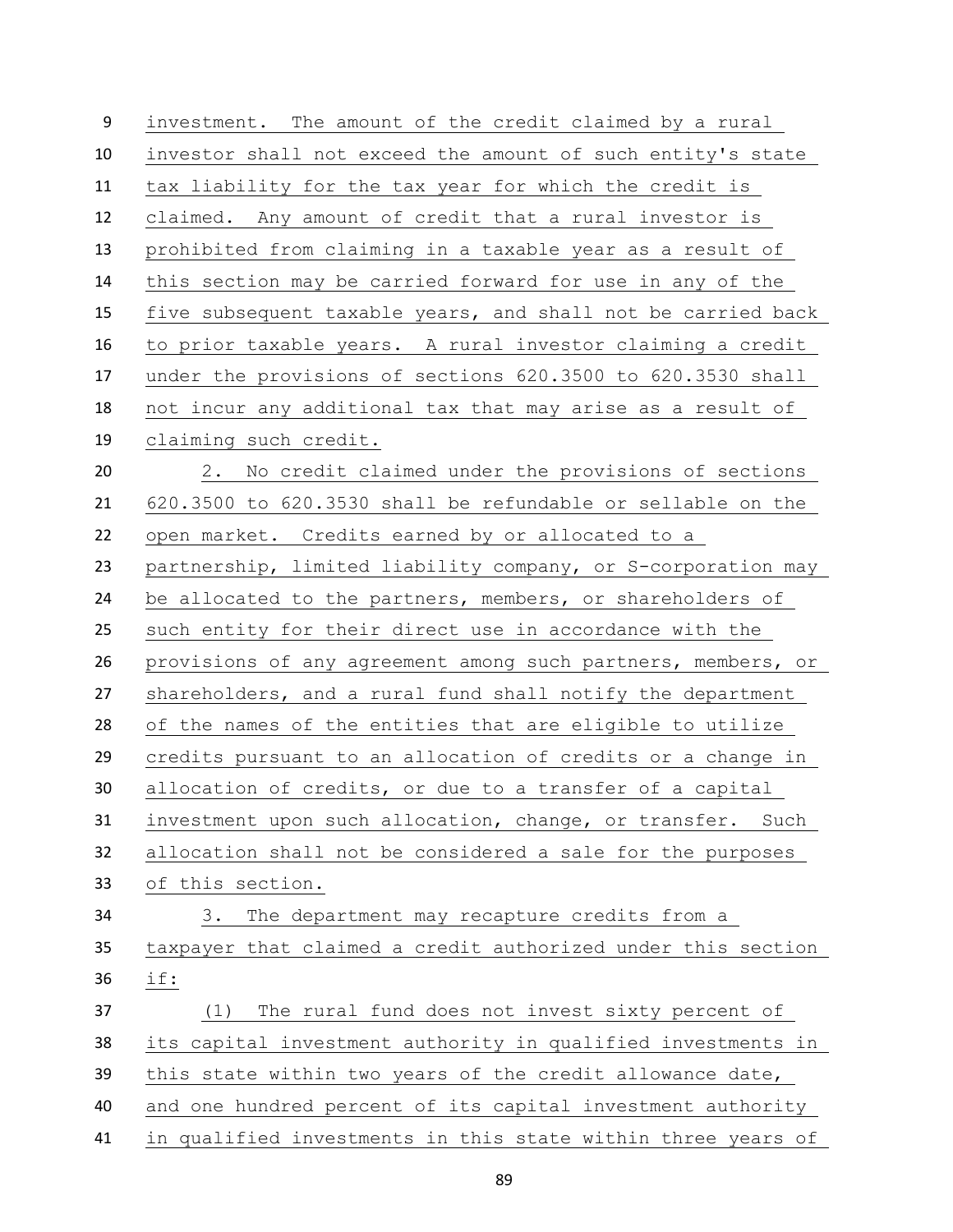investment. The amount of the credit claimed by a rural investor shall not exceed the amount of such entity's state tax liability for the tax year for which the credit is claimed. Any amount of credit that a rural investor is prohibited from claiming in a taxable year as a result of this section may be carried forward for use in any of the five subsequent taxable years, and shall not be carried back to prior taxable years. A rural investor claiming a credit under the provisions of sections 620.3500 to 620.3530 shall not incur any additional tax that may arise as a result of claiming such credit.

2. No credit claimed under the provisions of sections 620.3500 to 620.3530 shall be refundable or sellable on the open market. Credits earned by or allocated to a partnership, limited liability company, or S-corporation may be allocated to the partners, members, or shareholders of such entity for their direct use in accordance with the provisions of any agreement among such partners, members, or shareholders, and a rural fund shall notify the department of the names of the entities that are eligible to utilize credits pursuant to an allocation of credits or a change in allocation of credits, or due to a transfer of a capital investment upon such allocation, change, or transfer. Such allocation shall not be considered a sale for the purposes of this section.

3. The department may recapture credits from a taxpayer that claimed a credit authorized under this section if:

(1) The rural fund does not invest sixty percent of its capital investment authority in qualified investments in this state within two years of the credit allowance date, and one hundred percent of its capital investment authority in qualified investments in this state within three years of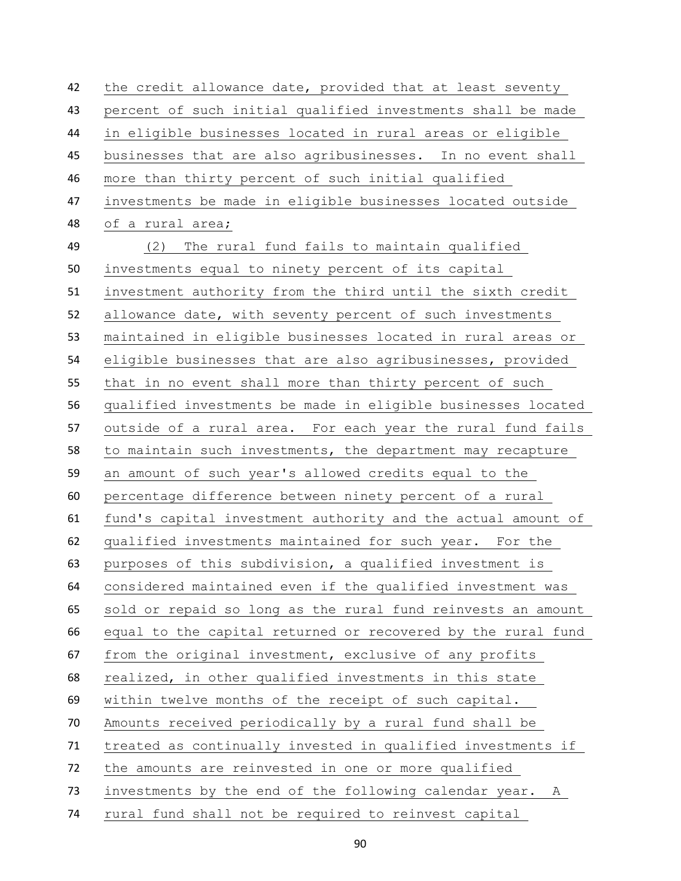the credit allowance date, provided that at least seventy percent of such initial qualified investments shall be made in eligible businesses located in rural areas or eligible businesses that are also agribusinesses. In no event shall more than thirty percent of such initial qualified investments be made in eligible businesses located outside of a rural area;

(2) The rural fund fails to maintain qualified investments equal to ninety percent of its capital investment authority from the third until the sixth credit allowance date, with seventy percent of such investments maintained in eligible businesses located in rural areas or eligible businesses that are also agribusinesses, provided that in no event shall more than thirty percent of such qualified investments be made in eligible businesses located outside of a rural area. For each year the rural fund fails to maintain such investments, the department may recapture an amount of such year's allowed credits equal to the percentage difference between ninety percent of a rural fund's capital investment authority and the actual amount of qualified investments maintained for such year. For the purposes of this subdivision, a qualified investment is considered maintained even if the qualified investment was sold or repaid so long as the rural fund reinvests an amount equal to the capital returned or recovered by the rural fund from the original investment, exclusive of any profits realized, in other qualified investments in this state within twelve months of the receipt of such capital. Amounts received periodically by a rural fund shall be treated as continually invested in qualified investments if the amounts are reinvested in one or more qualified investments by the end of the following calendar year. A rural fund shall not be required to reinvest capital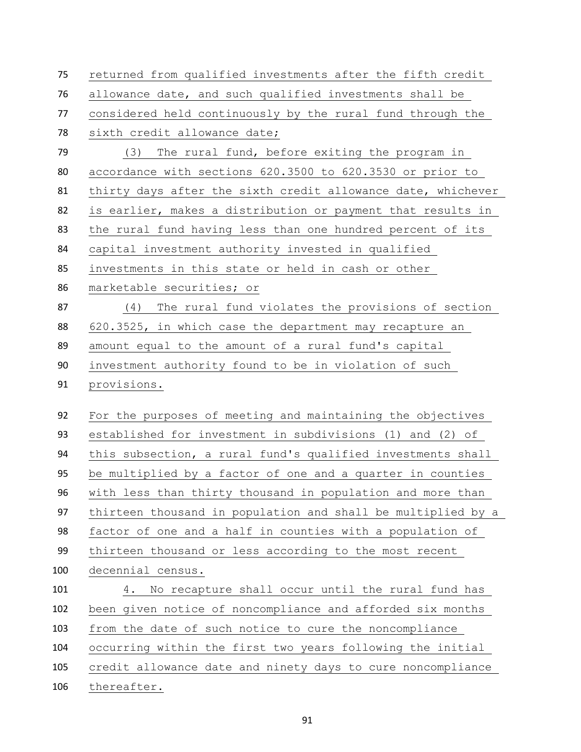returned from qualified investments after the fifth credit allowance date, and such qualified investments shall be considered held continuously by the rural fund through the sixth credit allowance date;

(3) The rural fund, before exiting the program in accordance with sections 620.3500 to 620.3530 or prior to thirty days after the sixth credit allowance date, whichever is earlier, makes a distribution or payment that results in the rural fund having less than one hundred percent of its capital investment authority invested in qualified investments in this state or held in cash or other marketable securities; or

(4) The rural fund violates the provisions of section 620.3525, in which case the department may recapture an amount equal to the amount of a rural fund's capital investment authority found to be in violation of such provisions.

For the purposes of meeting and maintaining the objectives established for investment in subdivisions (1) and (2) of this subsection, a rural fund's qualified investments shall be multiplied by a factor of one and a quarter in counties with less than thirty thousand in population and more than thirteen thousand in population and shall be multiplied by a factor of one and a half in counties with a population of thirteen thousand or less according to the most recent decennial census.

4. No recapture shall occur until the rural fund has been given notice of noncompliance and afforded six months from the date of such notice to cure the noncompliance occurring within the first two years following the initial credit allowance date and ninety days to cure noncompliance thereafter.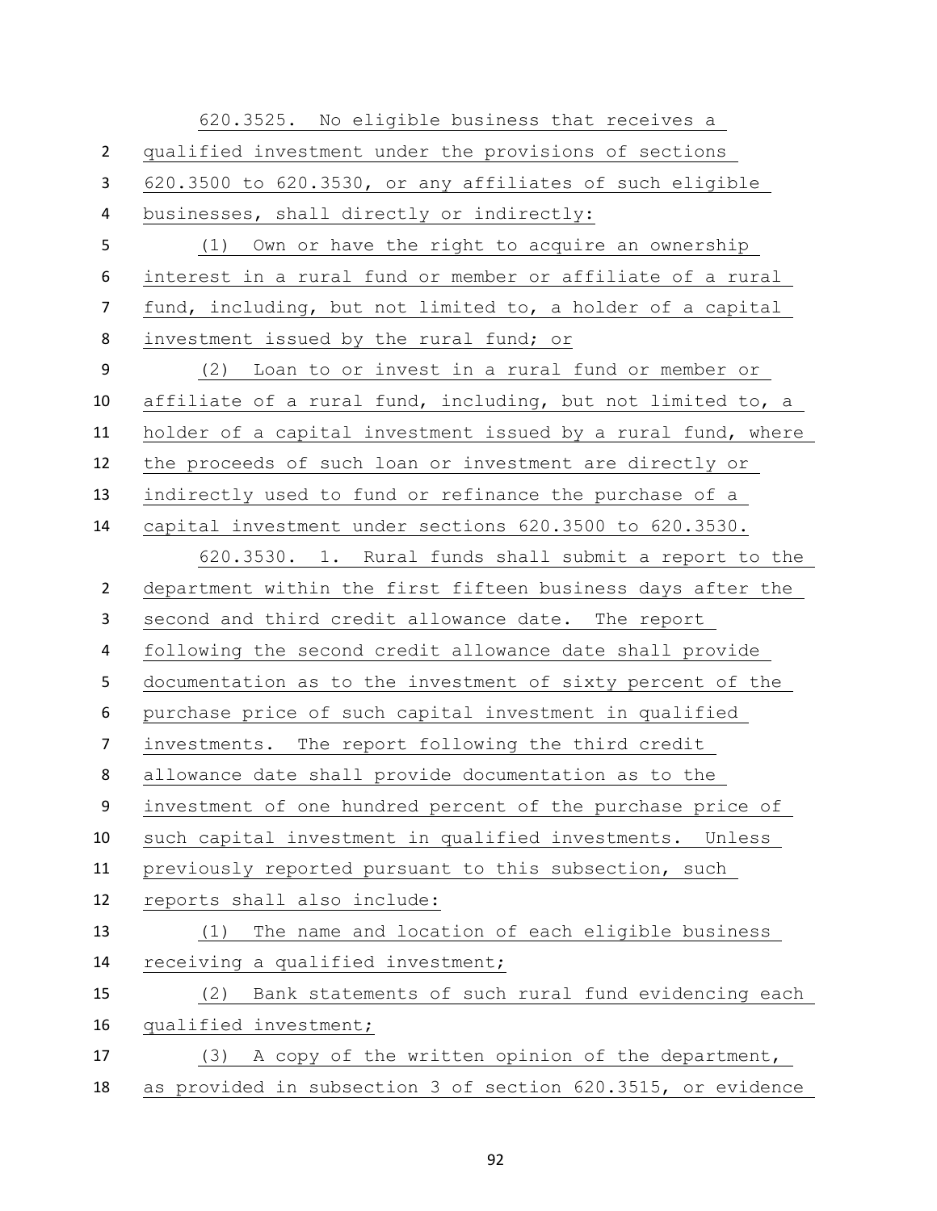620.3525. No eligible business that receives a qualified investment under the provisions of sections 620.3500 to 620.3530, or any affiliates of such eligible businesses, shall directly or indirectly:

(1) Own or have the right to acquire an ownership interest in a rural fund or member or affiliate of a rural fund, including, but not limited to, a holder of a capital investment issued by the rural fund; or

(2) Loan to or invest in a rural fund or member or affiliate of a rural fund, including, but not limited to, a holder of a capital investment issued by a rural fund, where the proceeds of such loan or investment are directly or indirectly used to fund or refinance the purchase of a capital investment under sections 620.3500 to 620.3530.

620.3530. 1. Rural funds shall submit a report to the department within the first fifteen business days after the second and third credit allowance date. The report following the second credit allowance date shall provide documentation as to the investment of sixty percent of the purchase price of such capital investment in qualified investments. The report following the third credit allowance date shall provide documentation as to the investment of one hundred percent of the purchase price of such capital investment in qualified investments. Unless previously reported pursuant to this subsection, such reports shall also include:

(1) The name and location of each eligible business receiving a qualified investment;

(2) Bank statements of such rural fund evidencing each qualified investment;

(3) A copy of the written opinion of the department, as provided in subsection 3 of section 620.3515, or evidence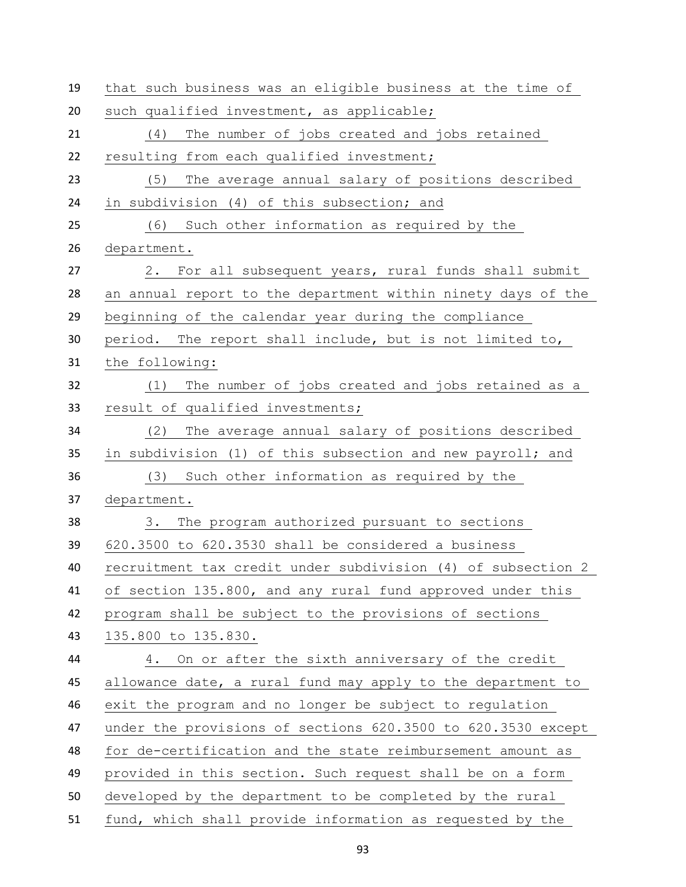that such business was an eligible business at the time of such qualified investment, as applicable;

(4) The number of jobs created and jobs retained resulting from each qualified investment;

(5) The average annual salary of positions described in subdivision (4) of this subsection; and

(6) Such other information as required by the department.

2. For all subsequent years, rural funds shall submit an annual report to the department within ninety days of the beginning of the calendar year during the compliance period. The report shall include, but is not limited to, the following:

(1) The number of jobs created and jobs retained as a result of qualified investments;

(2) The average annual salary of positions described in subdivision (1) of this subsection and new payroll; and

(3) Such other information as required by the department.

3. The program authorized pursuant to sections 620.3500 to 620.3530 shall be considered a business recruitment tax credit under subdivision (4) of subsection 2 of section 135.800, and any rural fund approved under this program shall be subject to the provisions of sections 135.800 to 135.830.

4. On or after the sixth anniversary of the credit allowance date, a rural fund may apply to the department to exit the program and no longer be subject to regulation under the provisions of sections 620.3500 to 620.3530 except for de-certification and the state reimbursement amount as provided in this section. Such request shall be on a form developed by the department to be completed by the rural fund, which shall provide information as requested by the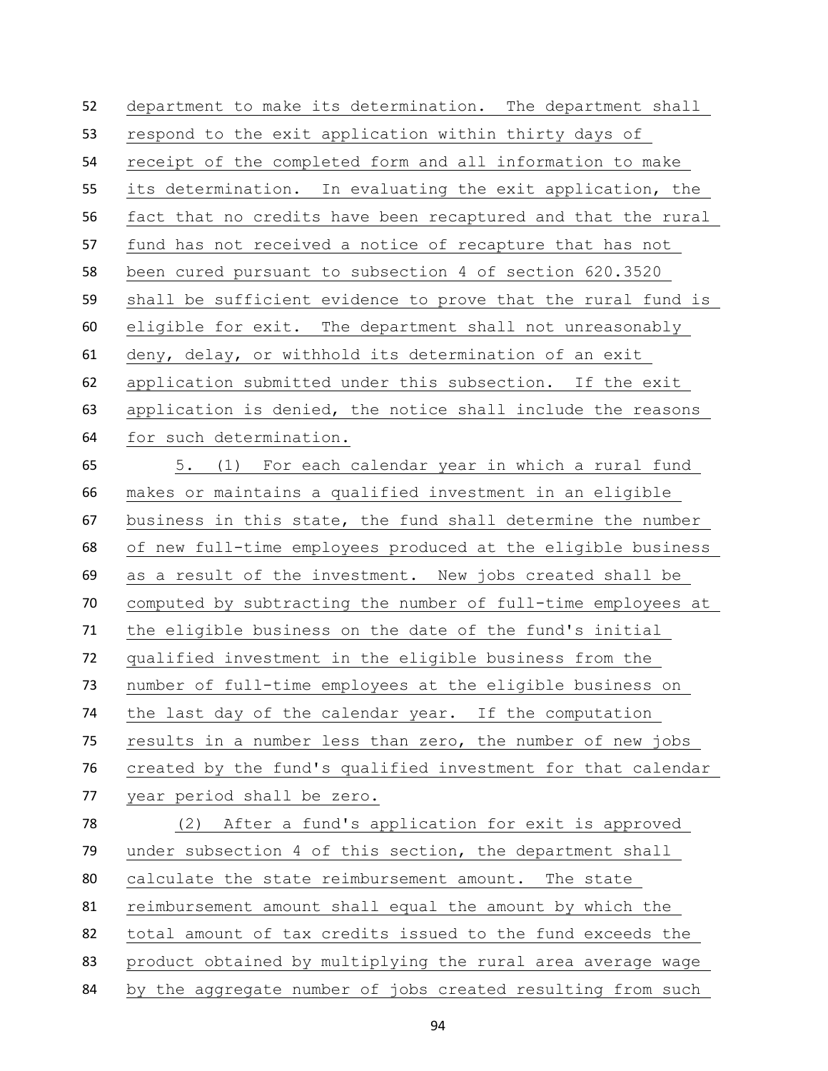department to make its determination. The department shall respond to the exit application within thirty days of receipt of the completed form and all information to make its determination. In evaluating the exit application, the fact that no credits have been recaptured and that the rural fund has not received a notice of recapture that has not been cured pursuant to subsection 4 of section 620.3520 shall be sufficient evidence to prove that the rural fund is eligible for exit. The department shall not unreasonably deny, delay, or withhold its determination of an exit application submitted under this subsection. If the exit application is denied, the notice shall include the reasons for such determination.

5. (1) For each calendar year in which a rural fund makes or maintains a qualified investment in an eligible business in this state, the fund shall determine the number of new full-time employees produced at the eligible business as a result of the investment. New jobs created shall be computed by subtracting the number of full-time employees at the eligible business on the date of the fund's initial qualified investment in the eligible business from the number of full-time employees at the eligible business on the last day of the calendar year. If the computation results in a number less than zero, the number of new jobs created by the fund's qualified investment for that calendar year period shall be zero.

(2) After a fund's application for exit is approved under subsection 4 of this section, the department shall calculate the state reimbursement amount. The state reimbursement amount shall equal the amount by which the total amount of tax credits issued to the fund exceeds the product obtained by multiplying the rural area average wage by the aggregate number of jobs created resulting from such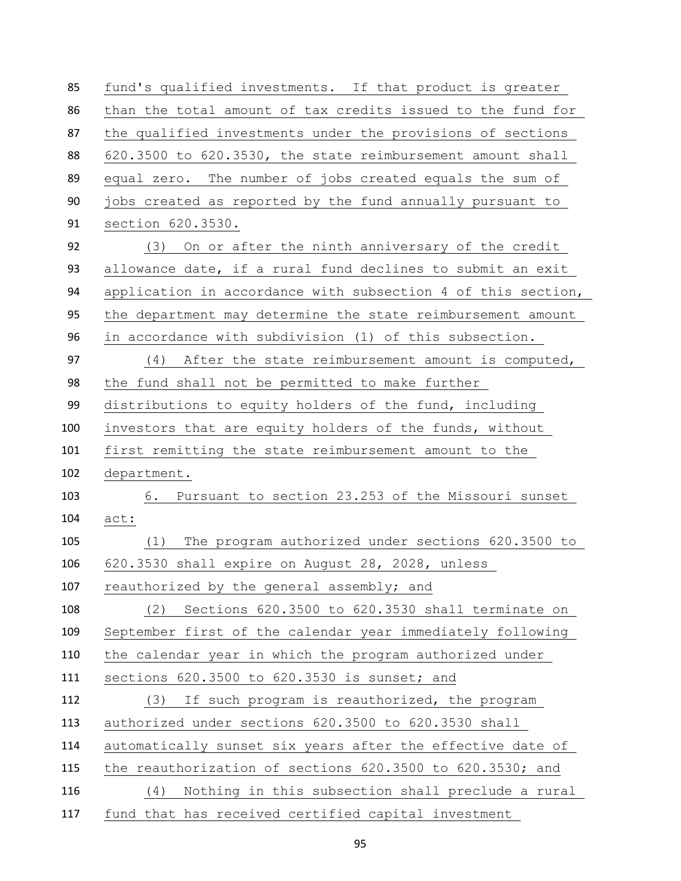fund's qualified investments. If that product is greater than the total amount of tax credits issued to the fund for the qualified investments under the provisions of sections 620.3500 to 620.3530, the state reimbursement amount shall equal zero. The number of jobs created equals the sum of jobs created as reported by the fund annually pursuant to section 620.3530.

(3) On or after the ninth anniversary of the credit allowance date, if a rural fund declines to submit an exit application in accordance with subsection 4 of this section, the department may determine the state reimbursement amount in accordance with subdivision (1) of this subsection.

(4) After the state reimbursement amount is computed, the fund shall not be permitted to make further distributions to equity holders of the fund, including investors that are equity holders of the funds, without first remitting the state reimbursement amount to the department.

6. Pursuant to section 23.253 of the Missouri sunset act:

(1) The program authorized under sections 620.3500 to 620.3530 shall expire on August 28, 2028, unless reauthorized by the general assembly; and

(2) Sections 620.3500 to 620.3530 shall terminate on September first of the calendar year immediately following the calendar year in which the program authorized under sections 620.3500 to 620.3530 is sunset; and

(3) If such program is reauthorized, the program authorized under sections 620.3500 to 620.3530 shall automatically sunset six years after the effective date of the reauthorization of sections 620.3500 to 620.3530; and

(4) Nothing in this subsection shall preclude a rural fund that has received certified capital investment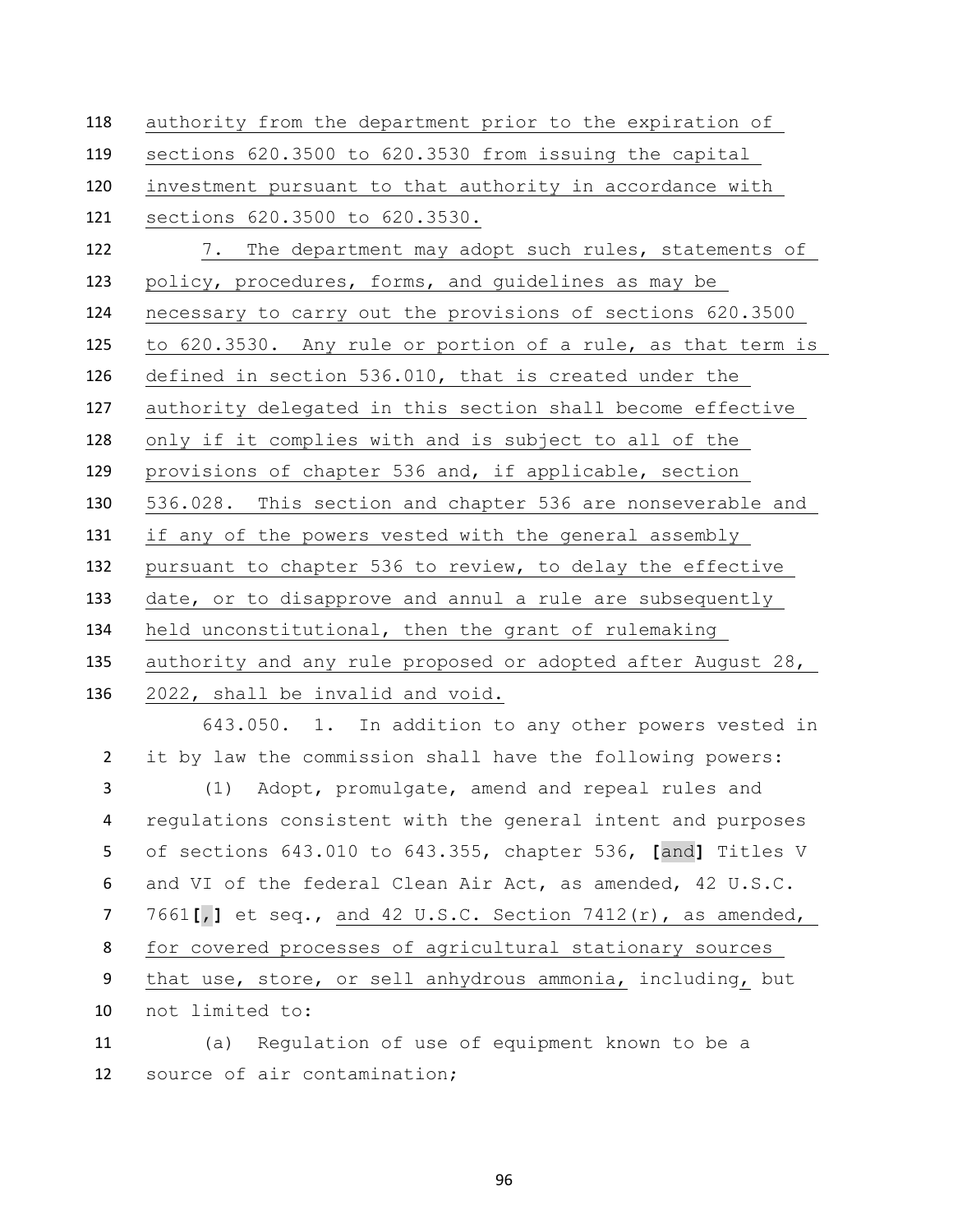authority from the department prior to the expiration of sections 620.3500 to 620.3530 from issuing the capital investment pursuant to that authority in accordance with sections 620.3500 to 620.3530.

7. The department may adopt such rules, statements of policy, procedures, forms, and guidelines as may be necessary to carry out the provisions of sections 620.3500 to 620.3530. Any rule or portion of a rule, as that term is defined in section 536.010, that is created under the authority delegated in this section shall become effective only if it complies with and is subject to all of the provisions of chapter 536 and, if applicable, section 536.028. This section and chapter 536 are nonseverable and if any of the powers vested with the general assembly pursuant to chapter 536 to review, to delay the effective date, or to disapprove and annul a rule are subsequently held unconstitutional, then the grant of rulemaking authority and any rule proposed or adopted after August 28, 2022, shall be invalid and void.

643.050. 1. In addition to any other powers vested in it by law the commission shall have the following powers:

(1) Adopt, promulgate, amend and repeal rules and regulations consistent with the general intent and purposes of sections 643.010 to 643.355, chapter 536, **[**and**]** Titles V and VI of the federal Clean Air Act, as amended, 42 U.S.C. 7661**[**,**]** et seq., and 42 U.S.C. Section 7412(r), as amended, for covered processes of agricultural stationary sources that use, store, or sell anhydrous ammonia, including, but not limited to:

(a) Regulation of use of equipment known to be a source of air contamination;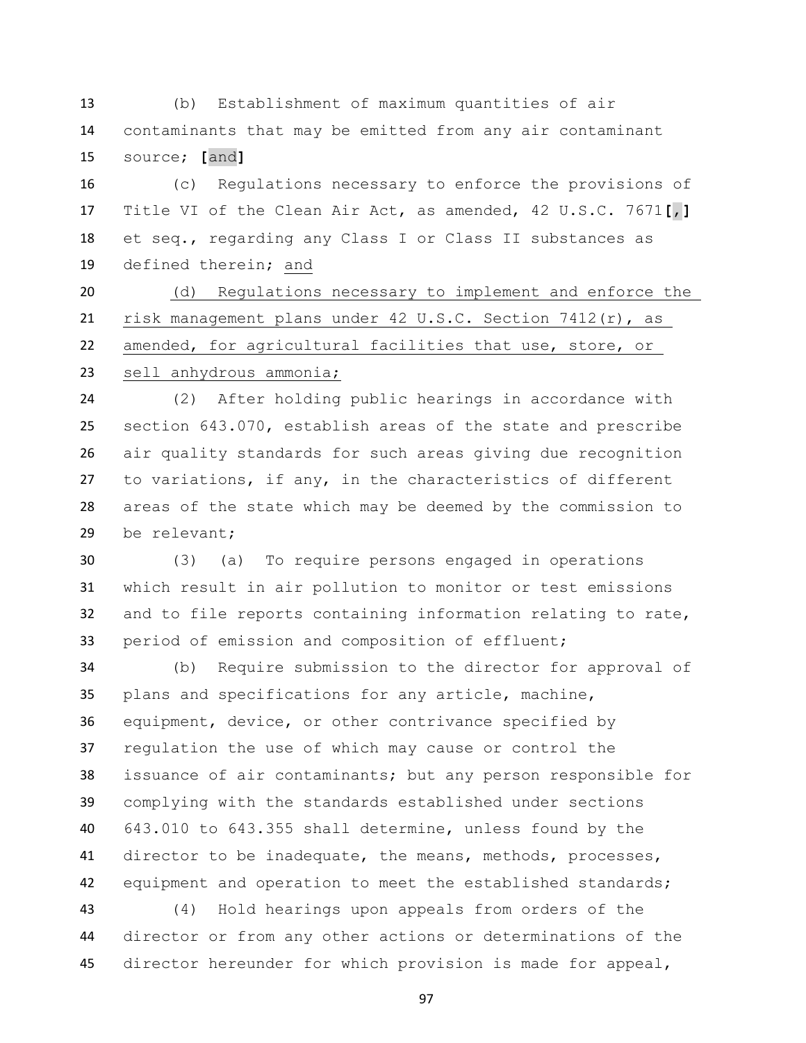(b) Establishment of maximum quantities of air contaminants that may be emitted from any air contaminant source; **[**and**]**

(c) Regulations necessary to enforce the provisions of Title VI of the Clean Air Act, as amended, 42 U.S.C. 7671**[**,**]** et seq., regarding any Class I or Class II substances as defined therein; and

(d) Regulations necessary to implement and enforce the risk management plans under 42 U.S.C. Section 7412(r), as amended, for agricultural facilities that use, store, or sell anhydrous ammonia;

(2) After holding public hearings in accordance with section 643.070, establish areas of the state and prescribe air quality standards for such areas giving due recognition to variations, if any, in the characteristics of different areas of the state which may be deemed by the commission to be relevant;

(3) (a) To require persons engaged in operations which result in air pollution to monitor or test emissions and to file reports containing information relating to rate, period of emission and composition of effluent;

(b) Require submission to the director for approval of plans and specifications for any article, machine, equipment, device, or other contrivance specified by regulation the use of which may cause or control the issuance of air contaminants; but any person responsible for complying with the standards established under sections 643.010 to 643.355 shall determine, unless found by the director to be inadequate, the means, methods, processes, equipment and operation to meet the established standards;

(4) Hold hearings upon appeals from orders of the director or from any other actions or determinations of the director hereunder for which provision is made for appeal,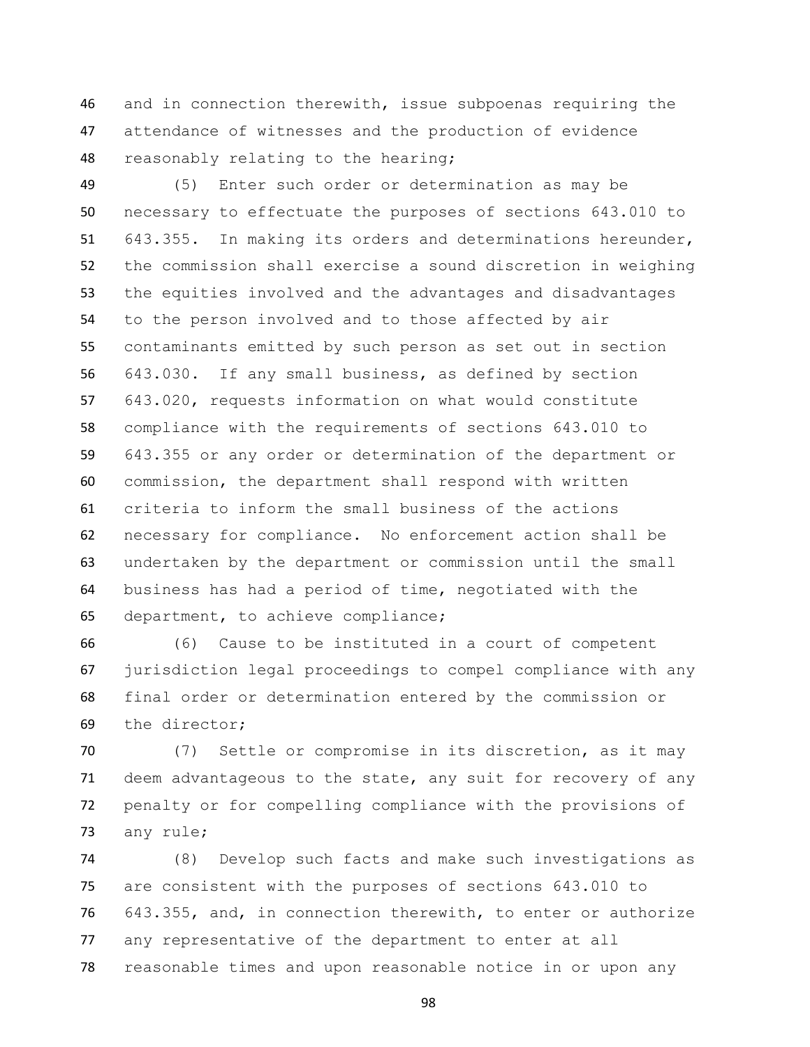and in connection therewith, issue subpoenas requiring the attendance of witnesses and the production of evidence reasonably relating to the hearing;

(5) Enter such order or determination as may be necessary to effectuate the purposes of sections 643.010 to 643.355. In making its orders and determinations hereunder, the commission shall exercise a sound discretion in weighing the equities involved and the advantages and disadvantages to the person involved and to those affected by air contaminants emitted by such person as set out in section 643.030. If any small business, as defined by section 643.020, requests information on what would constitute compliance with the requirements of sections 643.010 to 643.355 or any order or determination of the department or commission, the department shall respond with written criteria to inform the small business of the actions necessary for compliance. No enforcement action shall be undertaken by the department or commission until the small business has had a period of time, negotiated with the department, to achieve compliance;

(6) Cause to be instituted in a court of competent jurisdiction legal proceedings to compel compliance with any final order or determination entered by the commission or the director;

(7) Settle or compromise in its discretion, as it may deem advantageous to the state, any suit for recovery of any penalty or for compelling compliance with the provisions of any rule;

(8) Develop such facts and make such investigations as are consistent with the purposes of sections 643.010 to 643.355, and, in connection therewith, to enter or authorize any representative of the department to enter at all reasonable times and upon reasonable notice in or upon any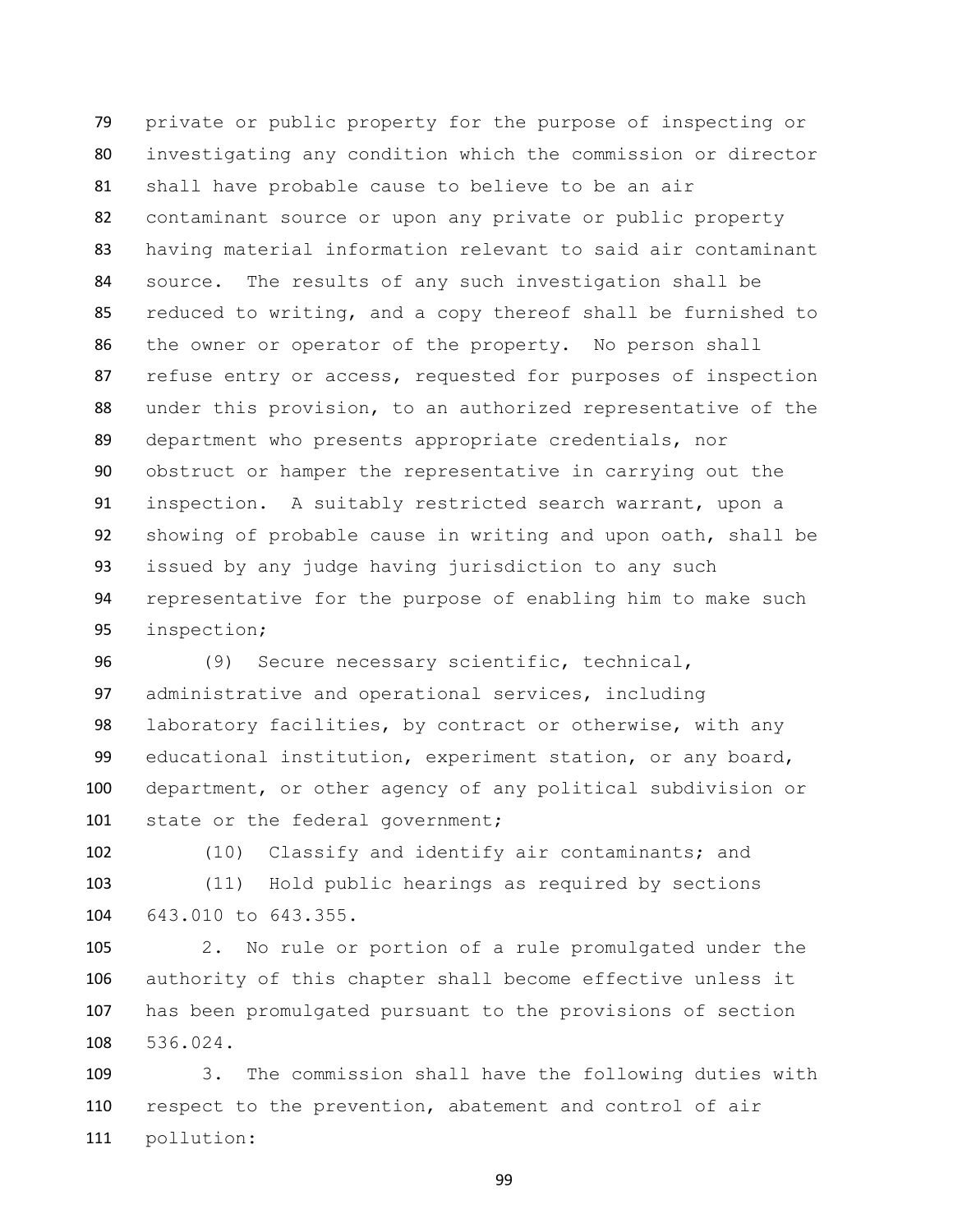private or public property for the purpose of inspecting or investigating any condition which the commission or director shall have probable cause to believe to be an air contaminant source or upon any private or public property having material information relevant to said air contaminant source. The results of any such investigation shall be reduced to writing, and a copy thereof shall be furnished to the owner or operator of the property. No person shall refuse entry or access, requested for purposes of inspection under this provision, to an authorized representative of the department who presents appropriate credentials, nor obstruct or hamper the representative in carrying out the inspection. A suitably restricted search warrant, upon a showing of probable cause in writing and upon oath, shall be issued by any judge having jurisdiction to any such representative for the purpose of enabling him to make such inspection;

(9) Secure necessary scientific, technical, administrative and operational services, including laboratory facilities, by contract or otherwise, with any educational institution, experiment station, or any board, department, or other agency of any political subdivision or state or the federal government;

(10) Classify and identify air contaminants; and

(11) Hold public hearings as required by sections 643.010 to 643.355.

2. No rule or portion of a rule promulgated under the authority of this chapter shall become effective unless it has been promulgated pursuant to the provisions of section 536.024.

3. The commission shall have the following duties with respect to the prevention, abatement and control of air pollution: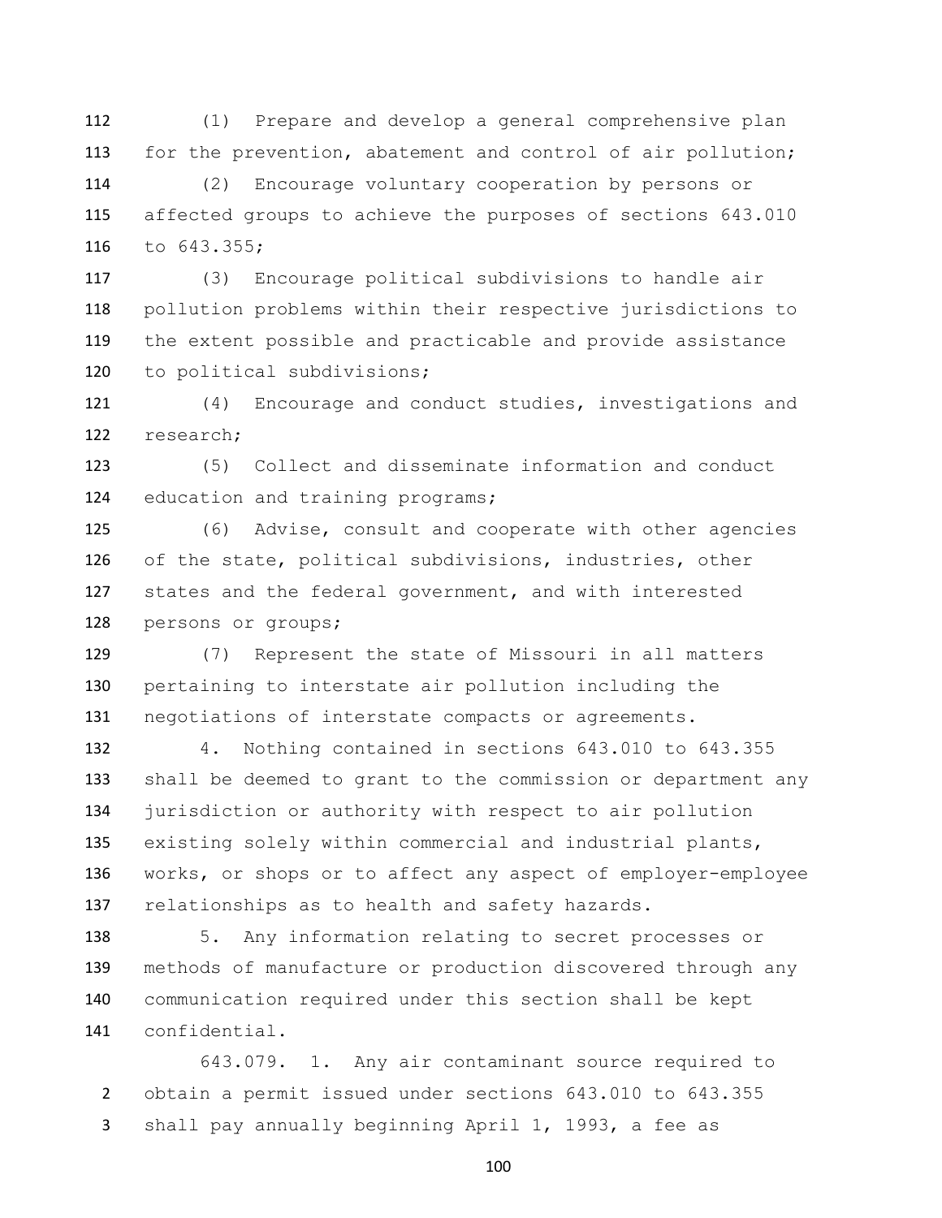(1) Prepare and develop a general comprehensive plan for the prevention, abatement and control of air pollution;

(2) Encourage voluntary cooperation by persons or affected groups to achieve the purposes of sections 643.010 to 643.355;

(3) Encourage political subdivisions to handle air pollution problems within their respective jurisdictions to the extent possible and practicable and provide assistance to political subdivisions;

(4) Encourage and conduct studies, investigations and research;

(5) Collect and disseminate information and conduct education and training programs;

(6) Advise, consult and cooperate with other agencies of the state, political subdivisions, industries, other states and the federal government, and with interested persons or groups;

(7) Represent the state of Missouri in all matters pertaining to interstate air pollution including the negotiations of interstate compacts or agreements.

4. Nothing contained in sections 643.010 to 643.355 shall be deemed to grant to the commission or department any jurisdiction or authority with respect to air pollution existing solely within commercial and industrial plants, works, or shops or to affect any aspect of employer-employee relationships as to health and safety hazards.

5. Any information relating to secret processes or methods of manufacture or production discovered through any communication required under this section shall be kept confidential.

643.079. 1. Any air contaminant source required to obtain a permit issued under sections 643.010 to 643.355 shall pay annually beginning April 1, 1993, a fee as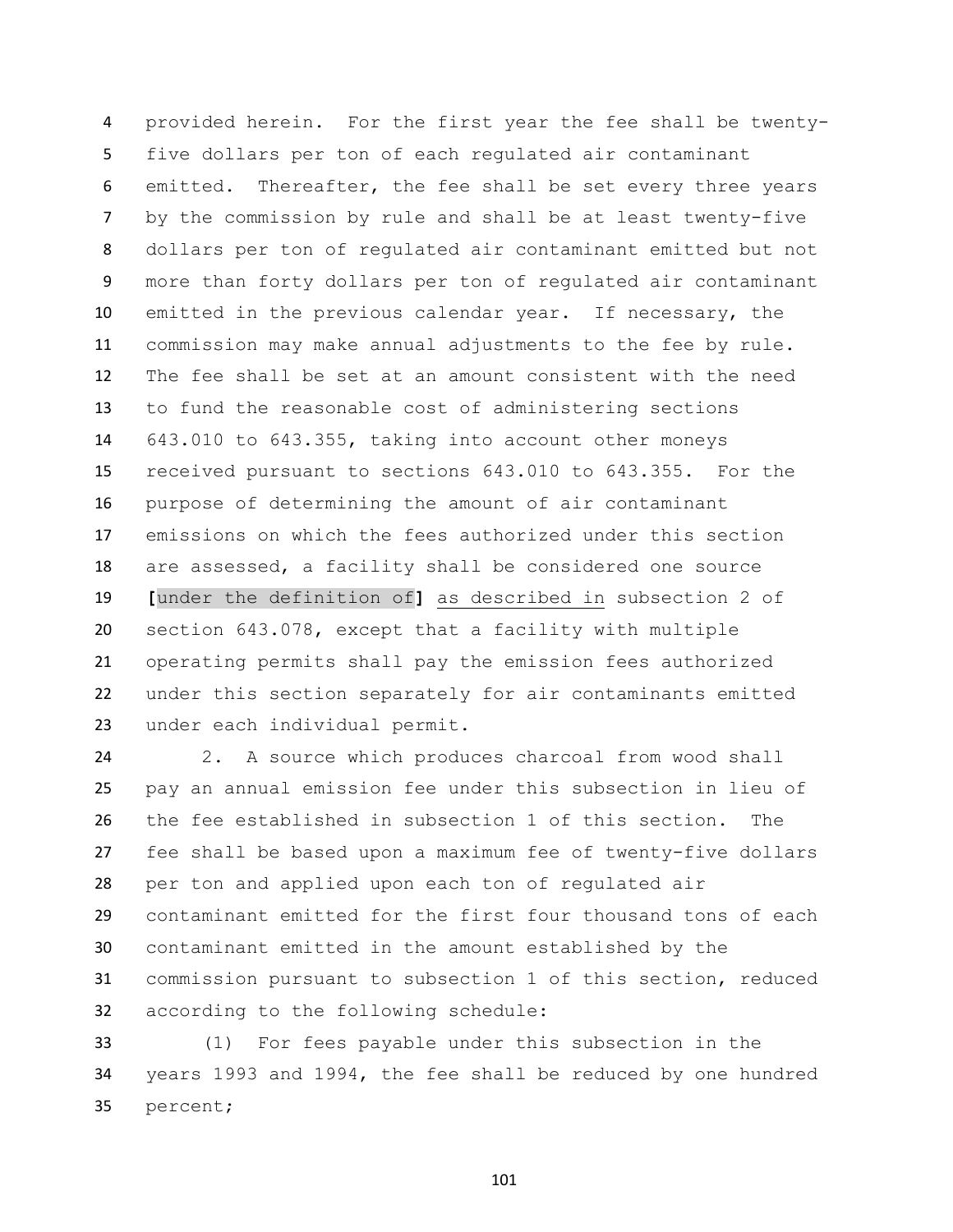provided herein. For the first year the fee shall be twenty-five dollars per ton of each regulated air contaminant emitted. Thereafter, the fee shall be set every three years by the commission by rule and shall be at least twenty-five dollars per ton of regulated air contaminant emitted but not more than forty dollars per ton of regulated air contaminant emitted in the previous calendar year. If necessary, the commission may make annual adjustments to the fee by rule. The fee shall be set at an amount consistent with the need to fund the reasonable cost of administering sections 643.010 to 643.355, taking into account other moneys received pursuant to sections 643.010 to 643.355. For the purpose of determining the amount of air contaminant emissions on which the fees authorized under this section are assessed, a facility shall be considered one source **[**under the definition of**]** <u>as described in</u> subsection 2 of section 643.078, except that a facility with multiple operating permits shall pay the emission fees authorized under this section separately for air contaminants emitted under each individual permit.

2. A source which produces charcoal from wood shall pay an annual emission fee under this subsection in lieu of the fee established in subsection 1 of this section. The fee shall be based upon a maximum fee of twenty-five dollars per ton and applied upon each ton of regulated air contaminant emitted for the first four thousand tons of each contaminant emitted in the amount established by the commission pursuant to subsection 1 of this section, reduced according to the following schedule:

(1) For fees payable under this subsection in the years 1993 and 1994, the fee shall be reduced by one hundred percent;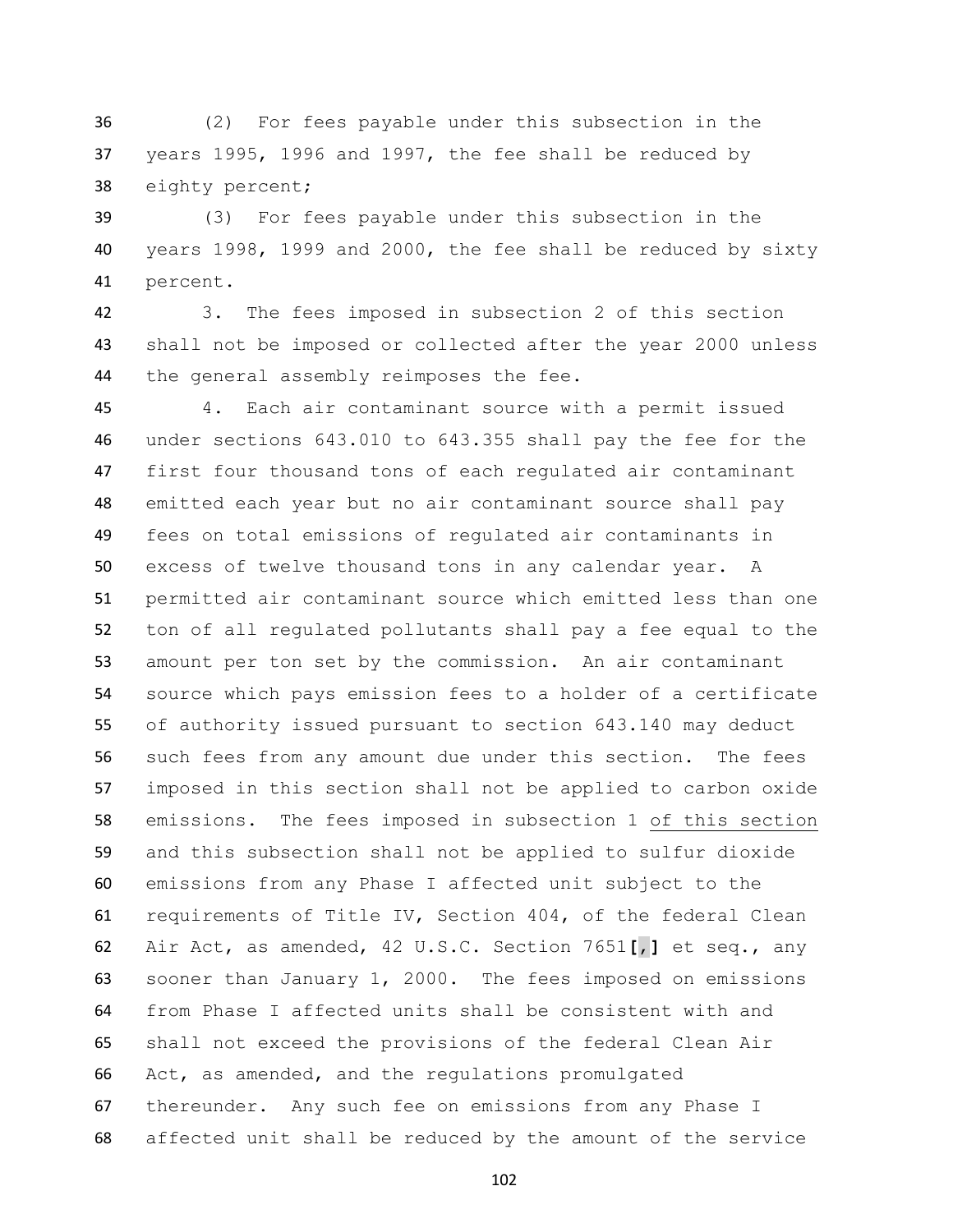(2) For fees payable under this subsection in the years 1995, 1996 and 1997, the fee shall be reduced by eighty percent;

(3) For fees payable under this subsection in the years 1998, 1999 and 2000, the fee shall be reduced by sixty percent.

3. The fees imposed in subsection 2 of this section shall not be imposed or collected after the year 2000 unless the general assembly reimposes the fee.

4. Each air contaminant source with a permit issued under sections 643.010 to 643.355 shall pay the fee for the first four thousand tons of each regulated air contaminant emitted each year but no air contaminant source shall pay fees on total emissions of regulated air contaminants in excess of twelve thousand tons in any calendar year. A permitted air contaminant source which emitted less than one ton of all regulated pollutants shall pay a fee equal to the amount per ton set by the commission. An air contaminant source which pays emission fees to a holder of a certificate of authority issued pursuant to section 643.140 may deduct such fees from any amount due under this section. The fees imposed in this section shall not be applied to carbon oxide emissions. The fees imposed in subsection 1 <u>of this section</u> and this subsection shall not be applied to sulfur dioxide emissions from any Phase I affected unit subject to the requirements of Title IV, Section 404, of the federal Clean Air Act, as amended, 42 U.S.C. Section 7651**[,]** et seq., any sooner than January 1, 2000. The fees imposed on emissions from Phase I affected units shall be consistent with and shall not exceed the provisions of the federal Clean Air Act, as amended, and the regulations promulgated thereunder. Any such fee on emissions from any Phase I affected unit shall be reduced by the amount of the service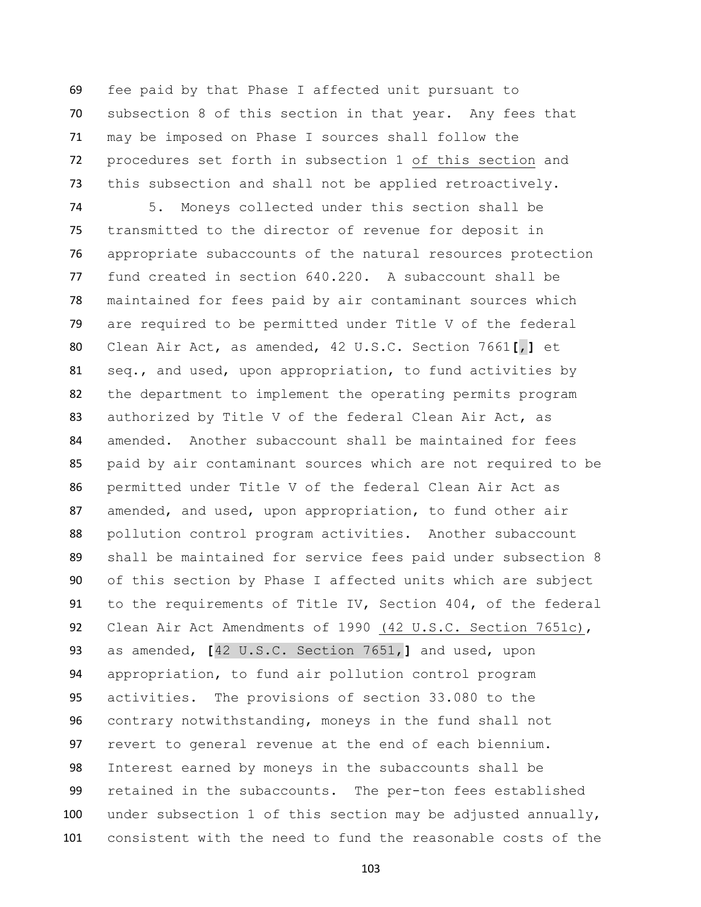fee paid by that Phase I affected unit pursuant to subsection 8 of this section in that year. Any fees that may be imposed on Phase I sources shall follow the procedures set forth in subsection 1 <u>of this section</u> and this subsection and shall not be applied retroactively.

5. Moneys collected under this section shall be transmitted to the director of revenue for deposit in appropriate subaccounts of the natural resources protection fund created in section 640.220. A subaccount shall be maintained for fees paid by air contaminant sources which are required to be permitted under Title V of the federal Clean Air Act, as amended, 42 U.S.C. Section 7661**[**,**]** et seq., and used, upon appropriation, to fund activities by the department to implement the operating permits program authorized by Title V of the federal Clean Air Act, as amended. Another subaccount shall be maintained for fees paid by air contaminant sources which are not required to be permitted under Title V of the federal Clean Air Act as amended, and used, upon appropriation, to fund other air pollution control program activities. Another subaccount shall be maintained for service fees paid under subsection 8 of this section by Phase I affected units which are subject to the requirements of Title IV, Section 404, of the federal Clean Air Act Amendments of 1990 <u>(42 U.S.C. Section 7651c)</u>, as amended, **[**42 U.S.C. Section 7651,**]** and used, upon appropriation, to fund air pollution control program activities. The provisions of section 33.080 to the contrary notwithstanding, moneys in the fund shall not revert to general revenue at the end of each biennium. Interest earned by moneys in the subaccounts shall be retained in the subaccounts. The per-ton fees established under subsection 1 of this section may be adjusted annually, consistent with the need to fund the reasonable costs of the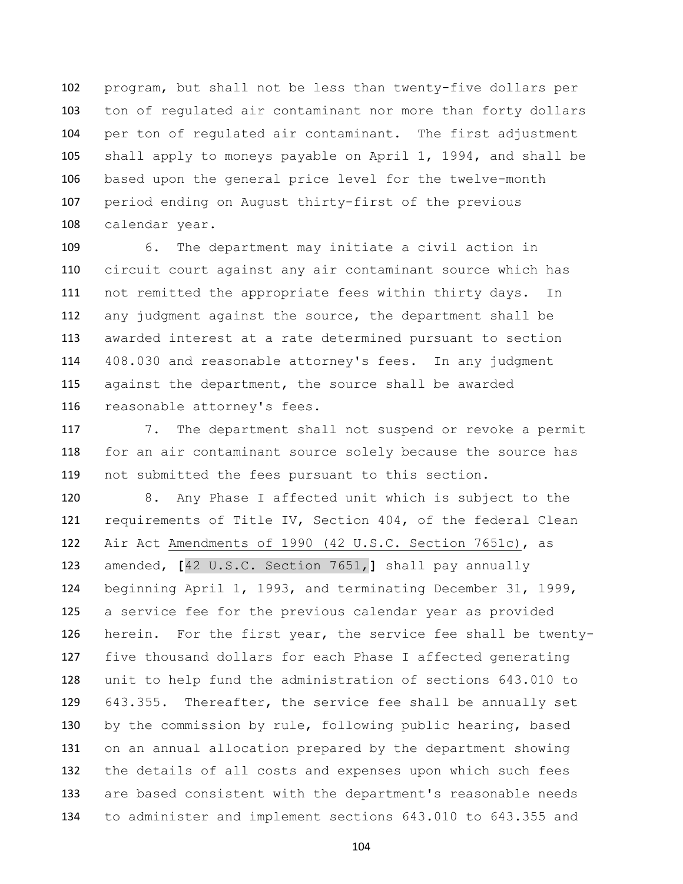program, but shall not be less than twenty-five dollars per ton of regulated air contaminant nor more than forty dollars per ton of regulated air contaminant. The first adjustment shall apply to moneys payable on April 1, 1994, and shall be based upon the general price level for the twelve-month period ending on August thirty-first of the previous calendar year.

6. The department may initiate a civil action in circuit court against any air contaminant source which has not remitted the appropriate fees within thirty days. In any judgment against the source, the department shall be awarded interest at a rate determined pursuant to section 408.030 and reasonable attorney's fees. In any judgment against the department, the source shall be awarded reasonable attorney's fees.

7. The department shall not suspend or revoke a permit for an air contaminant source solely because the source has not submitted the fees pursuant to this section.

8. Any Phase I affected unit which is subject to the requirements of Title IV, Section 404, of the federal Clean Air Act Amendments of 1990 (42 U.S.C. Section 7651c), as amended, **[**42 U.S.C. Section 7651,**]** shall pay annually beginning April 1, 1993, and terminating December 31, 1999, a service fee for the previous calendar year as provided herein. For the first year, the service fee shall be twenty-five thousand dollars for each Phase I affected generating unit to help fund the administration of sections 643.010 to 643.355. Thereafter, the service fee shall be annually set by the commission by rule, following public hearing, based on an annual allocation prepared by the department showing the details of all costs and expenses upon which such fees are based consistent with the department's reasonable needs to administer and implement sections 643.010 to 643.355 and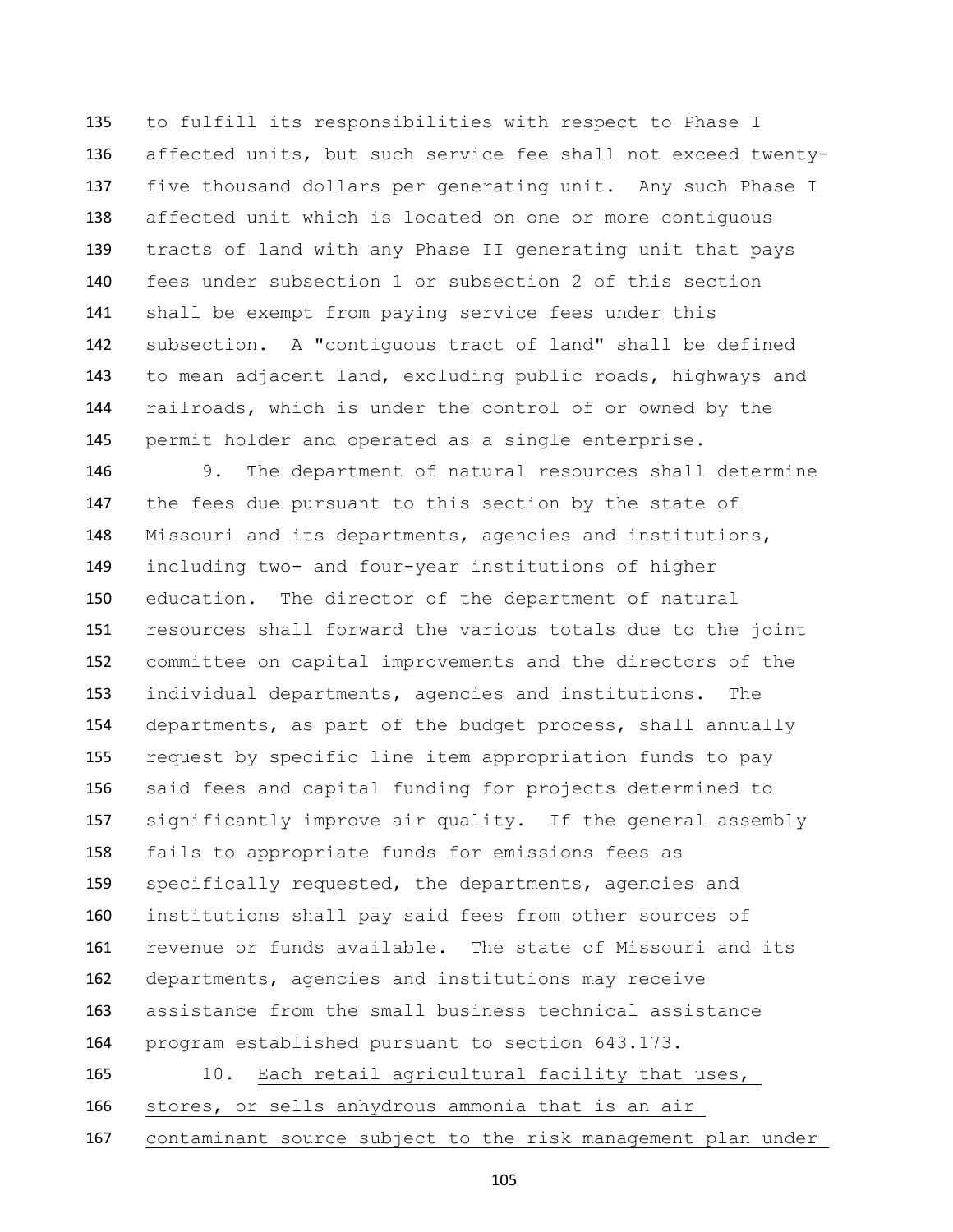to fulfill its responsibilities with respect to Phase I affected units, but such service fee shall not exceed twenty-five thousand dollars per generating unit. Any such Phase I affected unit which is located on one or more contiguous tracts of land with any Phase II generating unit that pays fees under subsection 1 or subsection 2 of this section shall be exempt from paying service fees under this subsection. A "contiguous tract of land" shall be defined to mean adjacent land, excluding public roads, highways and railroads, which is under the control of or owned by the permit holder and operated as a single enterprise.

9. The department of natural resources shall determine the fees due pursuant to this section by the state of Missouri and its departments, agencies and institutions, including two- and four-year institutions of higher education. The director of the department of natural resources shall forward the various totals due to the joint committee on capital improvements and the directors of the individual departments, agencies and institutions. The departments, as part of the budget process, shall annually request by specific line item appropriation funds to pay said fees and capital funding for projects determined to significantly improve air quality. If the general assembly fails to appropriate funds for emissions fees as specifically requested, the departments, agencies and institutions shall pay said fees from other sources of revenue or funds available. The state of Missouri and its departments, agencies and institutions may receive assistance from the small business technical assistance program established pursuant to section 643.173.

10. <u>Each retail agricultural facility that uses, stores, or sells anhydrous ammonia that is an air contaminant source subject to the risk management plan under</u>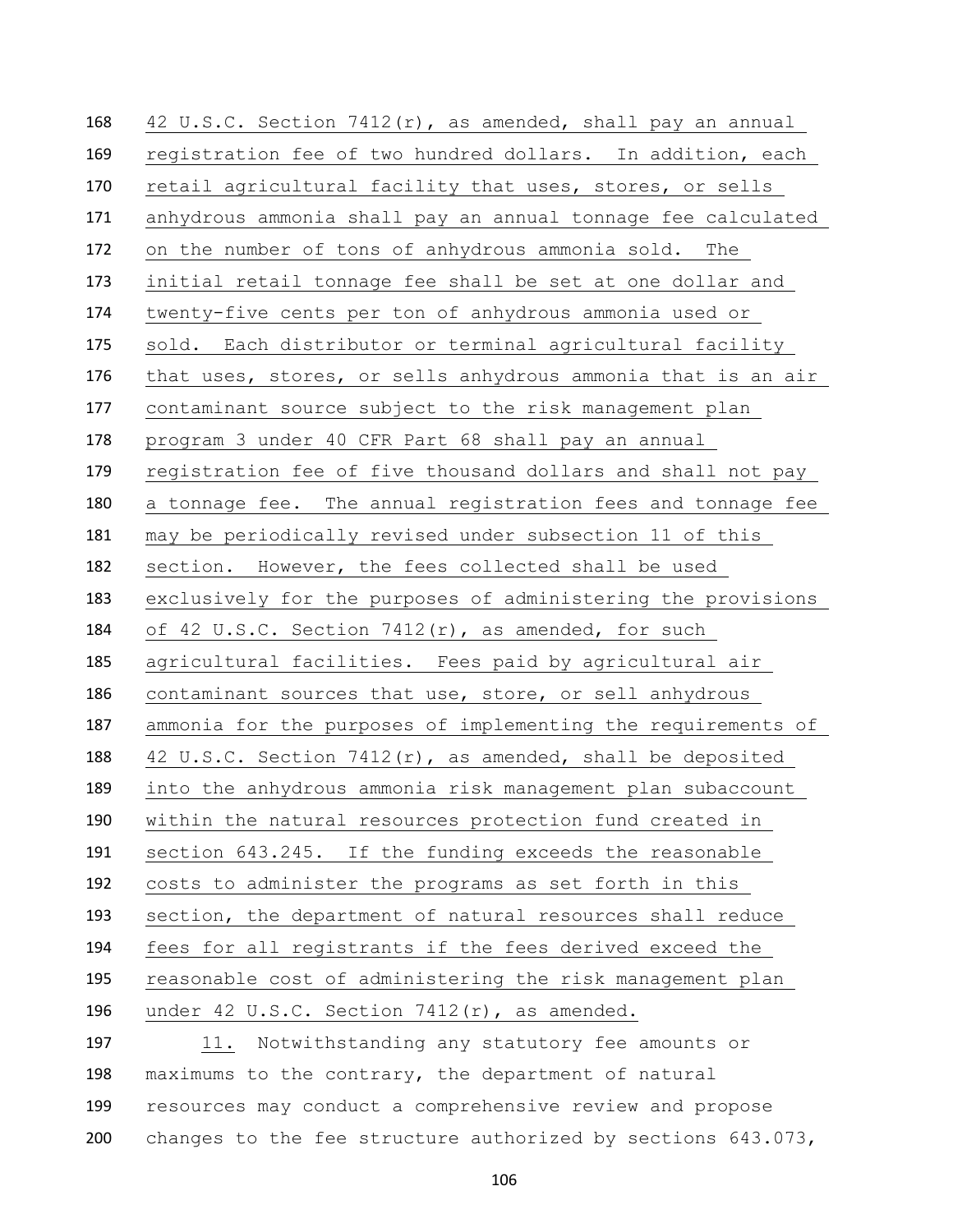168 42 U.S.C. Section 7412(r), as amended, shall pay an annual
169 registration fee of two hundred dollars. In addition, each
170 retail agricultural facility that uses, stores, or sells
171 anhydrous ammonia shall pay an annual tonnage fee calculated
172 on the number of tons of anhydrous ammonia sold. The
173 initial retail tonnage fee shall be set at one dollar and
174 twenty-five cents per ton of anhydrous ammonia used or
175 sold. Each distributor or terminal agricultural facility
176 that uses, stores, or sells anhydrous ammonia that is an air
177 contaminant source subject to the risk management plan
178 program 3 under 40 CFR Part 68 shall pay an annual
179 registration fee of five thousand dollars and shall not pay
180 a tonnage fee. The annual registration fees and tonnage fee
181 may be periodically revised under subsection 11 of this
182 section. However, the fees collected shall be used
183 exclusively for the purposes of administering the provisions
184 of 42 U.S.C. Section 7412(r), as amended, for such
185 agricultural facilities. Fees paid by agricultural air
186 contaminant sources that use, store, or sell anhydrous
187 ammonia for the purposes of implementing the requirements of
188 42 U.S.C. Section 7412(r), as amended, shall be deposited
189 into the anhydrous ammonia risk management plan subaccount
190 within the natural resources protection fund created in
191 section 643.245. If the funding exceeds the reasonable
192 costs to administer the programs as set forth in this
193 section, the department of natural resources shall reduce
194 fees for all registrants if the fees derived exceed the
195 reasonable cost of administering the risk management plan
196 under 42 U.S.C. Section 7412(r), as amended.
197 11. Notwithstanding any statutory fee amounts or
198 maximums to the contrary, the department of natural
199 resources may conduct a comprehensive review and propose
200 changes to the fee structure authorized by sections 643.073,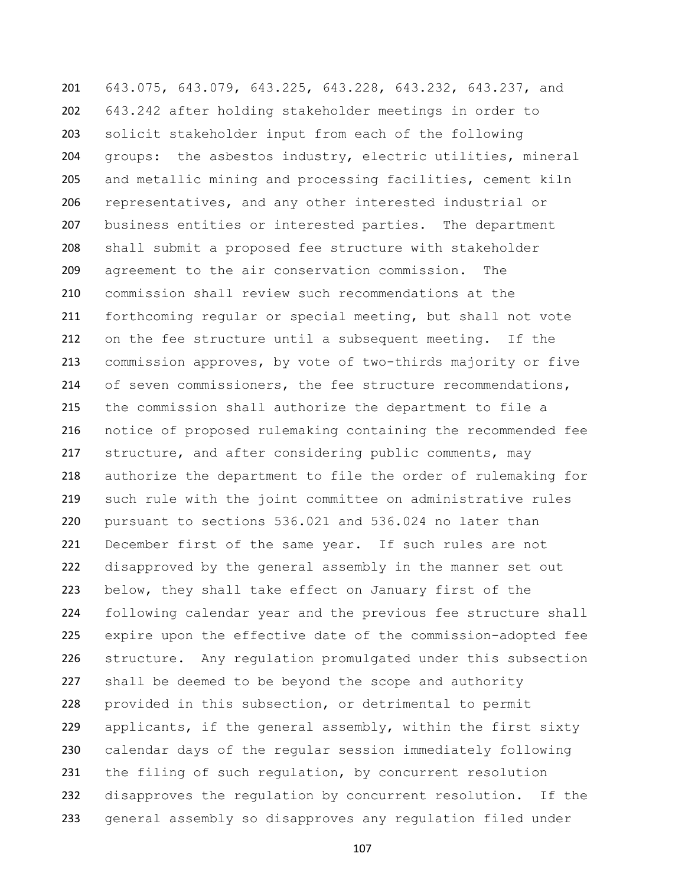643.075, 643.079, 643.225, 643.228, 643.232, 643.237, and 643.242 after holding stakeholder meetings in order to solicit stakeholder input from each of the following groups: the asbestos industry, electric utilities, mineral and metallic mining and processing facilities, cement kiln representatives, and any other interested industrial or business entities or interested parties. The department shall submit a proposed fee structure with stakeholder agreement to the air conservation commission. The commission shall review such recommendations at the forthcoming regular or special meeting, but shall not vote on the fee structure until a subsequent meeting. If the commission approves, by vote of two-thirds majority or five of seven commissioners, the fee structure recommendations, the commission shall authorize the department to file a notice of proposed rulemaking containing the recommended fee structure, and after considering public comments, may authorize the department to file the order of rulemaking for such rule with the joint committee on administrative rules pursuant to sections 536.021 and 536.024 no later than December first of the same year. If such rules are not disapproved by the general assembly in the manner set out below, they shall take effect on January first of the following calendar year and the previous fee structure shall expire upon the effective date of the commission-adopted fee structure. Any regulation promulgated under this subsection shall be deemed to be beyond the scope and authority provided in this subsection, or detrimental to permit applicants, if the general assembly, within the first sixty calendar days of the regular session immediately following the filing of such regulation, by concurrent resolution disapproves the regulation by concurrent resolution. If the general assembly so disapproves any regulation filed under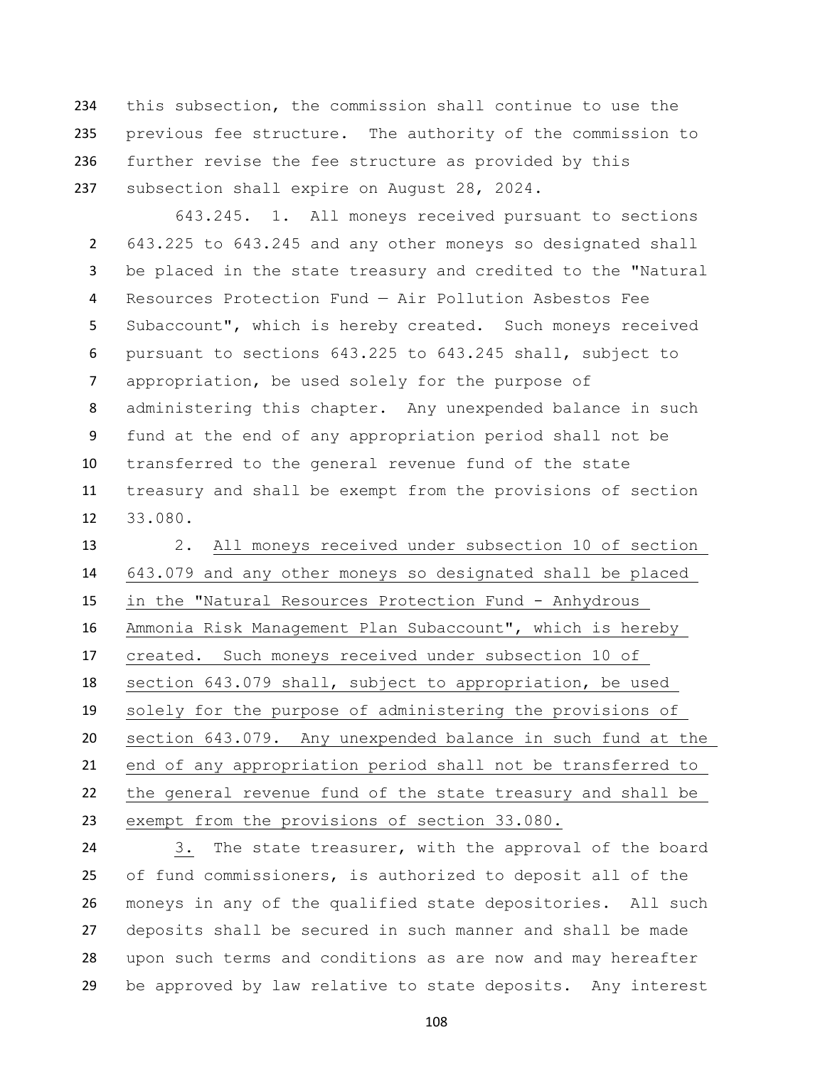this subsection, the commission shall continue to use the previous fee structure. The authority of the commission to further revise the fee structure as provided by this subsection shall expire on August 28, 2024.

643.245. 1. All moneys received pursuant to sections 643.225 to 643.245 and any other moneys so designated shall be placed in the state treasury and credited to the "Natural Resources Protection Fund — Air Pollution Asbestos Fee Subaccount", which is hereby created. Such moneys received pursuant to sections 643.225 to 643.245 shall, subject to appropriation, be used solely for the purpose of administering this chapter. Any unexpended balance in such fund at the end of any appropriation period shall not be transferred to the general revenue fund of the state treasury and shall be exempt from the provisions of section 33.080.

2. All moneys received under subsection 10 of section 643.079 and any other moneys so designated shall be placed in the "Natural Resources Protection Fund - Anhydrous Ammonia Risk Management Plan Subaccount", which is hereby created. Such moneys received under subsection 10 of section 643.079 shall, subject to appropriation, be used solely for the purpose of administering the provisions of section 643.079. Any unexpended balance in such fund at the end of any appropriation period shall not be transferred to the general revenue fund of the state treasury and shall be exempt from the provisions of section 33.080.

3. The state treasurer, with the approval of the board of fund commissioners, is authorized to deposit all of the moneys in any of the qualified state depositories. All such deposits shall be secured in such manner and shall be made upon such terms and conditions as are now and may hereafter be approved by law relative to state deposits. Any interest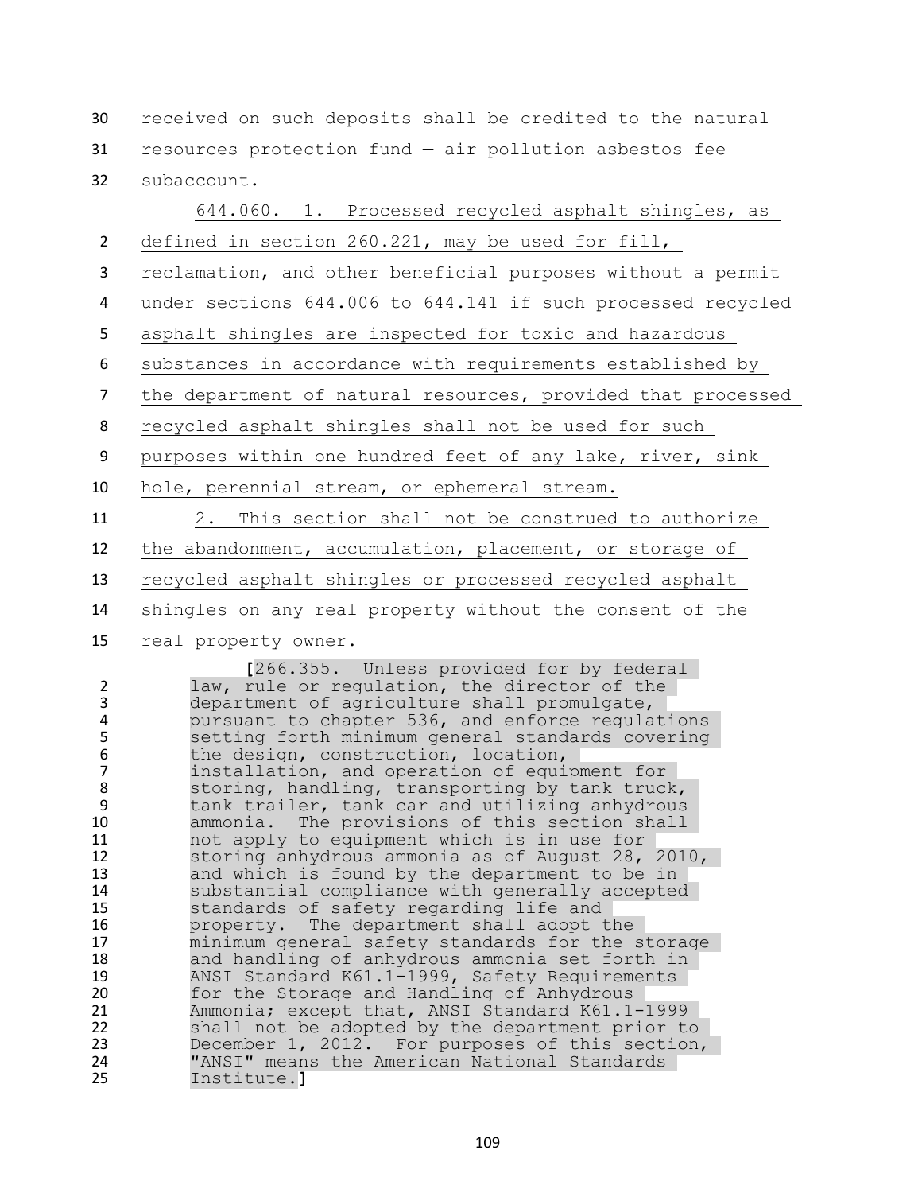received on such deposits shall be credited to the natural resources protection fund — air pollution asbestos fee subaccount.

644.060. 1. Processed recycled asphalt shingles, as defined in section 260.221, may be used for fill, reclamation, and other beneficial purposes without a permit under sections 644.006 to 644.141 if such processed recycled asphalt shingles are inspected for toxic and hazardous substances in accordance with requirements established by the department of natural resources, provided that processed recycled asphalt shingles shall not be used for such purposes within one hundred feet of any lake, river, sink hole, perennial stream, or ephemeral stream.

2. This section shall not be construed to authorize the abandonment, accumulation, placement, or storage of recycled asphalt shingles or processed recycled asphalt shingles on any real property without the consent of the real property owner.

[266.355. Unless provided for by federal law, rule or regulation, the director of the department of agriculture shall promulgate, pursuant to chapter 536, and enforce regulations setting forth minimum general standards covering the design, construction, location, installation, and operation of equipment for storing, handling, transporting by tank truck, tank trailer, tank car and utilizing anhydrous ammonia. The provisions of this section shall not apply to equipment which is in use for storing anhydrous ammonia as of August 28, 2010, and which is found by the department to be in substantial compliance with generally accepted standards of safety regarding life and property. The department shall adopt the minimum general safety standards for the storage and handling of anhydrous ammonia set forth in ANSI Standard K61.1-1999, Safety Requirements for the Storage and Handling of Anhydrous Ammonia; except that, ANSI Standard K61.1-1999 shall not be adopted by the department prior to December 1, 2012. For purposes of this section, "ANSI" means the American National Standards Institute.]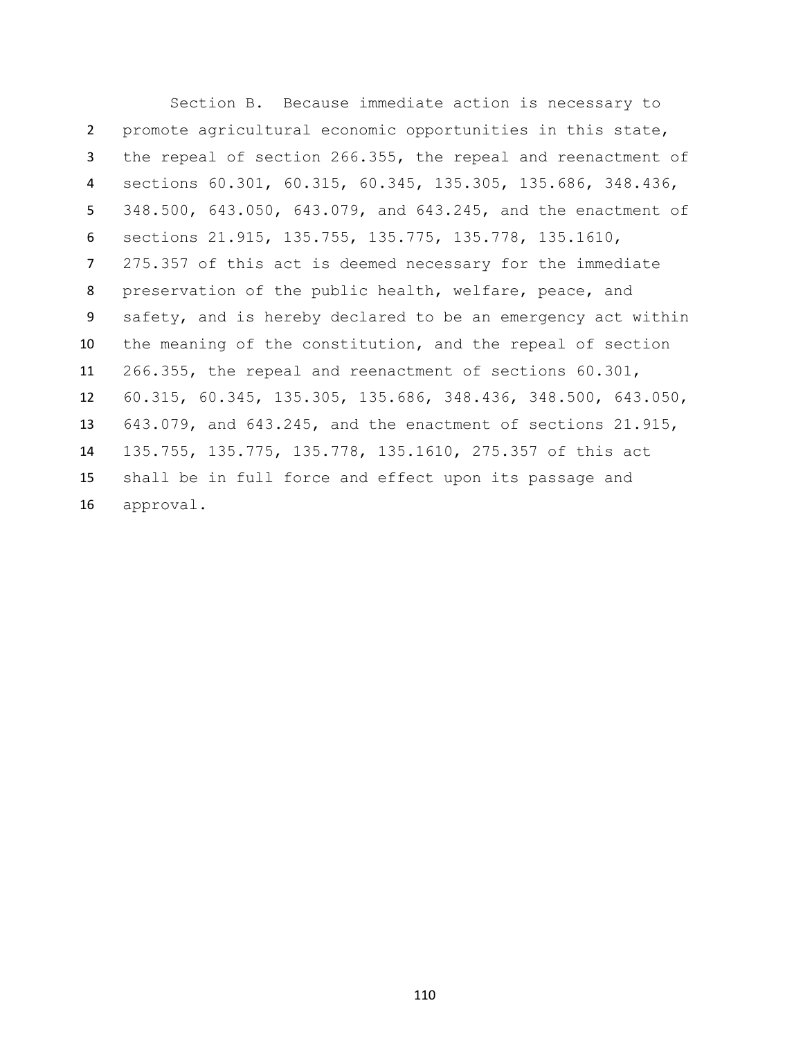Section B. Because immediate action is necessary to promote agricultural economic opportunities in this state, the repeal of section 266.355, the repeal and reenactment of sections 60.301, 60.315, 60.345, 135.305, 135.686, 348.436, 348.500, 643.050, 643.079, and 643.245, and the enactment of sections 21.915, 135.755, 135.775, 135.778, 135.1610, 275.357 of this act is deemed necessary for the immediate preservation of the public health, welfare, peace, and safety, and is hereby declared to be an emergency act within the meaning of the constitution, and the repeal of section 266.355, the repeal and reenactment of sections 60.301, 60.315, 60.345, 135.305, 135.686, 348.436, 348.500, 643.050, 643.079, and 643.245, and the enactment of sections 21.915, 135.755, 135.775, 135.778, 135.1610, 275.357 of this act shall be in full force and effect upon its passage and approval.